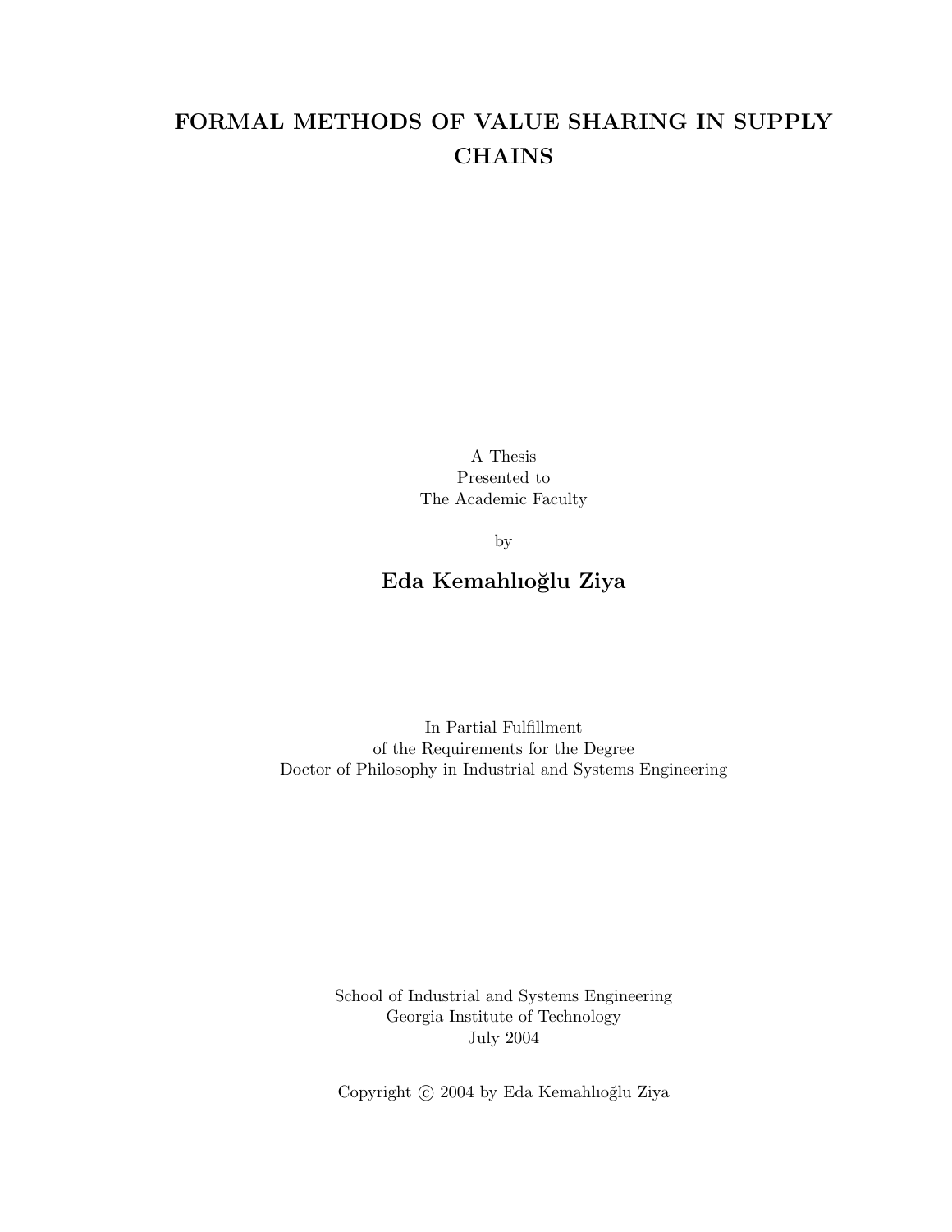# FORMAL METHODS OF VALUE SHARING IN SUPPLY CHAINS

A Thesis
Presented to
The Academic Faculty

by

**Eda Kemahlıoğlu Ziya**

In Partial Fulfillment
of the Requirements for the Degree
Doctor of Philosophy in Industrial and Systems Engineering

School of Industrial and Systems Engineering
Georgia Institute of Technology
July 2004

Copyright © 2004 by Eda Kemahlıoğlu Ziya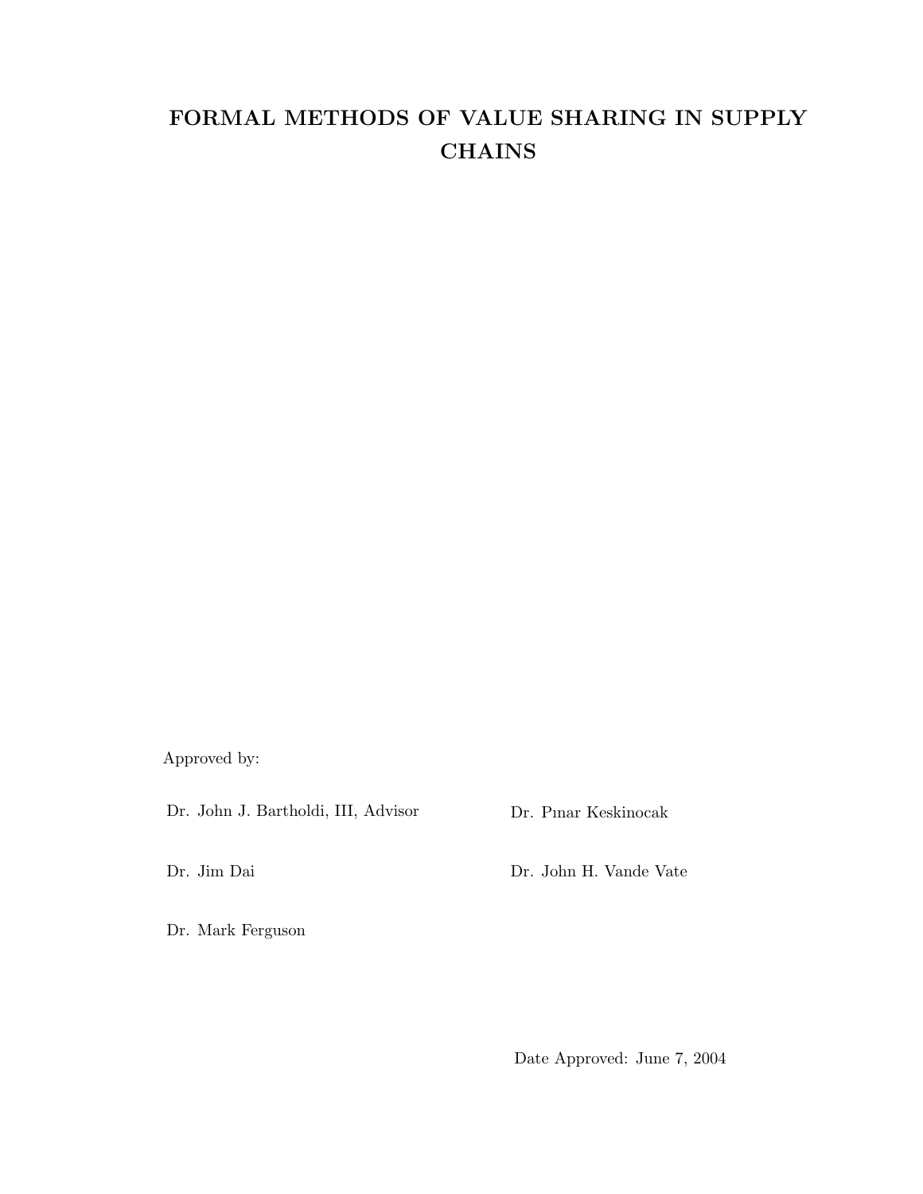# FORMAL METHODS OF VALUE SHARING IN SUPPLY CHAINS

Approved by:

Dr. John J. Bartholdi, III, Advisor

Dr. Pınar Keskinocak

Dr. Jim Dai

Dr. John H. Vande Vate

Dr. Mark Ferguson

Date Approved: June 7, 2004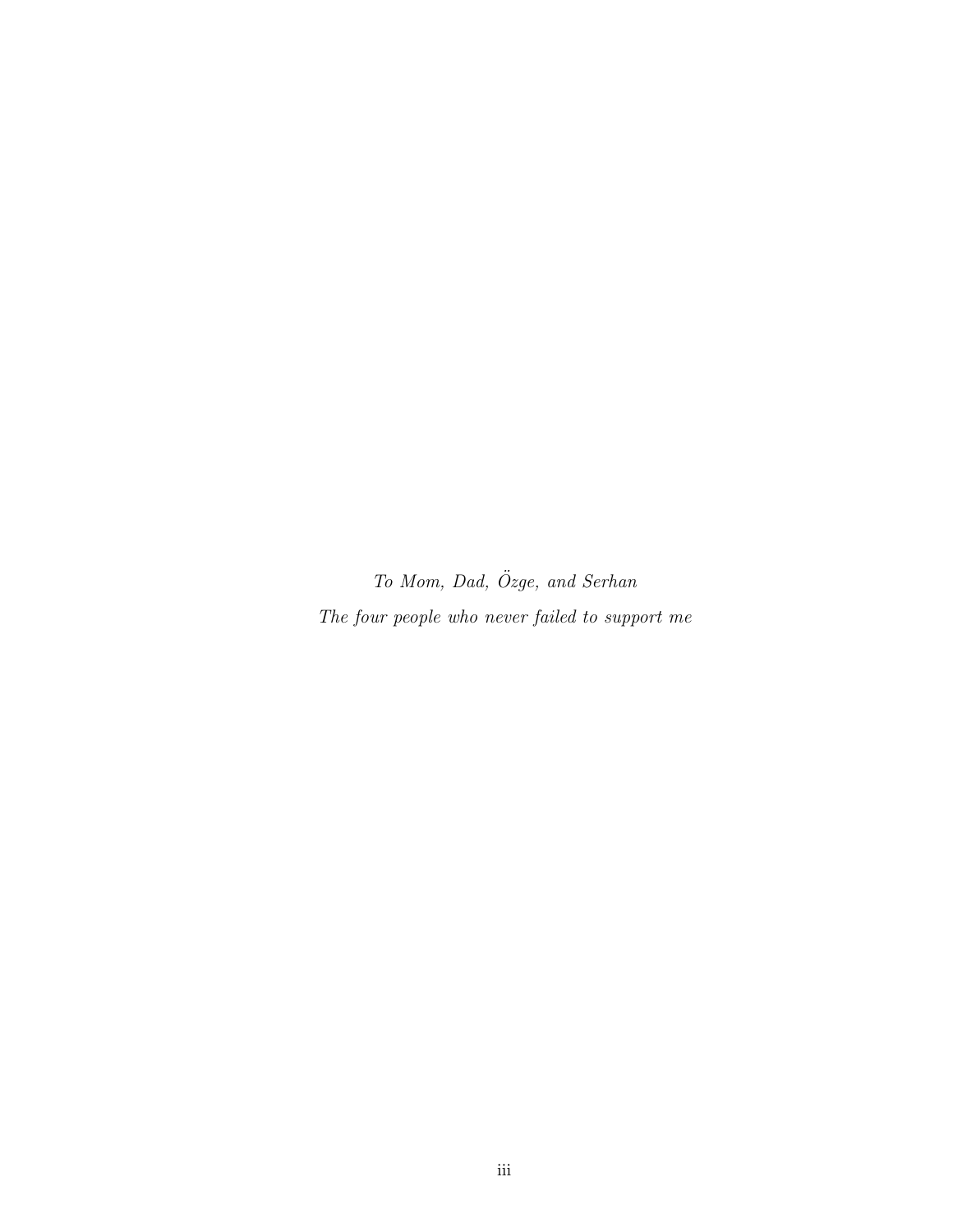*To Mom, Dad, Özge, and Serhan*

*The four people who never failed to support me*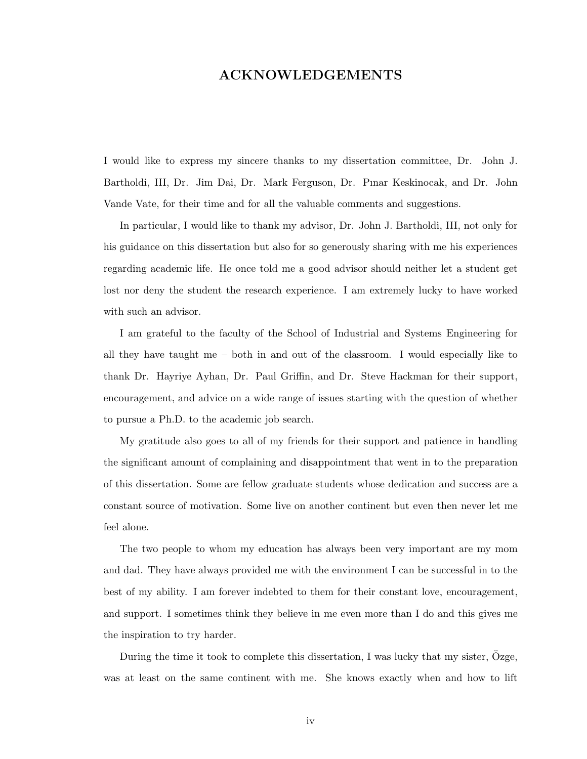# ACKNOWLEDGEMENTS

I would like to express my sincere thanks to my dissertation committee, Dr. John J. Bartholdi, III, Dr. Jim Dai, Dr. Mark Ferguson, Dr. Pınar Keskinocak, and Dr. John Vande Vate, for their time and for all the valuable comments and suggestions.

In particular, I would like to thank my advisor, Dr. John J. Bartholdi, III, not only for his guidance on this dissertation but also for so generously sharing with me his experiences regarding academic life. He once told me a good advisor should neither let a student get lost nor deny the student the research experience. I am extremely lucky to have worked with such an advisor.

I am grateful to the faculty of the School of Industrial and Systems Engineering for all they have taught me – both in and out of the classroom. I would especially like to thank Dr. Hayriye Ayhan, Dr. Paul Griffin, and Dr. Steve Hackman for their support, encouragement, and advice on a wide range of issues starting with the question of whether to pursue a Ph.D. to the academic job search.

My gratitude also goes to all of my friends for their support and patience in handling the significant amount of complaining and disappointment that went in to the preparation of this dissertation. Some are fellow graduate students whose dedication and success are a constant source of motivation. Some live on another continent but even then never let me feel alone.

The two people to whom my education has always been very important are my mom and dad. They have always provided me with the environment I can be successful in to the best of my ability. I am forever indebted to them for their constant love, encouragement, and support. I sometimes think they believe in me even more than I do and this gives me the inspiration to try harder.

During the time it took to complete this dissertation, I was lucky that my sister, Özge, was at least on the same continent with me. She knows exactly when and how to lift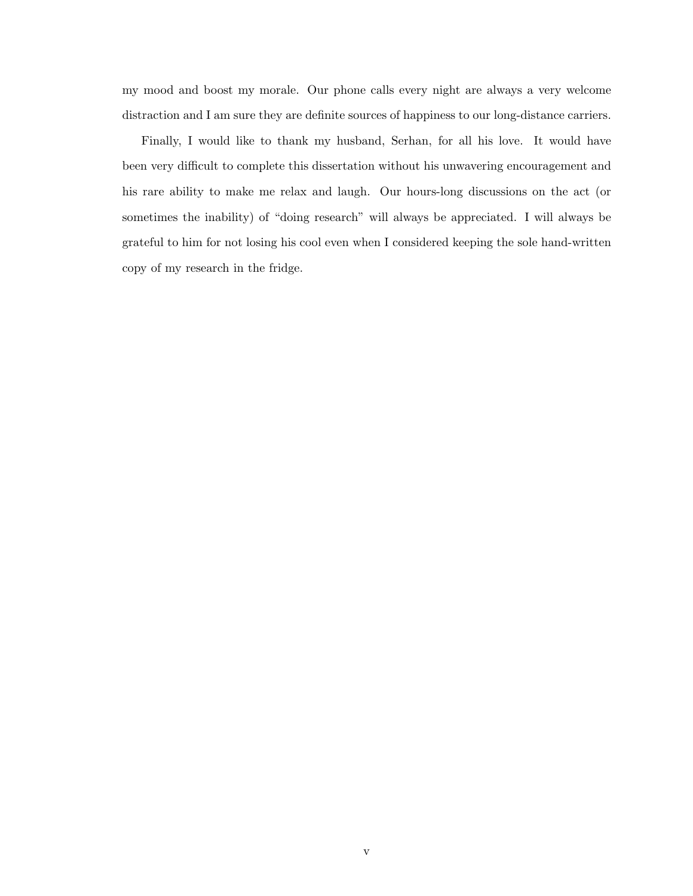my mood and boost my morale. Our phone calls every night are always a very welcome distraction and I am sure they are definite sources of happiness to our long-distance carriers.

Finally, I would like to thank my husband, Serhan, for all his love. It would have been very difficult to complete this dissertation without his unwavering encouragement and his rare ability to make me relax and laugh. Our hours-long discussions on the act (or sometimes the inability) of "doing research" will always be appreciated. I will always be grateful to him for not losing his cool even when I considered keeping the sole hand-written copy of my research in the fridge.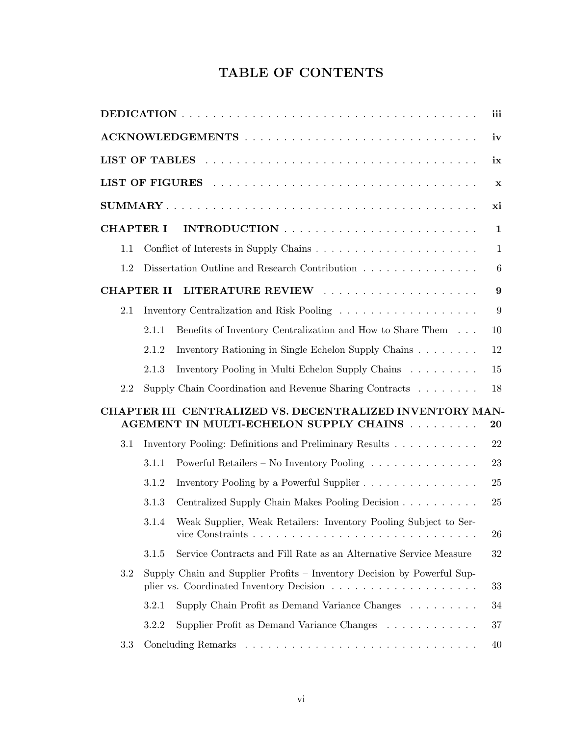# TABLE OF CONTENTS

**DEDICATION** . . . . . . . . . . . . . . . . . . . . . . . . . . . . . . . . . . . . . . . . **iii**

**ACKNOWLEDGEMENTS** . . . . . . . . . . . . . . . . . . . . . . . . . . . . . . **iv**

**LIST OF TABLES** . . . . . . . . . . . . . . . . . . . . . . . . . . . . . . . . . . . **ix**

**LIST OF FIGURES** . . . . . . . . . . . . . . . . . . . . . . . . . . . . . . . . . . **x**

**SUMMARY** . . . . . . . . . . . . . . . . . . . . . . . . . . . . . . . . . . . . . . . . **xi**

**CHAPTER I INTRODUCTION** . . . . . . . . . . . . . . . . . . . . . . . . . **1**

- 1.1 Conflict of Interests in Supply Chains . . . . . . . . . . . . . . . . . . . . 1
- 1.2 Dissertation Outline and Research Contribution . . . . . . . . . . . . . . 6

**CHAPTER II LITERATURE REVIEW** . . . . . . . . . . . . . . . . . . . . **9**

- 2.1 Inventory Centralization and Risk Pooling . . . . . . . . . . . . . . . . . . 9
  - 2.1.1 Benefits of Inventory Centralization and How to Share Them . . . 10
  - 2.1.2 Inventory Rationing in Single Echelon Supply Chains . . . . . . . . 12
  - 2.1.3 Inventory Pooling in Multi Echelon Supply Chains . . . . . . . . . 15
- 2.2 Supply Chain Coordination and Revenue Sharing Contracts . . . . . . . . 18

**CHAPTER III CENTRALIZED VS. DECENTRALIZED INVENTORY MANAGEMENT IN MULTI-ECHELON SUPPLY CHAINS** . . . . . . . . . **20**

- 3.1 Inventory Pooling: Definitions and Preliminary Results . . . . . . . . . . . 22
  - 3.1.1 Powerful Retailers – No Inventory Pooling . . . . . . . . . . . . . . 23
  - 3.1.2 Inventory Pooling by a Powerful Supplier . . . . . . . . . . . . . . . 25
  - 3.1.3 Centralized Supply Chain Makes Pooling Decision . . . . . . . . . . 25
  - 3.1.4 Weak Supplier, Weak Retailers: Inventory Pooling Subject to Service Constraints . . . . . . . . . . . . . . . . . . . . . . . . . . . . . 26
  - 3.1.5 Service Contracts and Fill Rate as an Alternative Service Measure 32
- 3.2 Supply Chain and Supplier Profits – Inventory Decision by Powerful Supplier vs. Coordinated Inventory Decision . . . . . . . . . . . . . . . . . . . 33
  - 3.2.1 Supply Chain Profit as Demand Variance Changes . . . . . . . . . 34
  - 3.2.2 Supplier Profit as Demand Variance Changes . . . . . . . . . . . . 37
- 3.3 Concluding Remarks . . . . . . . . . . . . . . . . . . . . . . . . . . . . . . 40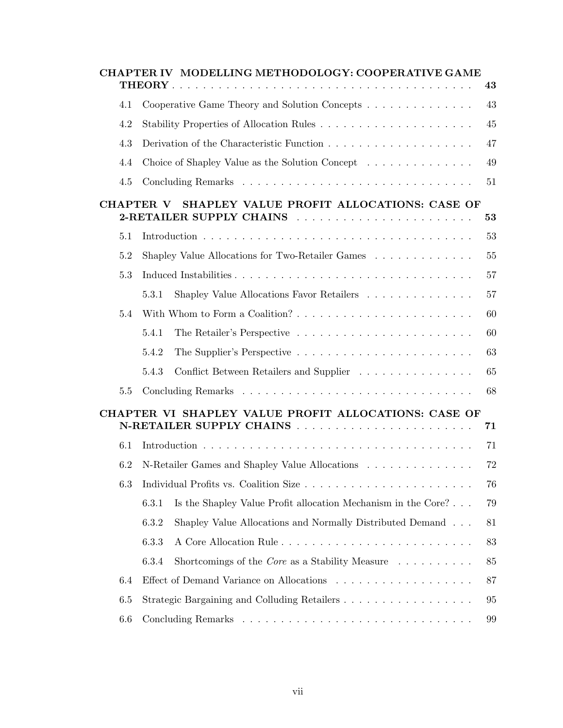**CHAPTER IV MODELLING METHODOLOGY: COOPERATIVE GAME THEORY** . . . . . . . . . . . . . . . . . . . . . . . . . . . . . . . . . . . . . . . . **43**

- 4.1 Cooperative Game Theory and Solution Concepts . . . . . . . . . . . . . . 43
- 4.2 Stability Properties of Allocation Rules . . . . . . . . . . . . . . . . . . . . 45
- 4.3 Derivation of the Characteristic Function . . . . . . . . . . . . . . . . . . . 47
- 4.4 Choice of Shapley Value as the Solution Concept . . . . . . . . . . . . . . 49
- 4.5 Concluding Remarks . . . . . . . . . . . . . . . . . . . . . . . . . . . . . 51

**CHAPTER V SHAPLEY VALUE PROFIT ALLOCATIONS: CASE OF 2-RETAILER SUPPLY CHAINS** . . . . . . . . . . . . . . . . . . . . . . **53**

- 5.1 Introduction . . . . . . . . . . . . . . . . . . . . . . . . . . . . . . . . . . 53
- 5.2 Shapley Value Allocations for Two-Retailer Games . . . . . . . . . . . . . 55
- 5.3 Induced Instabilities . . . . . . . . . . . . . . . . . . . . . . . . . . . . . . 57
  - 5.3.1 Shapley Value Allocations Favor Retailers . . . . . . . . . . . . . . 57
- 5.4 With Whom to Form a Coalition? . . . . . . . . . . . . . . . . . . . . . . . 60
  - 5.4.1 The Retailer's Perspective . . . . . . . . . . . . . . . . . . . . . . . 60
  - 5.4.2 The Supplier's Perspective . . . . . . . . . . . . . . . . . . . . . . . 63
  - 5.4.3 Conflict Between Retailers and Supplier . . . . . . . . . . . . . . . 65
- 5.5 Concluding Remarks . . . . . . . . . . . . . . . . . . . . . . . . . . . . . 68

**CHAPTER VI SHAPLEY VALUE PROFIT ALLOCATIONS: CASE OF N-RETAILER SUPPLY CHAINS** . . . . . . . . . . . . . . . . . . . . . . **71**

- 6.1 Introduction . . . . . . . . . . . . . . . . . . . . . . . . . . . . . . . . . . 71
- 6.2 N-Retailer Games and Shapley Value Allocations . . . . . . . . . . . . . . 72
- 6.3 Individual Profits vs. Coalition Size . . . . . . . . . . . . . . . . . . . . . . 76
  - 6.3.1 Is the Shapley Value Profit allocation Mechanism in the Core? . . . 79
  - 6.3.2 Shapley Value Allocations and Normally Distributed Demand . . . 81
  - 6.3.3 A Core Allocation Rule . . . . . . . . . . . . . . . . . . . . . . . . . 83
  - 6.3.4 Shortcomings of the *Core* as a Stability Measure . . . . . . . . . . 85
- 6.4 Effect of Demand Variance on Allocations . . . . . . . . . . . . . . . . . . 87
- 6.5 Strategic Bargaining and Colluding Retailers . . . . . . . . . . . . . . . . . 95
- 6.6 Concluding Remarks . . . . . . . . . . . . . . . . . . . . . . . . . . . . . 99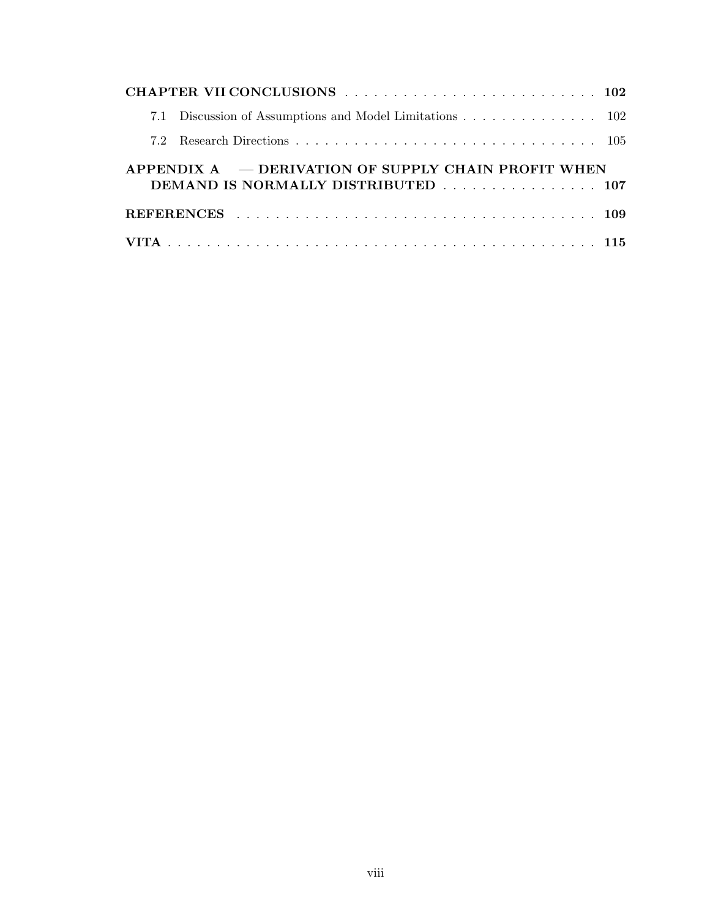**CHAPTER VII CONCLUSIONS** . . . . . . . . . . . . . . . . . . . . . . . . . . **102**

7.1 Discussion of Assumptions and Model Limitations . . . . . . . . . . . . . . . 102

7.2 Research Directions . . . . . . . . . . . . . . . . . . . . . . . . . . . . . . . . 105

**APPENDIX A — DERIVATION OF SUPPLY CHAIN PROFIT WHEN DEMAND IS NORMALLY DISTRIBUTED** . . . . . . . . . . . . . . . . . **107**

**REFERENCES** . . . . . . . . . . . . . . . . . . . . . . . . . . . . . . . . . . . . . **109**

**VITA** . . . . . . . . . . . . . . . . . . . . . . . . . . . . . . . . . . . . . . . . . . . **115**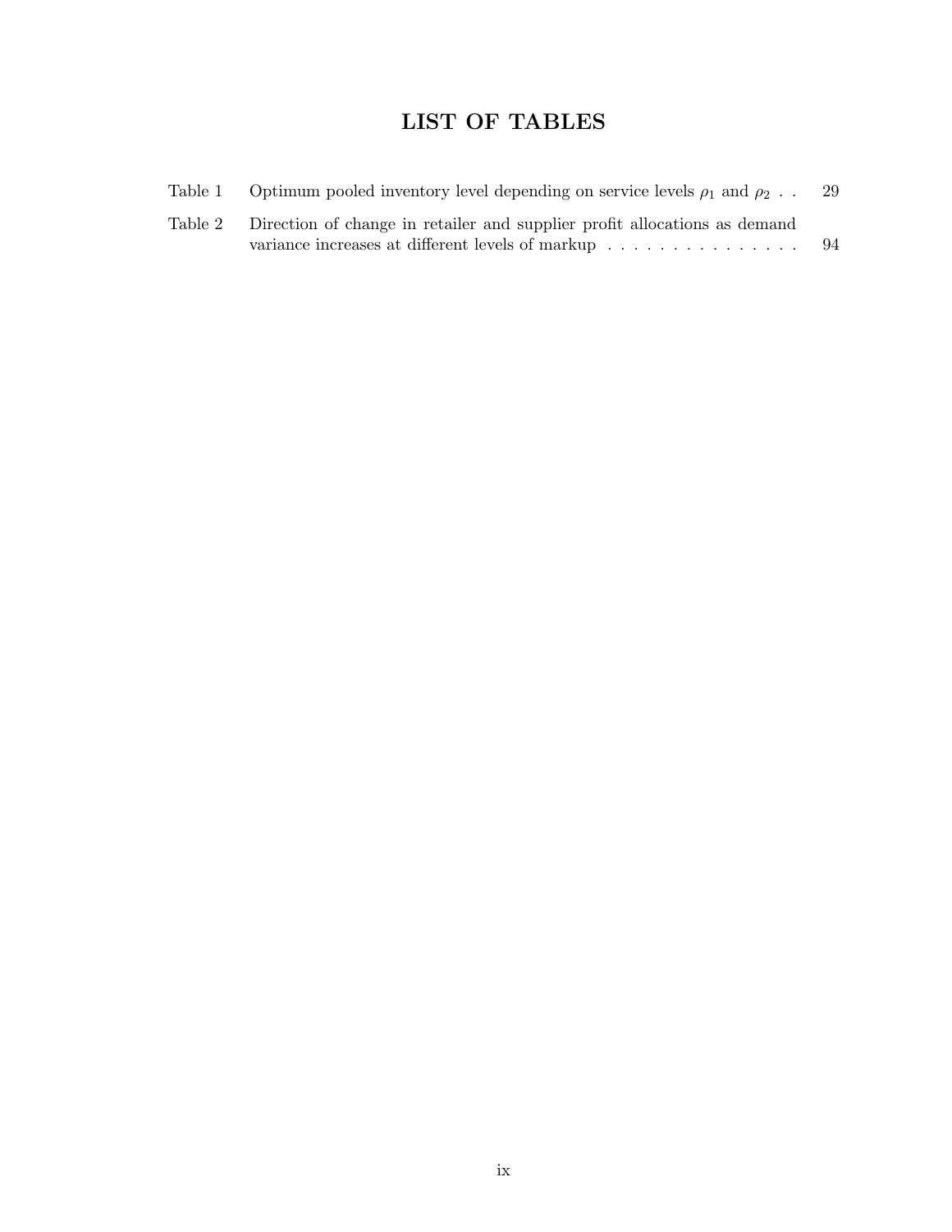# LIST OF TABLES

| | | |
|---|---|---|
| Table 1 | Optimum pooled inventory level depending on service levels $\rho_1$ and $\rho_2$ | 29 |
| Table 2 | Direction of change in retailer and supplier profit allocations as demand variance increases at different levels of markup | 94 |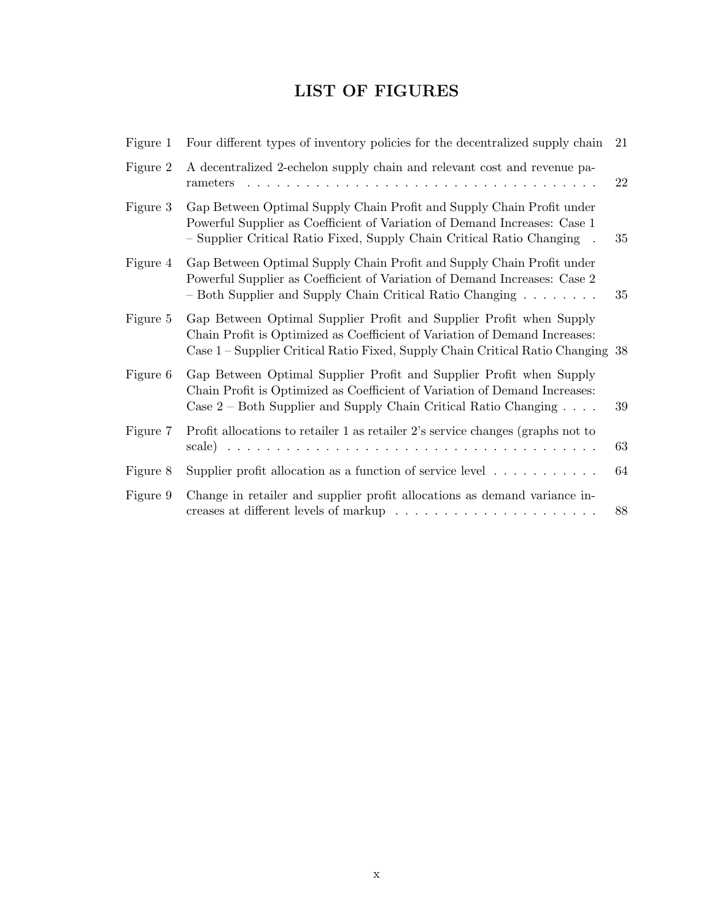# LIST OF FIGURES

| | | |
|---|---|---|
| Figure 1 | Four different types of inventory policies for the decentralized supply chain | 21 |
| Figure 2 | A decentralized 2-echelon supply chain and relevant cost and revenue parameters | 22 |
| Figure 3 | Gap Between Optimal Supply Chain Profit and Supply Chain Profit under Powerful Supplier as Coefficient of Variation of Demand Increases: Case 1 – Supplier Critical Ratio Fixed, Supply Chain Critical Ratio Changing | 35 |
| Figure 4 | Gap Between Optimal Supply Chain Profit and Supply Chain Profit under Powerful Supplier as Coefficient of Variation of Demand Increases: Case 2 – Both Supplier and Supply Chain Critical Ratio Changing | 35 |
| Figure 5 | Gap Between Optimal Supplier Profit and Supplier Profit when Supply Chain Profit is Optimized as Coefficient of Variation of Demand Increases: Case 1 – Supplier Critical Ratio Fixed, Supply Chain Critical Ratio Changing | 38 |
| Figure 6 | Gap Between Optimal Supplier Profit and Supplier Profit when Supply Chain Profit is Optimized as Coefficient of Variation of Demand Increases: Case 2 – Both Supplier and Supply Chain Critical Ratio Changing | 39 |
| Figure 7 | Profit allocations to retailer 1 as retailer 2's service changes (graphs not to scale) | 63 |
| Figure 8 | Supplier profit allocation as a function of service level | 64 |
| Figure 9 | Change in retailer and supplier profit allocations as demand variance increases at different levels of markup | 88 |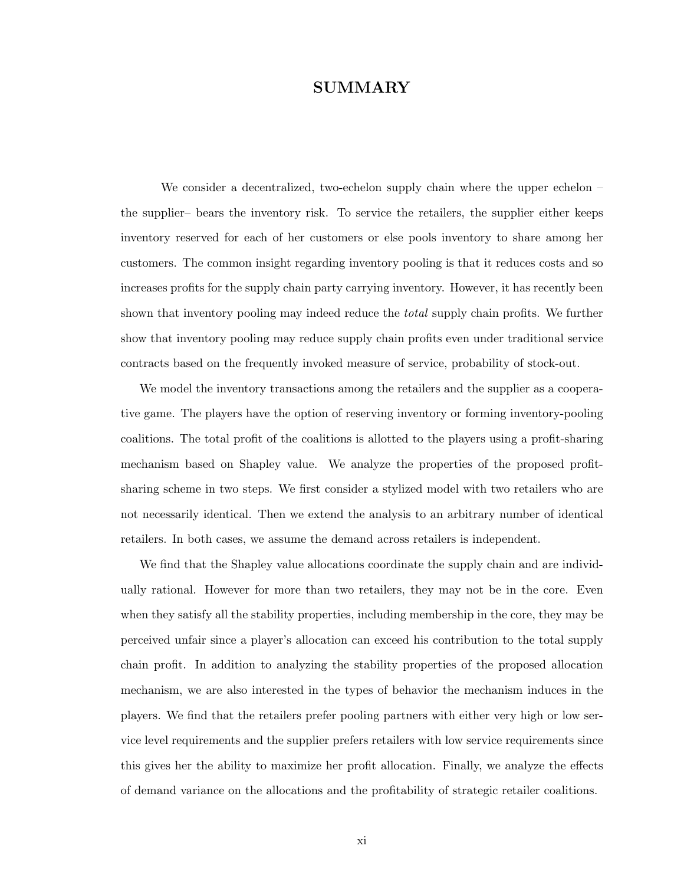# SUMMARY

We consider a decentralized, two-echelon supply chain where the upper echelon – the supplier– bears the inventory risk. To service the retailers, the supplier either keeps inventory reserved for each of her customers or else pools inventory to share among her customers. The common insight regarding inventory pooling is that it reduces costs and so increases profits for the supply chain party carrying inventory. However, it has recently been shown that inventory pooling may indeed reduce the *total* supply chain profits. We further show that inventory pooling may reduce supply chain profits even under traditional service contracts based on the frequently invoked measure of service, probability of stock-out.

We model the inventory transactions among the retailers and the supplier as a cooperative game. The players have the option of reserving inventory or forming inventory-pooling coalitions. The total profit of the coalitions is allotted to the players using a profit-sharing mechanism based on Shapley value. We analyze the properties of the proposed profit-sharing scheme in two steps. We first consider a stylized model with two retailers who are not necessarily identical. Then we extend the analysis to an arbitrary number of identical retailers. In both cases, we assume the demand across retailers is independent.

We find that the Shapley value allocations coordinate the supply chain and are individually rational. However for more than two retailers, they may not be in the core. Even when they satisfy all the stability properties, including membership in the core, they may be perceived unfair since a player's allocation can exceed his contribution to the total supply chain profit. In addition to analyzing the stability properties of the proposed allocation mechanism, we are also interested in the types of behavior the mechanism induces in the players. We find that the retailers prefer pooling partners with either very high or low service level requirements and the supplier prefers retailers with low service requirements since this gives her the ability to maximize her profit allocation. Finally, we analyze the effects of demand variance on the allocations and the profitability of strategic retailer coalitions.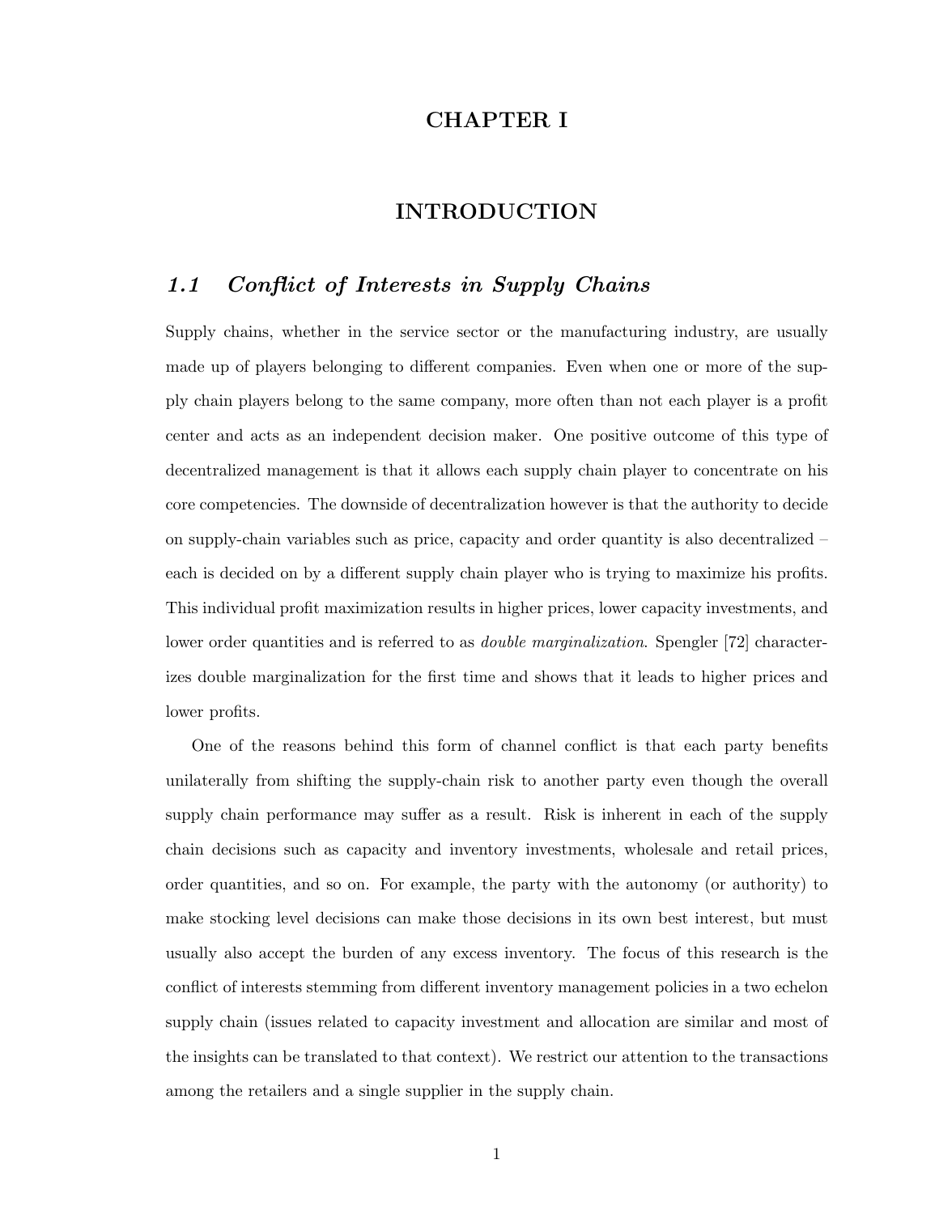# CHAPTER I

# INTRODUCTION

## *1.1 Conflict of Interests in Supply Chains*

Supply chains, whether in the service sector or the manufacturing industry, are usually made up of players belonging to different companies. Even when one or more of the supply chain players belong to the same company, more often than not each player is a profit center and acts as an independent decision maker. One positive outcome of this type of decentralized management is that it allows each supply chain player to concentrate on his core competencies. The downside of decentralization however is that the authority to decide on supply-chain variables such as price, capacity and order quantity is also decentralized – each is decided on by a different supply chain player who is trying to maximize his profits. This individual profit maximization results in higher prices, lower capacity investments, and lower order quantities and is referred to as *double marginalization*. Spengler [72] characterizes double marginalization for the first time and shows that it leads to higher prices and lower profits.

One of the reasons behind this form of channel conflict is that each party benefits unilaterally from shifting the supply-chain risk to another party even though the overall supply chain performance may suffer as a result. Risk is inherent in each of the supply chain decisions such as capacity and inventory investments, wholesale and retail prices, order quantities, and so on. For example, the party with the autonomy (or authority) to make stocking level decisions can make those decisions in its own best interest, but must usually also accept the burden of any excess inventory. The focus of this research is the conflict of interests stemming from different inventory management policies in a two echelon supply chain (issues related to capacity investment and allocation are similar and most of the insights can be translated to that context). We restrict our attention to the transactions among the retailers and a single supplier in the supply chain.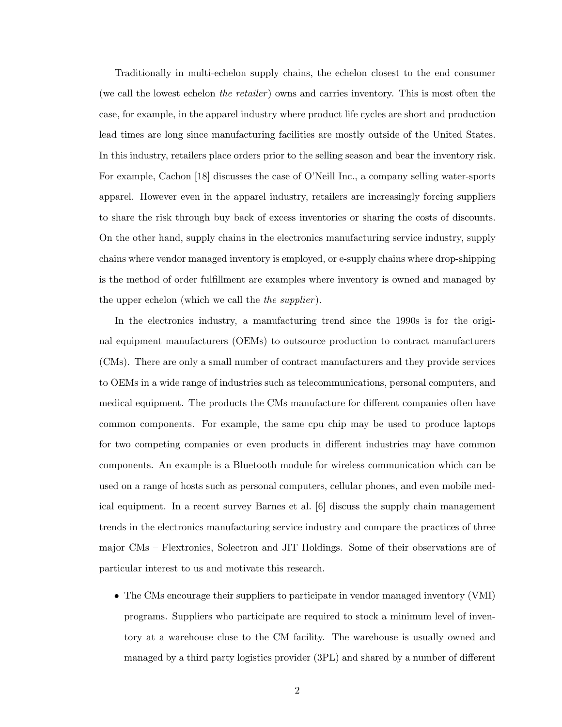Traditionally in multi-echelon supply chains, the echelon closest to the end consumer (we call the lowest echelon *the retailer*) owns and carries inventory. This is most often the case, for example, in the apparel industry where product life cycles are short and production lead times are long since manufacturing facilities are mostly outside of the United States. In this industry, retailers place orders prior to the selling season and bear the inventory risk. For example, Cachon [18] discusses the case of O'Neill Inc., a company selling water-sports apparel. However even in the apparel industry, retailers are increasingly forcing suppliers to share the risk through buy back of excess inventories or sharing the costs of discounts. On the other hand, supply chains in the electronics manufacturing service industry, supply chains where vendor managed inventory is employed, or e-supply chains where drop-shipping is the method of order fulfillment are examples where inventory is owned and managed by the upper echelon (which we call the *the supplier*).

In the electronics industry, a manufacturing trend since the 1990s is for the original equipment manufacturers (OEMs) to outsource production to contract manufacturers (CMs). There are only a small number of contract manufacturers and they provide services to OEMs in a wide range of industries such as telecommunications, personal computers, and medical equipment. The products the CMs manufacture for different companies often have common components. For example, the same cpu chip may be used to produce laptops for two competing companies or even products in different industries may have common components. An example is a Bluetooth module for wireless communication which can be used on a range of hosts such as personal computers, cellular phones, and even mobile medical equipment. In a recent survey Barnes et al. [6] discuss the supply chain management trends in the electronics manufacturing service industry and compare the practices of three major CMs – Flextronics, Solectron and JIT Holdings. Some of their observations are of particular interest to us and motivate this research.

- The CMs encourage their suppliers to participate in vendor managed inventory (VMI) programs. Suppliers who participate are required to stock a minimum level of inventory at a warehouse close to the CM facility. The warehouse is usually owned and managed by a third party logistics provider (3PL) and shared by a number of different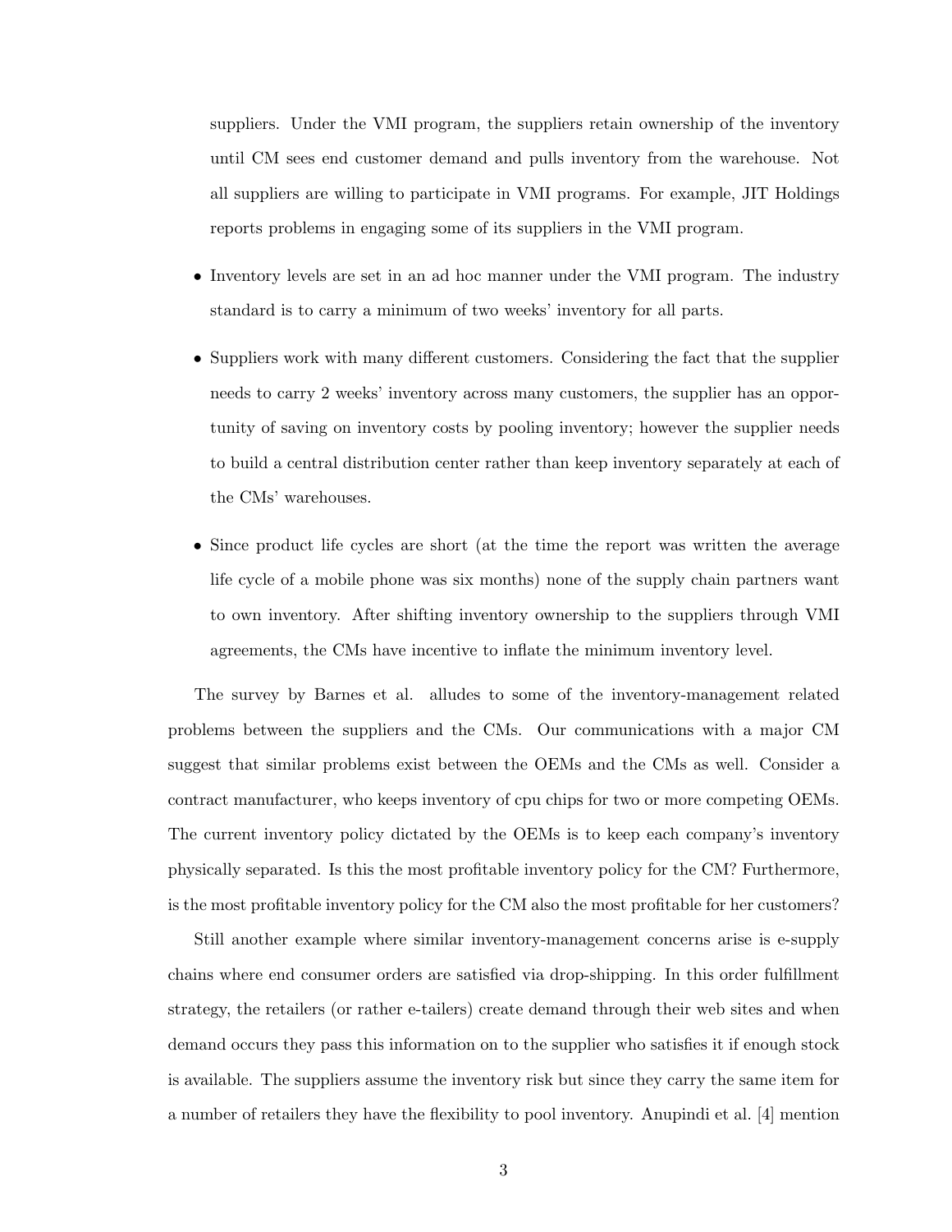suppliers. Under the VMI program, the suppliers retain ownership of the inventory until CM sees end customer demand and pulls inventory from the warehouse. Not all suppliers are willing to participate in VMI programs. For example, JIT Holdings reports problems in engaging some of its suppliers in the VMI program.

- Inventory levels are set in an ad hoc manner under the VMI program. The industry standard is to carry a minimum of two weeks' inventory for all parts.

- Suppliers work with many different customers. Considering the fact that the supplier needs to carry 2 weeks' inventory across many customers, the supplier has an opportunity of saving on inventory costs by pooling inventory; however the supplier needs to build a central distribution center rather than keep inventory separately at each of the CMs' warehouses.

- Since product life cycles are short (at the time the report was written the average life cycle of a mobile phone was six months) none of the supply chain partners want to own inventory. After shifting inventory ownership to the suppliers through VMI agreements, the CMs have incentive to inflate the minimum inventory level.

The survey by Barnes et al. alludes to some of the inventory-management related problems between the suppliers and the CMs. Our communications with a major CM suggest that similar problems exist between the OEMs and the CMs as well. Consider a contract manufacturer, who keeps inventory of cpu chips for two or more competing OEMs. The current inventory policy dictated by the OEMs is to keep each company's inventory physically separated. Is this the most profitable inventory policy for the CM? Furthermore, is the most profitable inventory policy for the CM also the most profitable for her customers?

Still another example where similar inventory-management concerns arise is e-supply chains where end consumer orders are satisfied via drop-shipping. In this order fulfillment strategy, the retailers (or rather e-tailers) create demand through their web sites and when demand occurs they pass this information on to the supplier who satisfies it if enough stock is available. The suppliers assume the inventory risk but since they carry the same item for a number of retailers they have the flexibility to pool inventory. Anupindi et al. [4] mention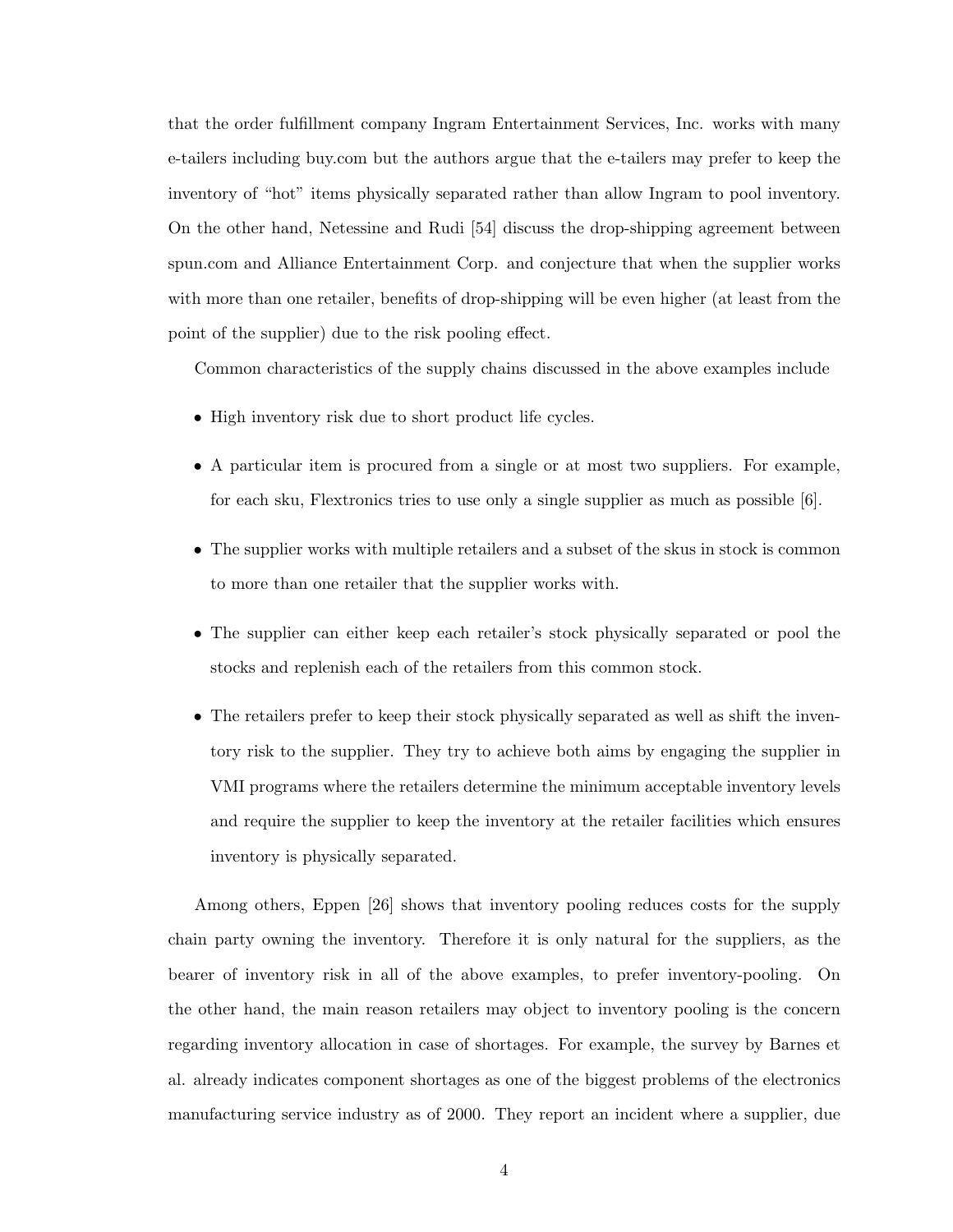that the order fulfillment company Ingram Entertainment Services, Inc. works with many e-tailers including buy.com but the authors argue that the e-tailers may prefer to keep the inventory of "hot" items physically separated rather than allow Ingram to pool inventory. On the other hand, Netessine and Rudi [54] discuss the drop-shipping agreement between spun.com and Alliance Entertainment Corp. and conjecture that when the supplier works with more than one retailer, benefits of drop-shipping will be even higher (at least from the point of the supplier) due to the risk pooling effect.

Common characteristics of the supply chains discussed in the above examples include

- High inventory risk due to short product life cycles.
- A particular item is procured from a single or at most two suppliers. For example, for each sku, Flextronics tries to use only a single supplier as much as possible [6].
- The supplier works with multiple retailers and a subset of the skus in stock is common to more than one retailer that the supplier works with.
- The supplier can either keep each retailer's stock physically separated or pool the stocks and replenish each of the retailers from this common stock.
- The retailers prefer to keep their stock physically separated as well as shift the inventory risk to the supplier. They try to achieve both aims by engaging the supplier in VMI programs where the retailers determine the minimum acceptable inventory levels and require the supplier to keep the inventory at the retailer facilities which ensures inventory is physically separated.

Among others, Eppen [26] shows that inventory pooling reduces costs for the supply chain party owning the inventory. Therefore it is only natural for the suppliers, as the bearer of inventory risk in all of the above examples, to prefer inventory-pooling. On the other hand, the main reason retailers may object to inventory pooling is the concern regarding inventory allocation in case of shortages. For example, the survey by Barnes et al. already indicates component shortages as one of the biggest problems of the electronics manufacturing service industry as of 2000. They report an incident where a supplier, due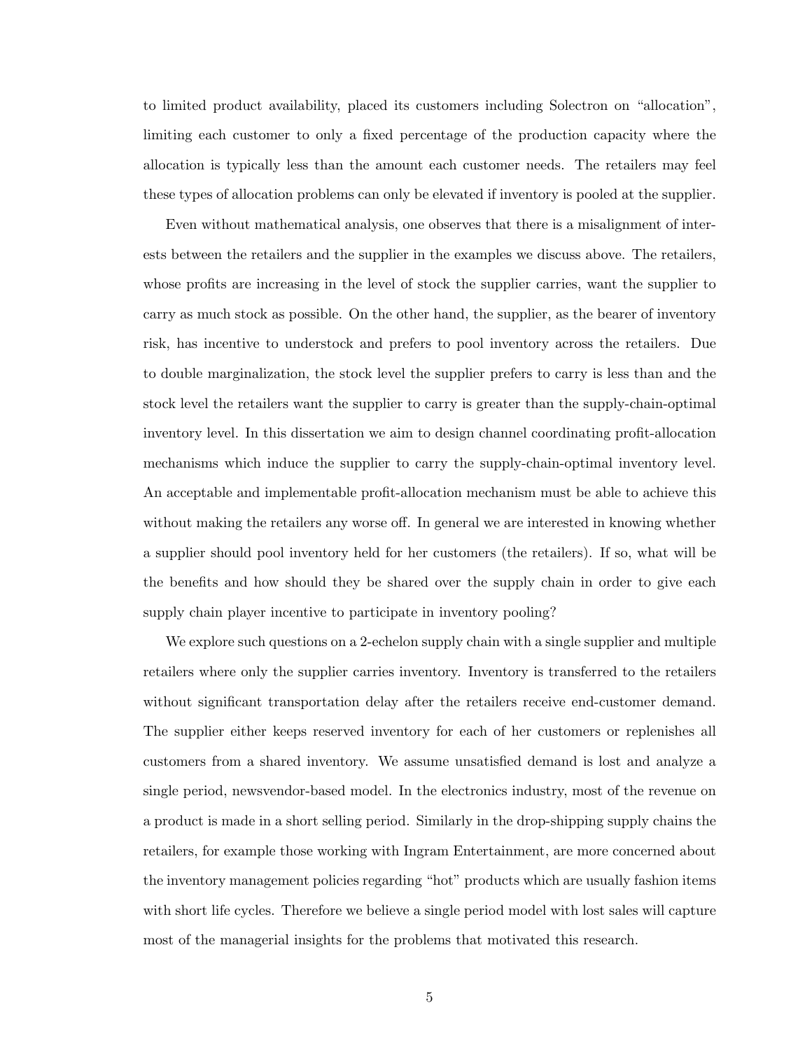to limited product availability, placed its customers including Solectron on "allocation", limiting each customer to only a fixed percentage of the production capacity where the allocation is typically less than the amount each customer needs. The retailers may feel these types of allocation problems can only be elevated if inventory is pooled at the supplier.

Even without mathematical analysis, one observes that there is a misalignment of interests between the retailers and the supplier in the examples we discuss above. The retailers, whose profits are increasing in the level of stock the supplier carries, want the supplier to carry as much stock as possible. On the other hand, the supplier, as the bearer of inventory risk, has incentive to understock and prefers to pool inventory across the retailers. Due to double marginalization, the stock level the supplier prefers to carry is less than and the stock level the retailers want the supplier to carry is greater than the supply-chain-optimal inventory level. In this dissertation we aim to design channel coordinating profit-allocation mechanisms which induce the supplier to carry the supply-chain-optimal inventory level. An acceptable and implementable profit-allocation mechanism must be able to achieve this without making the retailers any worse off. In general we are interested in knowing whether a supplier should pool inventory held for her customers (the retailers). If so, what will be the benefits and how should they be shared over the supply chain in order to give each supply chain player incentive to participate in inventory pooling?

We explore such questions on a 2-echelon supply chain with a single supplier and multiple retailers where only the supplier carries inventory. Inventory is transferred to the retailers without significant transportation delay after the retailers receive end-customer demand. The supplier either keeps reserved inventory for each of her customers or replenishes all customers from a shared inventory. We assume unsatisfied demand is lost and analyze a single period, newsvendor-based model. In the electronics industry, most of the revenue on a product is made in a short selling period. Similarly in the drop-shipping supply chains the retailers, for example those working with Ingram Entertainment, are more concerned about the inventory management policies regarding "hot" products which are usually fashion items with short life cycles. Therefore we believe a single period model with lost sales will capture most of the managerial insights for the problems that motivated this research.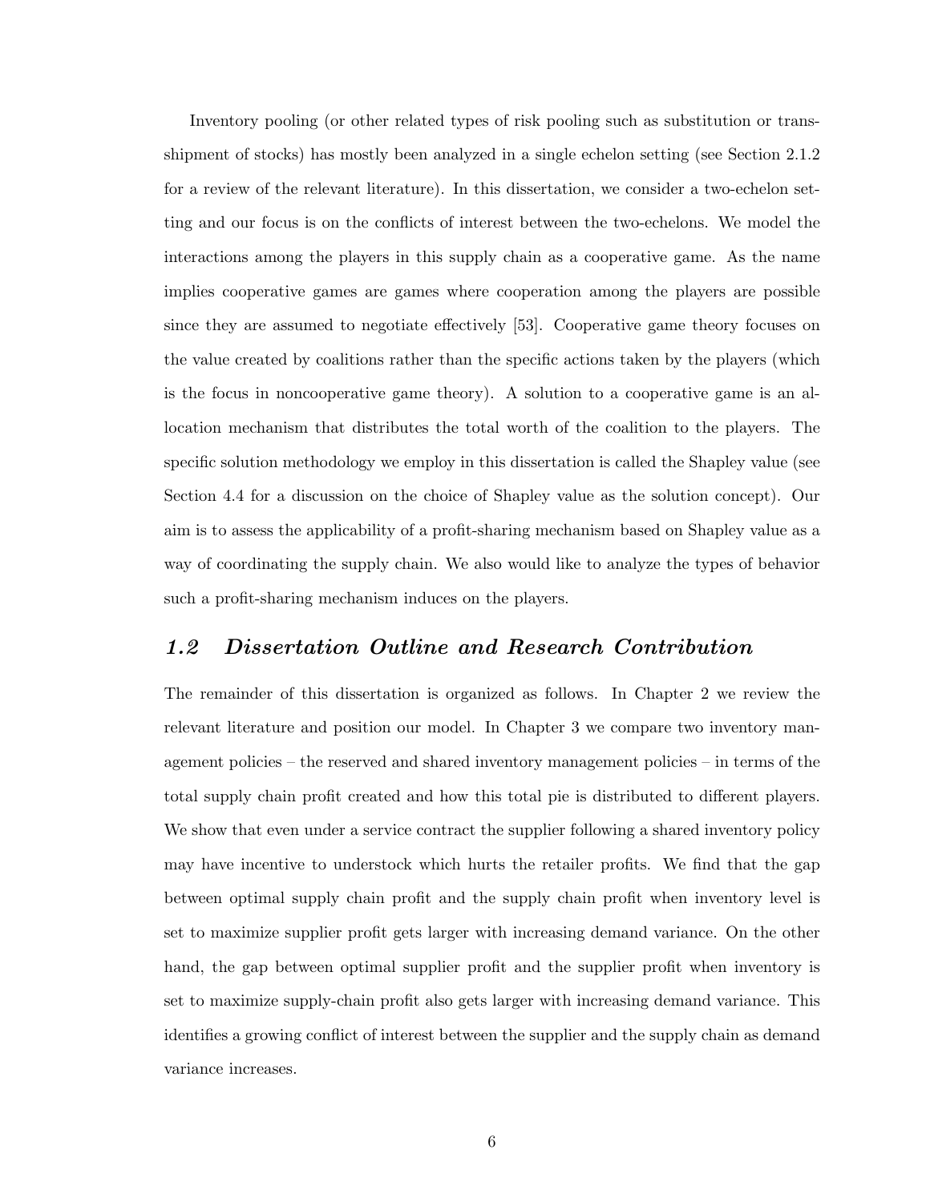Inventory pooling (or other related types of risk pooling such as substitution or transshipment of stocks) has mostly been analyzed in a single echelon setting (see Section 2.1.2 for a review of the relevant literature). In this dissertation, we consider a two-echelon setting and our focus is on the conflicts of interest between the two-echelons. We model the interactions among the players in this supply chain as a cooperative game. As the name implies cooperative games are games where cooperation among the players are possible since they are assumed to negotiate effectively [53]. Cooperative game theory focuses on the value created by coalitions rather than the specific actions taken by the players (which is the focus in noncooperative game theory). A solution to a cooperative game is an allocation mechanism that distributes the total worth of the coalition to the players. The specific solution methodology we employ in this dissertation is called the Shapley value (see Section 4.4 for a discussion on the choice of Shapley value as the solution concept). Our aim is to assess the applicability of a profit-sharing mechanism based on Shapley value as a way of coordinating the supply chain. We also would like to analyze the types of behavior such a profit-sharing mechanism induces on the players.

## *1.2 Dissertation Outline and Research Contribution*

The remainder of this dissertation is organized as follows. In Chapter 2 we review the relevant literature and position our model. In Chapter 3 we compare two inventory management policies – the reserved and shared inventory management policies – in terms of the total supply chain profit created and how this total pie is distributed to different players. We show that even under a service contract the supplier following a shared inventory policy may have incentive to understock which hurts the retailer profits. We find that the gap between optimal supply chain profit and the supply chain profit when inventory level is set to maximize supplier profit gets larger with increasing demand variance. On the other hand, the gap between optimal supplier profit and the supplier profit when inventory is set to maximize supply-chain profit also gets larger with increasing demand variance. This identifies a growing conflict of interest between the supplier and the supply chain as demand variance increases.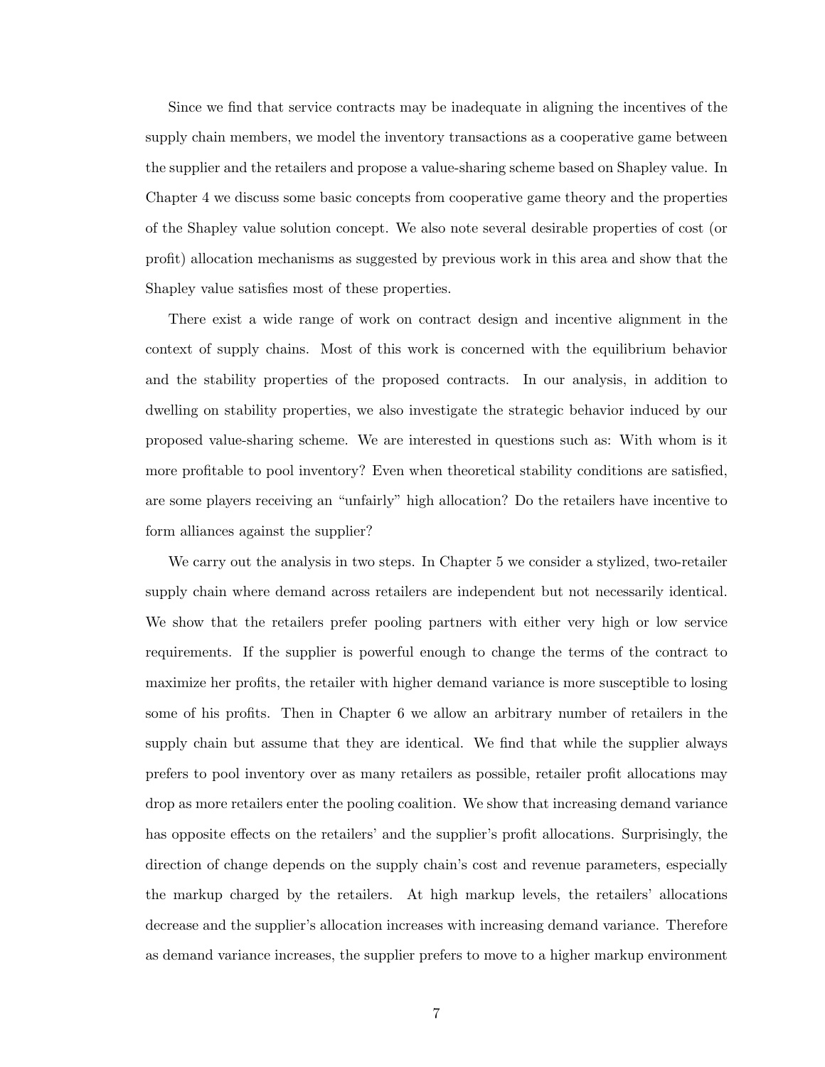Since we find that service contracts may be inadequate in aligning the incentives of the supply chain members, we model the inventory transactions as a cooperative game between the supplier and the retailers and propose a value-sharing scheme based on Shapley value. In Chapter 4 we discuss some basic concepts from cooperative game theory and the properties of the Shapley value solution concept. We also note several desirable properties of cost (or profit) allocation mechanisms as suggested by previous work in this area and show that the Shapley value satisfies most of these properties.

There exist a wide range of work on contract design and incentive alignment in the context of supply chains. Most of this work is concerned with the equilibrium behavior and the stability properties of the proposed contracts. In our analysis, in addition to dwelling on stability properties, we also investigate the strategic behavior induced by our proposed value-sharing scheme. We are interested in questions such as: With whom is it more profitable to pool inventory? Even when theoretical stability conditions are satisfied, are some players receiving an "unfairly" high allocation? Do the retailers have incentive to form alliances against the supplier?

We carry out the analysis in two steps. In Chapter 5 we consider a stylized, two-retailer supply chain where demand across retailers are independent but not necessarily identical. We show that the retailers prefer pooling partners with either very high or low service requirements. If the supplier is powerful enough to change the terms of the contract to maximize her profits, the retailer with higher demand variance is more susceptible to losing some of his profits. Then in Chapter 6 we allow an arbitrary number of retailers in the supply chain but assume that they are identical. We find that while the supplier always prefers to pool inventory over as many retailers as possible, retailer profit allocations may drop as more retailers enter the pooling coalition. We show that increasing demand variance has opposite effects on the retailers' and the supplier's profit allocations. Surprisingly, the direction of change depends on the supply chain's cost and revenue parameters, especially the markup charged by the retailers. At high markup levels, the retailers' allocations decrease and the supplier's allocation increases with increasing demand variance. Therefore as demand variance increases, the supplier prefers to move to a higher markup environment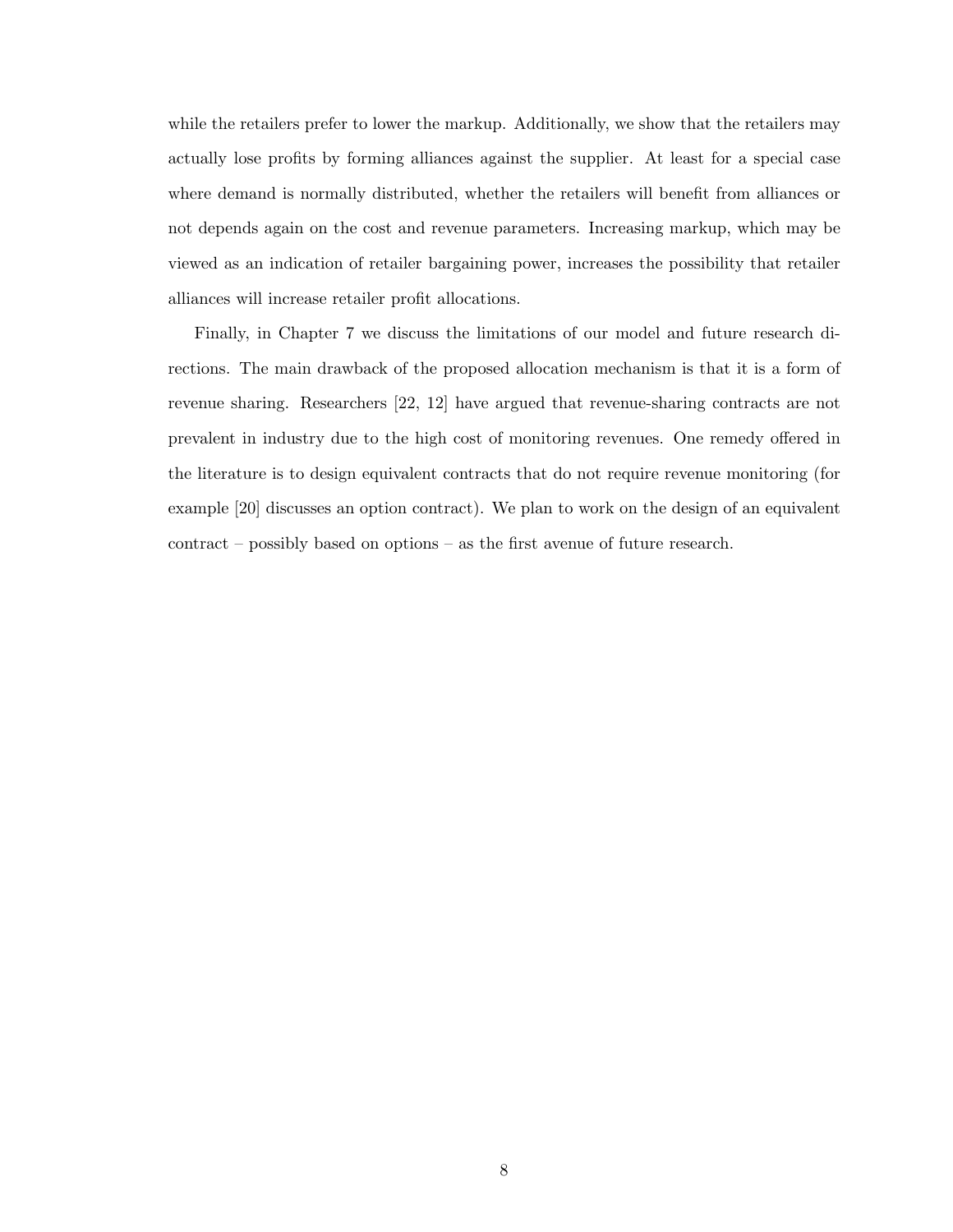while the retailers prefer to lower the markup. Additionally, we show that the retailers may actually lose profits by forming alliances against the supplier. At least for a special case where demand is normally distributed, whether the retailers will benefit from alliances or not depends again on the cost and revenue parameters. Increasing markup, which may be viewed as an indication of retailer bargaining power, increases the possibility that retailer alliances will increase retailer profit allocations.

Finally, in Chapter 7 we discuss the limitations of our model and future research directions. The main drawback of the proposed allocation mechanism is that it is a form of revenue sharing. Researchers [22, 12] have argued that revenue-sharing contracts are not prevalent in industry due to the high cost of monitoring revenues. One remedy offered in the literature is to design equivalent contracts that do not require revenue monitoring (for example [20] discusses an option contract). We plan to work on the design of an equivalent contract – possibly based on options – as the first avenue of future research.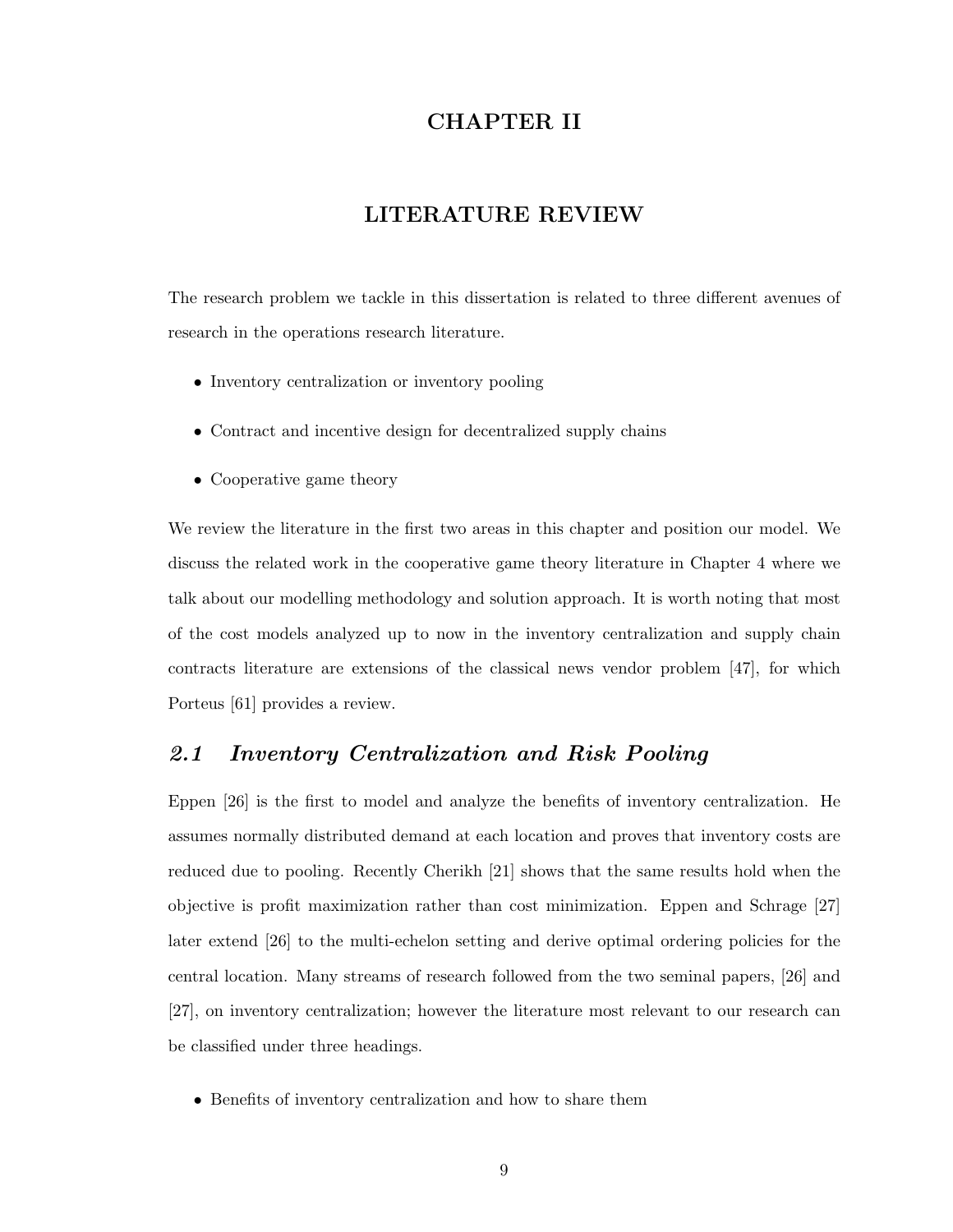# CHAPTER II

# LITERATURE REVIEW

The research problem we tackle in this dissertation is related to three different avenues of research in the operations research literature.

- Inventory centralization or inventory pooling
- Contract and incentive design for decentralized supply chains
- Cooperative game theory

We review the literature in the first two areas in this chapter and position our model. We discuss the related work in the cooperative game theory literature in Chapter 4 where we talk about our modelling methodology and solution approach. It is worth noting that most of the cost models analyzed up to now in the inventory centralization and supply chain contracts literature are extensions of the classical news vendor problem [47], for which Porteus [61] provides a review.

## *2.1 Inventory Centralization and Risk Pooling*

Eppen [26] is the first to model and analyze the benefits of inventory centralization. He assumes normally distributed demand at each location and proves that inventory costs are reduced due to pooling. Recently Cherikh [21] shows that the same results hold when the objective is profit maximization rather than cost minimization. Eppen and Schrage [27] later extend [26] to the multi-echelon setting and derive optimal ordering policies for the central location. Many streams of research followed from the two seminal papers, [26] and [27], on inventory centralization; however the literature most relevant to our research can be classified under three headings.

- Benefits of inventory centralization and how to share them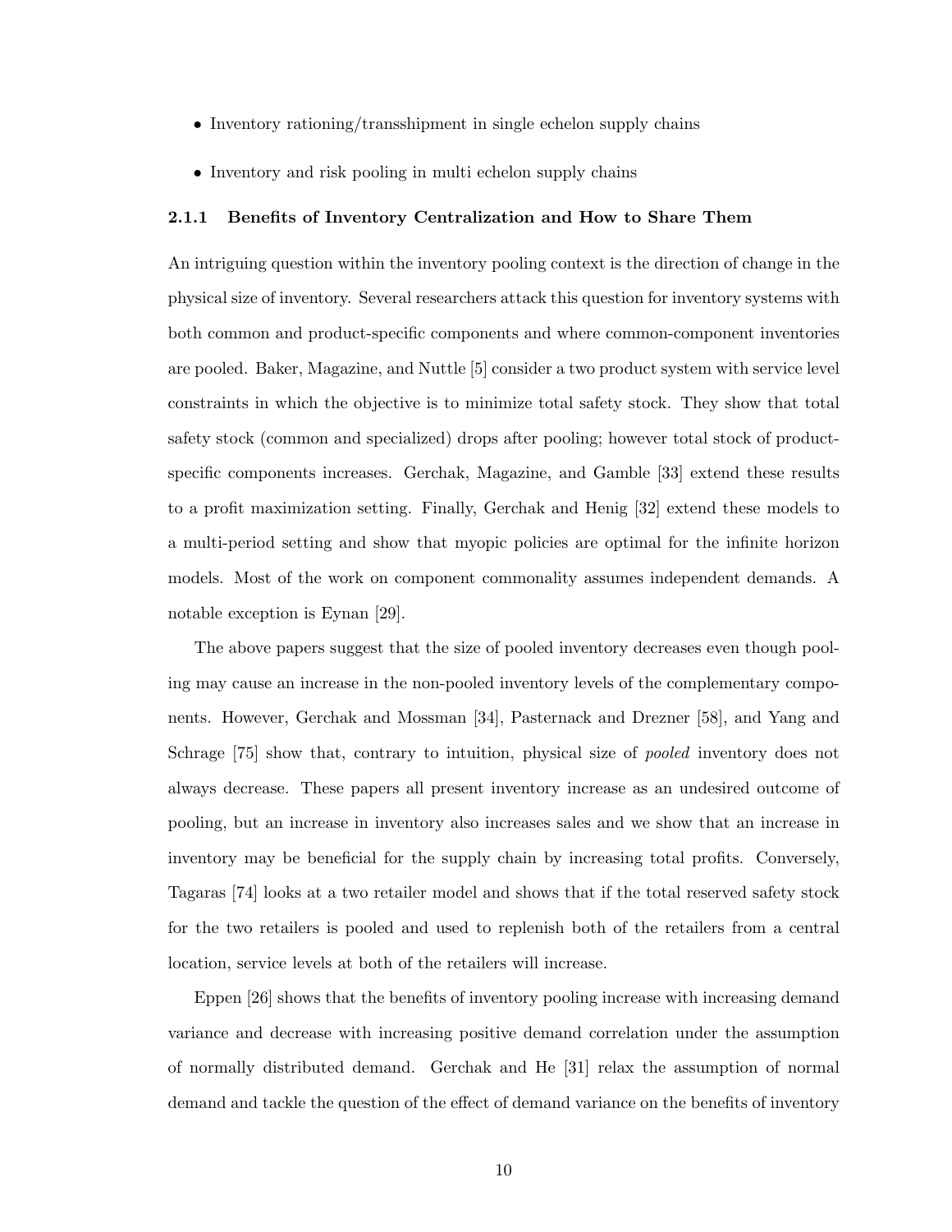- Inventory rationing/transshipment in single echelon supply chains
- Inventory and risk pooling in multi echelon supply chains

### 2.1.1 Benefits of Inventory Centralization and How to Share Them

An intriguing question within the inventory pooling context is the direction of change in the physical size of inventory. Several researchers attack this question for inventory systems with both common and product-specific components and where common-component inventories are pooled. Baker, Magazine, and Nuttle [5] consider a two product system with service level constraints in which the objective is to minimize total safety stock. They show that total safety stock (common and specialized) drops after pooling; however total stock of product-specific components increases. Gerchak, Magazine, and Gamble [33] extend these results to a profit maximization setting. Finally, Gerchak and Henig [32] extend these models to a multi-period setting and show that myopic policies are optimal for the infinite horizon models. Most of the work on component commonality assumes independent demands. A notable exception is Eynan [29].

The above papers suggest that the size of pooled inventory decreases even though pooling may cause an increase in the non-pooled inventory levels of the complementary components. However, Gerchak and Mossman [34], Pasternack and Drezner [58], and Yang and Schrage [75] show that, contrary to intuition, physical size of *pooled* inventory does not always decrease. These papers all present inventory increase as an undesired outcome of pooling, but an increase in inventory also increases sales and we show that an increase in inventory may be beneficial for the supply chain by increasing total profits. Conversely, Tagaras [74] looks at a two retailer model and shows that if the total reserved safety stock for the two retailers is pooled and used to replenish both of the retailers from a central location, service levels at both of the retailers will increase.

Eppen [26] shows that the benefits of inventory pooling increase with increasing demand variance and decrease with increasing positive demand correlation under the assumption of normally distributed demand. Gerchak and He [31] relax the assumption of normal demand and tackle the question of the effect of demand variance on the benefits of inventory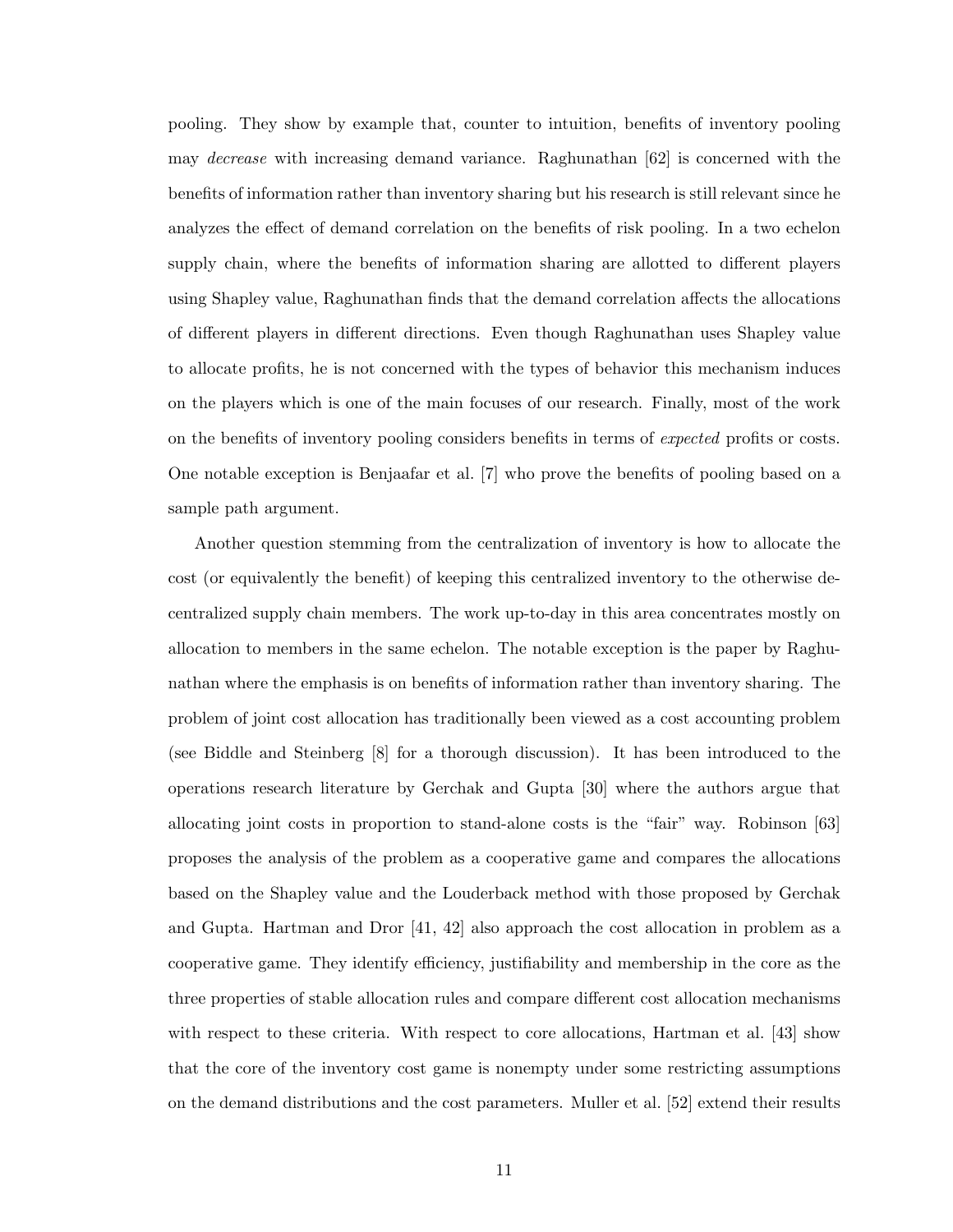pooling. They show by example that, counter to intuition, benefits of inventory pooling may *decrease* with increasing demand variance. Raghunathan [62] is concerned with the benefits of information rather than inventory sharing but his research is still relevant since he analyzes the effect of demand correlation on the benefits of risk pooling. In a two echelon supply chain, where the benefits of information sharing are allotted to different players using Shapley value, Raghunathan finds that the demand correlation affects the allocations of different players in different directions. Even though Raghunathan uses Shapley value to allocate profits, he is not concerned with the types of behavior this mechanism induces on the players which is one of the main focuses of our research. Finally, most of the work on the benefits of inventory pooling considers benefits in terms of *expected* profits or costs. One notable exception is Benjaafar et al. [7] who prove the benefits of pooling based on a sample path argument.

Another question stemming from the centralization of inventory is how to allocate the cost (or equivalently the benefit) of keeping this centralized inventory to the otherwise decentralized supply chain members. The work up-to-day in this area concentrates mostly on allocation to members in the same echelon. The notable exception is the paper by Raghunathan where the emphasis is on benefits of information rather than inventory sharing. The problem of joint cost allocation has traditionally been viewed as a cost accounting problem (see Biddle and Steinberg [8] for a thorough discussion). It has been introduced to the operations research literature by Gerchak and Gupta [30] where the authors argue that allocating joint costs in proportion to stand-alone costs is the "fair" way. Robinson [63] proposes the analysis of the problem as a cooperative game and compares the allocations based on the Shapley value and the Louderback method with those proposed by Gerchak and Gupta. Hartman and Dror [41, 42] also approach the cost allocation in problem as a cooperative game. They identify efficiency, justifiability and membership in the core as the three properties of stable allocation rules and compare different cost allocation mechanisms with respect to these criteria. With respect to core allocations, Hartman et al. [43] show that the core of the inventory cost game is nonempty under some restricting assumptions on the demand distributions and the cost parameters. Muller et al. [52] extend their results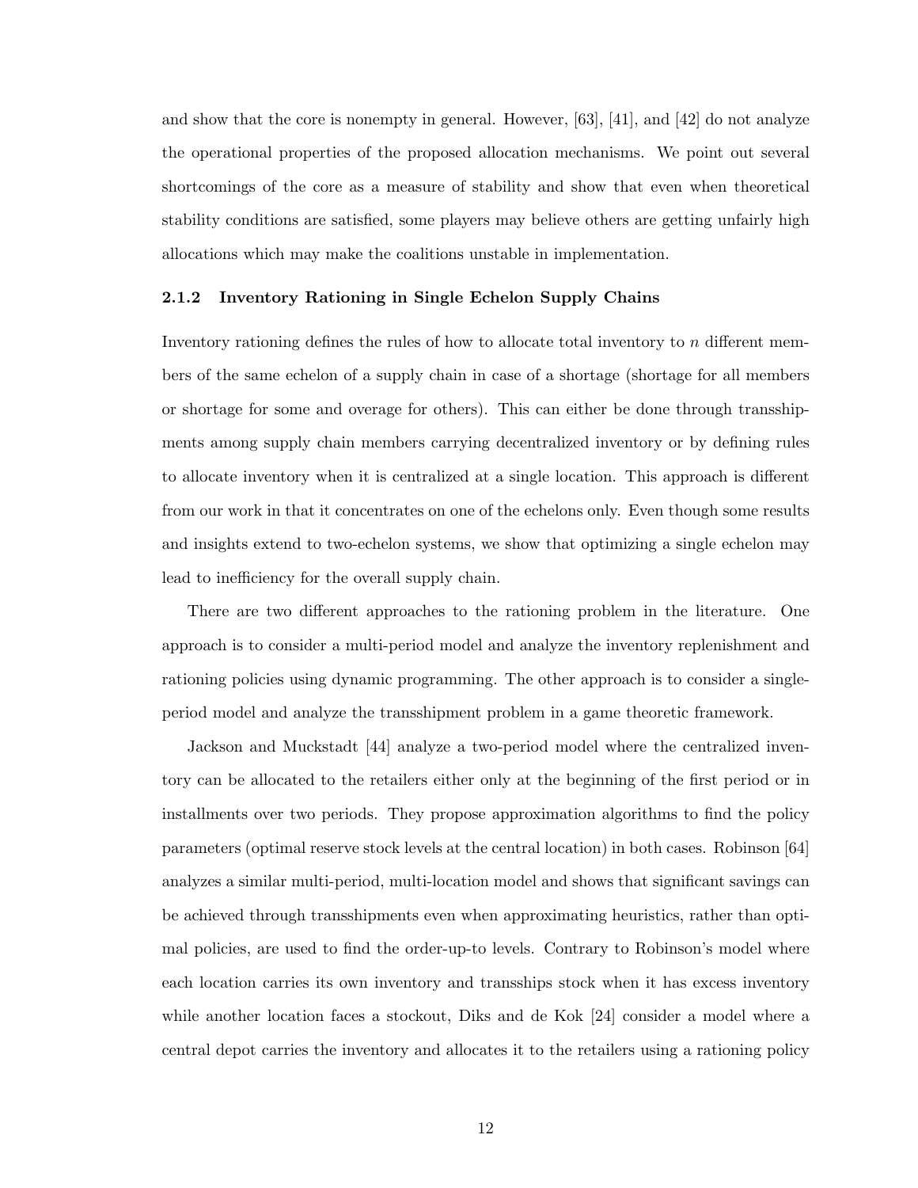and show that the core is nonempty in general. However, [63], [41], and [42] do not analyze the operational properties of the proposed allocation mechanisms. We point out several shortcomings of the core as a measure of stability and show that even when theoretical stability conditions are satisfied, some players may believe others are getting unfairly high allocations which may make the coalitions unstable in implementation.

### 2.1.2 Inventory Rationing in Single Echelon Supply Chains

Inventory rationing defines the rules of how to allocate total inventory to $n$ different members of the same echelon of a supply chain in case of a shortage (shortage for all members or shortage for some and overage for others). This can either be done through transshipments among supply chain members carrying decentralized inventory or by defining rules to allocate inventory when it is centralized at a single location. This approach is different from our work in that it concentrates on one of the echelons only. Even though some results and insights extend to two-echelon systems, we show that optimizing a single echelon may lead to inefficiency for the overall supply chain.

There are two different approaches to the rationing problem in the literature. One approach is to consider a multi-period model and analyze the inventory replenishment and rationing policies using dynamic programming. The other approach is to consider a single-period model and analyze the transshipment problem in a game theoretic framework.

Jackson and Muckstadt [44] analyze a two-period model where the centralized inventory can be allocated to the retailers either only at the beginning of the first period or in installments over two periods. They propose approximation algorithms to find the policy parameters (optimal reserve stock levels at the central location) in both cases. Robinson [64] analyzes a similar multi-period, multi-location model and shows that significant savings can be achieved through transshipments even when approximating heuristics, rather than optimal policies, are used to find the order-up-to levels. Contrary to Robinson's model where each location carries its own inventory and transships stock when it has excess inventory while another location faces a stockout, Diks and de Kok [24] consider a model where a central depot carries the inventory and allocates it to the retailers using a rationing policy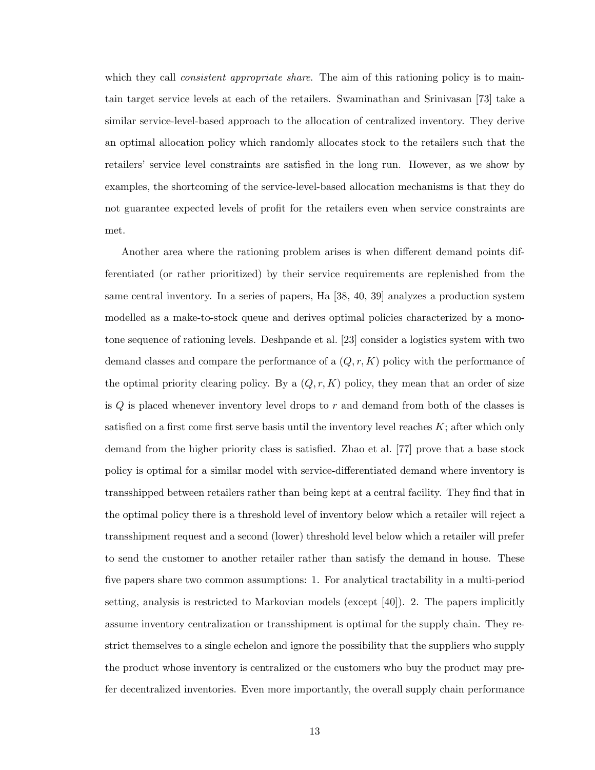which they call *consistent appropriate share*. The aim of this rationing policy is to maintain target service levels at each of the retailers. Swaminathan and Srinivasan [73] take a similar service-level-based approach to the allocation of centralized inventory. They derive an optimal allocation policy which randomly allocates stock to the retailers such that the retailers' service level constraints are satisfied in the long run. However, as we show by examples, the shortcoming of the service-level-based allocation mechanisms is that they do not guarantee expected levels of profit for the retailers even when service constraints are met.

Another area where the rationing problem arises is when different demand points differentiated (or rather prioritized) by their service requirements are replenished from the same central inventory. In a series of papers, Ha [38, 40, 39] analyzes a production system modelled as a make-to-stock queue and derives optimal policies characterized by a monotone sequence of rationing levels. Deshpande et al. [23] consider a logistics system with two demand classes and compare the performance of a $(Q, r, K)$ policy with the performance of the optimal priority clearing policy. By a $(Q, r, K)$ policy, they mean that an order of size is $Q$ is placed whenever inventory level drops to $r$ and demand from both of the classes is satisfied on a first come first serve basis until the inventory level reaches $K$; after which only demand from the higher priority class is satisfied. Zhao et al. [77] prove that a base stock policy is optimal for a similar model with service-differentiated demand where inventory is transshipped between retailers rather than being kept at a central facility. They find that in the optimal policy there is a threshold level of inventory below which a retailer will reject a transshipment request and a second (lower) threshold level below which a retailer will prefer to send the customer to another retailer rather than satisfy the demand in house. These five papers share two common assumptions: 1. For analytical tractability in a multi-period setting, analysis is restricted to Markovian models (except [40]). 2. The papers implicitly assume inventory centralization or transshipment is optimal for the supply chain. They restrict themselves to a single echelon and ignore the possibility that the suppliers who supply the product whose inventory is centralized or the customers who buy the product may prefer decentralized inventories. Even more importantly, the overall supply chain performance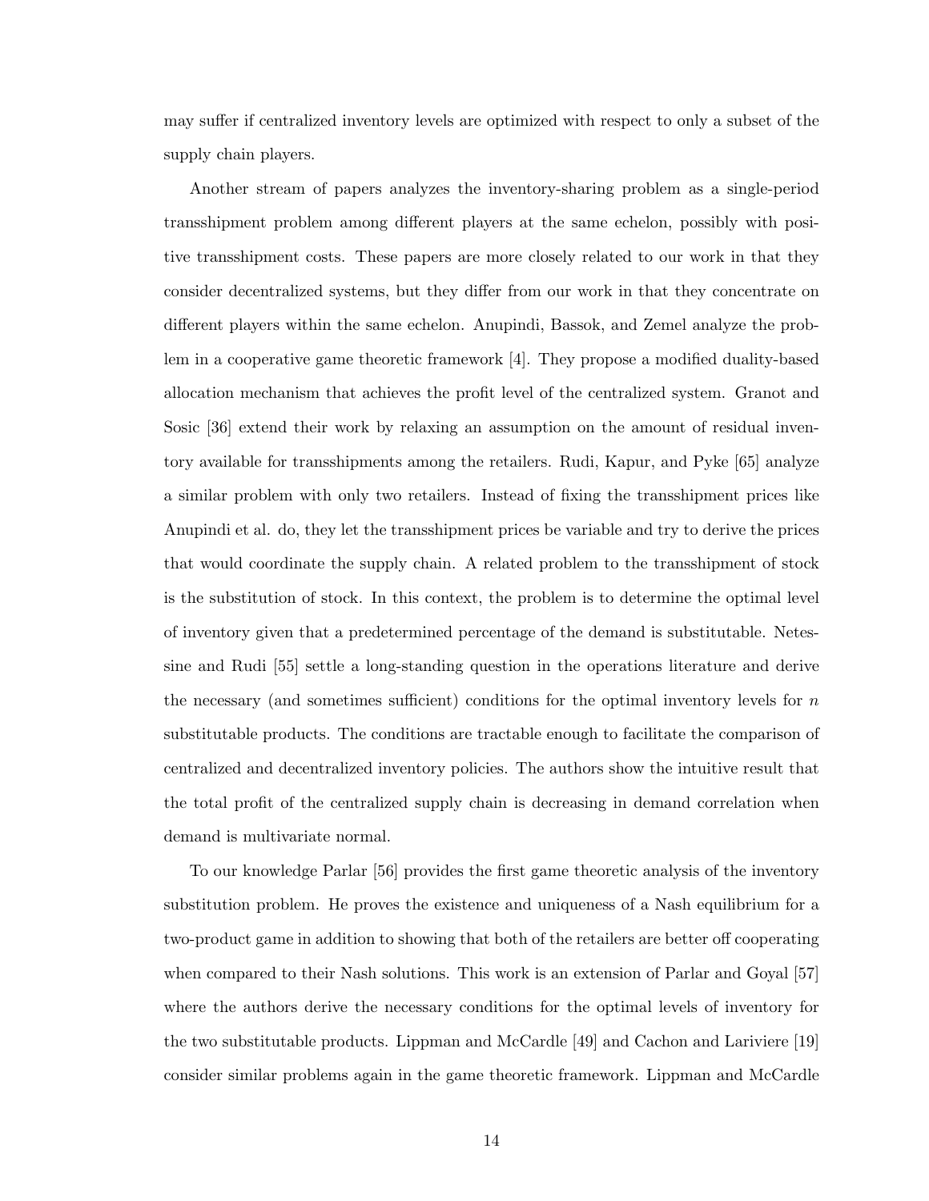may suffer if centralized inventory levels are optimized with respect to only a subset of the supply chain players.

Another stream of papers analyzes the inventory-sharing problem as a single-period transshipment problem among different players at the same echelon, possibly with positive transshipment costs. These papers are more closely related to our work in that they consider decentralized systems, but they differ from our work in that they concentrate on different players within the same echelon. Anupindi, Bassok, and Zemel analyze the problem in a cooperative game theoretic framework [4]. They propose a modified duality-based allocation mechanism that achieves the profit level of the centralized system. Granot and Sosic [36] extend their work by relaxing an assumption on the amount of residual inventory available for transshipments among the retailers. Rudi, Kapur, and Pyke [65] analyze a similar problem with only two retailers. Instead of fixing the transshipment prices like Anupindi et al. do, they let the transshipment prices be variable and try to derive the prices that would coordinate the supply chain. A related problem to the transshipment of stock is the substitution of stock. In this context, the problem is to determine the optimal level of inventory given that a predetermined percentage of the demand is substitutable. Netessine and Rudi [55] settle a long-standing question in the operations literature and derive the necessary (and sometimes sufficient) conditions for the optimal inventory levels for $n$ substitutable products. The conditions are tractable enough to facilitate the comparison of centralized and decentralized inventory policies. The authors show the intuitive result that the total profit of the centralized supply chain is decreasing in demand correlation when demand is multivariate normal.

To our knowledge Parlar [56] provides the first game theoretic analysis of the inventory substitution problem. He proves the existence and uniqueness of a Nash equilibrium for a two-product game in addition to showing that both of the retailers are better off cooperating when compared to their Nash solutions. This work is an extension of Parlar and Goyal [57] where the authors derive the necessary conditions for the optimal levels of inventory for the two substitutable products. Lippman and McCardle [49] and Cachon and Lariviere [19] consider similar problems again in the game theoretic framework. Lippman and McCardle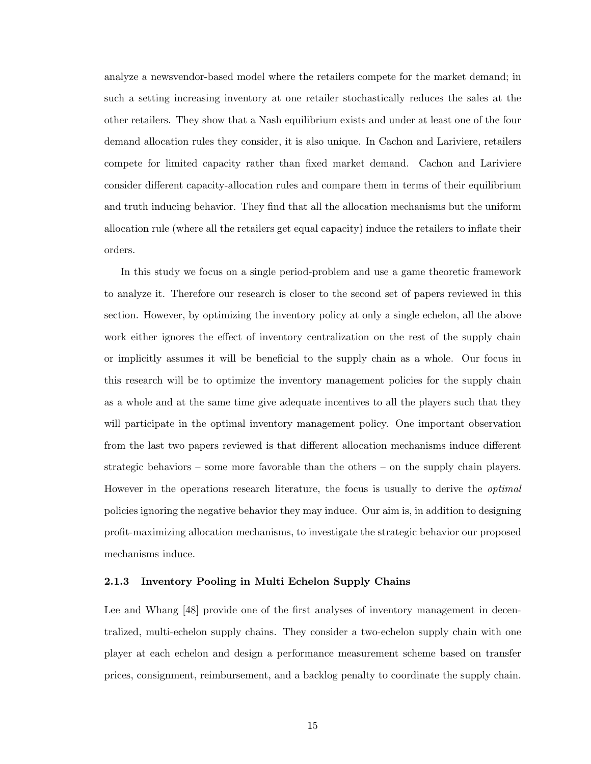analyze a newsvendor-based model where the retailers compete for the market demand; in such a setting increasing inventory at one retailer stochastically reduces the sales at the other retailers. They show that a Nash equilibrium exists and under at least one of the four demand allocation rules they consider, it is also unique. In Cachon and Lariviere, retailers compete for limited capacity rather than fixed market demand. Cachon and Lariviere consider different capacity-allocation rules and compare them in terms of their equilibrium and truth inducing behavior. They find that all the allocation mechanisms but the uniform allocation rule (where all the retailers get equal capacity) induce the retailers to inflate their orders.

In this study we focus on a single period-problem and use a game theoretic framework to analyze it. Therefore our research is closer to the second set of papers reviewed in this section. However, by optimizing the inventory policy at only a single echelon, all the above work either ignores the effect of inventory centralization on the rest of the supply chain or implicitly assumes it will be beneficial to the supply chain as a whole. Our focus in this research will be to optimize the inventory management policies for the supply chain as a whole and at the same time give adequate incentives to all the players such that they will participate in the optimal inventory management policy. One important observation from the last two papers reviewed is that different allocation mechanisms induce different strategic behaviors – some more favorable than the others – on the supply chain players. However in the operations research literature, the focus is usually to derive the *optimal* policies ignoring the negative behavior they may induce. Our aim is, in addition to designing profit-maximizing allocation mechanisms, to investigate the strategic behavior our proposed mechanisms induce.

### 2.1.3 Inventory Pooling in Multi Echelon Supply Chains

Lee and Whang [48] provide one of the first analyses of inventory management in decentralized, multi-echelon supply chains. They consider a two-echelon supply chain with one player at each echelon and design a performance measurement scheme based on transfer prices, consignment, reimbursement, and a backlog penalty to coordinate the supply chain.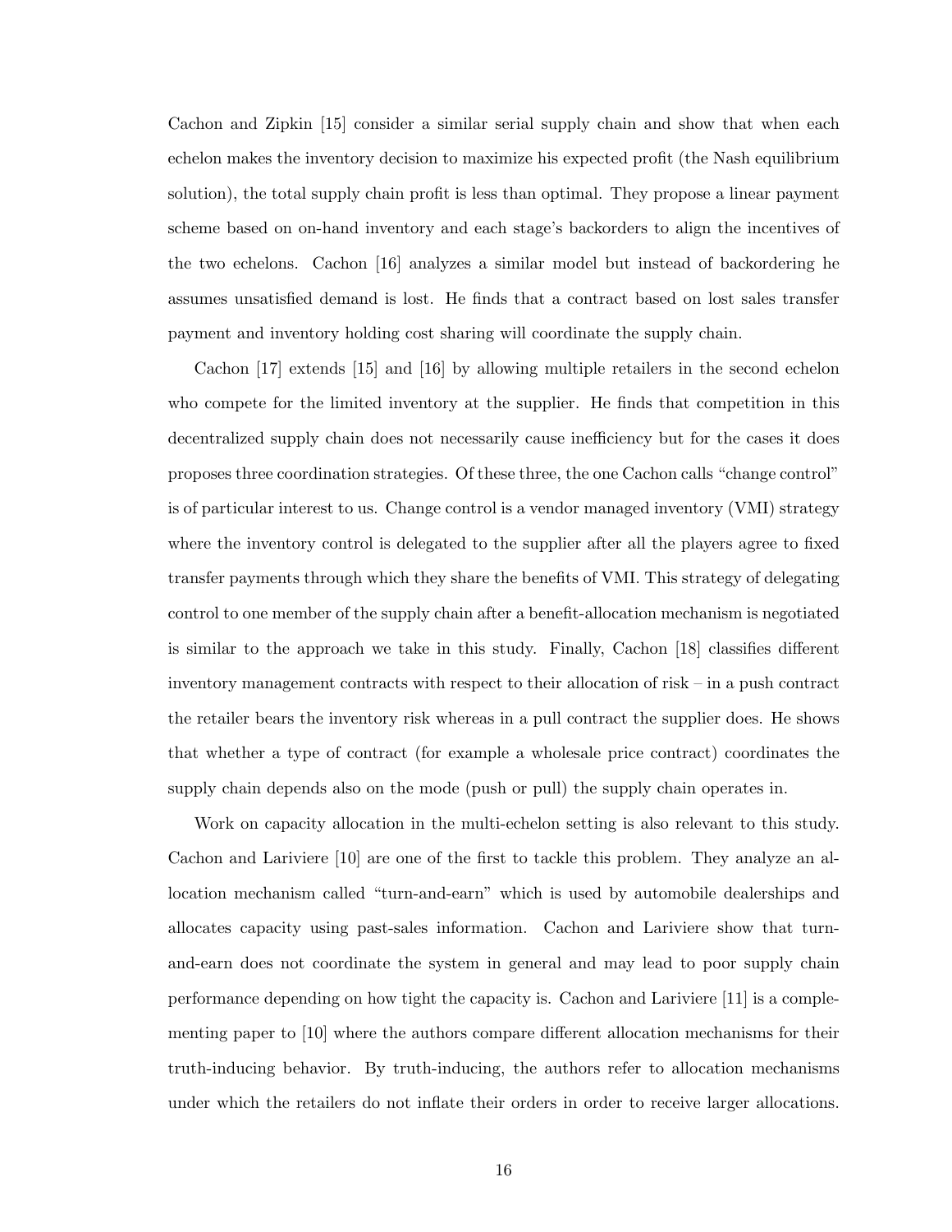Cachon and Zipkin [15] consider a similar serial supply chain and show that when each echelon makes the inventory decision to maximize his expected profit (the Nash equilibrium solution), the total supply chain profit is less than optimal. They propose a linear payment scheme based on on-hand inventory and each stage's backorders to align the incentives of the two echelons. Cachon [16] analyzes a similar model but instead of backordering he assumes unsatisfied demand is lost. He finds that a contract based on lost sales transfer payment and inventory holding cost sharing will coordinate the supply chain.

Cachon [17] extends [15] and [16] by allowing multiple retailers in the second echelon who compete for the limited inventory at the supplier. He finds that competition in this decentralized supply chain does not necessarily cause inefficiency but for the cases it does proposes three coordination strategies. Of these three, the one Cachon calls "change control" is of particular interest to us. Change control is a vendor managed inventory (VMI) strategy where the inventory control is delegated to the supplier after all the players agree to fixed transfer payments through which they share the benefits of VMI. This strategy of delegating control to one member of the supply chain after a benefit-allocation mechanism is negotiated is similar to the approach we take in this study. Finally, Cachon [18] classifies different inventory management contracts with respect to their allocation of risk – in a push contract the retailer bears the inventory risk whereas in a pull contract the supplier does. He shows that whether a type of contract (for example a wholesale price contract) coordinates the supply chain depends also on the mode (push or pull) the supply chain operates in.

Work on capacity allocation in the multi-echelon setting is also relevant to this study. Cachon and Lariviere [10] are one of the first to tackle this problem. They analyze an allocation mechanism called "turn-and-earn" which is used by automobile dealerships and allocates capacity using past-sales information. Cachon and Lariviere show that turn-and-earn does not coordinate the system in general and may lead to poor supply chain performance depending on how tight the capacity is. Cachon and Lariviere [11] is a complementing paper to [10] where the authors compare different allocation mechanisms for their truth-inducing behavior. By truth-inducing, the authors refer to allocation mechanisms under which the retailers do not inflate their orders in order to receive larger allocations.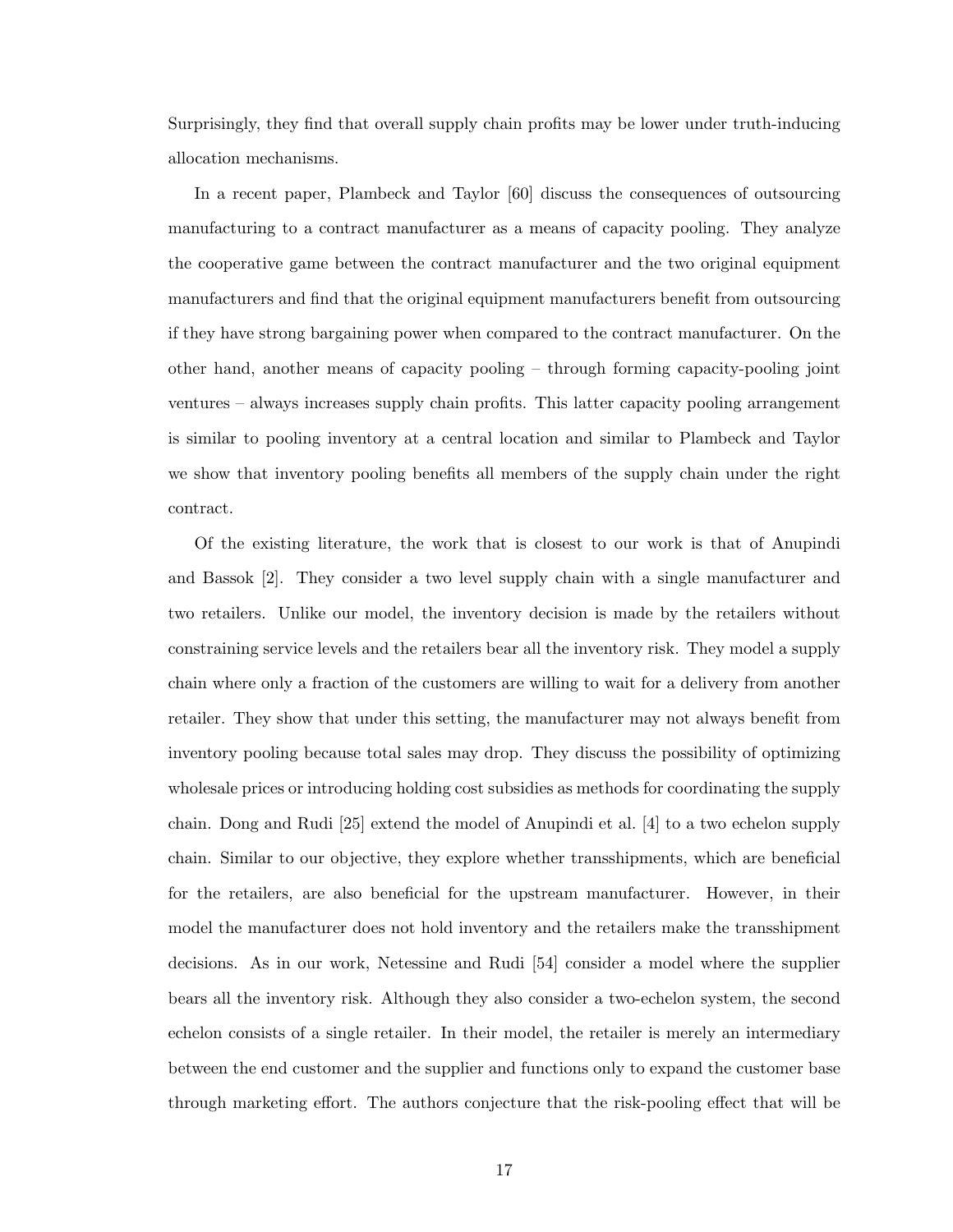Surprisingly, they find that overall supply chain profits may be lower under truth-inducing allocation mechanisms.

In a recent paper, Plambeck and Taylor [60] discuss the consequences of outsourcing manufacturing to a contract manufacturer as a means of capacity pooling. They analyze the cooperative game between the contract manufacturer and the two original equipment manufacturers and find that the original equipment manufacturers benefit from outsourcing if they have strong bargaining power when compared to the contract manufacturer. On the other hand, another means of capacity pooling – through forming capacity-pooling joint ventures – always increases supply chain profits. This latter capacity pooling arrangement is similar to pooling inventory at a central location and similar to Plambeck and Taylor we show that inventory pooling benefits all members of the supply chain under the right contract.

Of the existing literature, the work that is closest to our work is that of Anupindi and Bassok [2]. They consider a two level supply chain with a single manufacturer and two retailers. Unlike our model, the inventory decision is made by the retailers without constraining service levels and the retailers bear all the inventory risk. They model a supply chain where only a fraction of the customers are willing to wait for a delivery from another retailer. They show that under this setting, the manufacturer may not always benefit from inventory pooling because total sales may drop. They discuss the possibility of optimizing wholesale prices or introducing holding cost subsidies as methods for coordinating the supply chain. Dong and Rudi [25] extend the model of Anupindi et al. [4] to a two echelon supply chain. Similar to our objective, they explore whether transshipments, which are beneficial for the retailers, are also beneficial for the upstream manufacturer. However, in their model the manufacturer does not hold inventory and the retailers make the transshipment decisions. As in our work, Netessine and Rudi [54] consider a model where the supplier bears all the inventory risk. Although they also consider a two-echelon system, the second echelon consists of a single retailer. In their model, the retailer is merely an intermediary between the end customer and the supplier and functions only to expand the customer base through marketing effort. The authors conjecture that the risk-pooling effect that will be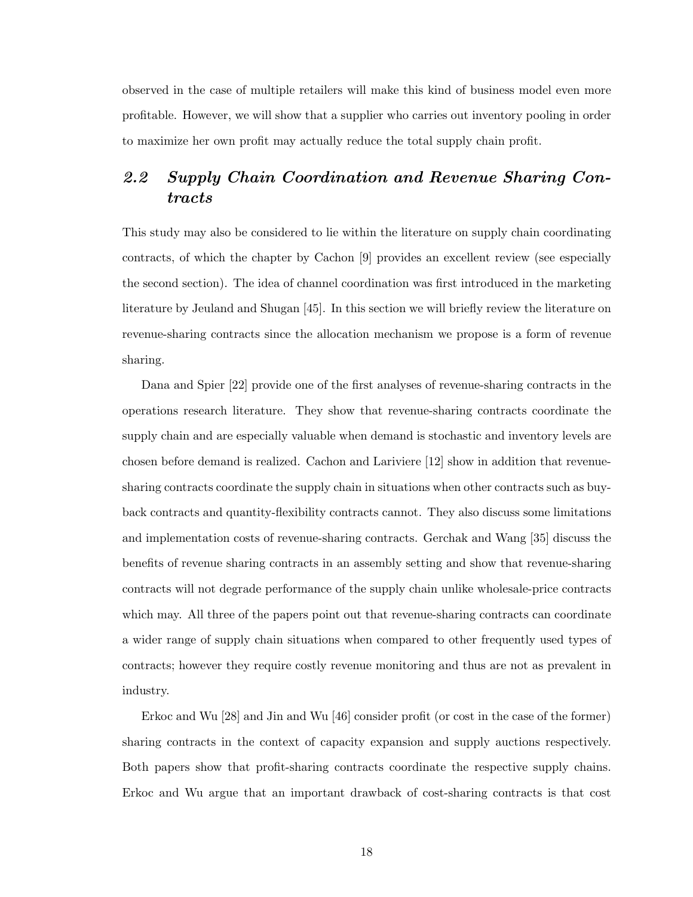observed in the case of multiple retailers will make this kind of business model even more profitable. However, we will show that a supplier who carries out inventory pooling in order to maximize her own profit may actually reduce the total supply chain profit.

## 2.2 Supply Chain Coordination and Revenue Sharing Contracts

This study may also be considered to lie within the literature on supply chain coordinating contracts, of which the chapter by Cachon [9] provides an excellent review (see especially the second section). The idea of channel coordination was first introduced in the marketing literature by Jeuland and Shugan [45]. In this section we will briefly review the literature on revenue-sharing contracts since the allocation mechanism we propose is a form of revenue sharing.

Dana and Spier [22] provide one of the first analyses of revenue-sharing contracts in the operations research literature. They show that revenue-sharing contracts coordinate the supply chain and are especially valuable when demand is stochastic and inventory levels are chosen before demand is realized. Cachon and Lariviere [12] show in addition that revenue-sharing contracts coordinate the supply chain in situations when other contracts such as buy-back contracts and quantity-flexibility contracts cannot. They also discuss some limitations and implementation costs of revenue-sharing contracts. Gerchak and Wang [35] discuss the benefits of revenue sharing contracts in an assembly setting and show that revenue-sharing contracts will not degrade performance of the supply chain unlike wholesale-price contracts which may. All three of the papers point out that revenue-sharing contracts can coordinate a wider range of supply chain situations when compared to other frequently used types of contracts; however they require costly revenue monitoring and thus are not as prevalent in industry.

Erkoc and Wu [28] and Jin and Wu [46] consider profit (or cost in the case of the former) sharing contracts in the context of capacity expansion and supply auctions respectively. Both papers show that profit-sharing contracts coordinate the respective supply chains. Erkoc and Wu argue that an important drawback of cost-sharing contracts is that cost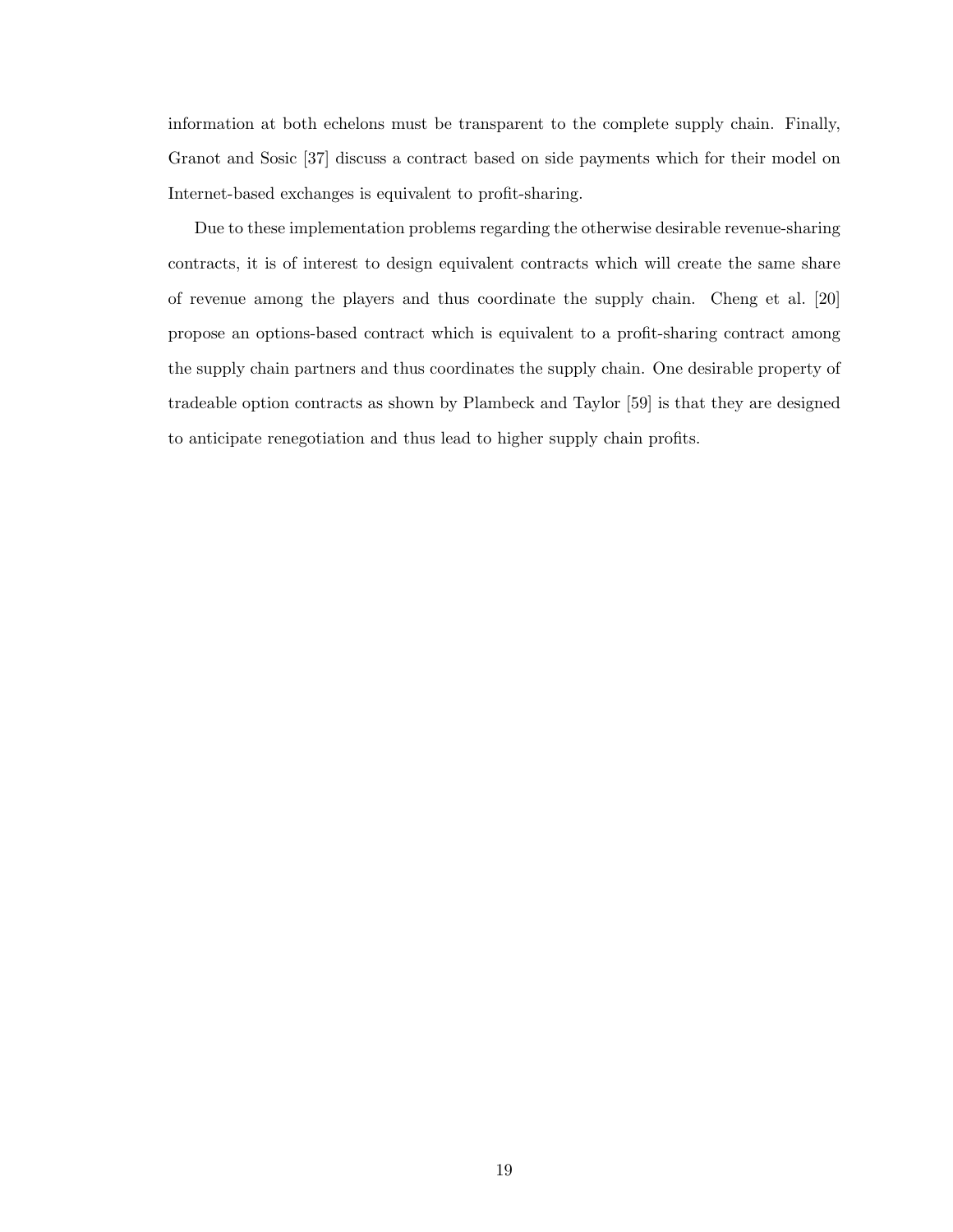information at both echelons must be transparent to the complete supply chain. Finally, Granot and Sosic [37] discuss a contract based on side payments which for their model on Internet-based exchanges is equivalent to profit-sharing.

Due to these implementation problems regarding the otherwise desirable revenue-sharing contracts, it is of interest to design equivalent contracts which will create the same share of revenue among the players and thus coordinate the supply chain. Cheng et al. [20] propose an options-based contract which is equivalent to a profit-sharing contract among the supply chain partners and thus coordinates the supply chain. One desirable property of tradeable option contracts as shown by Plambeck and Taylor [59] is that they are designed to anticipate renegotiation and thus lead to higher supply chain profits.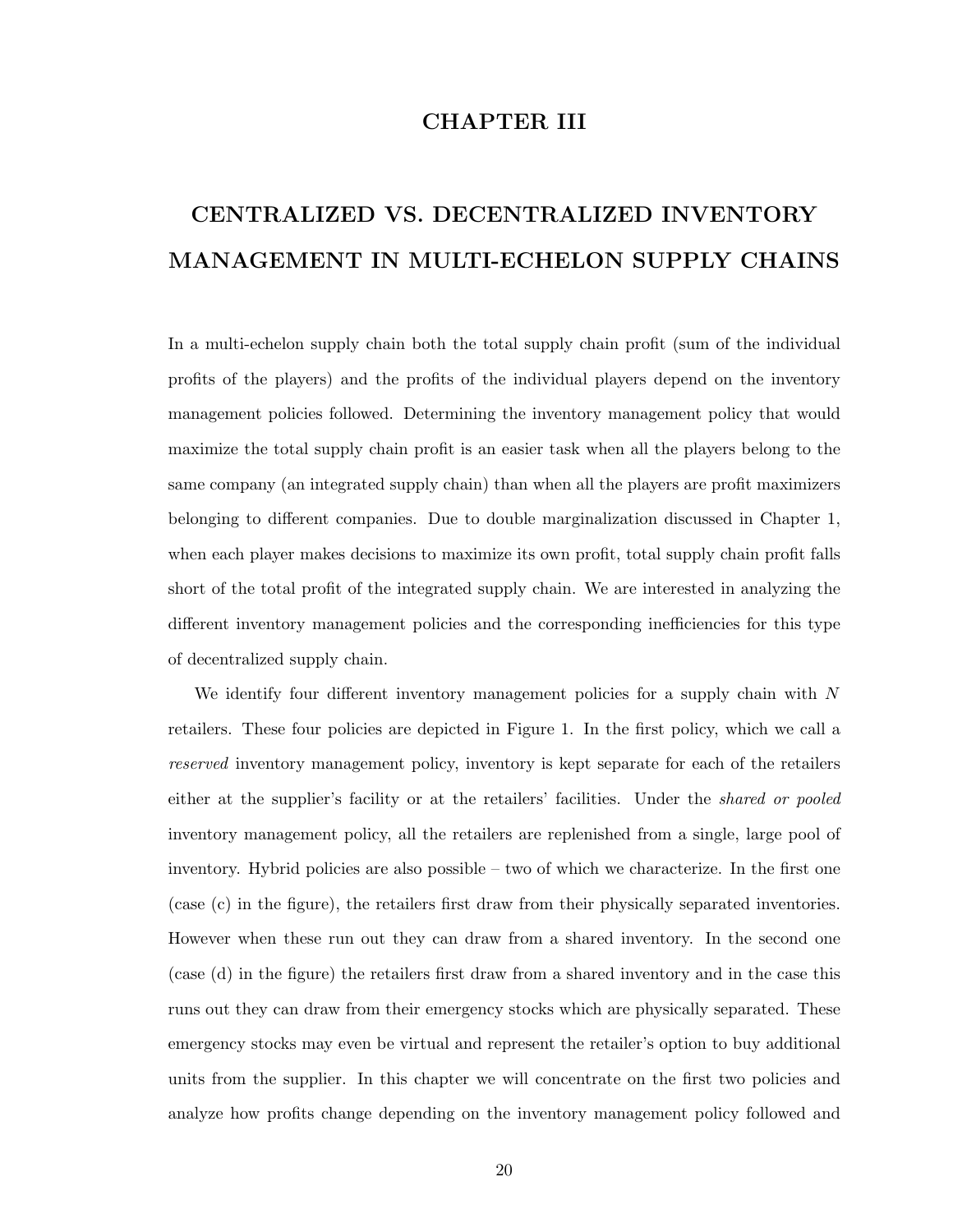# CHAPTER III

# CENTRALIZED VS. DECENTRALIZED INVENTORY MANAGEMENT IN MULTI-ECHELON SUPPLY CHAINS

In a multi-echelon supply chain both the total supply chain profit (sum of the individual profits of the players) and the profits of the individual players depend on the inventory management policies followed. Determining the inventory management policy that would maximize the total supply chain profit is an easier task when all the players belong to the same company (an integrated supply chain) than when all the players are profit maximizers belonging to different companies. Due to double marginalization discussed in Chapter 1, when each player makes decisions to maximize its own profit, total supply chain profit falls short of the total profit of the integrated supply chain. We are interested in analyzing the different inventory management policies and the corresponding inefficiencies for this type of decentralized supply chain.

We identify four different inventory management policies for a supply chain with $N$ retailers. These four policies are depicted in Figure 1. In the first policy, which we call a *reserved* inventory management policy, inventory is kept separate for each of the retailers either at the supplier's facility or at the retailers' facilities. Under the *shared or pooled* inventory management policy, all the retailers are replenished from a single, large pool of inventory. Hybrid policies are also possible – two of which we characterize. In the first one (case (c) in the figure), the retailers first draw from their physically separated inventories. However when these run out they can draw from a shared inventory. In the second one (case (d) in the figure) the retailers first draw from a shared inventory and in the case this runs out they can draw from their emergency stocks which are physically separated. These emergency stocks may even be virtual and represent the retailer's option to buy additional units from the supplier. In this chapter we will concentrate on the first two policies and analyze how profits change depending on the inventory management policy followed and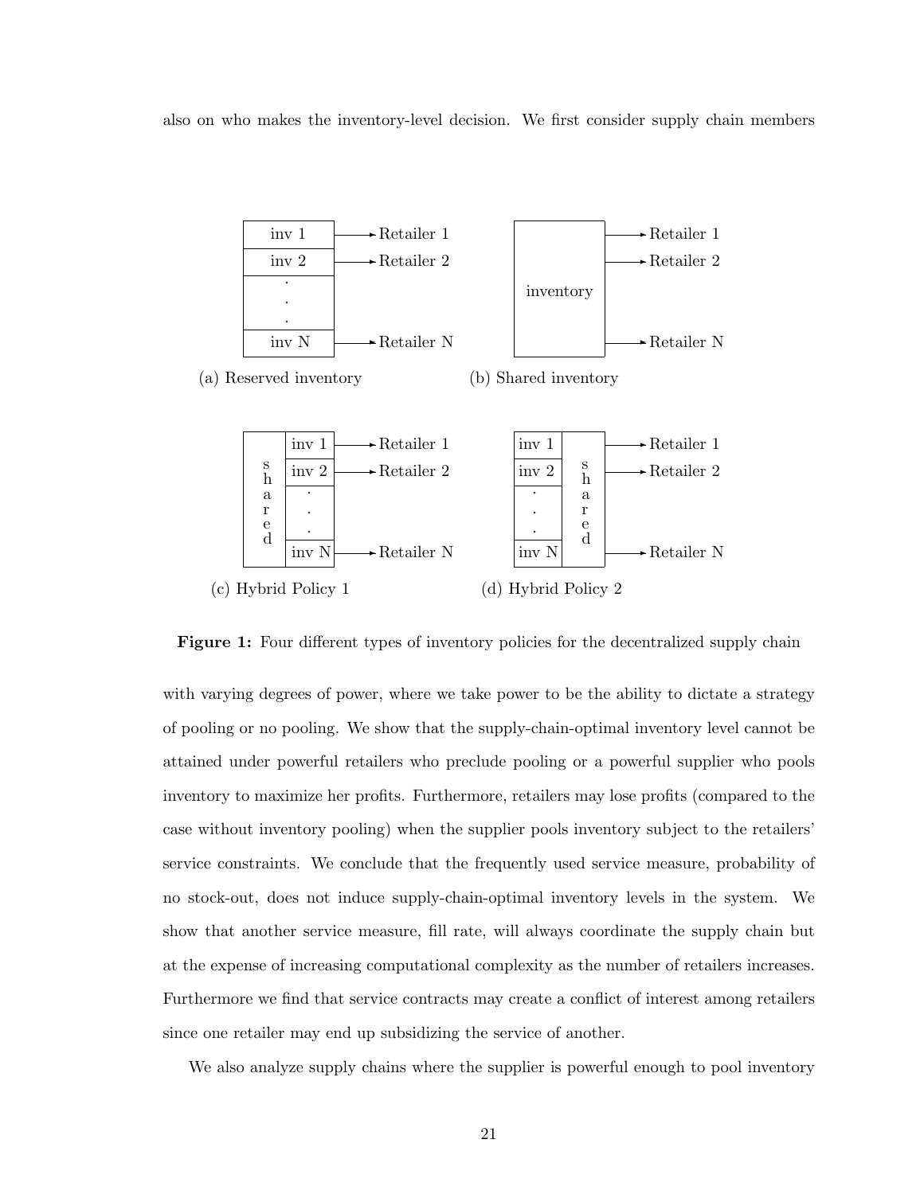also on who makes the inventory-level decision. We first consider supply chain members

**Figure 1:** Four different types of inventory policies for the decentralized supply chain

with varying degrees of power, where we take power to be the ability to dictate a strategy of pooling or no pooling. We show that the supply-chain-optimal inventory level cannot be attained under powerful retailers who preclude pooling or a powerful supplier who pools inventory to maximize her profits. Furthermore, retailers may lose profits (compared to the case without inventory pooling) when the supplier pools inventory subject to the retailers' service constraints. We conclude that the frequently used service measure, probability of no stock-out, does not induce supply-chain-optimal inventory levels in the system. We show that another service measure, fill rate, will always coordinate the supply chain but at the expense of increasing computational complexity as the number of retailers increases. Furthermore we find that service contracts may create a conflict of interest among retailers since one retailer may end up subsidizing the service of another.

We also analyze supply chains where the supplier is powerful enough to pool inventory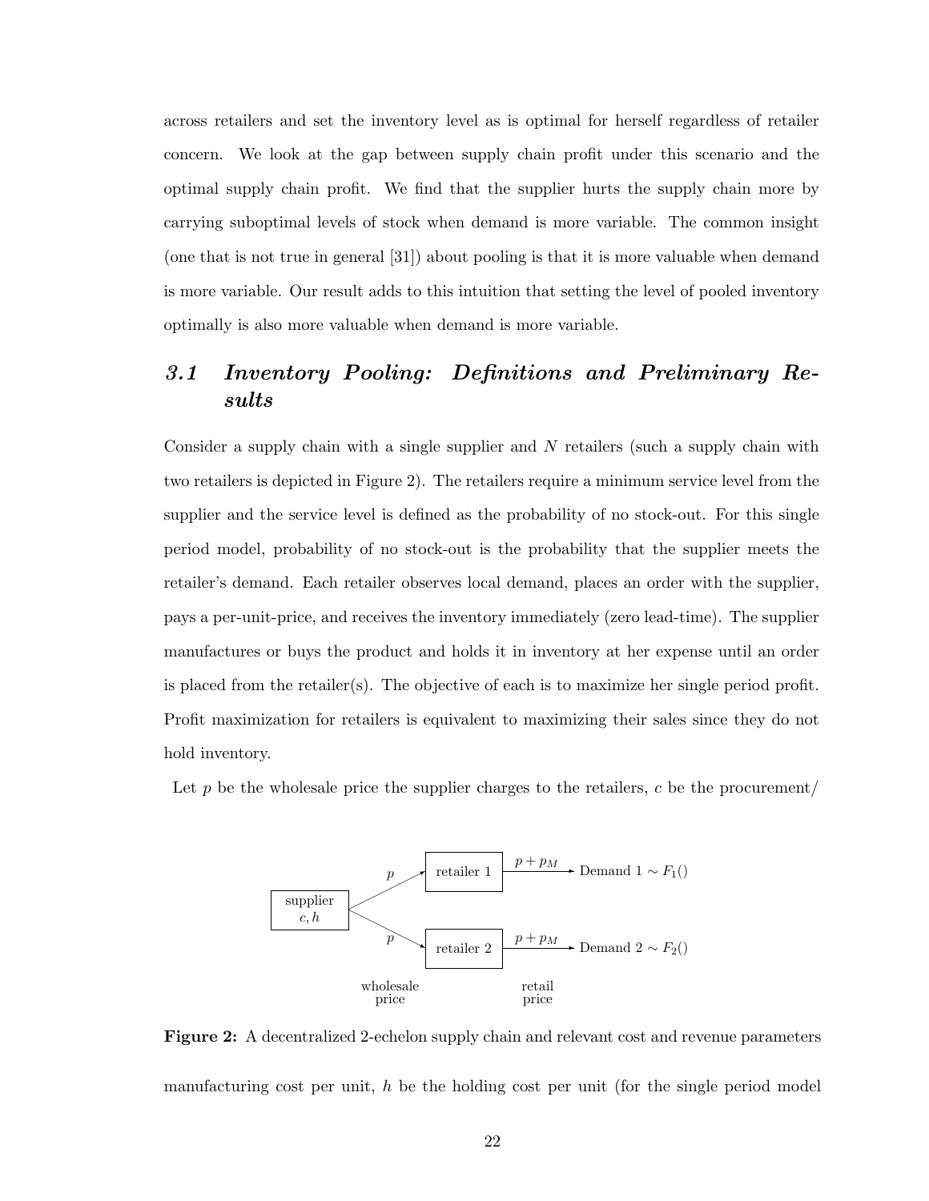across retailers and set the inventory level as is optimal for herself regardless of retailer concern. We look at the gap between supply chain profit under this scenario and the optimal supply chain profit. We find that the supplier hurts the supply chain more by carrying suboptimal levels of stock when demand is more variable. The common insight (one that is not true in general [31]) about pooling is that it is more valuable when demand is more variable. Our result adds to this intuition that setting the level of pooled inventory optimally is also more valuable when demand is more variable.

## *3.1 Inventory Pooling: Definitions and Preliminary Results*

Consider a supply chain with a single supplier and $N$ retailers (such a supply chain with two retailers is depicted in Figure 2). The retailers require a minimum service level from the supplier and the service level is defined as the probability of no stock-out. For this single period model, probability of no stock-out is the probability that the supplier meets the retailer's demand. Each retailer observes local demand, places an order with the supplier, pays a per-unit-price, and receives the inventory immediately (zero lead-time). The supplier manufactures or buys the product and holds it in inventory at her expense until an order is placed from the retailer(s). The objective of each is to maximize her single period profit. Profit maximization for retailers is equivalent to maximizing their sales since they do not hold inventory.

Let $p$ be the wholesale price the supplier charges to the retailers, $c$ be the procurement/

| | wholesale price | | retail price | |
|---|---|---|---|---|
| supplier $c, h$ | $p$ | retailer 1 | $p + p_M$ | Demand 1 $\sim F_1()$ |
| | $p$ | retailer 2 | $p + p_M$ | Demand 2 $\sim F_2()$ |

**Figure 2:** A decentralized 2-echelon supply chain and relevant cost and revenue parameters

manufacturing cost per unit, $h$ be the holding cost per unit (for the single period model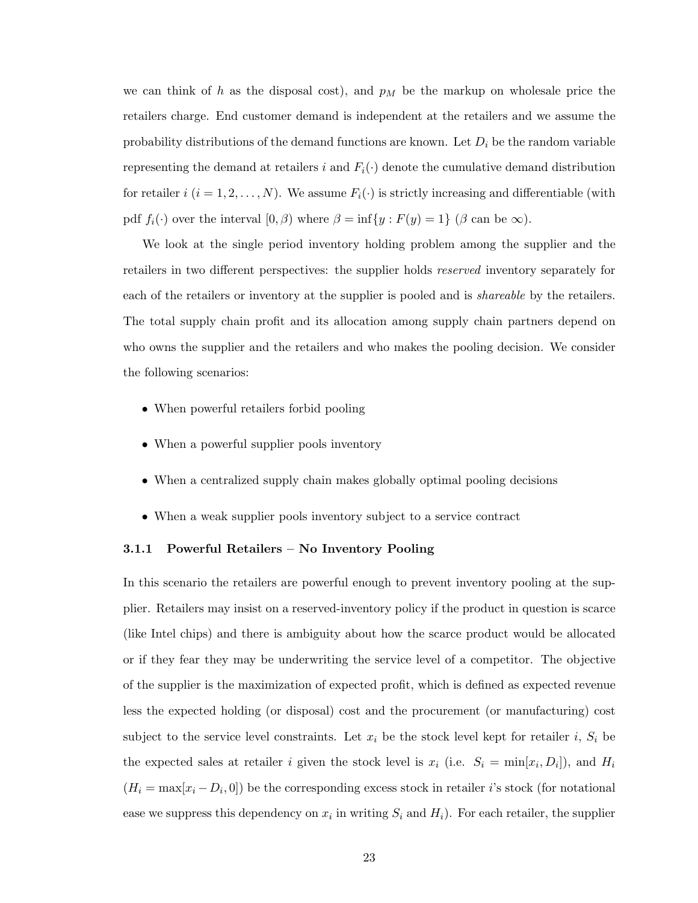we can think of $h$ as the disposal cost), and $p_M$ be the markup on wholesale price the retailers charge. End customer demand is independent at the retailers and we assume the probability distributions of the demand functions are known. Let $D_i$ be the random variable representing the demand at retailers $i$ and $F_i(\cdot)$ denote the cumulative demand distribution for retailer $i$ ($i = 1, 2, \ldots, N$). We assume $F_i(\cdot)$ is strictly increasing and differentiable (with pdf $f_i(\cdot)$ over the interval $[0, \beta)$ where $\beta = \inf\{y : F(y) = 1\}$ ($\beta$ can be $\infty$).

We look at the single period inventory holding problem among the supplier and the retailers in two different perspectives: the supplier holds *reserved* inventory separately for each of the retailers or inventory at the supplier is pooled and is *shareable* by the retailers. The total supply chain profit and its allocation among supply chain partners depend on who owns the supplier and the retailers and who makes the pooling decision. We consider the following scenarios:

- When powerful retailers forbid pooling
- When a powerful supplier pools inventory
- When a centralized supply chain makes globally optimal pooling decisions
- When a weak supplier pools inventory subject to a service contract

### 3.1.1 Powerful Retailers – No Inventory Pooling

In this scenario the retailers are powerful enough to prevent inventory pooling at the supplier. Retailers may insist on a reserved-inventory policy if the product in question is scarce (like Intel chips) and there is ambiguity about how the scarce product would be allocated or if they fear they may be underwriting the service level of a competitor. The objective of the supplier is the maximization of expected profit, which is defined as expected revenue less the expected holding (or disposal) cost and the procurement (or manufacturing) cost subject to the service level constraints. Let $x_i$ be the stock level kept for retailer $i$, $S_i$ be the expected sales at retailer $i$ given the stock level is $x_i$ (i.e. $S_i = \min[x_i, D_i]$), and $H_i$ ($H_i = \max[x_i - D_i, 0]$) be the corresponding excess stock in retailer $i$'s stock (for notational ease we suppress this dependency on $x_i$ in writing $S_i$ and $H_i$). For each retailer, the supplier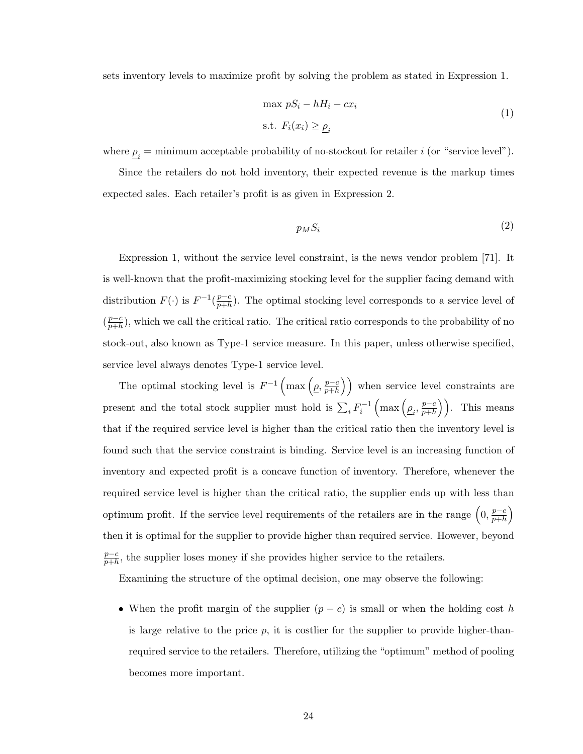sets inventory levels to maximize profit by solving the problem as stated in Expression 1.

$$
\begin{aligned}
&\max \; pS_i - hH_i - cx_i \\
&\text{s.t. } F_i(x_i) \geq \underline{\rho}_i
\end{aligned}
\tag{1}
$$

where $\underline{\rho}_i$ = minimum acceptable probability of no-stockout for retailer $i$ (or "service level").

Since the retailers do not hold inventory, their expected revenue is the markup times expected sales. Each retailer's profit is as given in Expression 2.

$$
p_M S_i \tag{2}
$$

Expression 1, without the service level constraint, is the news vendor problem [71]. It is well-known that the profit-maximizing stocking level for the supplier facing demand with distribution $F(\cdot)$ is $F^{-1}(\frac{p-c}{p+h})$. The optimal stocking level corresponds to a service level of $(\frac{p-c}{p+h})$, which we call the critical ratio. The critical ratio corresponds to the probability of no stock-out, also known as Type-1 service measure. In this paper, unless otherwise specified, service level always denotes Type-1 service level.

The optimal stocking level is $F^{-1}\left(\max\left(\underline{\rho}, \frac{p-c}{p+h}\right)\right)$ when service level constraints are present and the total stock supplier must hold is $\sum_i F_i^{-1}\left(\max\left(\underline{\rho}_i, \frac{p-c}{p+h}\right)\right)$. This means that if the required service level is higher than the critical ratio then the inventory level is found such that the service constraint is binding. Service level is an increasing function of inventory and expected profit is a concave function of inventory. Therefore, whenever the required service level is higher than the critical ratio, the supplier ends up with less than optimum profit. If the service level requirements of the retailers are in the range $\left(0, \frac{p-c}{p+h}\right)$ then it is optimal for the supplier to provide higher than required service. However, beyond $\frac{p-c}{p+h}$, the supplier loses money if she provides higher service to the retailers.

Examining the structure of the optimal decision, one may observe the following:

- When the profit margin of the supplier $(p-c)$ is small or when the holding cost $h$ is large relative to the price $p$, it is costlier for the supplier to provide higher-than-required service to the retailers. Therefore, utilizing the "optimum" method of pooling becomes more important.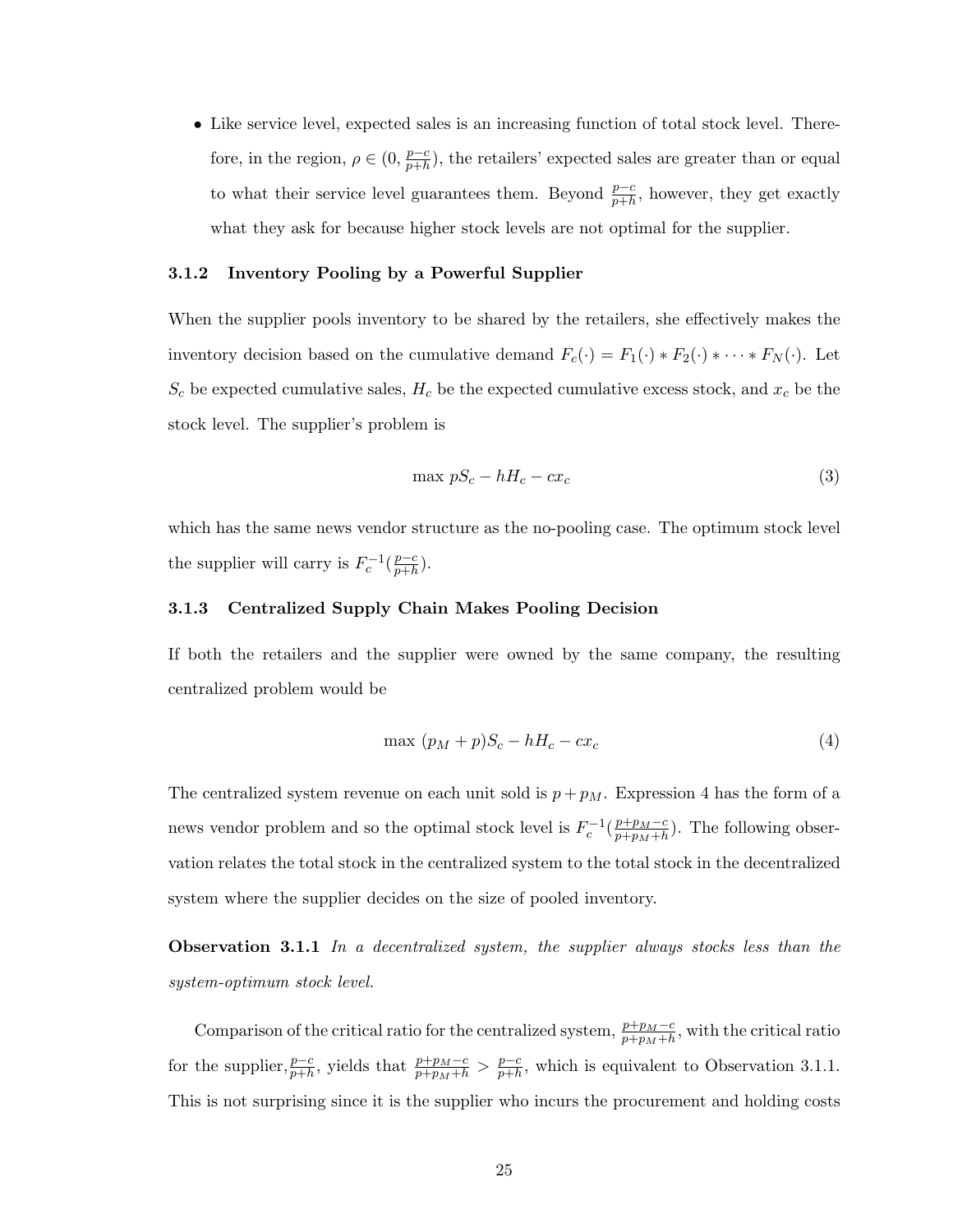- Like service level, expected sales is an increasing function of total stock level. Therefore, in the region, $\rho \in (0, \frac{p-c}{p+h})$, the retailers' expected sales are greater than or equal to what their service level guarantees them. Beyond $\frac{p-c}{p+h}$, however, they get exactly what they ask for because higher stock levels are not optimal for the supplier.

### 3.1.2 Inventory Pooling by a Powerful Supplier

When the supplier pools inventory to be shared by the retailers, she effectively makes the inventory decision based on the cumulative demand $F_c(\cdot) = F_1(\cdot) * F_2(\cdot) * \cdots * F_N(\cdot)$. Let $S_c$ be expected cumulative sales, $H_c$ be the expected cumulative excess stock, and $x_c$ be the stock level. The supplier's problem is

$$\max\, pS_c - hH_c - cx_c \tag{3}$$

which has the same news vendor structure as the no-pooling case. The optimum stock level the supplier will carry is $F_c^{-1}(\frac{p-c}{p+h})$.

### 3.1.3 Centralized Supply Chain Makes Pooling Decision

If both the retailers and the supplier were owned by the same company, the resulting centralized problem would be

$$\max\, (p_M + p)S_c - hH_c - cx_c \tag{4}$$

The centralized system revenue on each unit sold is $p + p_M$. Expression 4 has the form of a news vendor problem and so the optimal stock level is $F_c^{-1}(\frac{p+p_M-c}{p+p_M+h})$. The following observation relates the total stock in the centralized system to the total stock in the decentralized system where the supplier decides on the size of pooled inventory.

**Observation 3.1.1** *In a decentralized system, the supplier always stocks less than the system-optimum stock level.*

Comparison of the critical ratio for the centralized system, $\frac{p+p_M-c}{p+p_M+h}$, with the critical ratio for the supplier, $\frac{p-c}{p+h}$, yields that $\frac{p+p_M-c}{p+p_M+h} > \frac{p-c}{p+h}$, which is equivalent to Observation 3.1.1. This is not surprising since it is the supplier who incurs the procurement and holding costs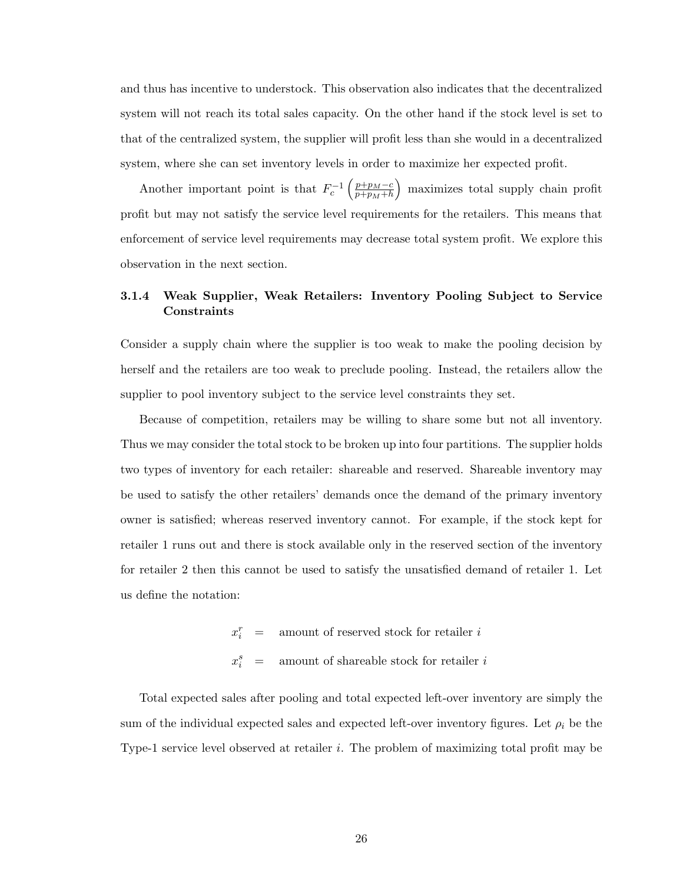and thus has incentive to understock. This observation also indicates that the decentralized system will not reach its total sales capacity. On the other hand if the stock level is set to that of the centralized system, the supplier will profit less than she would in a decentralized system, where she can set inventory levels in order to maximize her expected profit.

Another important point is that $F_c^{-1}\left(\frac{p+p_M-c}{p+p_M+h}\right)$ maximizes total supply chain profit profit but may not satisfy the service level requirements for the retailers. This means that enforcement of service level requirements may decrease total system profit. We explore this observation in the next section.

### 3.1.4 Weak Supplier, Weak Retailers: Inventory Pooling Subject to Service Constraints

Consider a supply chain where the supplier is too weak to make the pooling decision by herself and the retailers are too weak to preclude pooling. Instead, the retailers allow the supplier to pool inventory subject to the service level constraints they set.

Because of competition, retailers may be willing to share some but not all inventory. Thus we may consider the total stock to be broken up into four partitions. The supplier holds two types of inventory for each retailer: shareable and reserved. Shareable inventory may be used to satisfy the other retailers' demands once the demand of the primary inventory owner is satisfied; whereas reserved inventory cannot. For example, if the stock kept for retailer 1 runs out and there is stock available only in the reserved section of the inventory for retailer 2 then this cannot be used to satisfy the unsatisfied demand of retailer 1. Let us define the notation:

$$
\begin{aligned}
x_i^r &= \text{amount of reserved stock for retailer } i \\
x_i^s &= \text{amount of shareable stock for retailer } i
\end{aligned}
$$

Total expected sales after pooling and total expected left-over inventory are simply the sum of the individual expected sales and expected left-over inventory figures. Let $\rho_i$ be the Type-1 service level observed at retailer $i$. The problem of maximizing total profit may be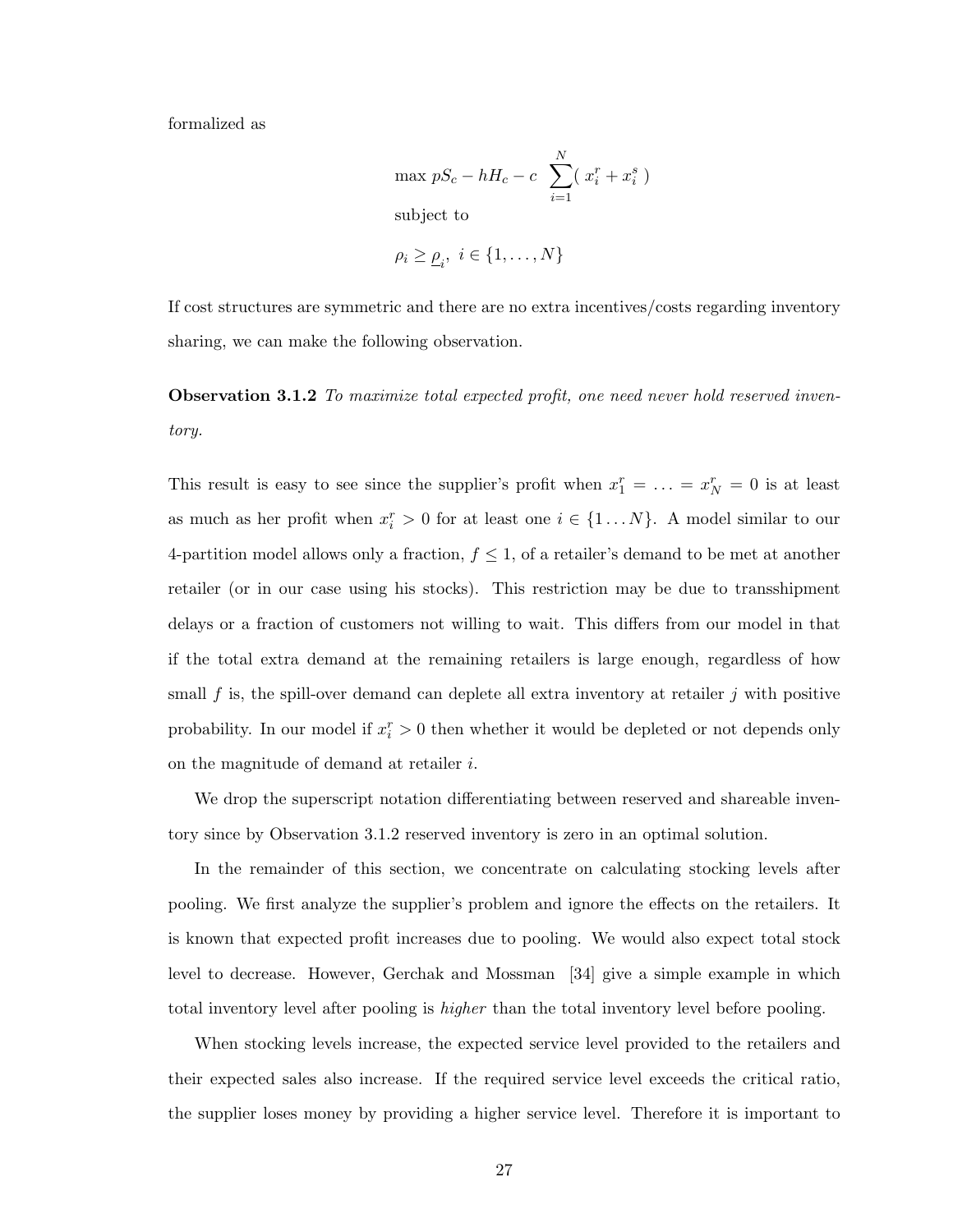formalized as

$$\max\ pS_c - hH_c - c \sum_{i=1}^{N} (\ x_i^r + x_i^s\ )$$

subject to

$$\rho_i \geq \underline{\rho}_i,\ \ i \in \{1, \ldots, N\}$$

If cost structures are symmetric and there are no extra incentives/costs regarding inventory sharing, we can make the following observation.

**Observation 3.1.2** *To maximize total expected profit, one need never hold reserved inventory.*

This result is easy to see since the supplier's profit when $x_1^r = \ldots = x_N^r = 0$ is at least as much as her profit when $x_i^r > 0$ for at least one $i \in \{1 \ldots N\}$. A model similar to our 4-partition model allows only a fraction, $f \leq 1$, of a retailer's demand to be met at another retailer (or in our case using his stocks). This restriction may be due to transshipment delays or a fraction of customers not willing to wait. This differs from our model in that if the total extra demand at the remaining retailers is large enough, regardless of how small $f$ is, the spill-over demand can deplete all extra inventory at retailer $j$ with positive probability. In our model if $x_i^r > 0$ then whether it would be depleted or not depends only on the magnitude of demand at retailer $i$.

We drop the superscript notation differentiating between reserved and shareable inventory since by Observation 3.1.2 reserved inventory is zero in an optimal solution.

In the remainder of this section, we concentrate on calculating stocking levels after pooling. We first analyze the supplier's problem and ignore the effects on the retailers. It is known that expected profit increases due to pooling. We would also expect total stock level to decrease. However, Gerchak and Mossman [34] give a simple example in which total inventory level after pooling is *higher* than the total inventory level before pooling.

When stocking levels increase, the expected service level provided to the retailers and their expected sales also increase. If the required service level exceeds the critical ratio, the supplier loses money by providing a higher service level. Therefore it is important to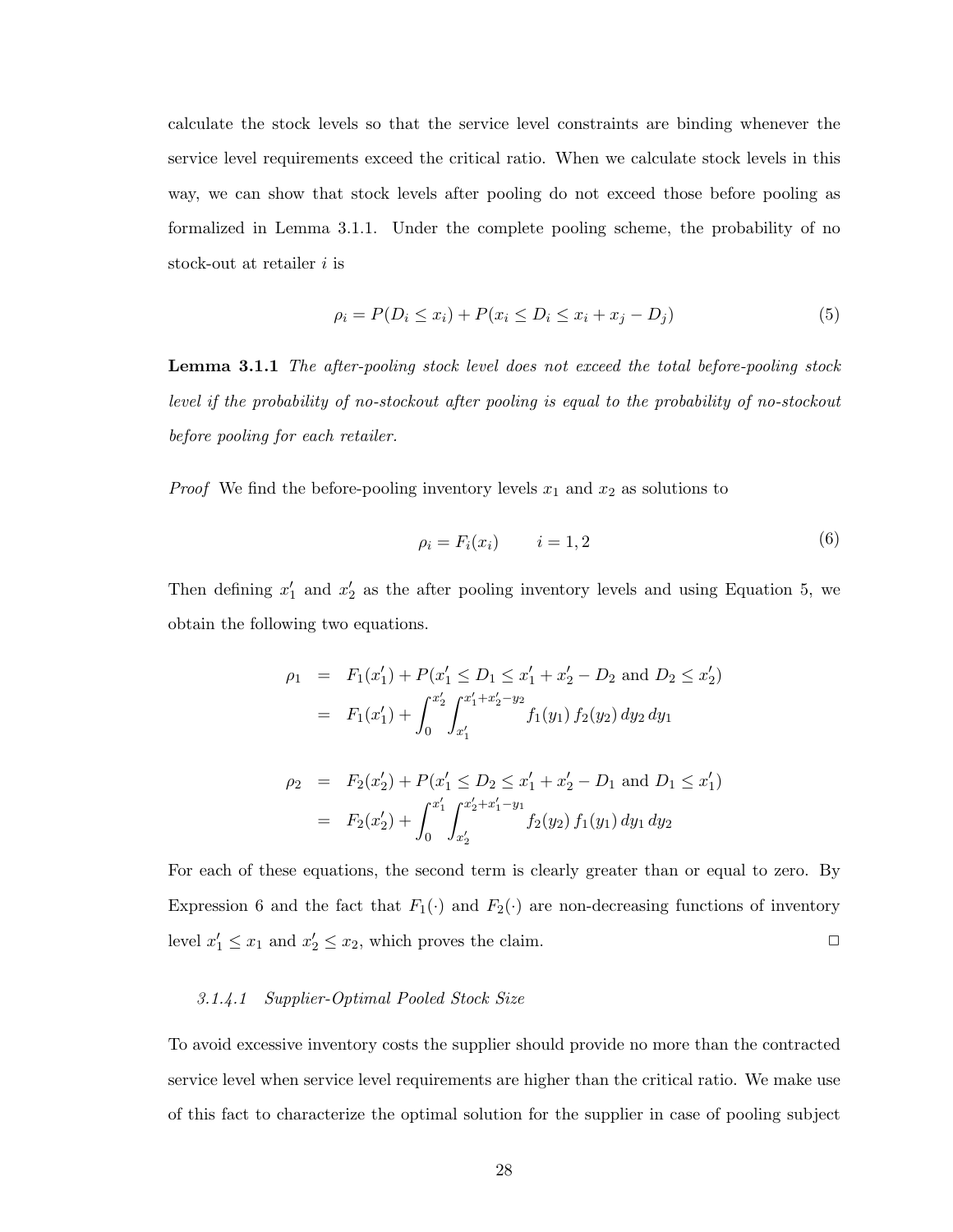calculate the stock levels so that the service level constraints are binding whenever the service level requirements exceed the critical ratio. When we calculate stock levels in this way, we can show that stock levels after pooling do not exceed those before pooling as formalized in Lemma 3.1.1. Under the complete pooling scheme, the probability of no stock-out at retailer $i$ is

$$\rho_i = P(D_i \leq x_i) + P(x_i \leq D_i \leq x_i + x_j - D_j) \tag{5}$$

**Lemma 3.1.1** *The after-pooling stock level does not exceed the total before-pooling stock level if the probability of no-stockout after pooling is equal to the probability of no-stockout before pooling for each retailer.*

*Proof* We find the before-pooling inventory levels $x_1$ and $x_2$ as solutions to

$$\rho_i = F_i(x_i) \qquad i = 1, 2 \tag{6}$$

Then defining $x_1'$ and $x_2'$ as the after pooling inventory levels and using Equation 5, we obtain the following two equations.

$$\begin{aligned}
\rho_1 &= F_1(x_1') + P(x_1' \leq D_1 \leq x_1' + x_2' - D_2 \text{ and } D_2 \leq x_2') \\
&= F_1(x_1') + \int_0^{x_2'} \int_{x_1'}^{x_1'+x_2'-y_2} f_1(y_1)\, f_2(y_2)\, dy_2\, dy_1
\end{aligned}$$

$$\begin{aligned}
\rho_2 &= F_2(x_2') + P(x_1' \leq D_2 \leq x_1' + x_2' - D_1 \text{ and } D_1 \leq x_1') \\
&= F_2(x_2') + \int_0^{x_1'} \int_{x_2'}^{x_2'+x_1'-y_1} f_2(y_2)\, f_1(y_1)\, dy_1\, dy_2
\end{aligned}$$

For each of these equations, the second term is clearly greater than or equal to zero. By Expression 6 and the fact that $F_1(\cdot)$ and $F_2(\cdot)$ are non-decreasing functions of inventory level $x_1' \leq x_1$ and $x_2' \leq x_2$, which proves the claim. □

#### 3.1.4.1 Supplier-Optimal Pooled Stock Size

To avoid excessive inventory costs the supplier should provide no more than the contracted service level when service level requirements are higher than the critical ratio. We make use of this fact to characterize the optimal solution for the supplier in case of pooling subject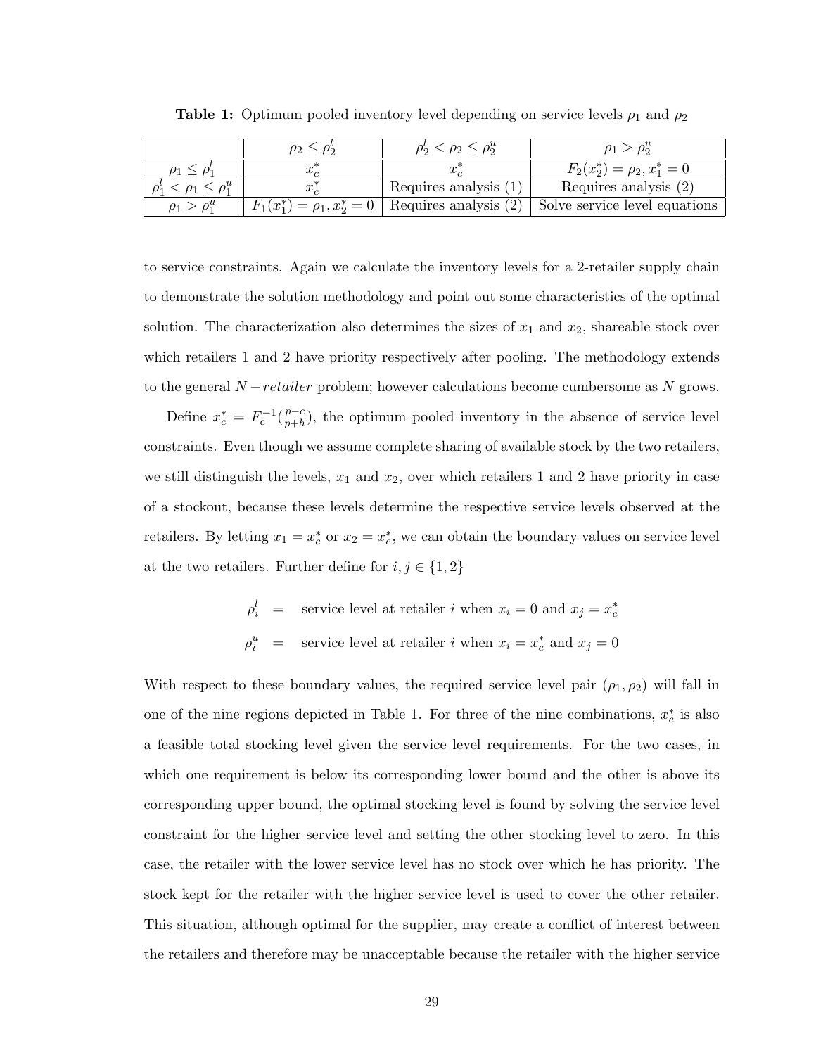**Table 1:** Optimum pooled inventory level depending on service levels $\rho_1$ and $\rho_2$

| | $\rho_2 \leq \rho_2^l$ | $\rho_2^l < \rho_2 \leq \rho_2^u$ | $\rho_1 > \rho_2^u$ |
|---|---|---|---|
| $\rho_1 \leq \rho_1^l$ | $x_c^*$ | $x_c^*$ | $F_2(x_2^*) = \rho_2, x_1^* = 0$ |
| $\rho_1^l < \rho_1 \leq \rho_1^u$ | $x_c^*$ | Requires analysis (1) | Requires analysis (2) |
| $\rho_1 > \rho_1^u$ | $F_1(x_1^*) = \rho_1, x_2^* = 0$ | Requires analysis (2) | Solve service level equations |

to service constraints. Again we calculate the inventory levels for a 2-retailer supply chain to demonstrate the solution methodology and point out some characteristics of the optimal solution. The characterization also determines the sizes of $x_1$ and $x_2$, shareable stock over which retailers 1 and 2 have priority respectively after pooling. The methodology extends to the general $N-retailer$ problem; however calculations become cumbersome as $N$ grows.

Define $x_c^* = F_c^{-1}(\frac{p-c}{p+h})$, the optimum pooled inventory in the absence of service level constraints. Even though we assume complete sharing of available stock by the two retailers, we still distinguish the levels, $x_1$ and $x_2$, over which retailers 1 and 2 have priority in case of a stockout, because these levels determine the respective service levels observed at the retailers. By letting $x_1 = x_c^*$ or $x_2 = x_c^*$, we can obtain the boundary values on service level at the two retailers. Further define for $i, j \in \{1, 2\}$

$$
\begin{aligned}
\rho_i^l &= \text{ service level at retailer } i \text{ when } x_i = 0 \text{ and } x_j = x_c^* \\
\rho_i^u &= \text{ service level at retailer } i \text{ when } x_i = x_c^* \text{ and } x_j = 0
\end{aligned}
$$

With respect to these boundary values, the required service level pair $(\rho_1, \rho_2)$ will fall in one of the nine regions depicted in Table 1. For three of the nine combinations, $x_c^*$ is also a feasible total stocking level given the service level requirements. For the two cases, in which one requirement is below its corresponding lower bound and the other is above its corresponding upper bound, the optimal stocking level is found by solving the service level constraint for the higher service level and setting the other stocking level to zero. In this case, the retailer with the lower service level has no stock over which he has priority. The stock kept for the retailer with the higher service level is used to cover the other retailer. This situation, although optimal for the supplier, may create a conflict of interest between the retailers and therefore may be unacceptable because the retailer with the higher service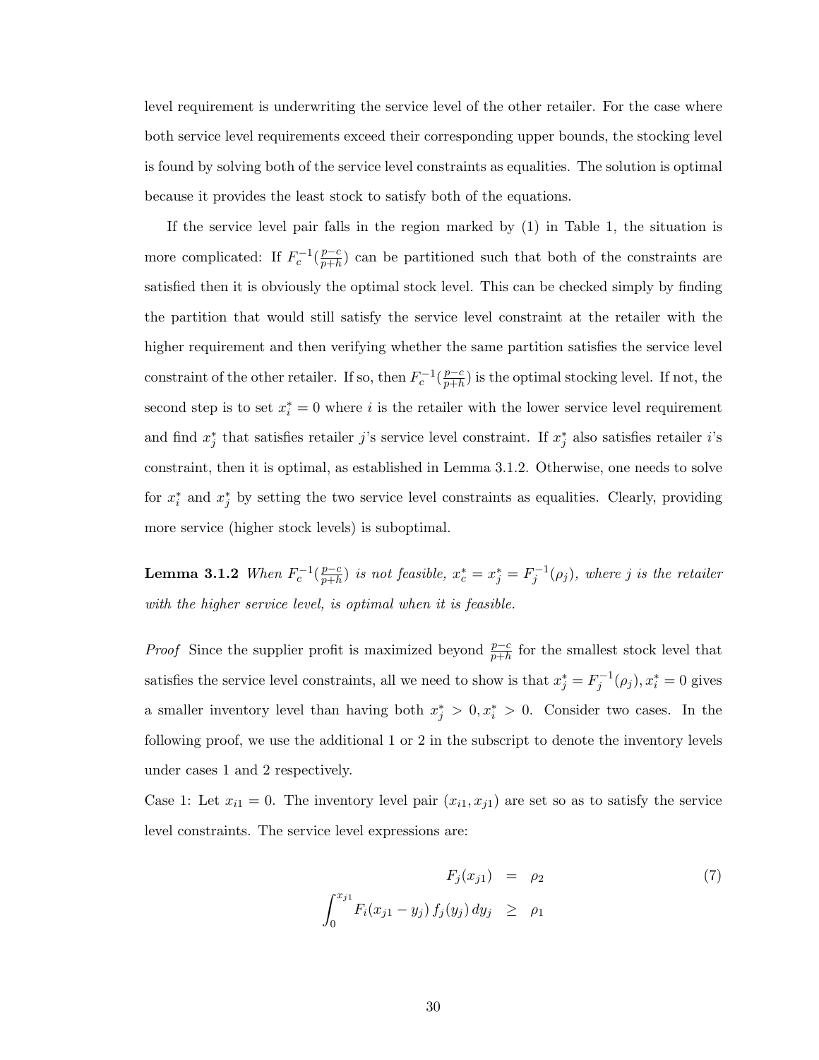level requirement is underwriting the service level of the other retailer. For the case where both service level requirements exceed their corresponding upper bounds, the stocking level is found by solving both of the service level constraints as equalities. The solution is optimal because it provides the least stock to satisfy both of the equations.

If the service level pair falls in the region marked by (1) in Table 1, the situation is more complicated: If $F_c^{-1}(\frac{p-c}{p+h})$ can be partitioned such that both of the constraints are satisfied then it is obviously the optimal stock level. This can be checked simply by finding the partition that would still satisfy the service level constraint at the retailer with the higher requirement and then verifying whether the same partition satisfies the service level constraint of the other retailer. If so, then $F_c^{-1}(\frac{p-c}{p+h})$ is the optimal stocking level. If not, the second step is to set $x_i^* = 0$ where $i$ is the retailer with the lower service level requirement and find $x_j^*$ that satisfies retailer $j$'s service level constraint. If $x_j^*$ also satisfies retailer $i$'s constraint, then it is optimal, as established in Lemma 3.1.2. Otherwise, one needs to solve for $x_i^*$ and $x_j^*$ by setting the two service level constraints as equalities. Clearly, providing more service (higher stock levels) is suboptimal.

**Lemma 3.1.2** *When $F_c^{-1}(\frac{p-c}{p+h})$ is not feasible, $x_c^* = x_j^* = F_j^{-1}(\rho_j)$, where $j$ is the retailer with the higher service level, is optimal when it is feasible.*

*Proof* Since the supplier profit is maximized beyond $\frac{p-c}{p+h}$ for the smallest stock level that satisfies the service level constraints, all we need to show is that $x_j^* = F_j^{-1}(\rho_j), x_i^* = 0$ gives a smaller inventory level than having both $x_j^* > 0, x_i^* > 0$. Consider two cases. In the following proof, we use the additional 1 or 2 in the subscript to denote the inventory levels under cases 1 and 2 respectively.

Case 1: Let $x_{i1} = 0$. The inventory level pair $(x_{i1}, x_{j1})$ are set so as to satisfy the service level constraints. The service level expressions are:

$$
\begin{aligned}
F_j(x_{j1}) &= \rho_2 \\
\int_0^{x_{j1}} F_i(x_{j1} - y_j)\, f_j(y_j)\, dy_j &\geq \rho_1
\end{aligned}
\tag{7}
$$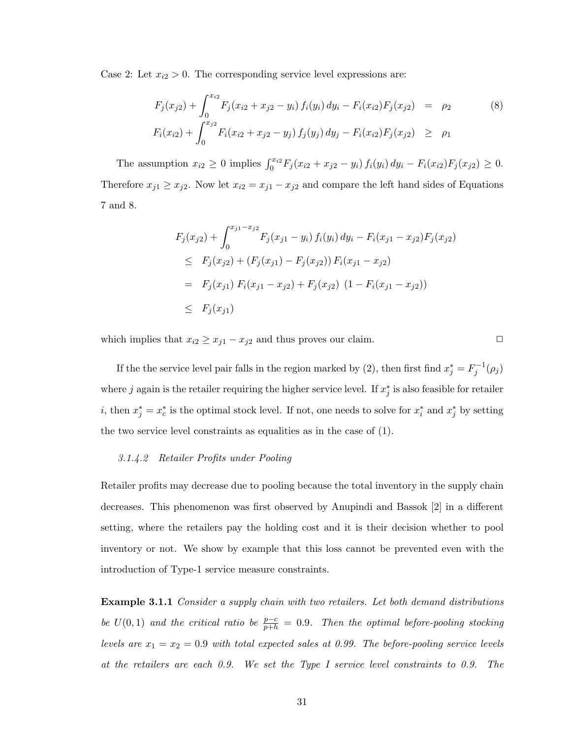Case 2: Let $x_{i2} > 0$. The corresponding service level expressions are:

$$
\begin{aligned}
F_j(x_{j2}) + \int_0^{x_{i2}} F_j(x_{i2} + x_{j2} - y_i)\, f_i(y_i)\, dy_i - F_i(x_{i2})F_j(x_{j2}) &= \rho_2 \\
F_i(x_{i2}) + \int_0^{x_{j2}} F_i(x_{i2} + x_{j2} - y_j)\, f_j(y_j)\, dy_j - F_i(x_{i2})F_j(x_{j2}) &\geq \rho_1
\end{aligned}
\tag{8}
$$

The assumption $x_{i2} \geq 0$ implies $\int_0^{x_{i2}} F_j(x_{i2} + x_{j2} - y_i)\, f_i(y_i)\, dy_i - F_i(x_{i2})F_j(x_{j2}) \geq 0$. Therefore $x_{j1} \geq x_{j2}$. Now let $x_{i2} = x_{j1} - x_{j2}$ and compare the left hand sides of Equations 7 and 8.

$$
\begin{aligned}
& F_j(x_{j2}) + \int_0^{x_{j1}-x_{j2}} F_j(x_{j1} - y_i)\, f_i(y_i)\, dy_i - F_i(x_{j1} - x_{j2})F_j(x_{j2}) \\
& \leq \; F_j(x_{j2}) + (F_j(x_{j1}) - F_j(x_{j2}))\, F_i(x_{j1} - x_{j2}) \\
& = \; F_j(x_{j1})\, F_i(x_{j1} - x_{j2}) + F_j(x_{j2})\; (1 - F_i(x_{j1} - x_{j2})) \\
& \leq \; F_j(x_{j1})
\end{aligned}
$$

which implies that $x_{i2} \geq x_{j1} - x_{j2}$ and thus proves our claim. $\square$

If the the service level pair falls in the region marked by (2), then first find $x_j^* = F_j^{-1}(\rho_j)$ where $j$ again is the retailer requiring the higher service level. If $x_j^*$ is also feasible for retailer $i$, then $x_j^* = x_c^*$ is the optimal stock level. If not, one needs to solve for $x_i^*$ and $x_j^*$ by setting the two service level constraints as equalities as in the case of (1).

#### *3.1.4.2 Retailer Profits under Pooling*

Retailer profits may decrease due to pooling because the total inventory in the supply chain decreases. This phenomenon was first observed by Anupindi and Bassok [2] in a different setting, where the retailers pay the holding cost and it is their decision whether to pool inventory or not. We show by example that this loss cannot be prevented even with the introduction of Type-1 service measure constraints.

**Example 3.1.1** *Consider a supply chain with two retailers. Let both demand distributions be $U(0,1)$ and the critical ratio be $\frac{p-c}{p+h} = 0.9$. Then the optimal before-pooling stocking levels are $x_1 = x_2 = 0.9$ with total expected sales at 0.99. The before-pooling service levels at the retailers are each 0.9. We set the Type I service level constraints to 0.9. The*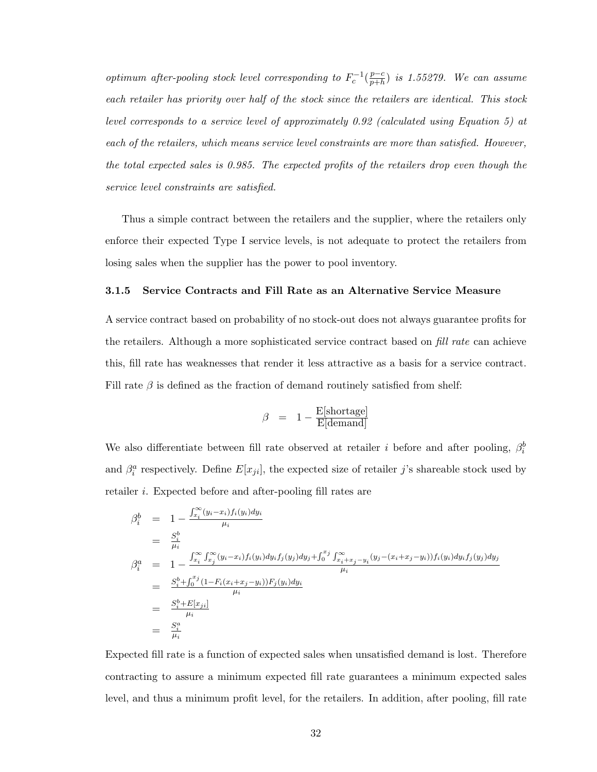*optimum after-pooling stock level corresponding to $F_c^{-1}(\frac{p-c}{p+h})$ is 1.55279. We can assume each retailer has priority over half of the stock since the retailers are identical. This stock level corresponds to a service level of approximately 0.92 (calculated using Equation 5) at each of the retailers, which means service level constraints are more than satisfied. However, the total expected sales is 0.985. The expected profits of the retailers drop even though the service level constraints are satisfied.*

Thus a simple contract between the retailers and the supplier, where the retailers only enforce their expected Type I service levels, is not adequate to protect the retailers from losing sales when the supplier has the power to pool inventory.

### 3.1.5 Service Contracts and Fill Rate as an Alternative Service Measure

A service contract based on probability of no stock-out does not always guarantee profits for the retailers. Although a more sophisticated service contract based on *fill rate* can achieve this, fill rate has weaknesses that render it less attractive as a basis for a service contract. Fill rate $\beta$ is defined as the fraction of demand routinely satisfied from shelf:

$$\beta = 1 - \frac{\text{E[shortage]}}{\text{E[demand]}}$$

We also differentiate between fill rate observed at retailer $i$ before and after pooling, $\beta_i^b$ and $\beta_i^a$ respectively. Define $E[x_{ji}]$, the expected size of retailer $j$'s shareable stock used by retailer $i$. Expected before and after-pooling fill rates are

$$\begin{aligned}
\beta_i^b &= 1 - \frac{\int_{x_i}^{\infty}(y_i - x_i)f_i(y_i)dy_i}{\mu_i} \\
&= \frac{S_i^b}{\mu_i} \\
\beta_i^a &= 1 - \frac{\int_{x_i}^{\infty}\int_{x_j}^{\infty}(y_i-x_i)f_i(y_i)dy_i f_j(y_j)dy_j + \int_0^{x_j}\int_{x_i+x_j-y_i}^{\infty}(y_j-(x_i+x_j-y_i))f_i(y_i)dy_i f_j(y_j)dy_j}{\mu_i} \\
&= \frac{S_i^b + \int_0^{x_j}(1-F_i(x_i+x_j-y_i))F_j(y_i)dy_i}{\mu_i} \\
&= \frac{S_i^b + E[x_{ji}]}{\mu_i} \\
&= \frac{S_i^a}{\mu_i}
\end{aligned}$$

Expected fill rate is a function of expected sales when unsatisfied demand is lost. Therefore contracting to assure a minimum expected fill rate guarantees a minimum expected sales level, and thus a minimum profit level, for the retailers. In addition, after pooling, fill rate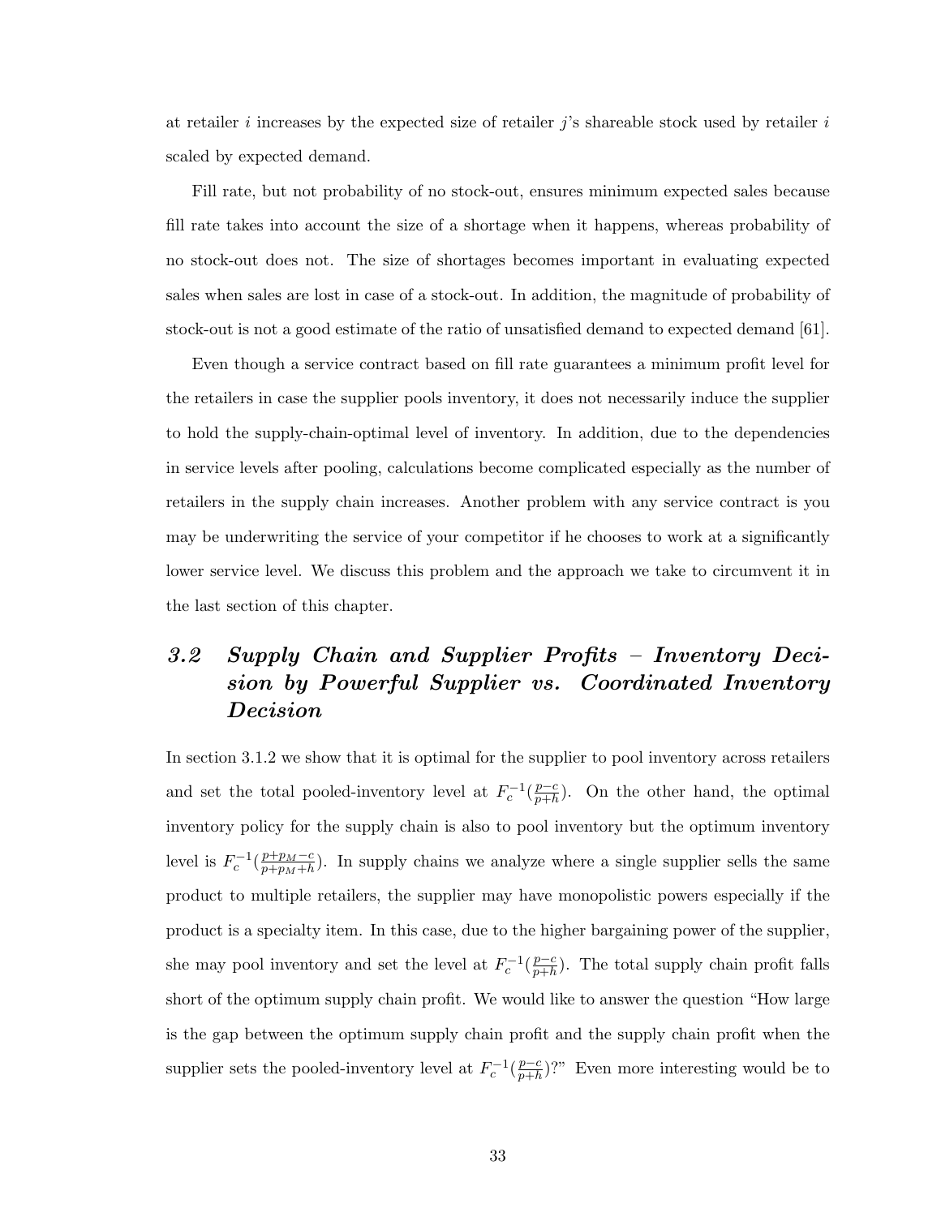at retailer $i$ increases by the expected size of retailer $j$'s shareable stock used by retailer $i$ scaled by expected demand.

Fill rate, but not probability of no stock-out, ensures minimum expected sales because fill rate takes into account the size of a shortage when it happens, whereas probability of no stock-out does not. The size of shortages becomes important in evaluating expected sales when sales are lost in case of a stock-out. In addition, the magnitude of probability of stock-out is not a good estimate of the ratio of unsatisfied demand to expected demand [61].

Even though a service contract based on fill rate guarantees a minimum profit level for the retailers in case the supplier pools inventory, it does not necessarily induce the supplier to hold the supply-chain-optimal level of inventory. In addition, due to the dependencies in service levels after pooling, calculations become complicated especially as the number of retailers in the supply chain increases. Another problem with any service contract is you may be underwriting the service of your competitor if he chooses to work at a significantly lower service level. We discuss this problem and the approach we take to circumvent it in the last section of this chapter.

## *3.2 Supply Chain and Supplier Profits – Inventory Decision by Powerful Supplier vs. Coordinated Inventory Decision*

In section 3.1.2 we show that it is optimal for the supplier to pool inventory across retailers and set the total pooled-inventory level at $F_c^{-1}(\frac{p-c}{p+h})$. On the other hand, the optimal inventory policy for the supply chain is also to pool inventory but the optimum inventory level is $F_c^{-1}(\frac{p+p_M-c}{p+p_M+h})$. In supply chains we analyze where a single supplier sells the same product to multiple retailers, the supplier may have monopolistic powers especially if the product is a specialty item. In this case, due to the higher bargaining power of the supplier, she may pool inventory and set the level at $F_c^{-1}(\frac{p-c}{p+h})$. The total supply chain profit falls short of the optimum supply chain profit. We would like to answer the question "How large is the gap between the optimum supply chain profit and the supply chain profit when the supplier sets the pooled-inventory level at $F_c^{-1}(\frac{p-c}{p+h})$?" Even more interesting would be to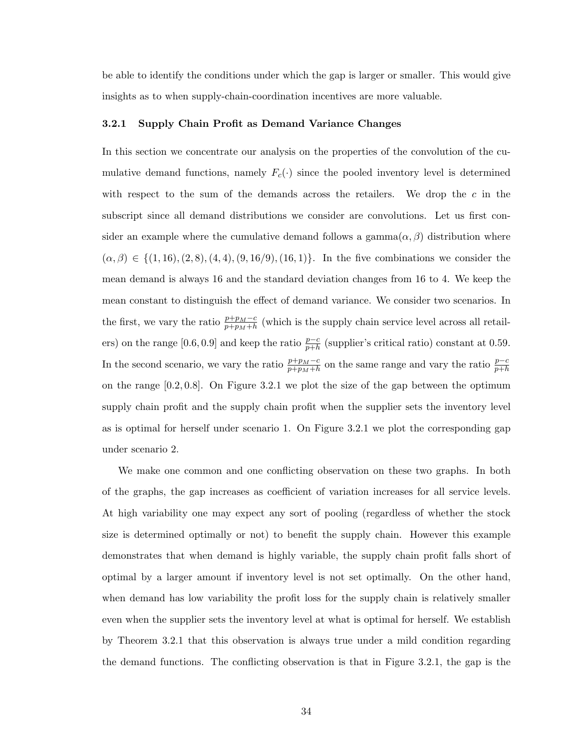be able to identify the conditions under which the gap is larger or smaller. This would give insights as to when supply-chain-coordination incentives are more valuable.

### 3.2.1 Supply Chain Profit as Demand Variance Changes

In this section we concentrate our analysis on the properties of the convolution of the cumulative demand functions, namely $F_c(\cdot)$ since the pooled inventory level is determined with respect to the sum of the demands across the retailers. We drop the $c$ in the subscript since all demand distributions we consider are convolutions. Let us first consider an example where the cumulative demand follows a gamma$(\alpha, \beta)$ distribution where $(\alpha, \beta) \in \{(1, 16), (2, 8), (4, 4), (9, 16/9), (16, 1)\}$. In the five combinations we consider the mean demand is always 16 and the standard deviation changes from 16 to 4. We keep the mean constant to distinguish the effect of demand variance. We consider two scenarios. In the first, we vary the ratio $\frac{p+p_M-c}{p+p_M+h}$ (which is the supply chain service level across all retailers) on the range $[0.6, 0.9]$ and keep the ratio $\frac{p-c}{p+h}$ (supplier's critical ratio) constant at 0.59. In the second scenario, we vary the ratio $\frac{p+p_M-c}{p+p_M+h}$ on the same range and vary the ratio $\frac{p-c}{p+h}$ on the range $[0.2, 0.8]$. On Figure 3.2.1 we plot the size of the gap between the optimum supply chain profit and the supply chain profit when the supplier sets the inventory level as is optimal for herself under scenario 1. On Figure 3.2.1 we plot the corresponding gap under scenario 2.

We make one common and one conflicting observation on these two graphs. In both of the graphs, the gap increases as coefficient of variation increases for all service levels. At high variability one may expect any sort of pooling (regardless of whether the stock size is determined optimally or not) to benefit the supply chain. However this example demonstrates that when demand is highly variable, the supply chain profit falls short of optimal by a larger amount if inventory level is not set optimally. On the other hand, when demand has low variability the profit loss for the supply chain is relatively smaller even when the supplier sets the inventory level at what is optimal for herself. We establish by Theorem 3.2.1 that this observation is always true under a mild condition regarding the demand functions. The conflicting observation is that in Figure 3.2.1, the gap is the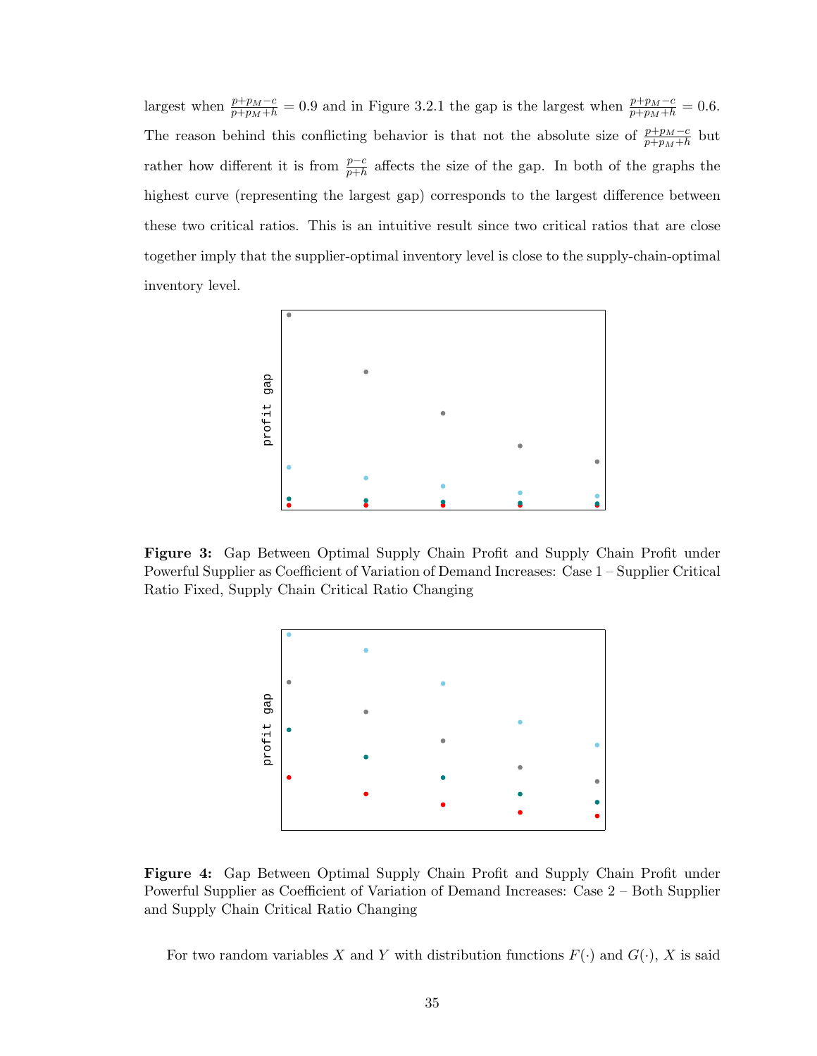largest when $\frac{p+p_M-c}{p+p_M+h} = 0.9$ and in Figure 3.2.1 the gap is the largest when $\frac{p+p_M-c}{p+p_M+h} = 0.6$. The reason behind this conflicting behavior is that not the absolute size of $\frac{p+p_M-c}{p+p_M+h}$ but rather how different it is from $\frac{p-c}{p+h}$ affects the size of the gap. In both of the graphs the highest curve (representing the largest gap) corresponds to the largest difference between these two critical ratios. This is an intuitive result since two critical ratios that are close together imply that the supplier-optimal inventory level is close to the supply-chain-optimal inventory level.

**Figure 3:** Gap Between Optimal Supply Chain Profit and Supply Chain Profit under Powerful Supplier as Coefficient of Variation of Demand Increases: Case 1 – Supplier Critical Ratio Fixed, Supply Chain Critical Ratio Changing

**Figure 4:** Gap Between Optimal Supply Chain Profit and Supply Chain Profit under Powerful Supplier as Coefficient of Variation of Demand Increases: Case 2 – Both Supplier and Supply Chain Critical Ratio Changing

For two random variables $X$ and $Y$ with distribution functions $F(\cdot)$ and $G(\cdot)$, $X$ is said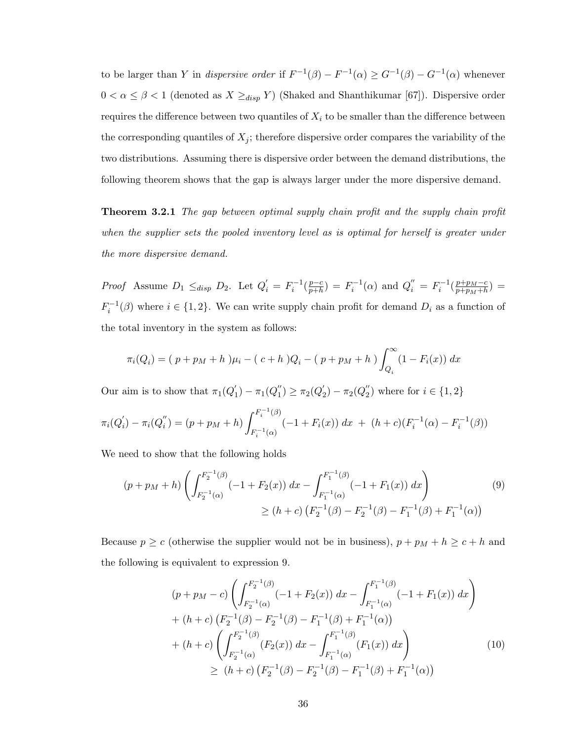to be larger than $Y$ in *dispersive order* if $F^{-1}(\beta) - F^{-1}(\alpha) \geq G^{-1}(\beta) - G^{-1}(\alpha)$ whenever $0 < \alpha \leq \beta < 1$ (denoted as $X \geq_{disp} Y$) (Shaked and Shanthikumar [67]). Dispersive order requires the difference between two quantiles of $X_i$ to be smaller than the difference between the corresponding quantiles of $X_j$; therefore dispersive order compares the variability of the two distributions. Assuming there is dispersive order between the demand distributions, the following theorem shows that the gap is always larger under the more dispersive demand.

**Theorem 3.2.1** *The gap between optimal supply chain profit and the supply chain profit when the supplier sets the pooled inventory level as is optimal for herself is greater under the more dispersive demand.*

*Proof* Assume $D_1 \leq_{disp} D_2$. Let $Q_i^{'} = F_i^{-1}(\frac{p-c}{p+h}) = F_i^{-1}(\alpha)$ and $Q_i^{''} = F_i^{-1}(\frac{p+p_M-c}{p+p_M+h}) = F_i^{-1}(\beta)$ where $i \in \{1, 2\}$. We can write supply chain profit for demand $D_i$ as a function of the total inventory in the system as follows:

$$\pi_i(Q_i) = (\, p + p_M + h\,)\mu_i - (\, c + h\,)Q_i - (\, p + p_M + h\,)\int_{Q_i}^{\infty} (1 - F_i(x))\, dx$$

Our aim is to show that $\pi_1(Q_1^{'}) - \pi_1(Q_1^{''}) \geq \pi_2(Q_2^{'}) - \pi_2(Q_2^{''})$ where for $i \in \{1, 2\}$

$$\pi_i(Q_i^{'}) - \pi_i(Q_i^{''}) = (p + p_M + h)\int_{F_i^{-1}(\alpha)}^{F_i^{-1}(\beta)} (-1 + F_i(x))\, dx \;+\; (h + c)(F_i^{-1}(\alpha) - F_i^{-1}(\beta))$$

We need to show that the following holds

$$(p + p_M + h)\left(\int_{F_2^{-1}(\alpha)}^{F_2^{-1}(\beta)} (-1 + F_2(x))\, dx - \int_{F_1^{-1}(\alpha)}^{F_1^{-1}(\beta)} (-1 + F_1(x))\, dx\right) \qquad (9)$$
$$\geq (h + c)\left(F_2^{-1}(\beta) - F_2^{-1}(\beta) - F_1^{-1}(\beta) + F_1^{-1}(\alpha)\right)$$

Because $p \geq c$ (otherwise the supplier would not be in business), $p + p_M + h \geq c + h$ and the following is equivalent to expression 9.

$$\begin{aligned}
&(p + p_M - c)\left(\int_{F_2^{-1}(\alpha)}^{F_2^{-1}(\beta)} (-1 + F_2(x))\, dx - \int_{F_1^{-1}(\alpha)}^{F_1^{-1}(\beta)} (-1 + F_1(x))\, dx\right) \\
&+ (h + c)\left(F_2^{-1}(\beta) - F_2^{-1}(\beta) - F_1^{-1}(\beta) + F_1^{-1}(\alpha)\right) \\
&+ (h + c)\left(\int_{F_2^{-1}(\alpha)}^{F_2^{-1}(\beta)} (F_2(x))\, dx - \int_{F_1^{-1}(\alpha)}^{F_1^{-1}(\beta)} (F_1(x))\, dx\right) \qquad (10) \\
&\qquad \geq\; (h + c)\left(F_2^{-1}(\beta) - F_2^{-1}(\beta) - F_1^{-1}(\beta) + F_1^{-1}(\alpha)\right)
\end{aligned}$$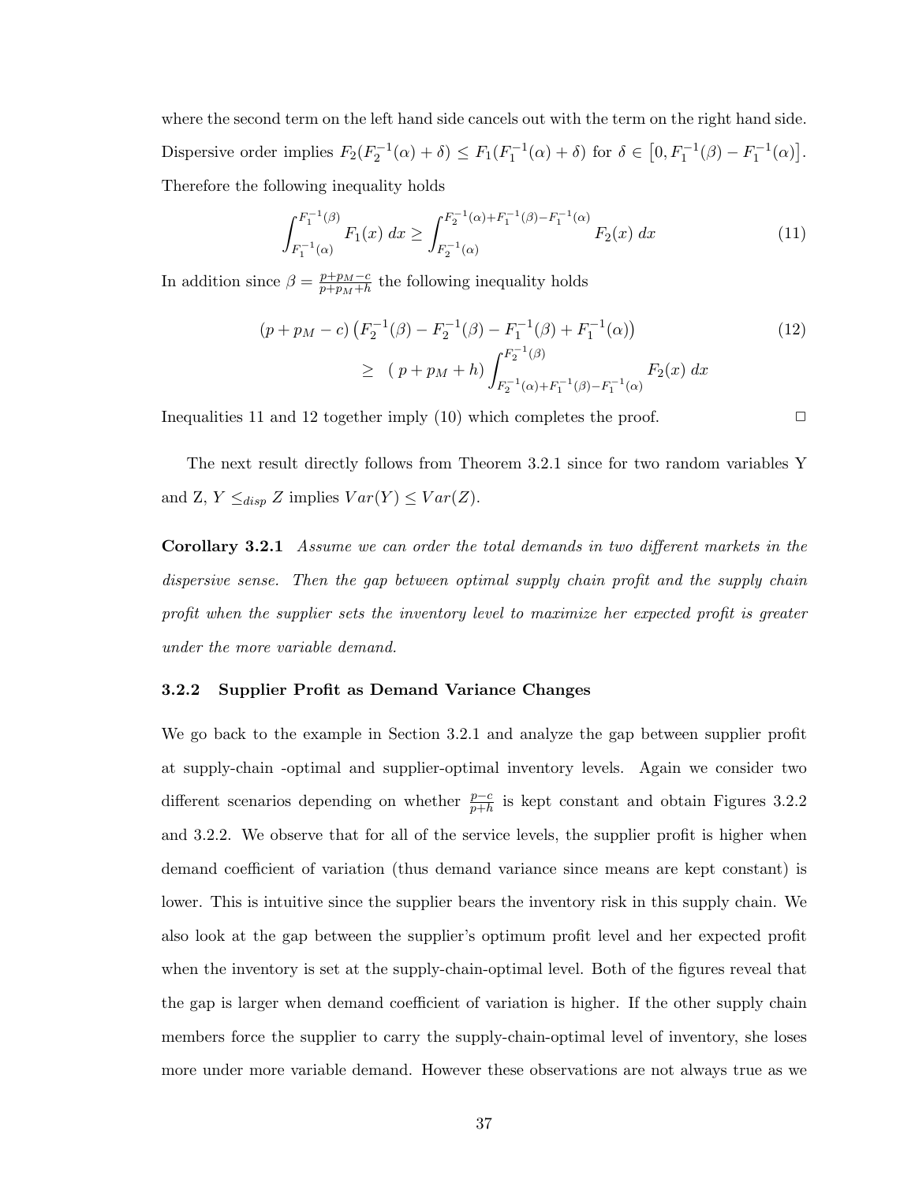where the second term on the left hand side cancels out with the term on the right hand side. Dispersive order implies $F_2(F_2^{-1}(\alpha)+\delta) \leq F_1(F_1^{-1}(\alpha)+\delta)$ for $\delta \in \left[0, F_1^{-1}(\beta) - F_1^{-1}(\alpha)\right]$. Therefore the following inequality holds

$$\int_{F_1^{-1}(\alpha)}^{F_1^{-1}(\beta)} F_1(x)\, dx \geq \int_{F_2^{-1}(\alpha)}^{F_2^{-1}(\alpha)+F_1^{-1}(\beta)-F_1^{-1}(\alpha)} F_2(x)\, dx \tag{11}$$

In addition since $\beta = \frac{p+p_M-c}{p+p_M+h}$ the following inequality holds

$$\begin{aligned}(p+p_M-c)\left(F_2^{-1}(\beta) - F_2^{-1}(\beta) - F_1^{-1}(\beta) + F_1^{-1}(\alpha)\right) \\ \geq \ (\ p+p_M+h) \int_{F_2^{-1}(\alpha)+F_1^{-1}(\beta)-F_1^{-1}(\alpha)}^{F_2^{-1}(\beta)} F_2(x)\, dx\end{aligned} \tag{12}$$

Inequalities 11 and 12 together imply (10) which completes the proof. □

The next result directly follows from Theorem 3.2.1 since for two random variables Y and Z, $Y \leq_{disp} Z$ implies $Var(Y) \leq Var(Z)$.

**Corollary 3.2.1** *Assume we can order the total demands in two different markets in the dispersive sense. Then the gap between optimal supply chain profit and the supply chain profit when the supplier sets the inventory level to maximize her expected profit is greater under the more variable demand.*

### 3.2.2 Supplier Profit as Demand Variance Changes

We go back to the example in Section 3.2.1 and analyze the gap between supplier profit at supply-chain -optimal and supplier-optimal inventory levels. Again we consider two different scenarios depending on whether $\frac{p-c}{p+h}$ is kept constant and obtain Figures 3.2.2 and 3.2.2. We observe that for all of the service levels, the supplier profit is higher when demand coefficient of variation (thus demand variance since means are kept constant) is lower. This is intuitive since the supplier bears the inventory risk in this supply chain. We also look at the gap between the supplier's optimum profit level and her expected profit when the inventory is set at the supply-chain-optimal level. Both of the figures reveal that the gap is larger when demand coefficient of variation is higher. If the other supply chain members force the supplier to carry the supply-chain-optimal level of inventory, she loses more under more variable demand. However these observations are not always true as we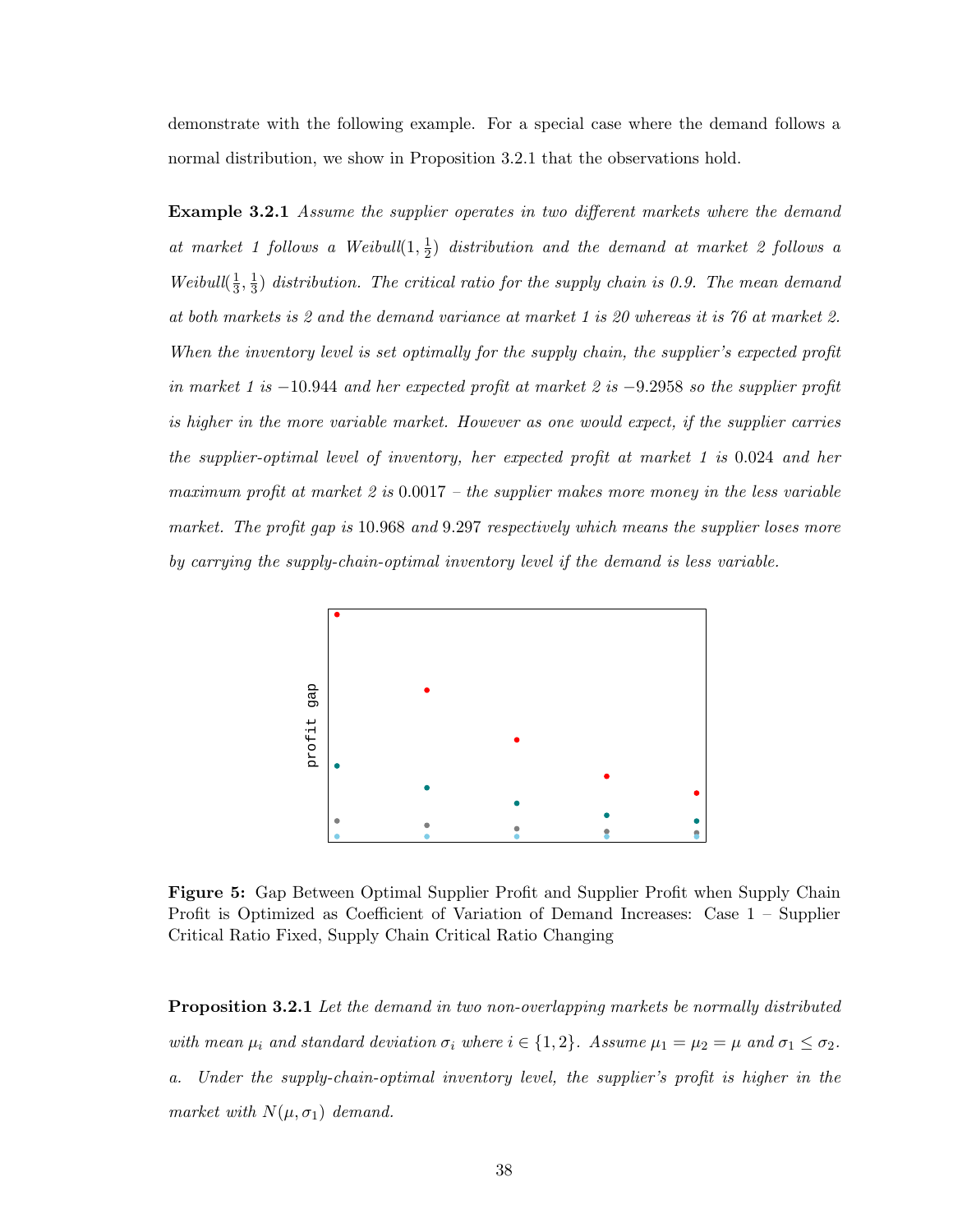demonstrate with the following example. For a special case where the demand follows a normal distribution, we show in Proposition 3.2.1 that the observations hold.

**Example 3.2.1** *Assume the supplier operates in two different markets where the demand at market 1 follows a Weibull$(1, \frac{1}{2})$ distribution and the demand at market 2 follows a Weibull$(\frac{1}{3}, \frac{1}{3})$ distribution. The critical ratio for the supply chain is 0.9. The mean demand at both markets is 2 and the demand variance at market 1 is 20 whereas it is 76 at market 2. When the inventory level is set optimally for the supply chain, the supplier's expected profit in market 1 is $-10.944$ and her expected profit at market 2 is $-9.2958$ so the supplier profit is higher in the more variable market. However as one would expect, if the supplier carries the supplier-optimal level of inventory, her expected profit at market 1 is 0.024 and her maximum profit at market 2 is 0.0017 – the supplier makes more money in the less variable market. The profit gap is 10.968 and 9.297 respectively which means the supplier loses more by carrying the supply-chain-optimal inventory level if the demand is less variable.*

**Figure 5:** Gap Between Optimal Supplier Profit and Supplier Profit when Supply Chain Profit is Optimized as Coefficient of Variation of Demand Increases: Case 1 – Supplier Critical Ratio Fixed, Supply Chain Critical Ratio Changing

**Proposition 3.2.1** *Let the demand in two non-overlapping markets be normally distributed with mean $\mu_i$ and standard deviation $\sigma_i$ where $i \in \{1, 2\}$. Assume $\mu_1 = \mu_2 = \mu$ and $\sigma_1 \leq \sigma_2$.*

*a. Under the supply-chain-optimal inventory level, the supplier's profit is higher in the market with $N(\mu, \sigma_1)$ demand.*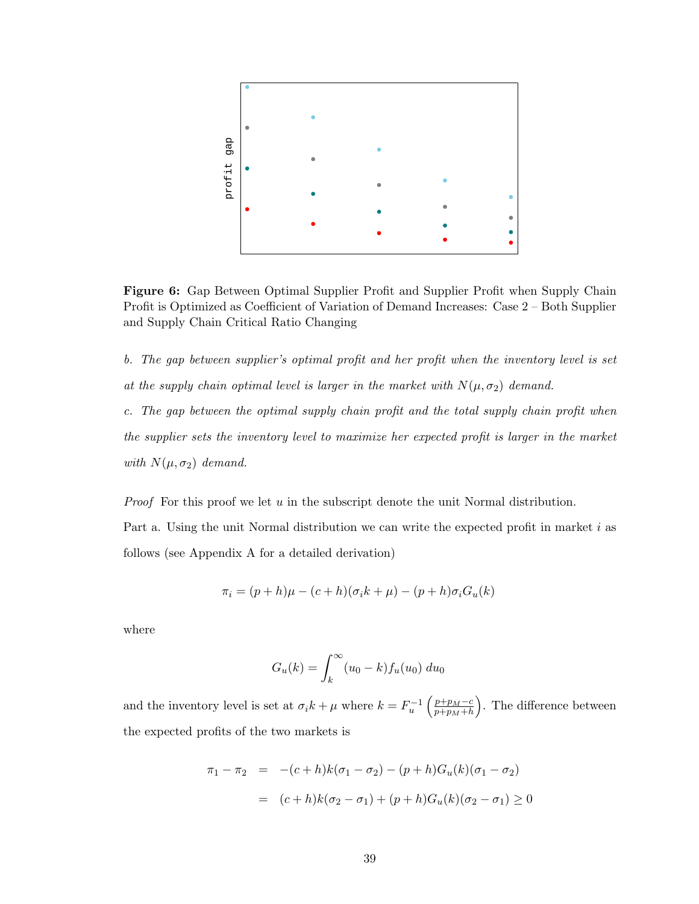profit gap

**Figure 6:** Gap Between Optimal Supplier Profit and Supplier Profit when Supply Chain Profit is Optimized as Coefficient of Variation of Demand Increases: Case 2 – Both Supplier and Supply Chain Critical Ratio Changing

*b. The gap between supplier's optimal profit and her profit when the inventory level is set at the supply chain optimal level is larger in the market with $N(\mu, \sigma_2)$ demand.*

*c. The gap between the optimal supply chain profit and the total supply chain profit when the supplier sets the inventory level to maximize her expected profit is larger in the market with $N(\mu, \sigma_2)$ demand.*

*Proof* For this proof we let $u$ in the subscript denote the unit Normal distribution.

Part a. Using the unit Normal distribution we can write the expected profit in market $i$ as follows (see Appendix A for a detailed derivation)

$$\pi_i = (p + h)\mu - (c + h)(\sigma_i k + \mu) - (p + h)\sigma_i G_u(k)$$

where

$$G_u(k) = \int_k^\infty (u_0 - k) f_u(u_0)\, du_0$$

and the inventory level is set at $\sigma_i k + \mu$ where $k = F_u^{-1}\left(\frac{p+p_M-c}{p+p_M+h}\right)$. The difference between the expected profits of the two markets is

$$\begin{aligned}
\pi_1 - \pi_2 &= -(c + h)k(\sigma_1 - \sigma_2) - (p + h)G_u(k)(\sigma_1 - \sigma_2) \\
&= (c + h)k(\sigma_2 - \sigma_1) + (p + h)G_u(k)(\sigma_2 - \sigma_1) \geq 0
\end{aligned}$$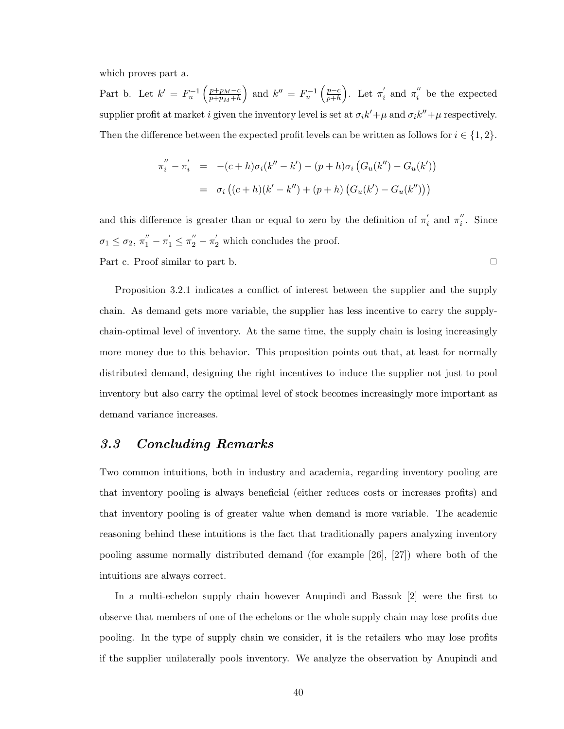which proves part a.

Part b. Let $k' = F_u^{-1}\left(\frac{p+p_M-c}{p+p_M+h}\right)$ and $k'' = F_u^{-1}\left(\frac{p-c}{p+h}\right)$. Let $\pi_i^{'}$ and $\pi_i^{''}$ be the expected supplier profit at market $i$ given the inventory level is set at $\sigma_i k' + \mu$ and $\sigma_i k'' + \mu$ respectively. Then the difference between the expected profit levels can be written as follows for $i \in \{1, 2\}$.

$$
\begin{aligned}
\pi_i^{''} - \pi_i^{'} &= -(c+h)\sigma_i(k'' - k') - (p+h)\sigma_i\left(G_u(k'') - G_u(k')\right) \\
&= \sigma_i\left((c+h)(k' - k'') + (p+h)\left(G_u(k') - G_u(k'')\right)\right)
\end{aligned}
$$

and this difference is greater than or equal to zero by the definition of $\pi_i^{'}$ and $\pi_i^{''}$. Since $\sigma_1 \leq \sigma_2$, $\pi_1^{''} - \pi_1^{'} \leq \pi_2^{''} - \pi_2^{'}$ which concludes the proof.

Part c. Proof similar to part b. □

Proposition 3.2.1 indicates a conflict of interest between the supplier and the supply chain. As demand gets more variable, the supplier has less incentive to carry the supply-chain-optimal level of inventory. At the same time, the supply chain is losing increasingly more money due to this behavior. This proposition points out that, at least for normally distributed demand, designing the right incentives to induce the supplier not just to pool inventory but also carry the optimal level of stock becomes increasingly more important as demand variance increases.

## *3.3 Concluding Remarks*

Two common intuitions, both in industry and academia, regarding inventory pooling are that inventory pooling is always beneficial (either reduces costs or increases profits) and that inventory pooling is of greater value when demand is more variable. The academic reasoning behind these intuitions is the fact that traditionally papers analyzing inventory pooling assume normally distributed demand (for example [26], [27]) where both of the intuitions are always correct.

In a multi-echelon supply chain however Anupindi and Bassok [2] were the first to observe that members of one of the echelons or the whole supply chain may lose profits due pooling. In the type of supply chain we consider, it is the retailers who may lose profits if the supplier unilaterally pools inventory. We analyze the observation by Anupindi and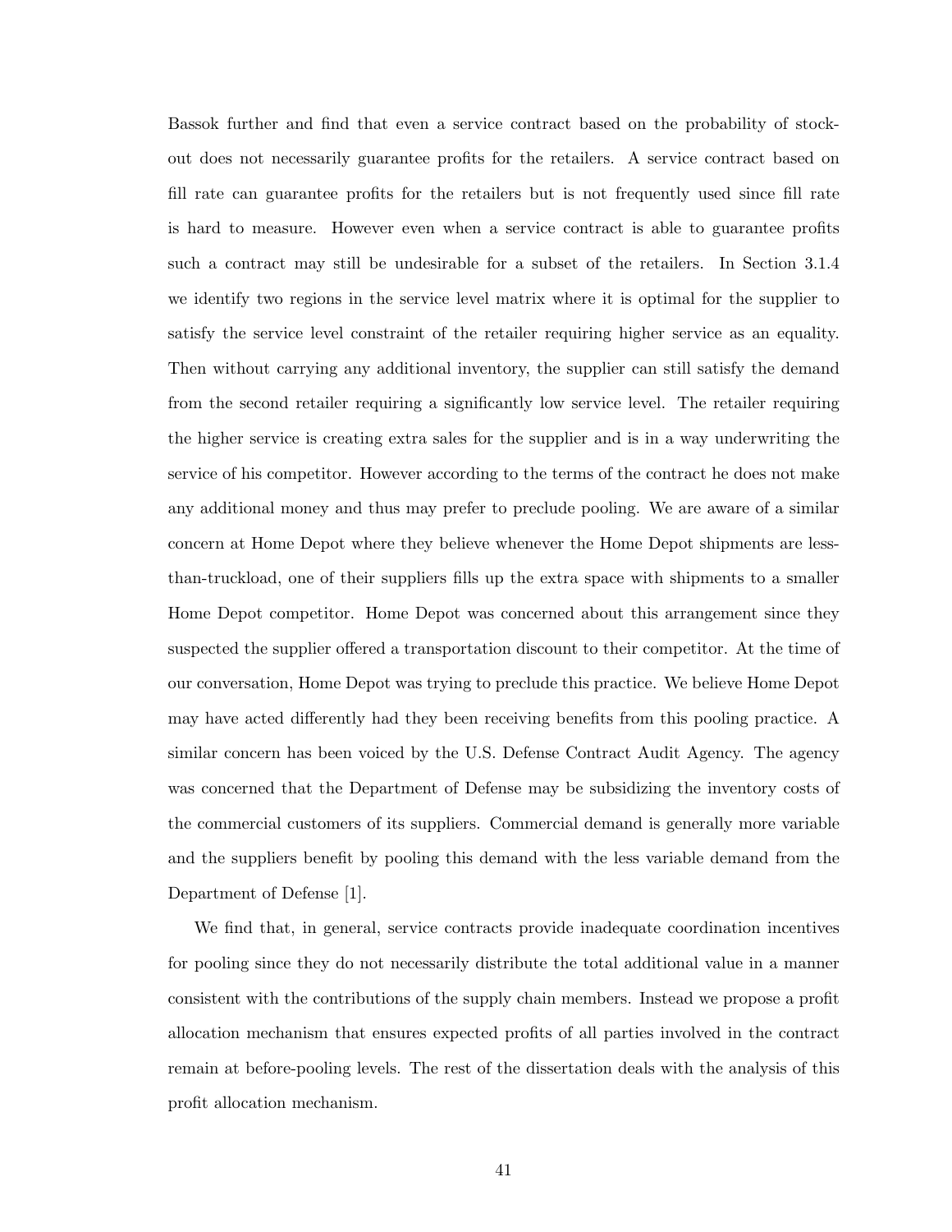Bassok further and find that even a service contract based on the probability of stock-out does not necessarily guarantee profits for the retailers. A service contract based on fill rate can guarantee profits for the retailers but is not frequently used since fill rate is hard to measure. However even when a service contract is able to guarantee profits such a contract may still be undesirable for a subset of the retailers. In Section 3.1.4 we identify two regions in the service level matrix where it is optimal for the supplier to satisfy the service level constraint of the retailer requiring higher service as an equality. Then without carrying any additional inventory, the supplier can still satisfy the demand from the second retailer requiring a significantly low service level. The retailer requiring the higher service is creating extra sales for the supplier and is in a way underwriting the service of his competitor. However according to the terms of the contract he does not make any additional money and thus may prefer to preclude pooling. We are aware of a similar concern at Home Depot where they believe whenever the Home Depot shipments are less-than-truckload, one of their suppliers fills up the extra space with shipments to a smaller Home Depot competitor. Home Depot was concerned about this arrangement since they suspected the supplier offered a transportation discount to their competitor. At the time of our conversation, Home Depot was trying to preclude this practice. We believe Home Depot may have acted differently had they been receiving benefits from this pooling practice. A similar concern has been voiced by the U.S. Defense Contract Audit Agency. The agency was concerned that the Department of Defense may be subsidizing the inventory costs of the commercial customers of its suppliers. Commercial demand is generally more variable and the suppliers benefit by pooling this demand with the less variable demand from the Department of Defense [1].

We find that, in general, service contracts provide inadequate coordination incentives for pooling since they do not necessarily distribute the total additional value in a manner consistent with the contributions of the supply chain members. Instead we propose a profit allocation mechanism that ensures expected profits of all parties involved in the contract remain at before-pooling levels. The rest of the dissertation deals with the analysis of this profit allocation mechanism.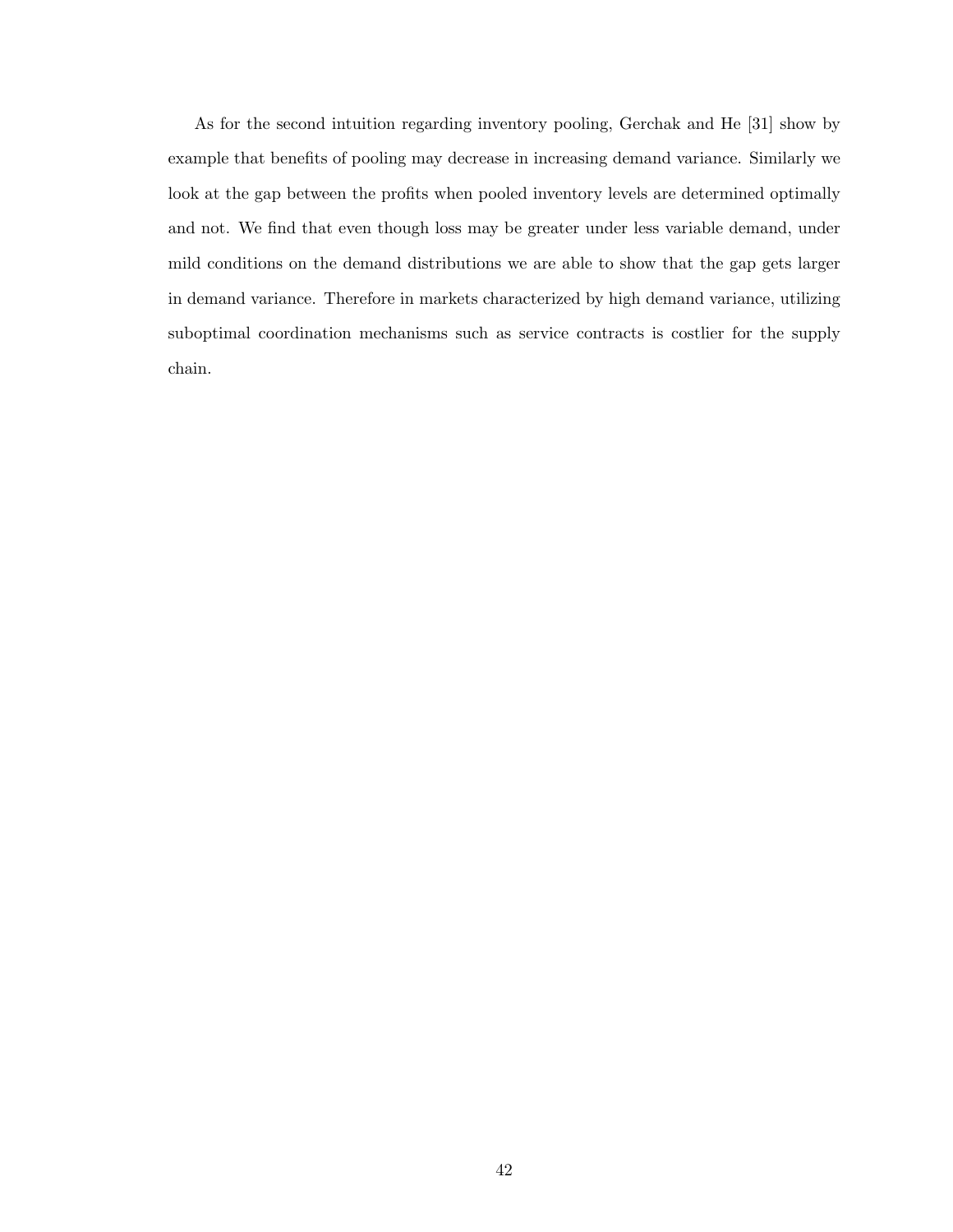As for the second intuition regarding inventory pooling, Gerchak and He [31] show by example that benefits of pooling may decrease in increasing demand variance. Similarly we look at the gap between the profits when pooled inventory levels are determined optimally and not. We find that even though loss may be greater under less variable demand, under mild conditions on the demand distributions we are able to show that the gap gets larger in demand variance. Therefore in markets characterized by high demand variance, utilizing suboptimal coordination mechanisms such as service contracts is costlier for the supply chain.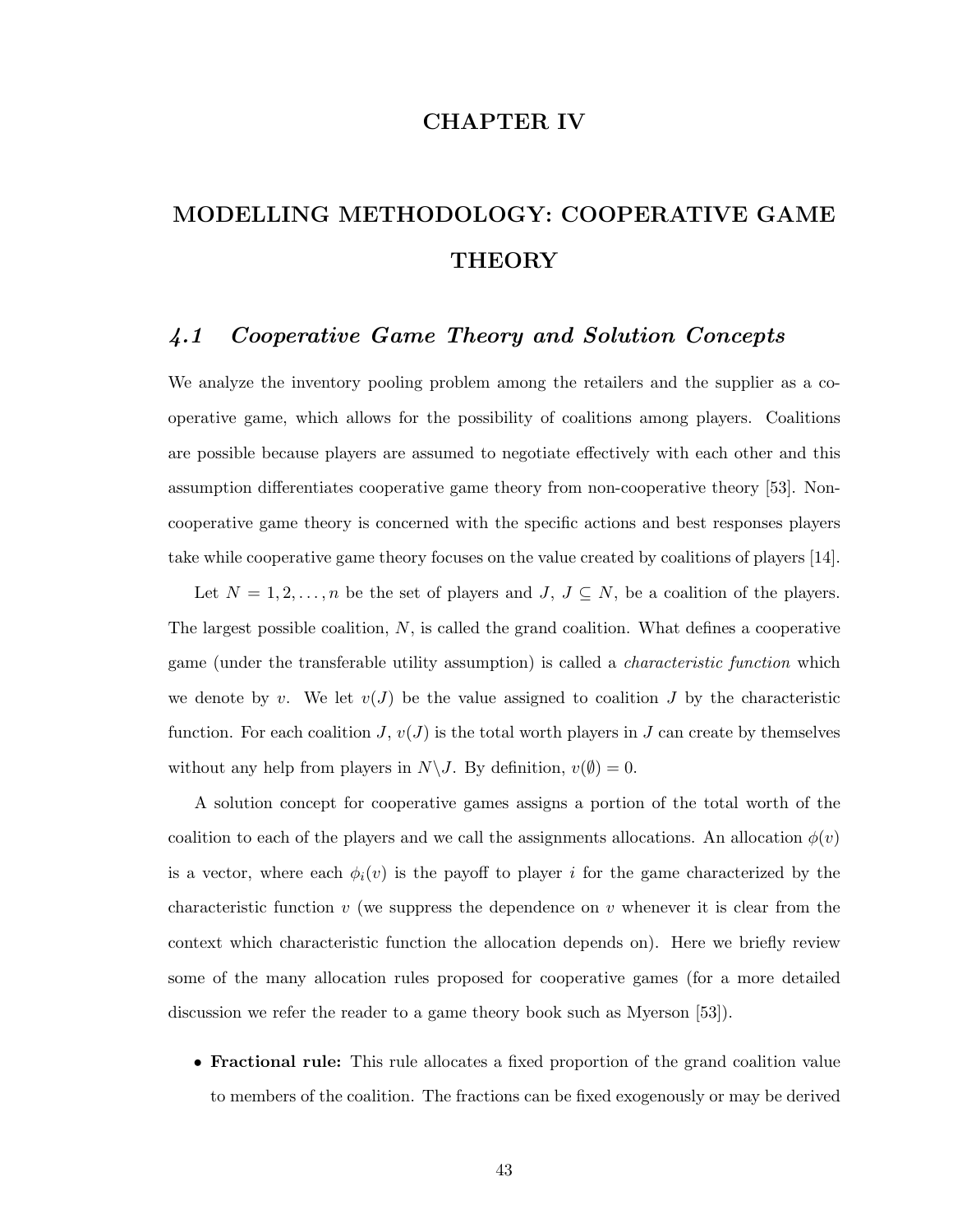# CHAPTER IV

# MODELLING METHODOLOGY: COOPERATIVE GAME THEORY

## *4.1 Cooperative Game Theory and Solution Concepts*

We analyze the inventory pooling problem among the retailers and the supplier as a cooperative game, which allows for the possibility of coalitions among players. Coalitions are possible because players are assumed to negotiate effectively with each other and this assumption differentiates cooperative game theory from non-cooperative theory [53]. Non-cooperative game theory is concerned with the specific actions and best responses players take while cooperative game theory focuses on the value created by coalitions of players [14].

Let $N = 1, 2, \ldots, n$ be the set of players and $J$, $J \subseteq N$, be a coalition of the players. The largest possible coalition, $N$, is called the grand coalition. What defines a cooperative game (under the transferable utility assumption) is called a *characteristic function* which we denote by $v$. We let $v(J)$ be the value assigned to coalition $J$ by the characteristic function. For each coalition $J$, $v(J)$ is the total worth players in $J$ can create by themselves without any help from players in $N \backslash J$. By definition, $v(\emptyset) = 0$.

A solution concept for cooperative games assigns a portion of the total worth of the coalition to each of the players and we call the assignments allocations. An allocation $\phi(v)$ is a vector, where each $\phi_i(v)$ is the payoff to player $i$ for the game characterized by the characteristic function $v$ (we suppress the dependence on $v$ whenever it is clear from the context which characteristic function the allocation depends on). Here we briefly review some of the many allocation rules proposed for cooperative games (for a more detailed discussion we refer the reader to a game theory book such as Myerson [53]).

- **Fractional rule:** This rule allocates a fixed proportion of the grand coalition value to members of the coalition. The fractions can be fixed exogenously or may be derived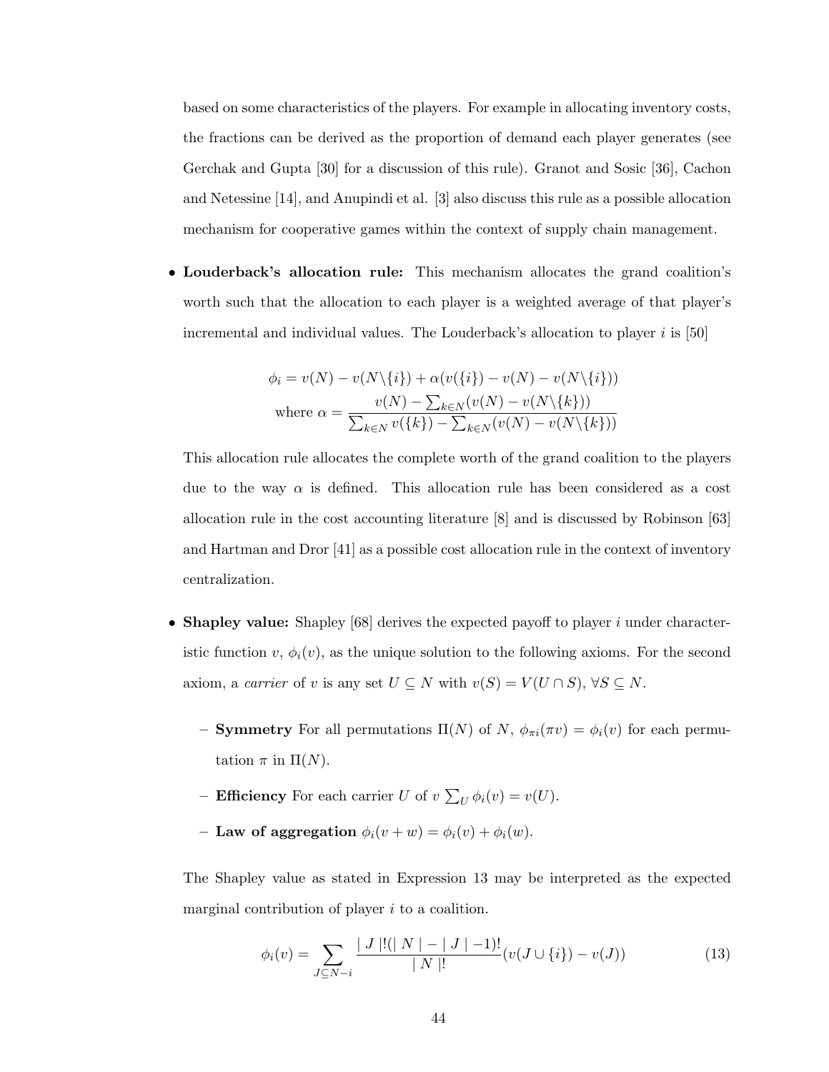based on some characteristics of the players. For example in allocating inventory costs, the fractions can be derived as the proportion of demand each player generates (see Gerchak and Gupta [30] for a discussion of this rule). Granot and Sosic [36], Cachon and Netessine [14], and Anupindi et al. [3] also discuss this rule as a possible allocation mechanism for cooperative games within the context of supply chain management.

- **Louderback's allocation rule:** This mechanism allocates the grand coalition's worth such that the allocation to each player is a weighted average of that player's incremental and individual values. The Louderback's allocation to player $i$ is [50]

$$\phi_i = v(N) - v(N \backslash \{i\}) + \alpha(v(\{i\}) - v(N) - v(N \backslash \{i\}))$$
$$\text{where } \alpha = \frac{v(N) - \sum_{k \in N}(v(N) - v(N \backslash \{k\}))}{\sum_{k \in N} v(\{k\}) - \sum_{k \in N}(v(N) - v(N \backslash \{k\}))}$$

This allocation rule allocates the complete worth of the grand coalition to the players due to the way $\alpha$ is defined. This allocation rule has been considered as a cost allocation rule in the cost accounting literature [8] and is discussed by Robinson [63] and Hartman and Dror [41] as a possible cost allocation rule in the context of inventory centralization.

- **Shapley value:** Shapley [68] derives the expected payoff to player $i$ under characteristic function $v$, $\phi_i(v)$, as the unique solution to the following axioms. For the second axiom, a *carrier* of $v$ is any set $U \subseteq N$ with $v(S) = V(U \cap S)$, $\forall S \subseteq N$.

  - **Symmetry** For all permutations $\Pi(N)$ of $N$, $\phi_{\pi i}(\pi v) = \phi_i(v)$ for each permutation $\pi$ in $\Pi(N)$.
  - **Efficiency** For each carrier $U$ of $v$ $\sum_U \phi_i(v) = v(U)$.
  - **Law of aggregation** $\phi_i(v + w) = \phi_i(v) + \phi_i(w)$.

The Shapley value as stated in Expression 13 may be interpreted as the expected marginal contribution of player $i$ to a coalition.

$$\phi_i(v) = \sum_{J \subseteq N - i} \frac{|\, J \,|!(|\, N \,| - |\, J \,| - 1)!}{|\, N \,|!}(v(J \cup \{i\}) - v(J)) \tag{13}$$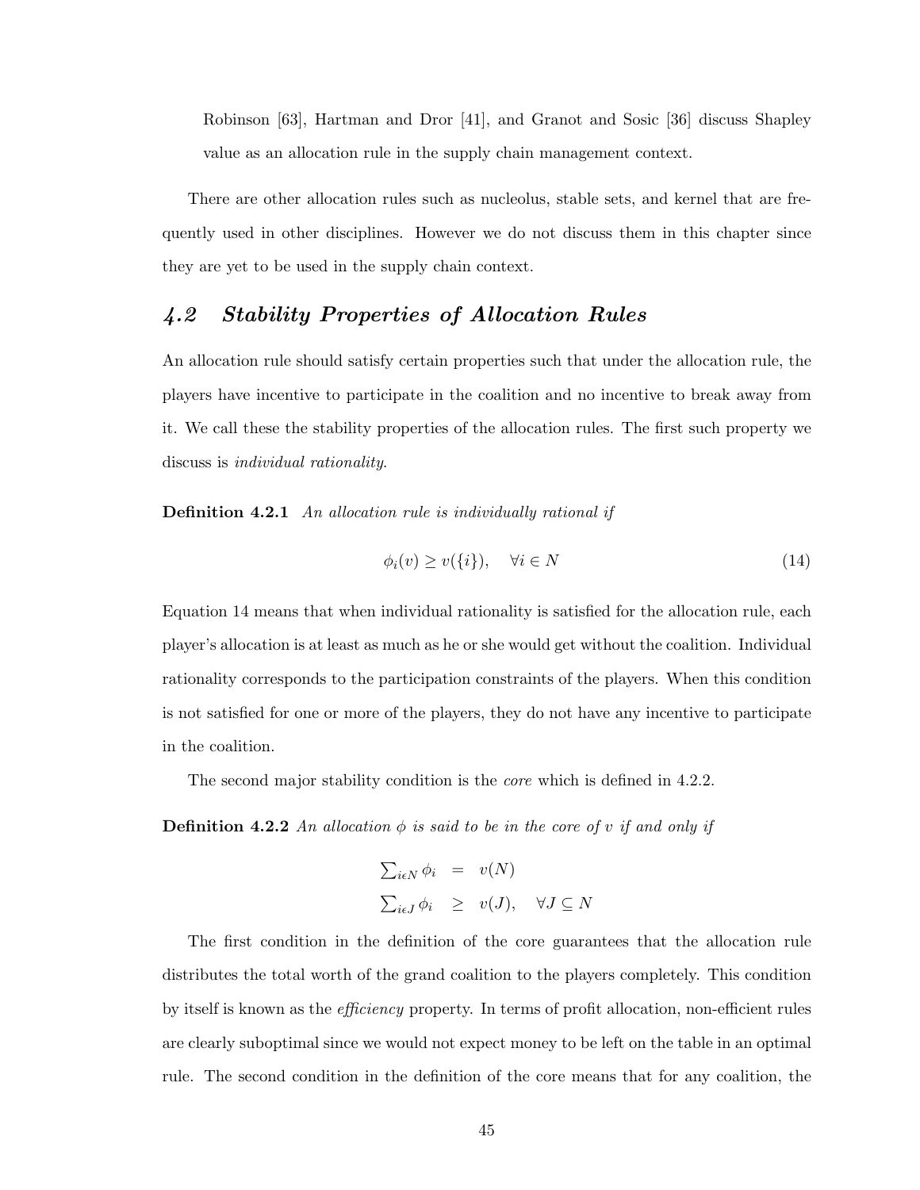Robinson [63], Hartman and Dror [41], and Granot and Sosic [36] discuss Shapley value as an allocation rule in the supply chain management context.

There are other allocation rules such as nucleolus, stable sets, and kernel that are frequently used in other disciplines. However we do not discuss them in this chapter since they are yet to be used in the supply chain context.

## *4.2 Stability Properties of Allocation Rules*

An allocation rule should satisfy certain properties such that under the allocation rule, the players have incentive to participate in the coalition and no incentive to break away from it. We call these the stability properties of the allocation rules. The first such property we discuss is *individual rationality.*

**Definition 4.2.1** *An allocation rule is individually rational if*

$$\phi_i(v) \geq v(\{i\}), \quad \forall i \in N \tag{14}$$

Equation 14 means that when individual rationality is satisfied for the allocation rule, each player's allocation is at least as much as he or she would get without the coalition. Individual rationality corresponds to the participation constraints of the players. When this condition is not satisfied for one or more of the players, they do not have any incentive to participate in the coalition.

The second major stability condition is the *core* which is defined in 4.2.2.

**Definition 4.2.2** *An allocation $\phi$ is said to be in the core of v if and only if*

$$\begin{aligned} \textstyle\sum_{i \epsilon N} \phi_i &= v(N) \\ \textstyle\sum_{i \epsilon J} \phi_i &\geq v(J), \quad \forall J \subseteq N \end{aligned}$$

The first condition in the definition of the core guarantees that the allocation rule distributes the total worth of the grand coalition to the players completely. This condition by itself is known as the *efficiency* property. In terms of profit allocation, non-efficient rules are clearly suboptimal since we would not expect money to be left on the table in an optimal rule. The second condition in the definition of the core means that for any coalition, the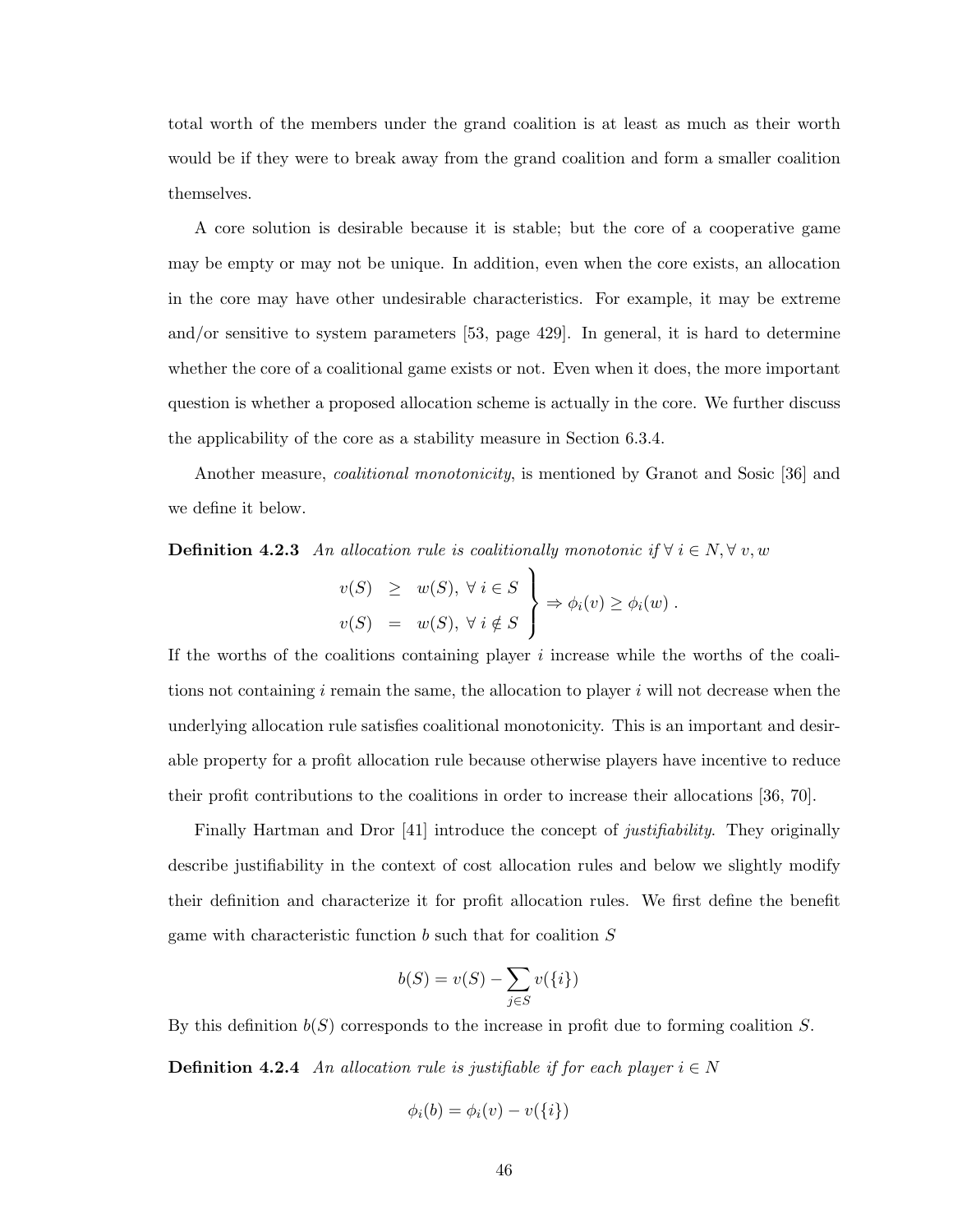total worth of the members under the grand coalition is at least as much as their worth would be if they were to break away from the grand coalition and form a smaller coalition themselves.

A core solution is desirable because it is stable; but the core of a cooperative game may be empty or may not be unique. In addition, even when the core exists, an allocation in the core may have other undesirable characteristics. For example, it may be extreme and/or sensitive to system parameters [53, page 429]. In general, it is hard to determine whether the core of a coalitional game exists or not. Even when it does, the more important question is whether a proposed allocation scheme is actually in the core. We further discuss the applicability of the core as a stability measure in Section 6.3.4.

Another measure, *coalitional monotonicity*, is mentioned by Granot and Sosic [36] and we define it below.

**Definition 4.2.3** *An allocation rule is coalitionally monotonic if* $\forall\, i \in N, \forall\, v, w$

$$\left.\begin{array}{rcl} v(S) & \geq & w(S),\ \forall\, i \in S \\ v(S) & = & w(S),\ \forall\, i \notin S \end{array}\right\} \Rightarrow \phi_i(v) \geq \phi_i(w)\ .$$

If the worths of the coalitions containing player $i$ increase while the worths of the coalitions not containing $i$ remain the same, the allocation to player $i$ will not decrease when the underlying allocation rule satisfies coalitional monotonicity. This is an important and desirable property for a profit allocation rule because otherwise players have incentive to reduce their profit contributions to the coalitions in order to increase their allocations [36, 70].

Finally Hartman and Dror [41] introduce the concept of *justifiability*. They originally describe justifiability in the context of cost allocation rules and below we slightly modify their definition and characterize it for profit allocation rules. We first define the benefit game with characteristic function $b$ such that for coalition $S$

$$b(S) = v(S) - \sum_{j \in S} v(\{i\})$$

By this definition $b(S)$ corresponds to the increase in profit due to forming coalition $S$.

**Definition 4.2.4** *An allocation rule is justifiable if for each player* $i \in N$

$$\phi_i(b) = \phi_i(v) - v(\{i\})$$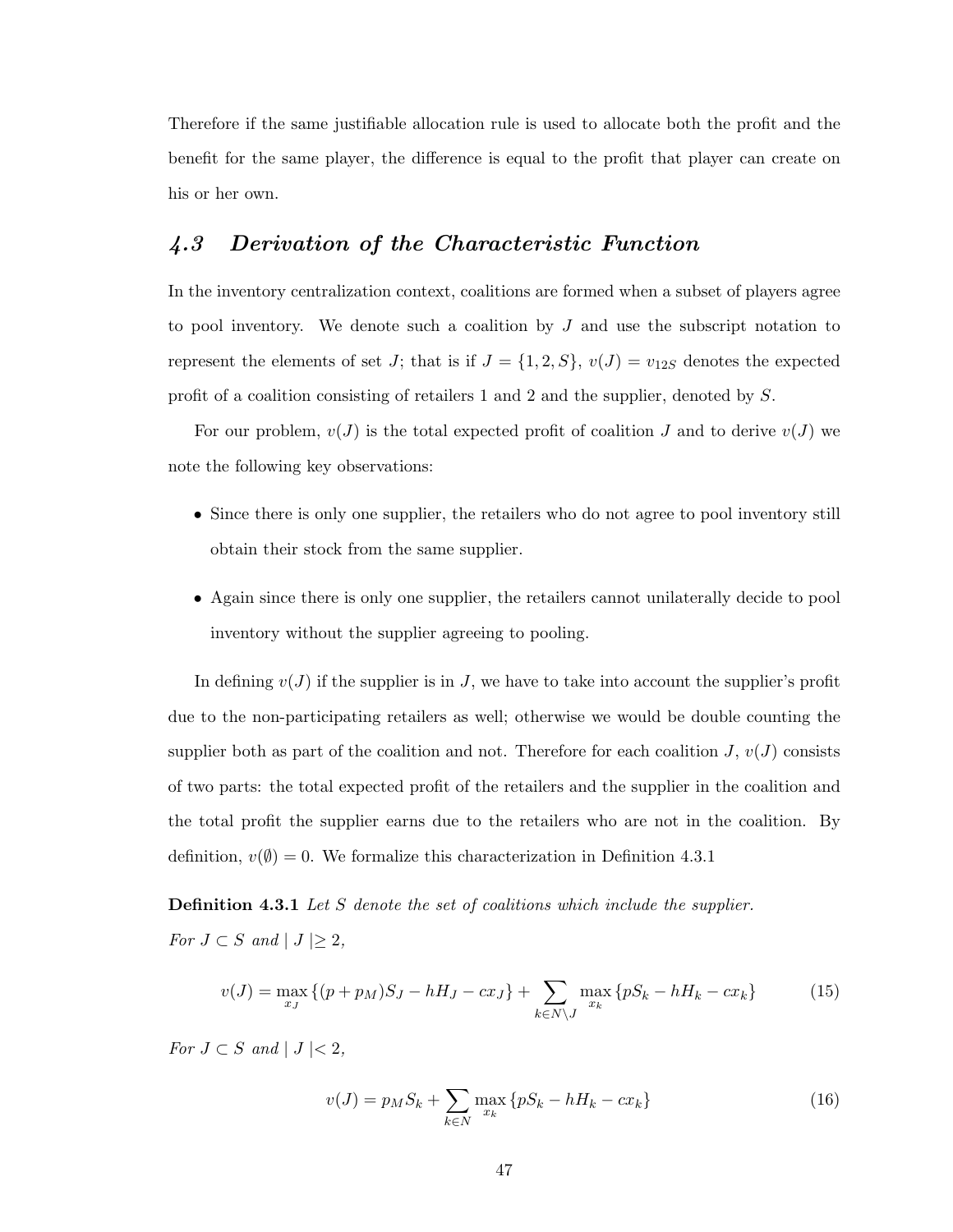Therefore if the same justifiable allocation rule is used to allocate both the profit and the benefit for the same player, the difference is equal to the profit that player can create on his or her own.

## *4.3 Derivation of the Characteristic Function*

In the inventory centralization context, coalitions are formed when a subset of players agree to pool inventory. We denote such a coalition by $J$ and use the subscript notation to represent the elements of set $J$; that is if $J = \{1, 2, S\}$, $v(J) = v_{12S}$ denotes the expected profit of a coalition consisting of retailers 1 and 2 and the supplier, denoted by $S$.

For our problem, $v(J)$ is the total expected profit of coalition $J$ and to derive $v(J)$ we note the following key observations:

- Since there is only one supplier, the retailers who do not agree to pool inventory still obtain their stock from the same supplier.
- Again since there is only one supplier, the retailers cannot unilaterally decide to pool inventory without the supplier agreeing to pooling.

In defining $v(J)$ if the supplier is in $J$, we have to take into account the supplier's profit due to the non-participating retailers as well; otherwise we would be double counting the supplier both as part of the coalition and not. Therefore for each coalition $J$, $v(J)$ consists of two parts: the total expected profit of the retailers and the supplier in the coalition and the total profit the supplier earns due to the retailers who are not in the coalition. By definition, $v(\emptyset) = 0$. We formalize this characterization in Definition 4.3.1

**Definition 4.3.1** *Let $S$ denote the set of coalitions which include the supplier. For $J \subset S$ and $\mid J \mid \geq 2$,*

$$v(J) = \max_{x_J} \{(p + p_M)S_J - hH_J - cx_J\} + \sum_{k \in N \setminus J} \max_{x_k} \{pS_k - hH_k - cx_k\} \tag{15}$$

*For $J \subset S$ and $\mid J \mid < 2$,*

$$v(J) = p_M S_k + \sum_{k \in N} \max_{x_k} \{pS_k - hH_k - cx_k\} \tag{16}$$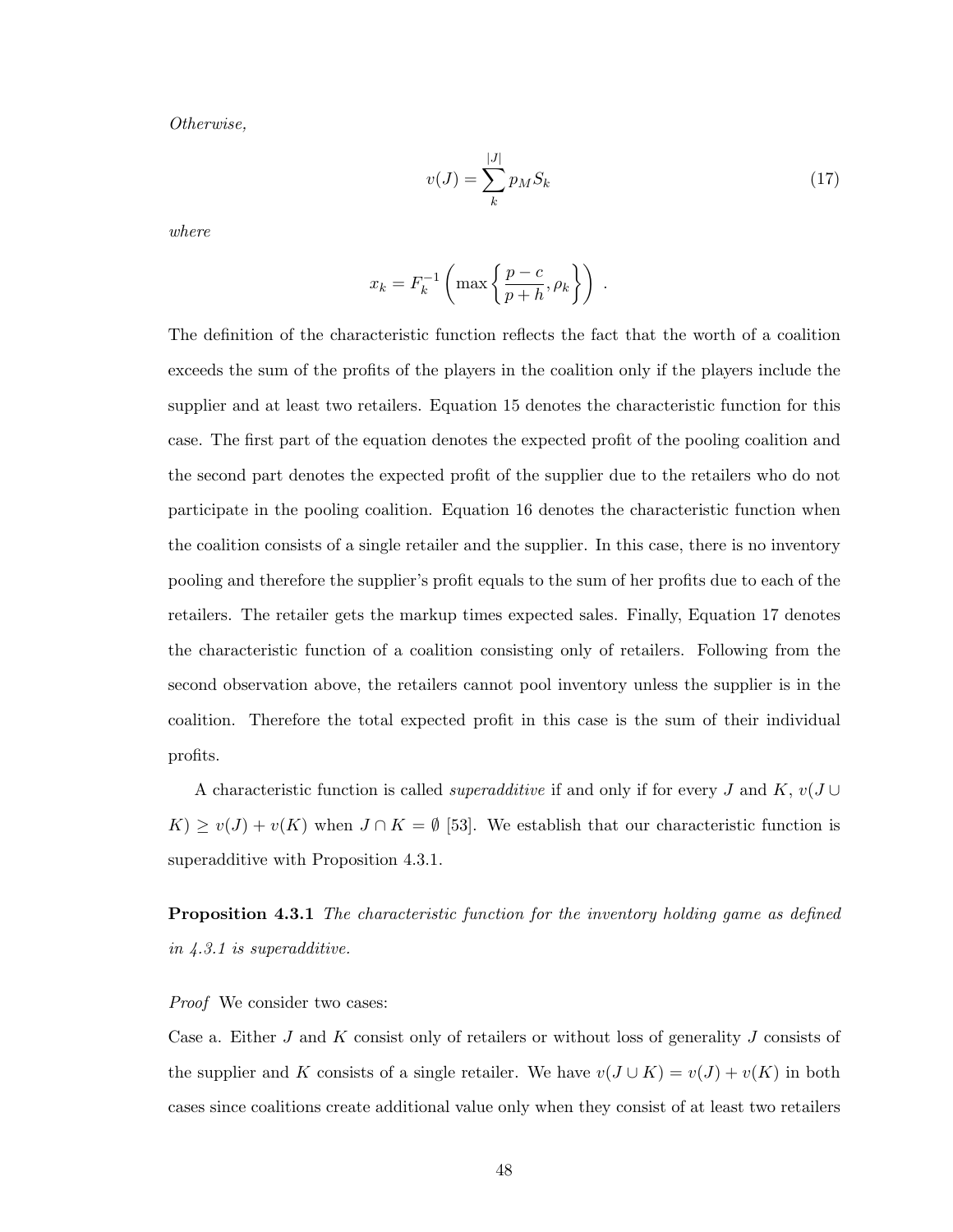*Otherwise,*

$$v(J) = \sum_{k}^{|J|} p_M S_k \tag{17}$$

*where*

$$x_k = F_k^{-1}\left(\max\left\{\frac{p-c}{p+h}, \rho_k\right\}\right) .$$

The definition of the characteristic function reflects the fact that the worth of a coalition exceeds the sum of the profits of the players in the coalition only if the players include the supplier and at least two retailers. Equation 15 denotes the characteristic function for this case. The first part of the equation denotes the expected profit of the pooling coalition and the second part denotes the expected profit of the supplier due to the retailers who do not participate in the pooling coalition. Equation 16 denotes the characteristic function when the coalition consists of a single retailer and the supplier. In this case, there is no inventory pooling and therefore the supplier's profit equals to the sum of her profits due to each of the retailers. The retailer gets the markup times expected sales. Finally, Equation 17 denotes the characteristic function of a coalition consisting only of retailers. Following from the second observation above, the retailers cannot pool inventory unless the supplier is in the coalition. Therefore the total expected profit in this case is the sum of their individual profits.

A characteristic function is called *superadditive* if and only if for every $J$ and $K$, $v(J \cup K) \geq v(J) + v(K)$ when $J \cap K = \emptyset$ [53]. We establish that our characteristic function is superadditive with Proposition 4.3.1.

**Proposition 4.3.1** *The characteristic function for the inventory holding game as defined in 4.3.1 is superadditive.*

*Proof* We consider two cases:

Case a. Either $J$ and $K$ consist only of retailers or without loss of generality $J$ consists of the supplier and $K$ consists of a single retailer. We have $v(J \cup K) = v(J) + v(K)$ in both cases since coalitions create additional value only when they consist of at least two retailers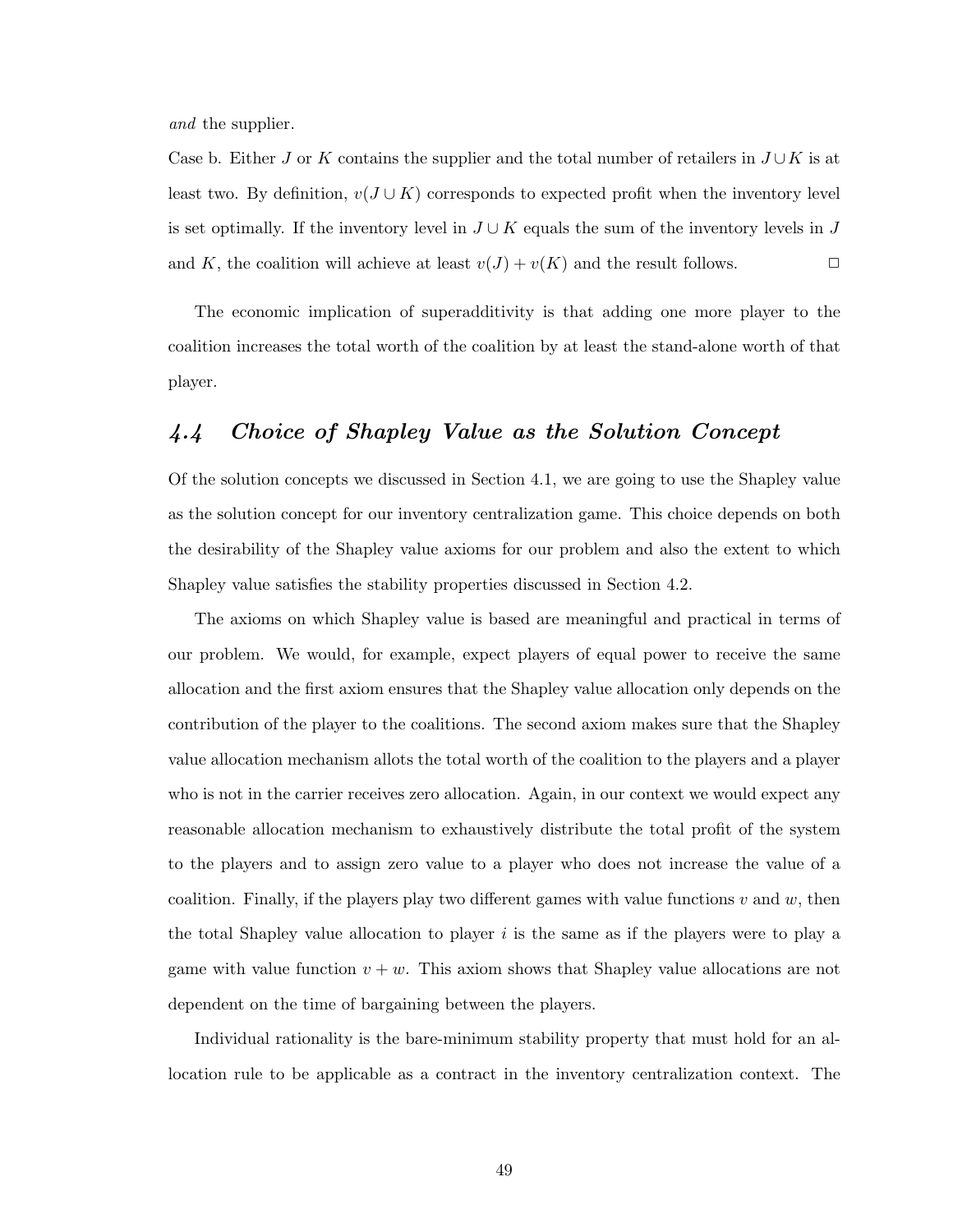*and* the supplier.

Case b. Either $J$ or $K$ contains the supplier and the total number of retailers in $J \cup K$ is at least two. By definition, $v(J \cup K)$ corresponds to expected profit when the inventory level is set optimally. If the inventory level in $J \cup K$ equals the sum of the inventory levels in $J$ and $K$, the coalition will achieve at least $v(J) + v(K)$ and the result follows. □

The economic implication of superadditivity is that adding one more player to the coalition increases the total worth of the coalition by at least the stand-alone worth of that player.

## 4.4 Choice of Shapley Value as the Solution Concept

Of the solution concepts we discussed in Section 4.1, we are going to use the Shapley value as the solution concept for our inventory centralization game. This choice depends on both the desirability of the Shapley value axioms for our problem and also the extent to which Shapley value satisfies the stability properties discussed in Section 4.2.

The axioms on which Shapley value is based are meaningful and practical in terms of our problem. We would, for example, expect players of equal power to receive the same allocation and the first axiom ensures that the Shapley value allocation only depends on the contribution of the player to the coalitions. The second axiom makes sure that the Shapley value allocation mechanism allots the total worth of the coalition to the players and a player who is not in the carrier receives zero allocation. Again, in our context we would expect any reasonable allocation mechanism to exhaustively distribute the total profit of the system to the players and to assign zero value to a player who does not increase the value of a coalition. Finally, if the players play two different games with value functions $v$ and $w$, then the total Shapley value allocation to player $i$ is the same as if the players were to play a game with value function $v + w$. This axiom shows that Shapley value allocations are not dependent on the time of bargaining between the players.

Individual rationality is the bare-minimum stability property that must hold for an allocation rule to be applicable as a contract in the inventory centralization context. The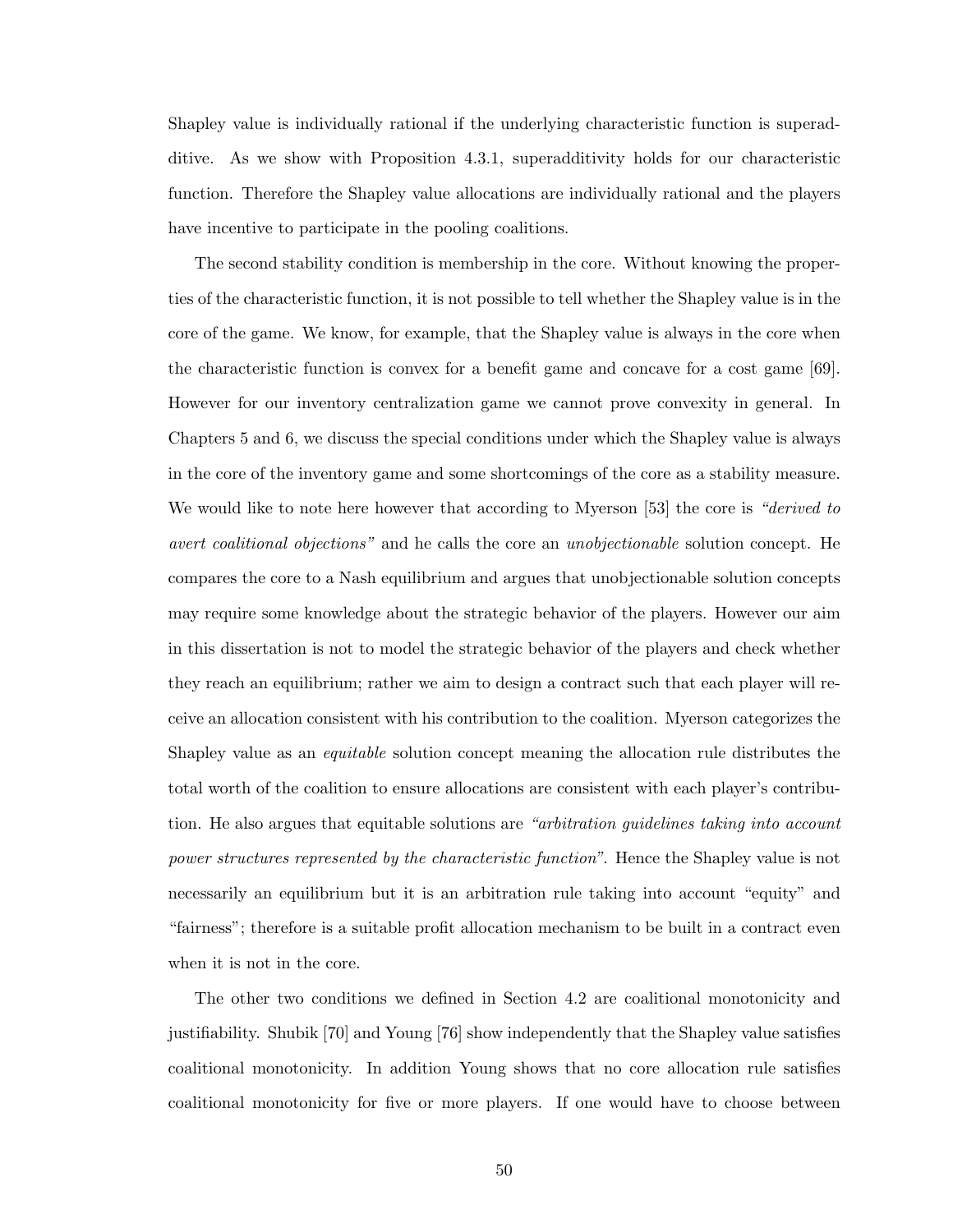Shapley value is individually rational if the underlying characteristic function is superadditive. As we show with Proposition 4.3.1, superadditivity holds for our characteristic function. Therefore the Shapley value allocations are individually rational and the players have incentive to participate in the pooling coalitions.

The second stability condition is membership in the core. Without knowing the properties of the characteristic function, it is not possible to tell whether the Shapley value is in the core of the game. We know, for example, that the Shapley value is always in the core when the characteristic function is convex for a benefit game and concave for a cost game [69]. However for our inventory centralization game we cannot prove convexity in general. In Chapters 5 and 6, we discuss the special conditions under which the Shapley value is always in the core of the inventory game and some shortcomings of the core as a stability measure. We would like to note here however that according to Myerson [53] the core is *"derived to avert coalitional objections"* and he calls the core an *unobjectionable* solution concept. He compares the core to a Nash equilibrium and argues that unobjectionable solution concepts may require some knowledge about the strategic behavior of the players. However our aim in this dissertation is not to model the strategic behavior of the players and check whether they reach an equilibrium; rather we aim to design a contract such that each player will receive an allocation consistent with his contribution to the coalition. Myerson categorizes the Shapley value as an *equitable* solution concept meaning the allocation rule distributes the total worth of the coalition to ensure allocations are consistent with each player's contribution. He also argues that equitable solutions are *"arbitration guidelines taking into account power structures represented by the characteristic function"*. Hence the Shapley value is not necessarily an equilibrium but it is an arbitration rule taking into account "equity" and "fairness"; therefore is a suitable profit allocation mechanism to be built in a contract even when it is not in the core.

The other two conditions we defined in Section 4.2 are coalitional monotonicity and justifiability. Shubik [70] and Young [76] show independently that the Shapley value satisfies coalitional monotonicity. In addition Young shows that no core allocation rule satisfies coalitional monotonicity for five or more players. If one would have to choose between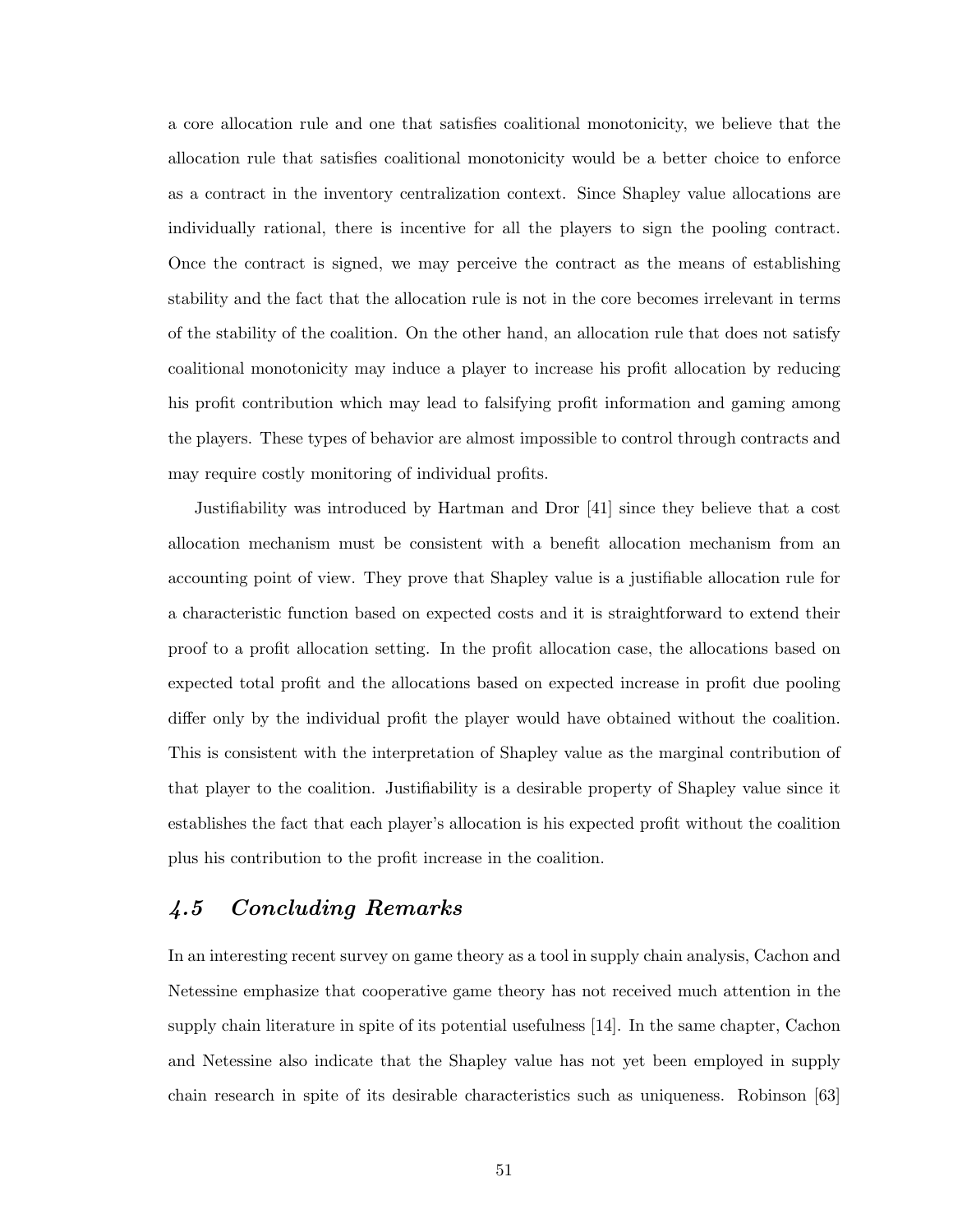a core allocation rule and one that satisfies coalitional monotonicity, we believe that the allocation rule that satisfies coalitional monotonicity would be a better choice to enforce as a contract in the inventory centralization context. Since Shapley value allocations are individually rational, there is incentive for all the players to sign the pooling contract. Once the contract is signed, we may perceive the contract as the means of establishing stability and the fact that the allocation rule is not in the core becomes irrelevant in terms of the stability of the coalition. On the other hand, an allocation rule that does not satisfy coalitional monotonicity may induce a player to increase his profit allocation by reducing his profit contribution which may lead to falsifying profit information and gaming among the players. These types of behavior are almost impossible to control through contracts and may require costly monitoring of individual profits.

Justifiability was introduced by Hartman and Dror [41] since they believe that a cost allocation mechanism must be consistent with a benefit allocation mechanism from an accounting point of view. They prove that Shapley value is a justifiable allocation rule for a characteristic function based on expected costs and it is straightforward to extend their proof to a profit allocation setting. In the profit allocation case, the allocations based on expected total profit and the allocations based on expected increase in profit due pooling differ only by the individual profit the player would have obtained without the coalition. This is consistent with the interpretation of Shapley value as the marginal contribution of that player to the coalition. Justifiability is a desirable property of Shapley value since it establishes the fact that each player's allocation is his expected profit without the coalition plus his contribution to the profit increase in the coalition.

## *4.5 Concluding Remarks*

In an interesting recent survey on game theory as a tool in supply chain analysis, Cachon and Netessine emphasize that cooperative game theory has not received much attention in the supply chain literature in spite of its potential usefulness [14]. In the same chapter, Cachon and Netessine also indicate that the Shapley value has not yet been employed in supply chain research in spite of its desirable characteristics such as uniqueness. Robinson [63]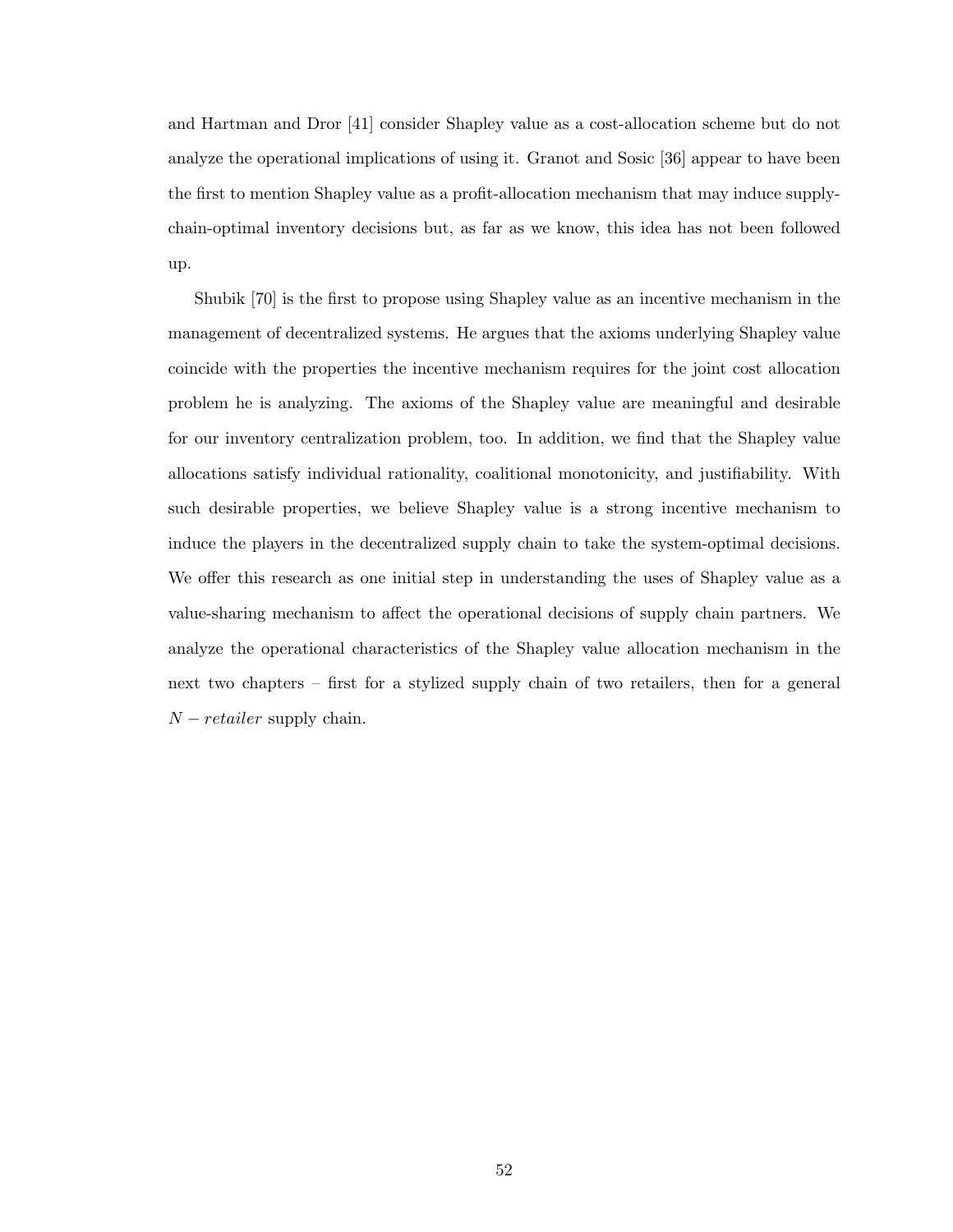and Hartman and Dror [41] consider Shapley value as a cost-allocation scheme but do not analyze the operational implications of using it. Granot and Sosic [36] appear to have been the first to mention Shapley value as a profit-allocation mechanism that may induce supply-chain-optimal inventory decisions but, as far as we know, this idea has not been followed up.

Shubik [70] is the first to propose using Shapley value as an incentive mechanism in the management of decentralized systems. He argues that the axioms underlying Shapley value coincide with the properties the incentive mechanism requires for the joint cost allocation problem he is analyzing. The axioms of the Shapley value are meaningful and desirable for our inventory centralization problem, too. In addition, we find that the Shapley value allocations satisfy individual rationality, coalitional monotonicity, and justifiability. With such desirable properties, we believe Shapley value is a strong incentive mechanism to induce the players in the decentralized supply chain to take the system-optimal decisions. We offer this research as one initial step in understanding the uses of Shapley value as a value-sharing mechanism to affect the operational decisions of supply chain partners. We analyze the operational characteristics of the Shapley value allocation mechanism in the next two chapters – first for a stylized supply chain of two retailers, then for a general $N - retailer$ supply chain.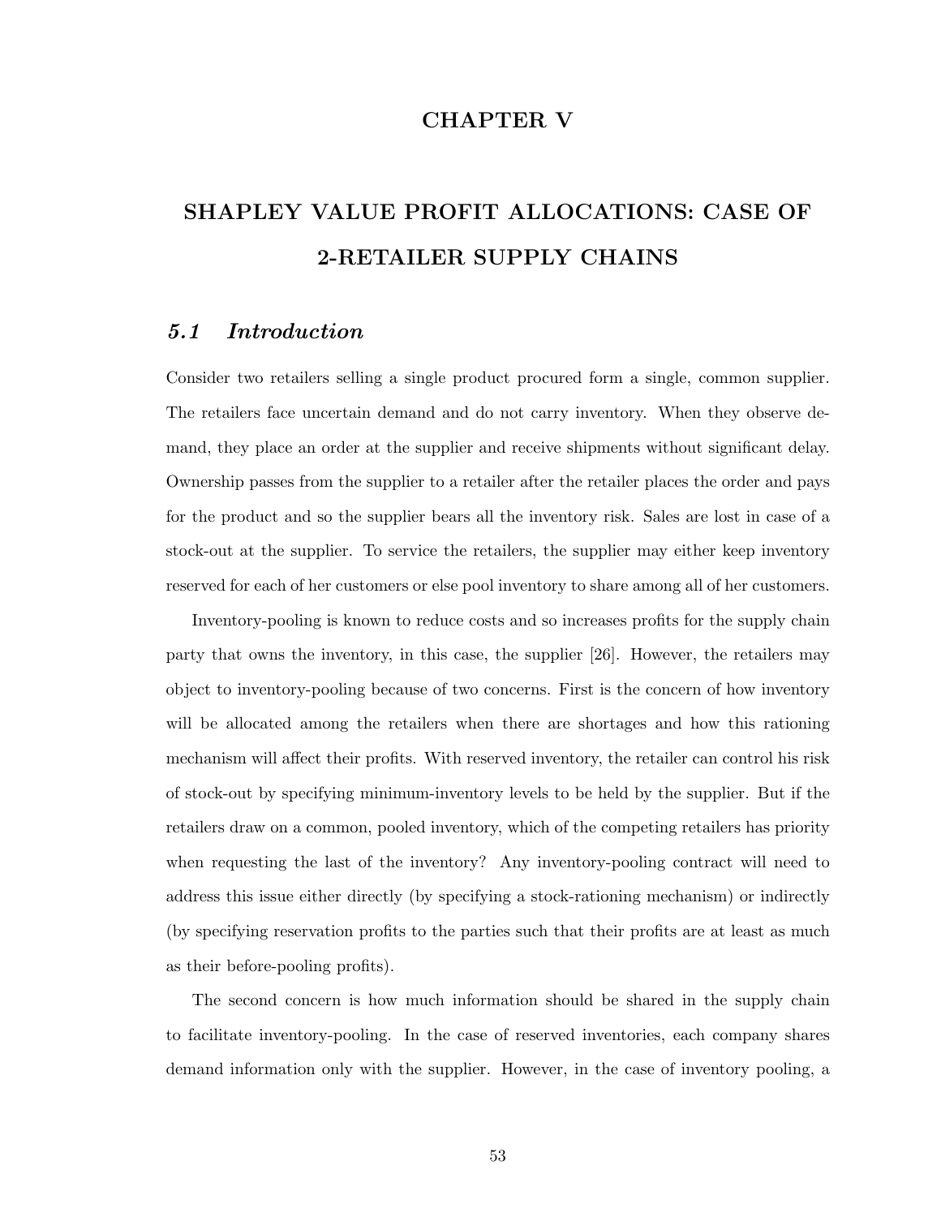# CHAPTER V

# SHAPLEY VALUE PROFIT ALLOCATIONS: CASE OF 2-RETAILER SUPPLY CHAINS

## 5.1 Introduction

Consider two retailers selling a single product procured form a single, common supplier. The retailers face uncertain demand and do not carry inventory. When they observe demand, they place an order at the supplier and receive shipments without significant delay. Ownership passes from the supplier to a retailer after the retailer places the order and pays for the product and so the supplier bears all the inventory risk. Sales are lost in case of a stock-out at the supplier. To service the retailers, the supplier may either keep inventory reserved for each of her customers or else pool inventory to share among all of her customers.

Inventory-pooling is known to reduce costs and so increases profits for the supply chain party that owns the inventory, in this case, the supplier [26]. However, the retailers may object to inventory-pooling because of two concerns. First is the concern of how inventory will be allocated among the retailers when there are shortages and how this rationing mechanism will affect their profits. With reserved inventory, the retailer can control his risk of stock-out by specifying minimum-inventory levels to be held by the supplier. But if the retailers draw on a common, pooled inventory, which of the competing retailers has priority when requesting the last of the inventory? Any inventory-pooling contract will need to address this issue either directly (by specifying a stock-rationing mechanism) or indirectly (by specifying reservation profits to the parties such that their profits are at least as much as their before-pooling profits).

The second concern is how much information should be shared in the supply chain to facilitate inventory-pooling. In the case of reserved inventories, each company shares demand information only with the supplier. However, in the case of inventory pooling, a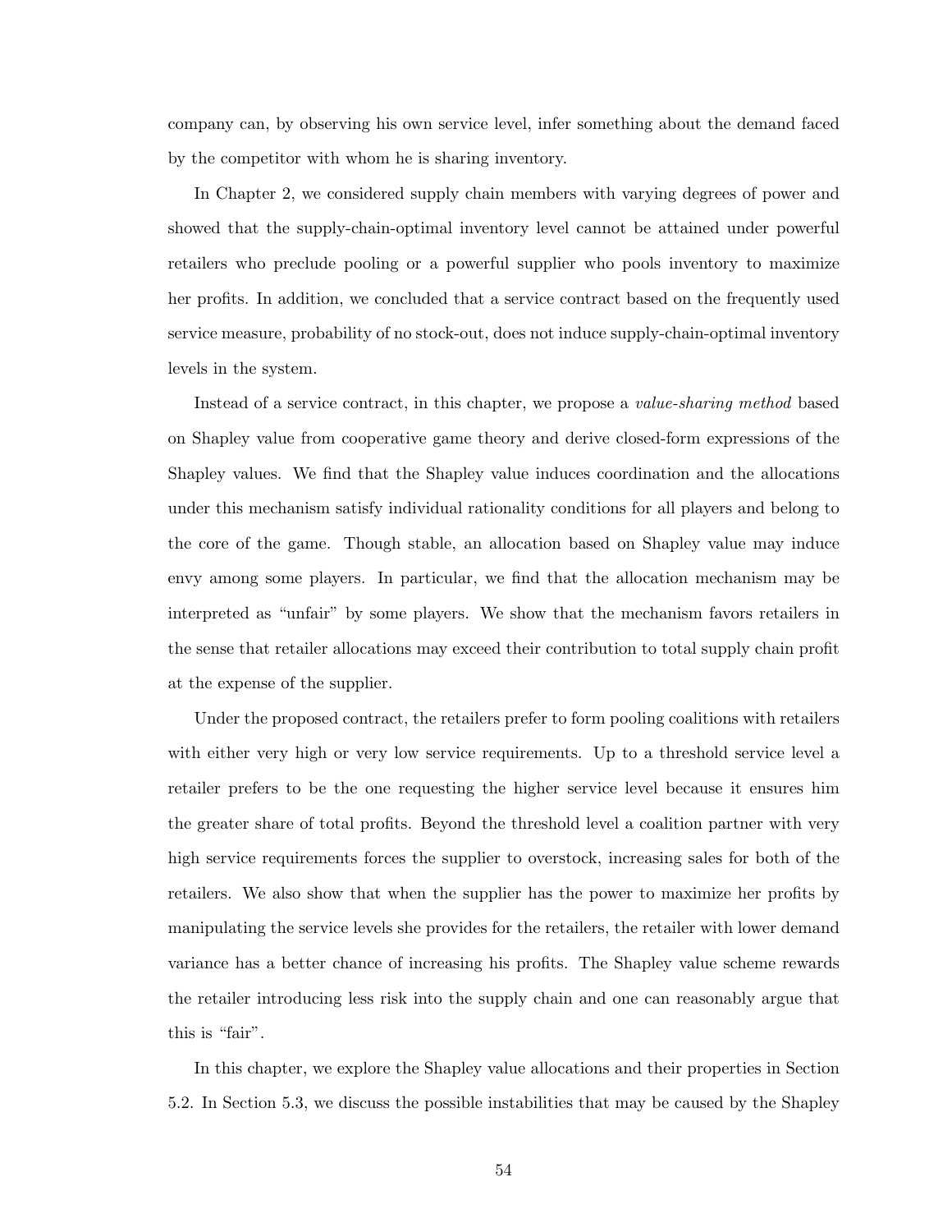company can, by observing his own service level, infer something about the demand faced by the competitor with whom he is sharing inventory.

In Chapter 2, we considered supply chain members with varying degrees of power and showed that the supply-chain-optimal inventory level cannot be attained under powerful retailers who preclude pooling or a powerful supplier who pools inventory to maximize her profits. In addition, we concluded that a service contract based on the frequently used service measure, probability of no stock-out, does not induce supply-chain-optimal inventory levels in the system.

Instead of a service contract, in this chapter, we propose a *value-sharing method* based on Shapley value from cooperative game theory and derive closed-form expressions of the Shapley values. We find that the Shapley value induces coordination and the allocations under this mechanism satisfy individual rationality conditions for all players and belong to the core of the game. Though stable, an allocation based on Shapley value may induce envy among some players. In particular, we find that the allocation mechanism may be interpreted as "unfair" by some players. We show that the mechanism favors retailers in the sense that retailer allocations may exceed their contribution to total supply chain profit at the expense of the supplier.

Under the proposed contract, the retailers prefer to form pooling coalitions with retailers with either very high or very low service requirements. Up to a threshold service level a retailer prefers to be the one requesting the higher service level because it ensures him the greater share of total profits. Beyond the threshold level a coalition partner with very high service requirements forces the supplier to overstock, increasing sales for both of the retailers. We also show that when the supplier has the power to maximize her profits by manipulating the service levels she provides for the retailers, the retailer with lower demand variance has a better chance of increasing his profits. The Shapley value scheme rewards the retailer introducing less risk into the supply chain and one can reasonably argue that this is "fair".

In this chapter, we explore the Shapley value allocations and their properties in Section 5.2. In Section 5.3, we discuss the possible instabilities that may be caused by the Shapley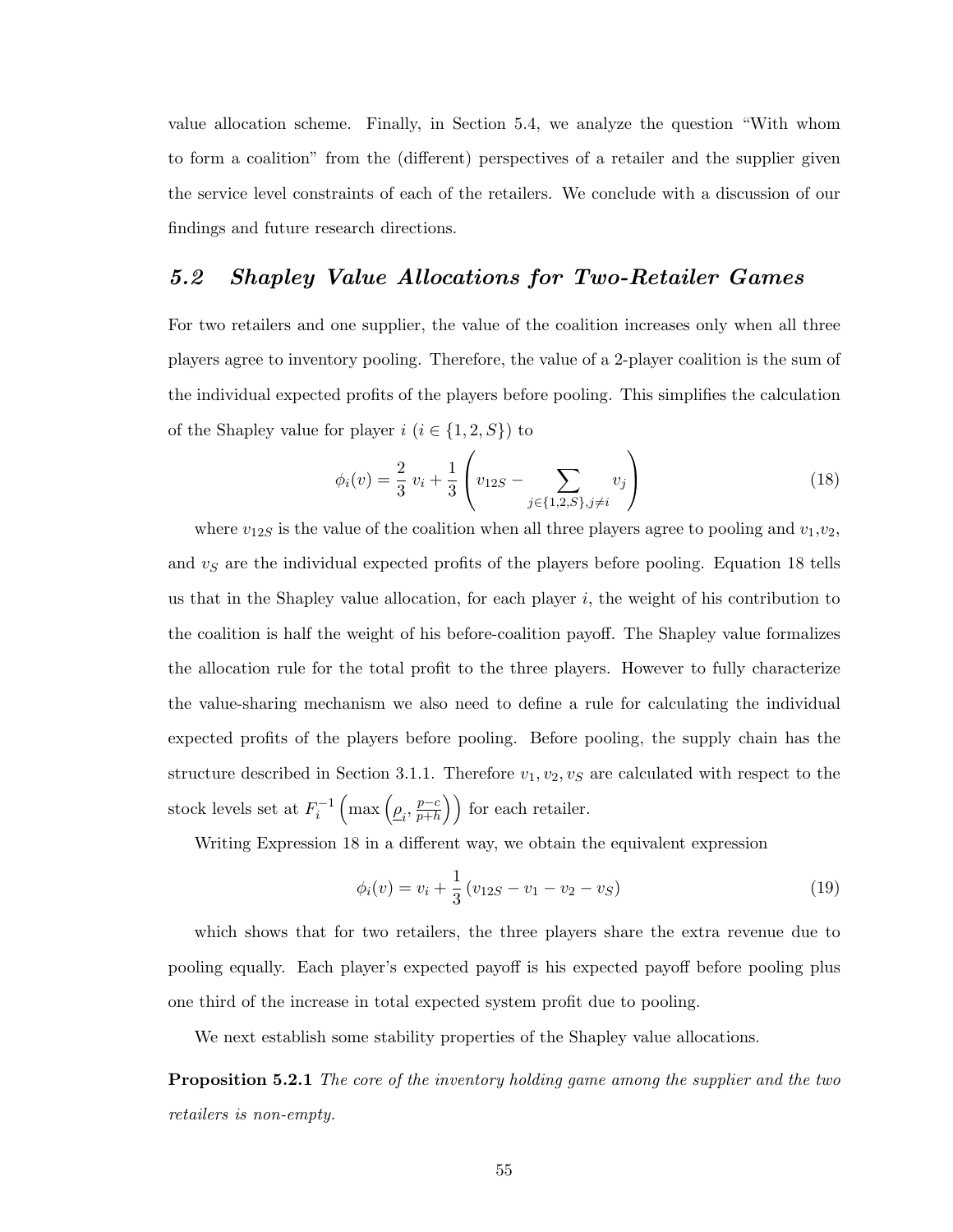value allocation scheme. Finally, in Section 5.4, we analyze the question "With whom to form a coalition" from the (different) perspectives of a retailer and the supplier given the service level constraints of each of the retailers. We conclude with a discussion of our findings and future research directions.

## *5.2 Shapley Value Allocations for Two-Retailer Games*

For two retailers and one supplier, the value of the coalition increases only when all three players agree to inventory pooling. Therefore, the value of a 2-player coalition is the sum of the individual expected profits of the players before pooling. This simplifies the calculation of the Shapley value for player $i$ ($i \in \{1, 2, S\}$) to

$$\phi_i(v) = \frac{2}{3}\, v_i + \frac{1}{3}\left(v_{12S} - \sum_{j \in \{1,2,S\}, j \neq i} v_j\right) \tag{18}$$

where $v_{12S}$ is the value of the coalition when all three players agree to pooling and $v_1$,$v_2$, and $v_S$ are the individual expected profits of the players before pooling. Equation 18 tells us that in the Shapley value allocation, for each player $i$, the weight of his contribution to the coalition is half the weight of his before-coalition payoff. The Shapley value formalizes the allocation rule for the total profit to the three players. However to fully characterize the value-sharing mechanism we also need to define a rule for calculating the individual expected profits of the players before pooling. Before pooling, the supply chain has the structure described in Section 3.1.1. Therefore $v_1, v_2, v_S$ are calculated with respect to the stock levels set at $F_i^{-1}\left(\max\left(\underline{\rho}_i, \frac{p-c}{p+h}\right)\right)$ for each retailer.

Writing Expression 18 in a different way, we obtain the equivalent expression

$$\phi_i(v) = v_i + \frac{1}{3}\left(v_{12S} - v_1 - v_2 - v_S\right) \tag{19}$$

which shows that for two retailers, the three players share the extra revenue due to pooling equally. Each player's expected payoff is his expected payoff before pooling plus one third of the increase in total expected system profit due to pooling.

We next establish some stability properties of the Shapley value allocations.

**Proposition 5.2.1** *The core of the inventory holding game among the supplier and the two retailers is non-empty.*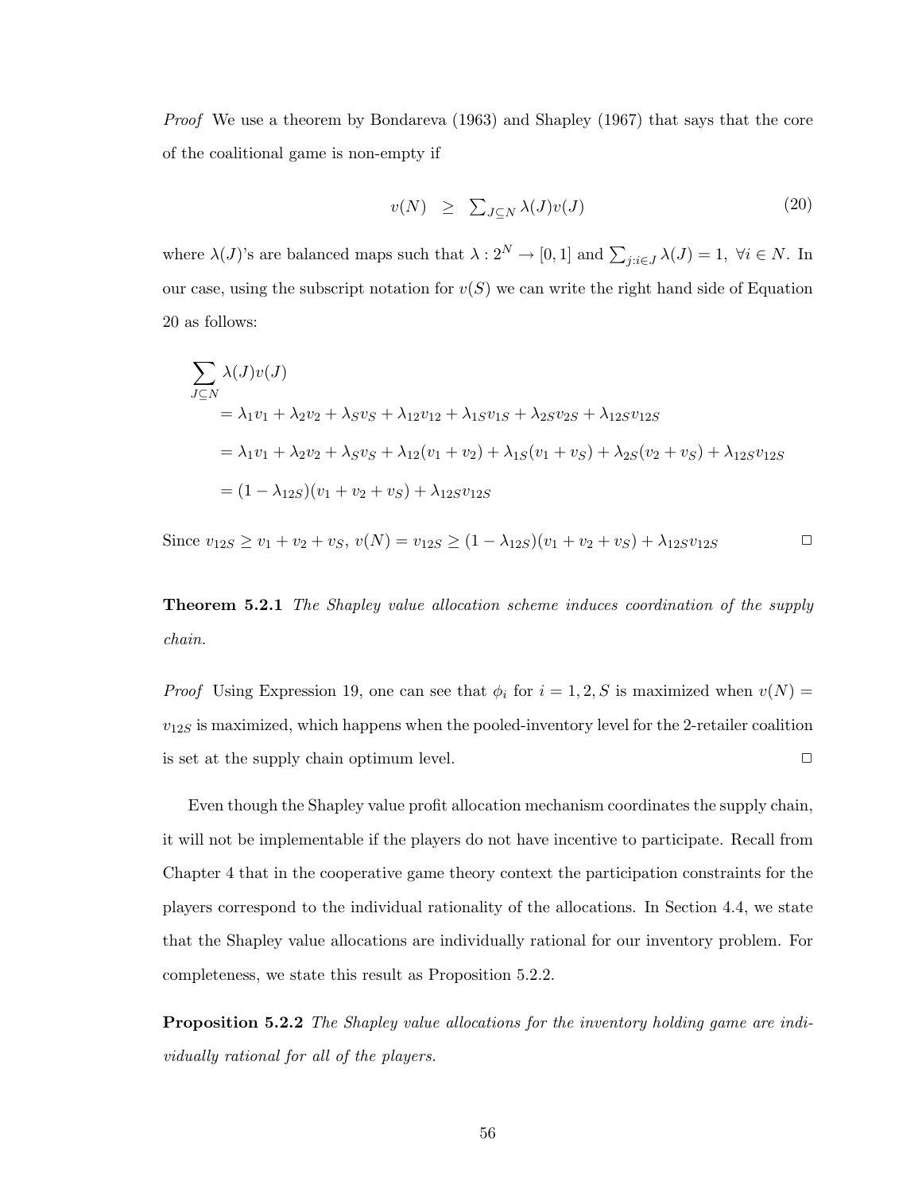*Proof* We use a theorem by Bondareva (1963) and Shapley (1967) that says that the core of the coalitional game is non-empty if

$$v(N) \quad \geq \quad \textstyle\sum_{J \subseteq N} \lambda(J) v(J) \tag{20}$$

where $\lambda(J)$'s are balanced maps such that $\lambda : 2^N \to [0,1]$ and $\sum_{j: i \in J} \lambda(J) = 1, \ \forall i \in N$. In our case, using the subscript notation for $v(S)$ we can write the right hand side of Equation 20 as follows:

$$\begin{aligned}
&\sum_{J \subseteq N} \lambda(J) v(J) \\
&\quad = \lambda_1 v_1 + \lambda_2 v_2 + \lambda_S v_S + \lambda_{12} v_{12} + \lambda_{1S} v_{1S} + \lambda_{2S} v_{2S} + \lambda_{12S} v_{12S} \\
&\quad = \lambda_1 v_1 + \lambda_2 v_2 + \lambda_S v_S + \lambda_{12}(v_1 + v_2) + \lambda_{1S}(v_1 + v_S) + \lambda_{2S}(v_2 + v_S) + \lambda_{12S} v_{12S} \\
&\quad = (1 - \lambda_{12S})(v_1 + v_2 + v_S) + \lambda_{12S} v_{12S}
\end{aligned}$$

Since $v_{12S} \geq v_1 + v_2 + v_S$, $v(N) = v_{12S} \geq (1 - \lambda_{12S})(v_1 + v_2 + v_S) + \lambda_{12S} v_{12S}$ □

**Theorem 5.2.1** *The Shapley value allocation scheme induces coordination of the supply chain.*

*Proof* Using Expression 19, one can see that $\phi_i$ for $i = 1, 2, S$ is maximized when $v(N) = v_{12S}$ is maximized, which happens when the pooled-inventory level for the 2-retailer coalition is set at the supply chain optimum level. □

Even though the Shapley value profit allocation mechanism coordinates the supply chain, it will not be implementable if the players do not have incentive to participate. Recall from Chapter 4 that in the cooperative game theory context the participation constraints for the players correspond to the individual rationality of the allocations. In Section 4.4, we state that the Shapley value allocations are individually rational for our inventory problem. For completeness, we state this result as Proposition 5.2.2.

**Proposition 5.2.2** *The Shapley value allocations for the inventory holding game are individually rational for all of the players.*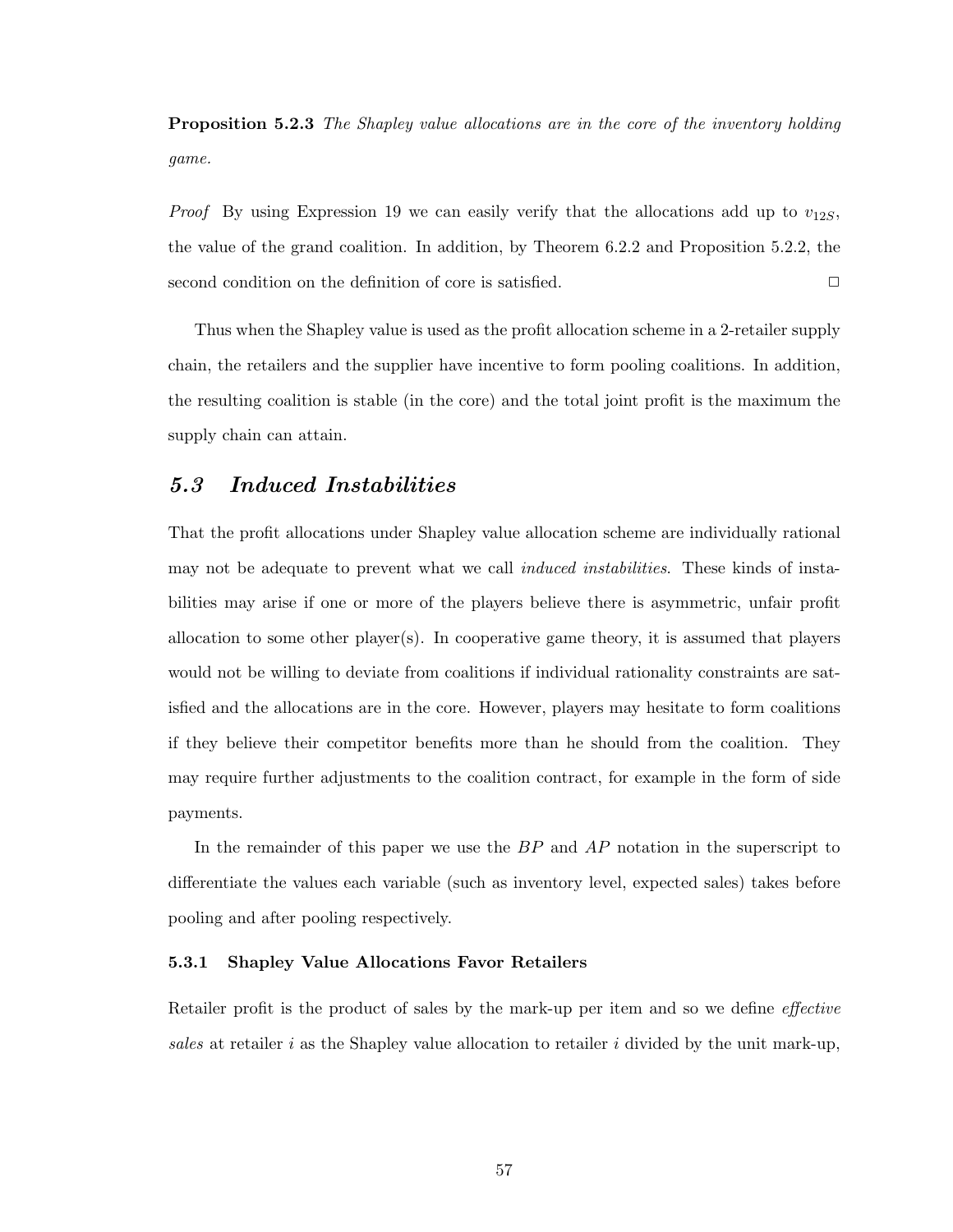**Proposition 5.2.3** *The Shapley value allocations are in the core of the inventory holding game.*

*Proof* By using Expression 19 we can easily verify that the allocations add up to $v_{12S}$, the value of the grand coalition. In addition, by Theorem 6.2.2 and Proposition 5.2.2, the second condition on the definition of core is satisfied. □

Thus when the Shapley value is used as the profit allocation scheme in a 2-retailer supply chain, the retailers and the supplier have incentive to form pooling coalitions. In addition, the resulting coalition is stable (in the core) and the total joint profit is the maximum the supply chain can attain.

## *5.3 Induced Instabilities*

That the profit allocations under Shapley value allocation scheme are individually rational may not be adequate to prevent what we call *induced instabilities*. These kinds of instabilities may arise if one or more of the players believe there is asymmetric, unfair profit allocation to some other player(s). In cooperative game theory, it is assumed that players would not be willing to deviate from coalitions if individual rationality constraints are satisfied and the allocations are in the core. However, players may hesitate to form coalitions if they believe their competitor benefits more than he should from the coalition. They may require further adjustments to the coalition contract, for example in the form of side payments.

In the remainder of this paper we use the $BP$ and $AP$ notation in the superscript to differentiate the values each variable (such as inventory level, expected sales) takes before pooling and after pooling respectively.

### 5.3.1 Shapley Value Allocations Favor Retailers

Retailer profit is the product of sales by the mark-up per item and so we define *effective sales* at retailer $i$ as the Shapley value allocation to retailer $i$ divided by the unit mark-up,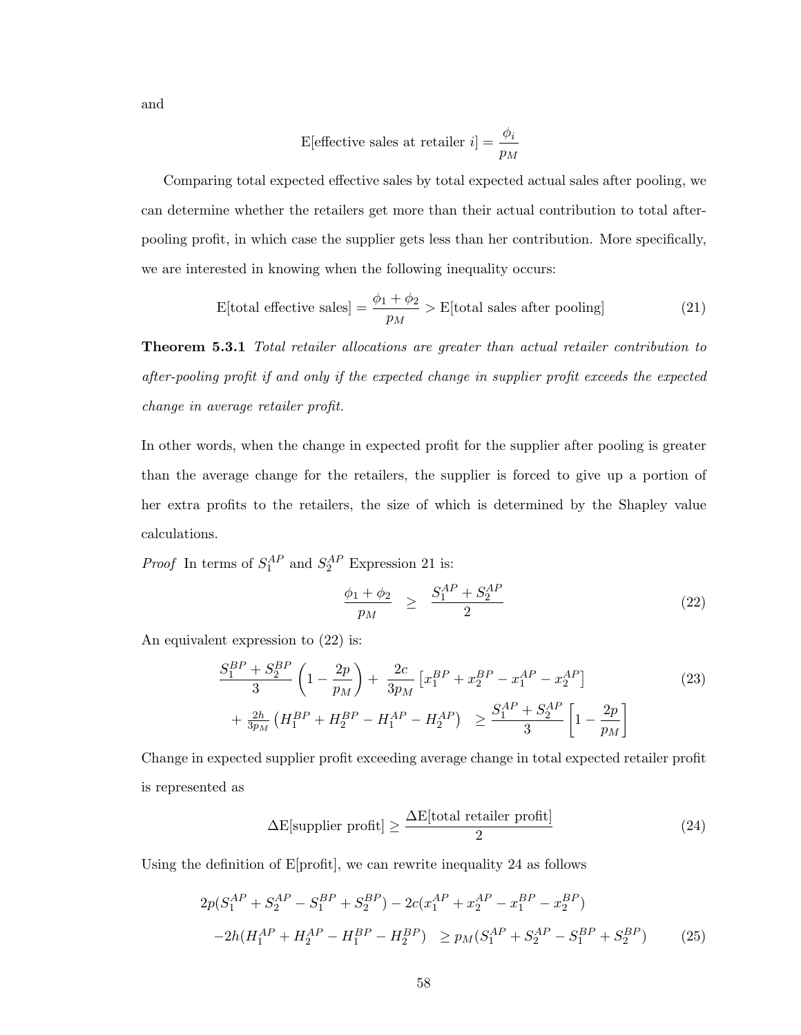and

$$\text{E[effective sales at retailer } i] = \frac{\phi_i}{p_M}$$

Comparing total expected effective sales by total expected actual sales after pooling, we can determine whether the retailers get more than their actual contribution to total after-pooling profit, in which case the supplier gets less than her contribution. More specifically, we are interested in knowing when the following inequality occurs:

$$\text{E[total effective sales]} = \frac{\phi_1 + \phi_2}{p_M} > \text{E[total sales after pooling]} \tag{21}$$

**Theorem 5.3.1** *Total retailer allocations are greater than actual retailer contribution to after-pooling profit if and only if the expected change in supplier profit exceeds the expected change in average retailer profit.*

In other words, when the change in expected profit for the supplier after pooling is greater than the average change for the retailers, the supplier is forced to give up a portion of her extra profits to the retailers, the size of which is determined by the Shapley value calculations.

*Proof* In terms of $S_1^{AP}$ and $S_2^{AP}$ Expression 21 is:

$$\frac{\phi_1 + \phi_2}{p_M} \quad \geq \quad \frac{S_1^{AP} + S_2^{AP}}{2} \tag{22}$$

An equivalent expression to (22) is:

$$\begin{aligned} &\frac{S_1^{BP} + S_2^{BP}}{3}\left(1 - \frac{2p}{p_M}\right) + \frac{2c}{3p_M}\left[x_1^{BP} + x_2^{BP} - x_1^{AP} - x_2^{AP}\right] \\ &+ \tfrac{2h}{3p_M}\left(H_1^{BP} + H_2^{BP} - H_1^{AP} - H_2^{AP}\right) \quad \geq \frac{S_1^{AP} + S_2^{AP}}{3}\left[1 - \frac{2p}{p_M}\right] \end{aligned} \tag{23}$$

Change in expected supplier profit exceeding average change in total expected retailer profit is represented as

$$\Delta\text{E[supplier profit]} \geq \frac{\Delta\text{E[total retailer profit]}}{2} \tag{24}$$

Using the definition of E[profit], we can rewrite inequality 24 as follows

$$\begin{aligned} &2p(S_1^{AP} + S_2^{AP} - S_1^{BP} + S_2^{BP}) - 2c(x_1^{AP} + x_2^{AP} - x_1^{BP} - x_2^{BP}) \\ &-2h(H_1^{AP} + H_2^{AP} - H_1^{BP} - H_2^{BP}) \quad \geq p_M(S_1^{AP} + S_2^{AP} - S_1^{BP} + S_2^{BP}) \end{aligned} \tag{25}$$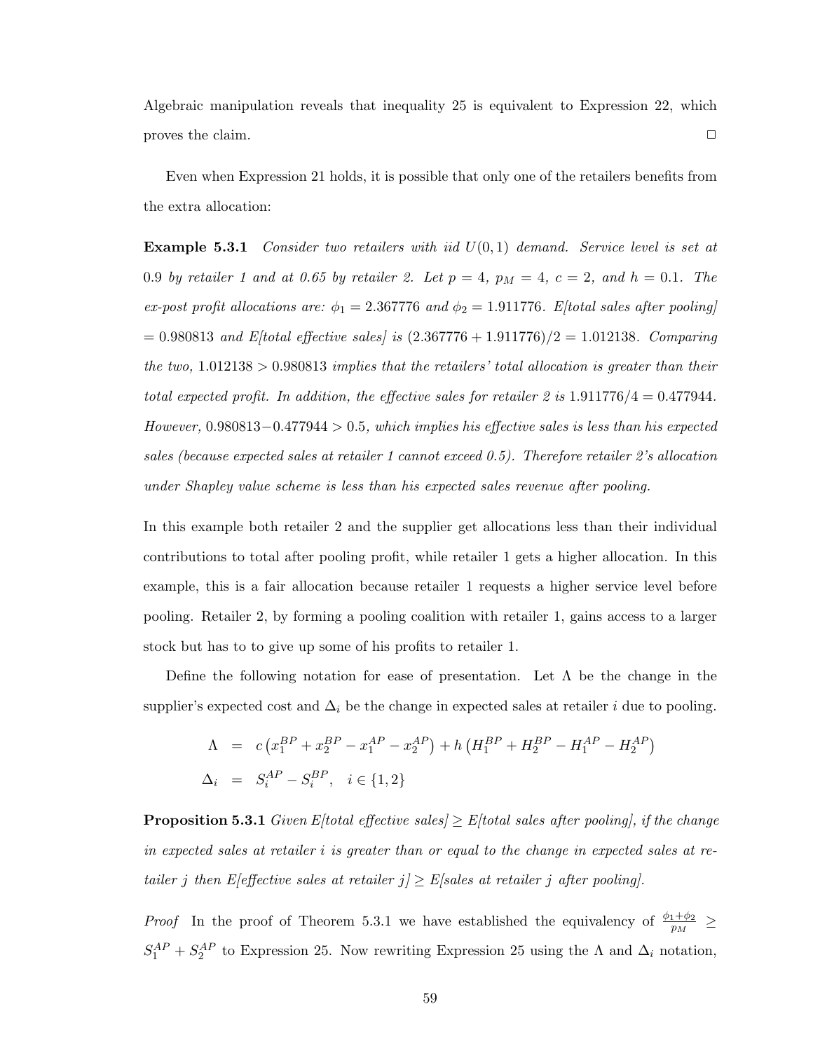Algebraic manipulation reveals that inequality 25 is equivalent to Expression 22, which proves the claim. □

Even when Expression 21 holds, it is possible that only one of the retailers benefits from the extra allocation:

**Example 5.3.1** *Consider two retailers with iid $U(0,1)$ demand. Service level is set at 0.9 by retailer 1 and at 0.65 by retailer 2. Let $p = 4$, $p_M = 4$, $c = 2$, and $h = 0.1$. The ex-post profit allocations are: $\phi_1 = 2.367776$ and $\phi_2 = 1.911776$. E[total sales after pooling] $= 0.980813$ and E[total effective sales] is $(2.367776 + 1.911776)/2 = 1.012138$. Comparing the two, $1.012138 > 0.980813$ implies that the retailers' total allocation is greater than their total expected profit. In addition, the effective sales for retailer 2 is $1.911776/4 = 0.477944$. However, $0.980813 - 0.477944 > 0.5$, which implies his effective sales is less than his expected sales (because expected sales at retailer 1 cannot exceed 0.5). Therefore retailer 2's allocation under Shapley value scheme is less than his expected sales revenue after pooling.*

In this example both retailer 2 and the supplier get allocations less than their individual contributions to total after pooling profit, while retailer 1 gets a higher allocation. In this example, this is a fair allocation because retailer 1 requests a higher service level before pooling. Retailer 2, by forming a pooling coalition with retailer 1, gains access to a larger stock but has to to give up some of his profits to retailer 1.

Define the following notation for ease of presentation. Let $\Lambda$ be the change in the supplier's expected cost and $\Delta_i$ be the change in expected sales at retailer $i$ due to pooling.

$$\Lambda = c\left(x_1^{BP} + x_2^{BP} - x_1^{AP} - x_2^{AP}\right) + h\left(H_1^{BP} + H_2^{BP} - H_1^{AP} - H_2^{AP}\right)$$

$$\Delta_i = S_i^{AP} - S_i^{BP}, \quad i \in \{1,2\}$$

**Proposition 5.3.1** *Given E[total effective sales] $\geq$ E[total sales after pooling], if the change in expected sales at retailer $i$ is greater than or equal to the change in expected sales at retailer $j$ then E[effective sales at retailer $j$] $\geq$ E[sales at retailer $j$ after pooling].*

*Proof* In the proof of Theorem 5.3.1 we have established the equivalency of $\frac{\phi_1+\phi_2}{p_M} \geq S_1^{AP} + S_2^{AP}$ to Expression 25. Now rewriting Expression 25 using the $\Lambda$ and $\Delta_i$ notation,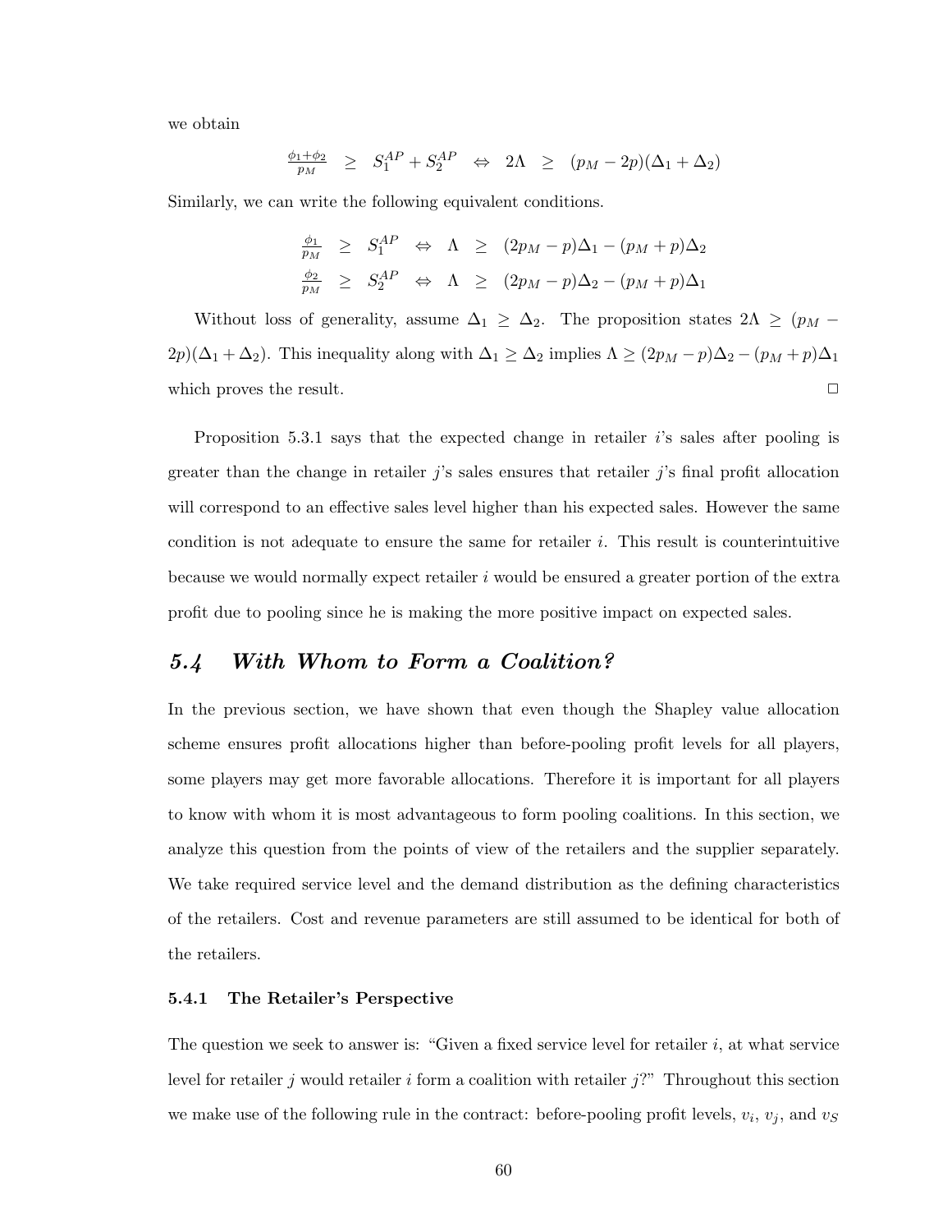we obtain

$$\frac{\phi_1+\phi_2}{p_M} \geq S_1^{AP} + S_2^{AP} \Leftrightarrow 2\Lambda \geq (p_M - 2p)(\Delta_1 + \Delta_2)$$

Similarly, we can write the following equivalent conditions.

$$\frac{\phi_1}{p_M} \geq S_1^{AP} \Leftrightarrow \Lambda \geq (2p_M - p)\Delta_1 - (p_M + p)\Delta_2$$

$$\frac{\phi_2}{p_M} \geq S_2^{AP} \Leftrightarrow \Lambda \geq (2p_M - p)\Delta_2 - (p_M + p)\Delta_1$$

Without loss of generality, assume $\Delta_1 \geq \Delta_2$. The proposition states $2\Lambda \geq (p_M - 2p)(\Delta_1 + \Delta_2)$. This inequality along with $\Delta_1 \geq \Delta_2$ implies $\Lambda \geq (2p_M - p)\Delta_2 - (p_M + p)\Delta_1$ which proves the result. □

Proposition 5.3.1 says that the expected change in retailer $i$'s sales after pooling is greater than the change in retailer $j$'s sales ensures that retailer $j$'s final profit allocation will correspond to an effective sales level higher than his expected sales. However the same condition is not adequate to ensure the same for retailer $i$. This result is counterintuitive because we would normally expect retailer $i$ would be ensured a greater portion of the extra profit due to pooling since he is making the more positive impact on expected sales.

## *5.4 With Whom to Form a Coalition?*

In the previous section, we have shown that even though the Shapley value allocation scheme ensures profit allocations higher than before-pooling profit levels for all players, some players may get more favorable allocations. Therefore it is important for all players to know with whom it is most advantageous to form pooling coalitions. In this section, we analyze this question from the points of view of the retailers and the supplier separately. We take required service level and the demand distribution as the defining characteristics of the retailers. Cost and revenue parameters are still assumed to be identical for both of the retailers.

### 5.4.1 The Retailer's Perspective

The question we seek to answer is: "Given a fixed service level for retailer $i$, at what service level for retailer $j$ would retailer $i$ form a coalition with retailer $j$?" Throughout this section we make use of the following rule in the contract: before-pooling profit levels, $v_i$, $v_j$, and $v_S$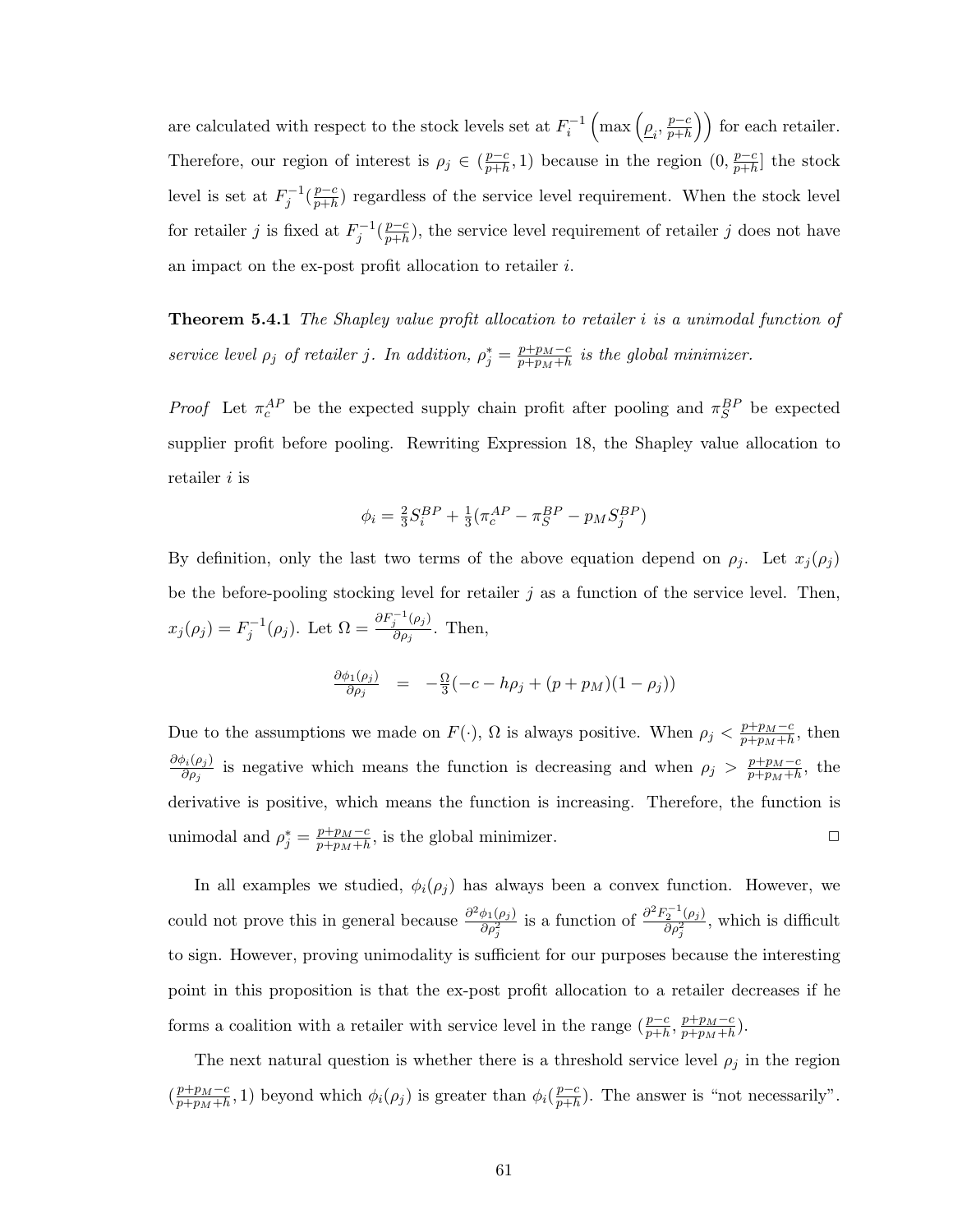are calculated with respect to the stock levels set at $F_i^{-1}\left(\max\left(\underline{\rho}_i, \frac{p-c}{p+h}\right)\right)$ for each retailer. Therefore, our region of interest is $\rho_j \in (\frac{p-c}{p+h}, 1)$ because in the region $(0, \frac{p-c}{p+h}]$ the stock level is set at $F_j^{-1}(\frac{p-c}{p+h})$ regardless of the service level requirement. When the stock level for retailer $j$ is fixed at $F_j^{-1}(\frac{p-c}{p+h})$, the service level requirement of retailer $j$ does not have an impact on the ex-post profit allocation to retailer $i$.

**Theorem 5.4.1** *The Shapley value profit allocation to retailer i is a unimodal function of service level $\rho_j$ of retailer j. In addition, $\rho_j^* = \frac{p+p_M-c}{p+p_M+h}$ is the global minimizer.*

*Proof* Let $\pi_c^{AP}$ be the expected supply chain profit after pooling and $\pi_S^{BP}$ be expected supplier profit before pooling. Rewriting Expression 18, the Shapley value allocation to retailer $i$ is

$$\phi_i = \tfrac{2}{3}S_i^{BP} + \tfrac{1}{3}(\pi_c^{AP} - \pi_S^{BP} - p_M S_j^{BP})$$

By definition, only the last two terms of the above equation depend on $\rho_j$. Let $x_j(\rho_j)$ be the before-pooling stocking level for retailer $j$ as a function of the service level. Then, $x_j(\rho_j) = F_j^{-1}(\rho_j)$. Let $\Omega = \frac{\partial F_j^{-1}(\rho_j)}{\partial \rho_j}$. Then,

$$\frac{\partial \phi_1(\rho_j)}{\partial \rho_j} \quad = \quad -\frac{\Omega}{3}(-c - h\rho_j + (p+p_M)(1-\rho_j))$$

Due to the assumptions we made on $F(\cdot)$, $\Omega$ is always positive. When $\rho_j < \frac{p+p_M-c}{p+p_M+h}$, then $\frac{\partial \phi_i(\rho_j)}{\partial \rho_j}$ is negative which means the function is decreasing and when $\rho_j > \frac{p+p_M-c}{p+p_M+h}$, the derivative is positive, which means the function is increasing. Therefore, the function is unimodal and $\rho_j^* = \frac{p+p_M-c}{p+p_M+h}$, is the global minimizer. $\square$

In all examples we studied, $\phi_i(\rho_j)$ has always been a convex function. However, we could not prove this in general because $\frac{\partial^2 \phi_1(\rho_j)}{\partial \rho_j^2}$ is a function of $\frac{\partial^2 F_2^{-1}(\rho_j)}{\partial \rho_j^2}$, which is difficult to sign. However, proving unimodality is sufficient for our purposes because the interesting point in this proposition is that the ex-post profit allocation to a retailer decreases if he forms a coalition with a retailer with service level in the range $(\frac{p-c}{p+h}, \frac{p+p_M-c}{p+p_M+h})$.

The next natural question is whether there is a threshold service level $\rho_j$ in the region $(\frac{p+p_M-c}{p+p_M+h}, 1)$ beyond which $\phi_i(\rho_j)$ is greater than $\phi_i(\frac{p-c}{p+h})$. The answer is "not necessarily".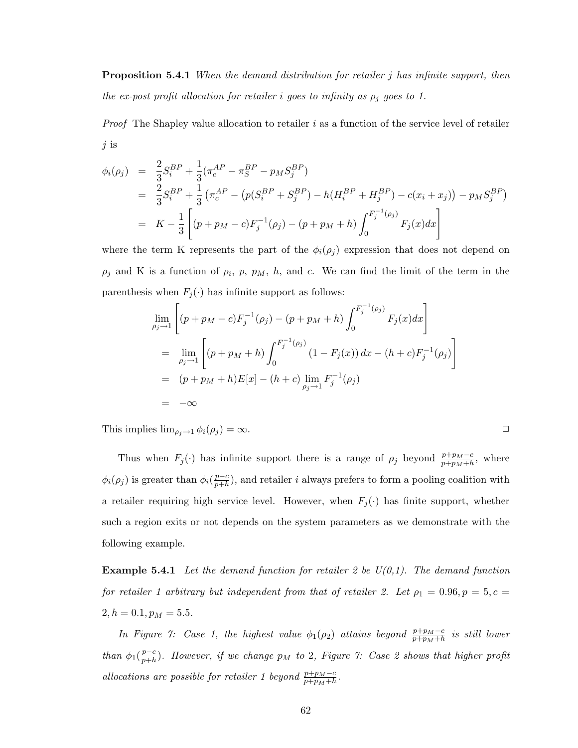**Proposition 5.4.1** *When the demand distribution for retailer j has infinite support, then the ex-post profit allocation for retailer i goes to infinity as $\rho_j$ goes to 1.*

*Proof* The Shapley value allocation to retailer $i$ as a function of the service level of retailer $j$ is

$$
\begin{aligned}
\phi_i(\rho_j) &= \frac{2}{3}S_i^{BP} + \frac{1}{3}(\pi_c^{AP} - \pi_S^{BP} - p_M S_j^{BP}) \\
&= \frac{2}{3}S_i^{BP} + \frac{1}{3}\left(\pi_c^{AP} - \left(p(S_i^{BP} + S_j^{BP}) - h(H_i^{BP} + H_j^{BP}) - c(x_i + x_j)\right) - p_M S_j^{BP}\right) \\
&= K - \frac{1}{3}\left[(p + p_M - c)F_j^{-1}(\rho_j) - (p + p_M + h)\int_0^{F_j^{-1}(\rho_j)} F_j(x)dx\right]
\end{aligned}
$$

where the term K represents the part of the $\phi_i(\rho_j)$ expression that does not depend on $\rho_j$ and K is a function of $\rho_i$, $p$, $p_M$, $h$, and $c$. We can find the limit of the term in the parenthesis when $F_j(\cdot)$ has infinite support as follows:

$$
\begin{aligned}
&\lim_{\rho_j \to 1}\left[(p + p_M - c)F_j^{-1}(\rho_j) - (p + p_M + h)\int_0^{F_j^{-1}(\rho_j)} F_j(x)dx\right] \\
&= \lim_{\rho_j \to 1}\left[(p + p_M + h)\int_0^{F_j^{-1}(\rho_j)} (1 - F_j(x))\,dx - (h + c)F_j^{-1}(\rho_j)\right] \\
&= (p + p_M + h)E[x] - (h + c)\lim_{\rho_j \to 1} F_j^{-1}(\rho_j) \\
&= -\infty
\end{aligned}
$$

This implies $\lim_{\rho_j \to 1} \phi_i(\rho_j) = \infty$. □

Thus when $F_j(\cdot)$ has infinite support there is a range of $\rho_j$ beyond $\frac{p+p_M-c}{p+p_M+h}$, where $\phi_i(\rho_j)$ is greater than $\phi_i(\frac{p-c}{p+h})$, and retailer $i$ always prefers to form a pooling coalition with a retailer requiring high service level. However, when $F_j(\cdot)$ has finite support, whether such a region exits or not depends on the system parameters as we demonstrate with the following example.

**Example 5.4.1** *Let the demand function for retailer 2 be U(0,1). The demand function for retailer 1 arbitrary but independent from that of retailer 2. Let $\rho_1 = 0.96, p = 5, c = 2, h = 0.1, p_M = 5.5$.*

*In Figure 7: Case 1, the highest value $\phi_1(\rho_2)$ attains beyond $\frac{p+p_M-c}{p+p_M+h}$ is still lower than $\phi_1(\frac{p-c}{p+h})$. However, if we change $p_M$ to 2, Figure 7: Case 2 shows that higher profit allocations are possible for retailer 1 beyond $\frac{p+p_M-c}{p+p_M+h}$.*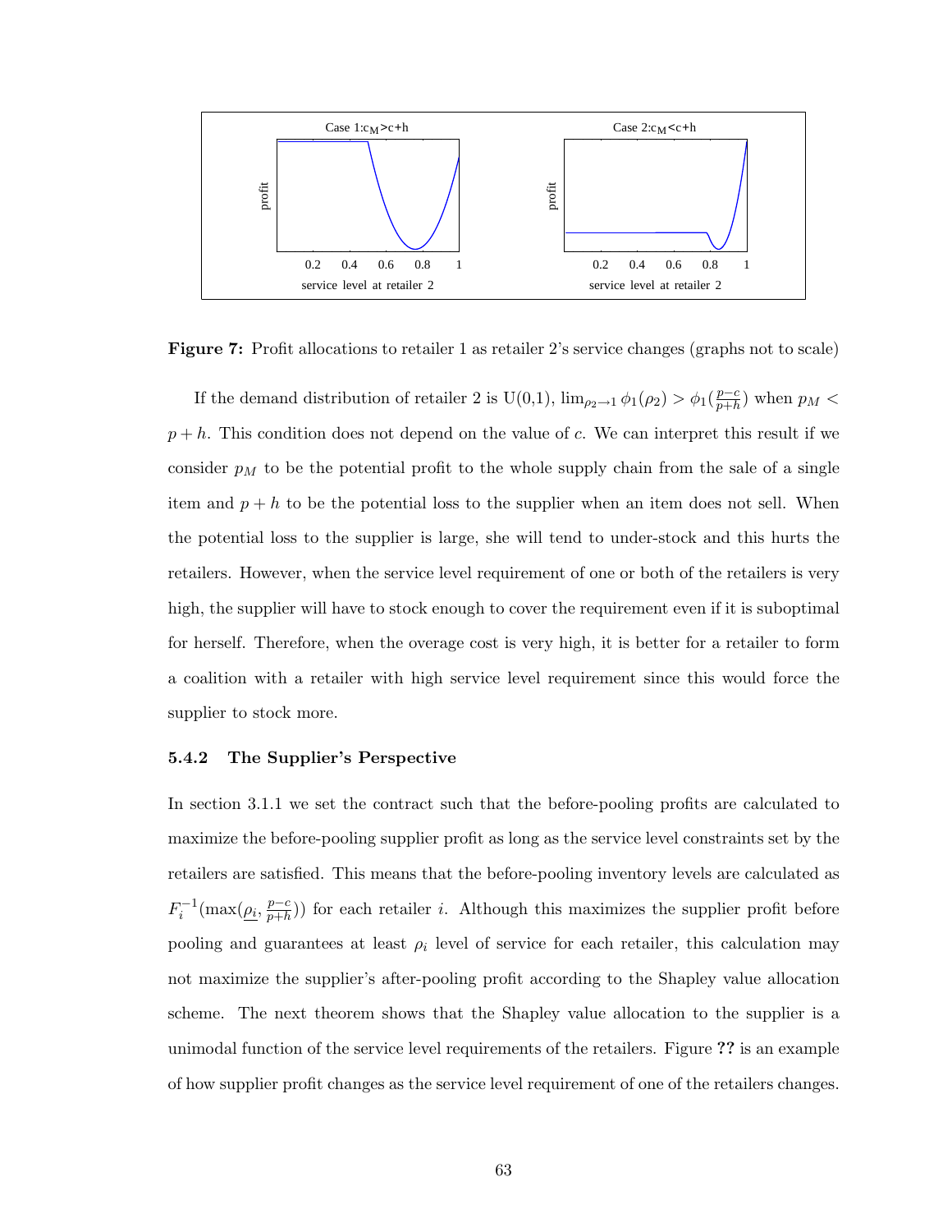**Figure 7:** Profit allocations to retailer 1 as retailer 2's service changes (graphs not to scale)

If the demand distribution of retailer 2 is U(0,1), $\lim_{\rho_2 \to 1} \phi_1(\rho_2) > \phi_1(\frac{p-c}{p+h})$ when $p_M < p+h$. This condition does not depend on the value of $c$. We can interpret this result if we consider $p_M$ to be the potential profit to the whole supply chain from the sale of a single item and $p+h$ to be the potential loss to the supplier when an item does not sell. When the potential loss to the supplier is large, she will tend to under-stock and this hurts the retailers. However, when the service level requirement of one or both of the retailers is very high, the supplier will have to stock enough to cover the requirement even if it is suboptimal for herself. Therefore, when the overage cost is very high, it is better for a retailer to form a coalition with a retailer with high service level requirement since this would force the supplier to stock more.

### 5.4.2 The Supplier's Perspective

In section 3.1.1 we set the contract such that the before-pooling profits are calculated to maximize the before-pooling supplier profit as long as the service level constraints set by the retailers are satisfied. This means that the before-pooling inventory levels are calculated as $F_i^{-1}(\max(\underline{\rho_i}, \frac{p-c}{p+h}))$ for each retailer $i$. Although this maximizes the supplier profit before pooling and guarantees at least $\rho_i$ level of service for each retailer, this calculation may not maximize the supplier's after-pooling profit according to the Shapley value allocation scheme. The next theorem shows that the Shapley value allocation to the supplier is a unimodal function of the service level requirements of the retailers. Figure **??** is an example of how supplier profit changes as the service level requirement of one of the retailers changes.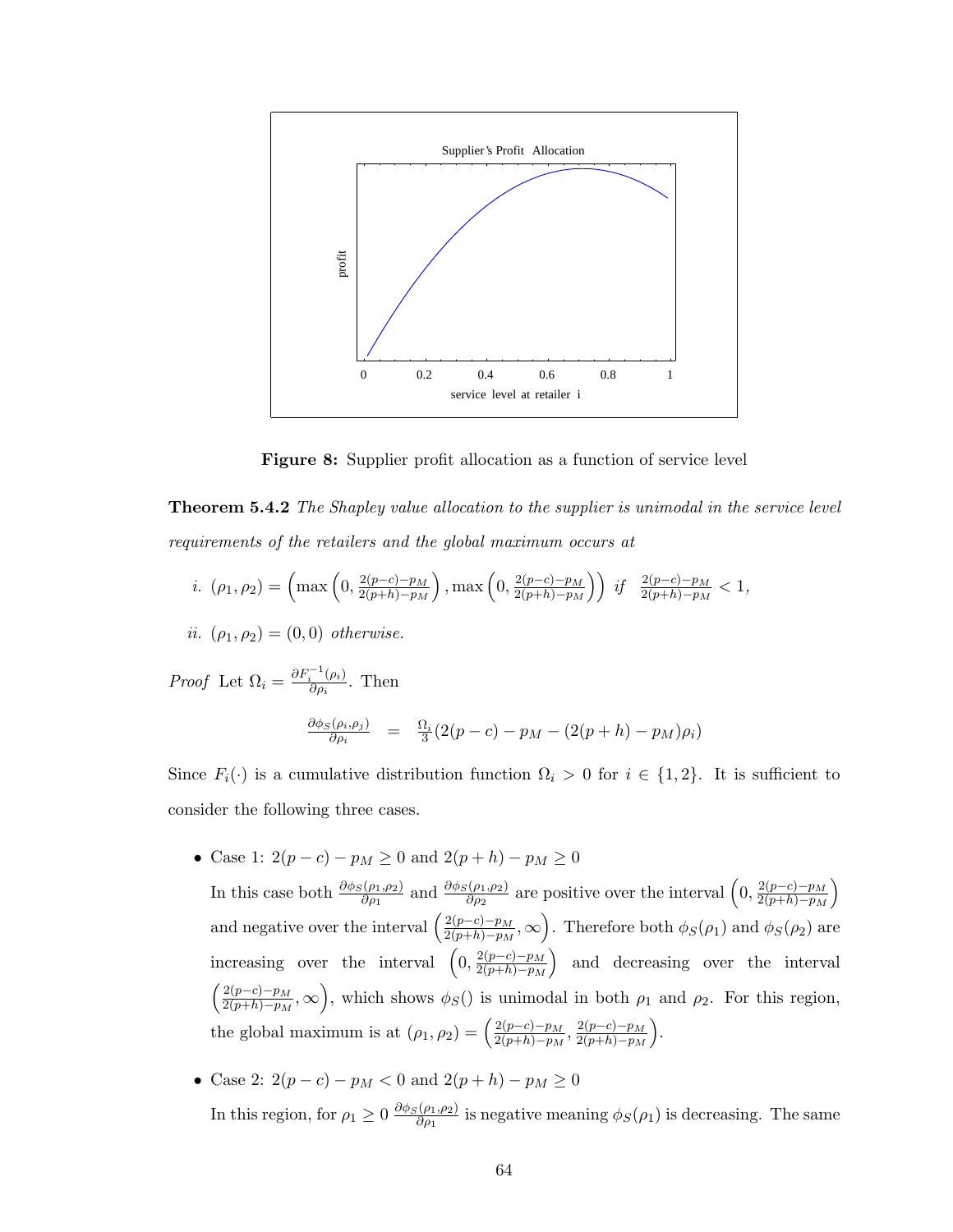**Figure 8:** Supplier profit allocation as a function of service level

**Theorem 5.4.2** *The Shapley value allocation to the supplier is unimodal in the service level requirements of the retailers and the global maximum occurs at*

*i.* $(\rho_1, \rho_2) = \left(\max\left(0, \frac{2(p-c)-p_M}{2(p+h)-p_M}\right), \max\left(0, \frac{2(p-c)-p_M}{2(p+h)-p_M}\right)\right)$ *if* $\frac{2(p-c)-p_M}{2(p+h)-p_M} < 1$,

*ii.* $(\rho_1, \rho_2) = (0, 0)$ *otherwise.*

*Proof* Let $\Omega_i = \frac{\partial F_i^{-1}(\rho_i)}{\partial \rho_i}$. Then

$$\frac{\partial \phi_S(\rho_i, \rho_j)}{\partial \rho_i} = \frac{\Omega_i}{3}(2(p-c) - p_M - (2(p+h) - p_M)\rho_i)$$

Since $F_i(\cdot)$ is a cumulative distribution function $\Omega_i > 0$ for $i \in \{1, 2\}$. It is sufficient to consider the following three cases.

- Case 1: $2(p-c) - p_M \geq 0$ and $2(p+h) - p_M \geq 0$

  In this case both $\frac{\partial \phi_S(\rho_1, \rho_2)}{\partial \rho_1}$ and $\frac{\partial \phi_S(\rho_1, \rho_2)}{\partial \rho_2}$ are positive over the interval $\left(0, \frac{2(p-c)-p_M}{2(p+h)-p_M}\right)$ and negative over the interval $\left(\frac{2(p-c)-p_M}{2(p+h)-p_M}, \infty\right)$. Therefore both $\phi_S(\rho_1)$ and $\phi_S(\rho_2)$ are increasing over the interval $\left(0, \frac{2(p-c)-p_M}{2(p+h)-p_M}\right)$ and decreasing over the interval $\left(\frac{2(p-c)-p_M}{2(p+h)-p_M}, \infty\right)$, which shows $\phi_S()$ is unimodal in both $\rho_1$ and $\rho_2$. For this region, the global maximum is at $(\rho_1, \rho_2) = \left(\frac{2(p-c)-p_M}{2(p+h)-p_M}, \frac{2(p-c)-p_M}{2(p+h)-p_M}\right)$.

- Case 2: $2(p-c) - p_M < 0$ and $2(p+h) - p_M \geq 0$

  In this region, for $\rho_1 \geq 0$ $\frac{\partial \phi_S(\rho_1, \rho_2)}{\partial \rho_1}$ is negative meaning $\phi_S(\rho_1)$ is decreasing. The same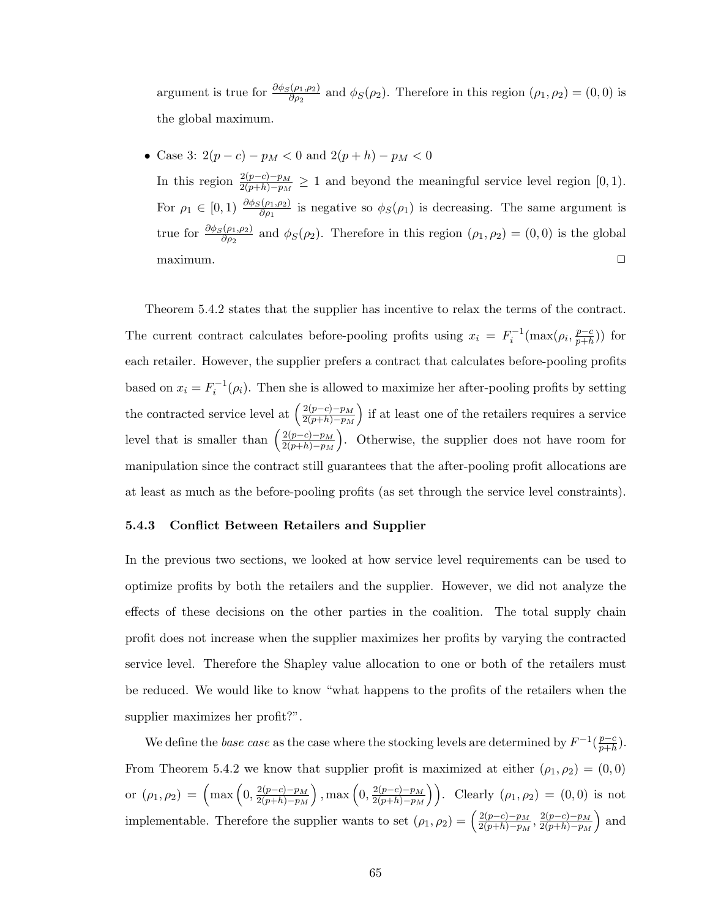argument is true for $\frac{\partial \phi_S(\rho_1,\rho_2)}{\partial \rho_2}$ and $\phi_S(\rho_2)$. Therefore in this region $(\rho_1, \rho_2) = (0, 0)$ is the global maximum.

- Case 3: $2(p-c) - p_M < 0$ and $2(p+h) - p_M < 0$

  In this region $\frac{2(p-c)-p_M}{2(p+h)-p_M} \geq 1$ and beyond the meaningful service level region $[0, 1)$. For $\rho_1 \in [0, 1)$ $\frac{\partial \phi_S(\rho_1,\rho_2)}{\partial \rho_1}$ is negative so $\phi_S(\rho_1)$ is decreasing. The same argument is true for $\frac{\partial \phi_S(\rho_1,\rho_2)}{\partial \rho_2}$ and $\phi_S(\rho_2)$. Therefore in this region $(\rho_1, \rho_2) = (0, 0)$ is the global maximum. □

Theorem 5.4.2 states that the supplier has incentive to relax the terms of the contract. The current contract calculates before-pooling profits using $x_i = F_i^{-1}(\max(\rho_i, \frac{p-c}{p+h}))$ for each retailer. However, the supplier prefers a contract that calculates before-pooling profits based on $x_i = F_i^{-1}(\rho_i)$. Then she is allowed to maximize her after-pooling profits by setting the contracted service level at $\left(\frac{2(p-c)-p_M}{2(p+h)-p_M}\right)$ if at least one of the retailers requires a service level that is smaller than $\left(\frac{2(p-c)-p_M}{2(p+h)-p_M}\right)$. Otherwise, the supplier does not have room for manipulation since the contract still guarantees that the after-pooling profit allocations are at least as much as the before-pooling profits (as set through the service level constraints).

### 5.4.3 Conflict Between Retailers and Supplier

In the previous two sections, we looked at how service level requirements can be used to optimize profits by both the retailers and the supplier. However, we did not analyze the effects of these decisions on the other parties in the coalition. The total supply chain profit does not increase when the supplier maximizes her profits by varying the contracted service level. Therefore the Shapley value allocation to one or both of the retailers must be reduced. We would like to know "what happens to the profits of the retailers when the supplier maximizes her profit?".

We define the *base case* as the case where the stocking levels are determined by $F^{-1}(\frac{p-c}{p+h})$. From Theorem 5.4.2 we know that supplier profit is maximized at either $(\rho_1, \rho_2) = (0, 0)$ or $(\rho_1, \rho_2) = \left(\max\left(0, \frac{2(p-c)-p_M}{2(p+h)-p_M}\right), \max\left(0, \frac{2(p-c)-p_M}{2(p+h)-p_M}\right)\right)$. Clearly $(\rho_1, \rho_2) = (0, 0)$ is not implementable. Therefore the supplier wants to set $(\rho_1, \rho_2) = \left(\frac{2(p-c)-p_M}{2(p+h)-p_M}, \frac{2(p-c)-p_M}{2(p+h)-p_M}\right)$ and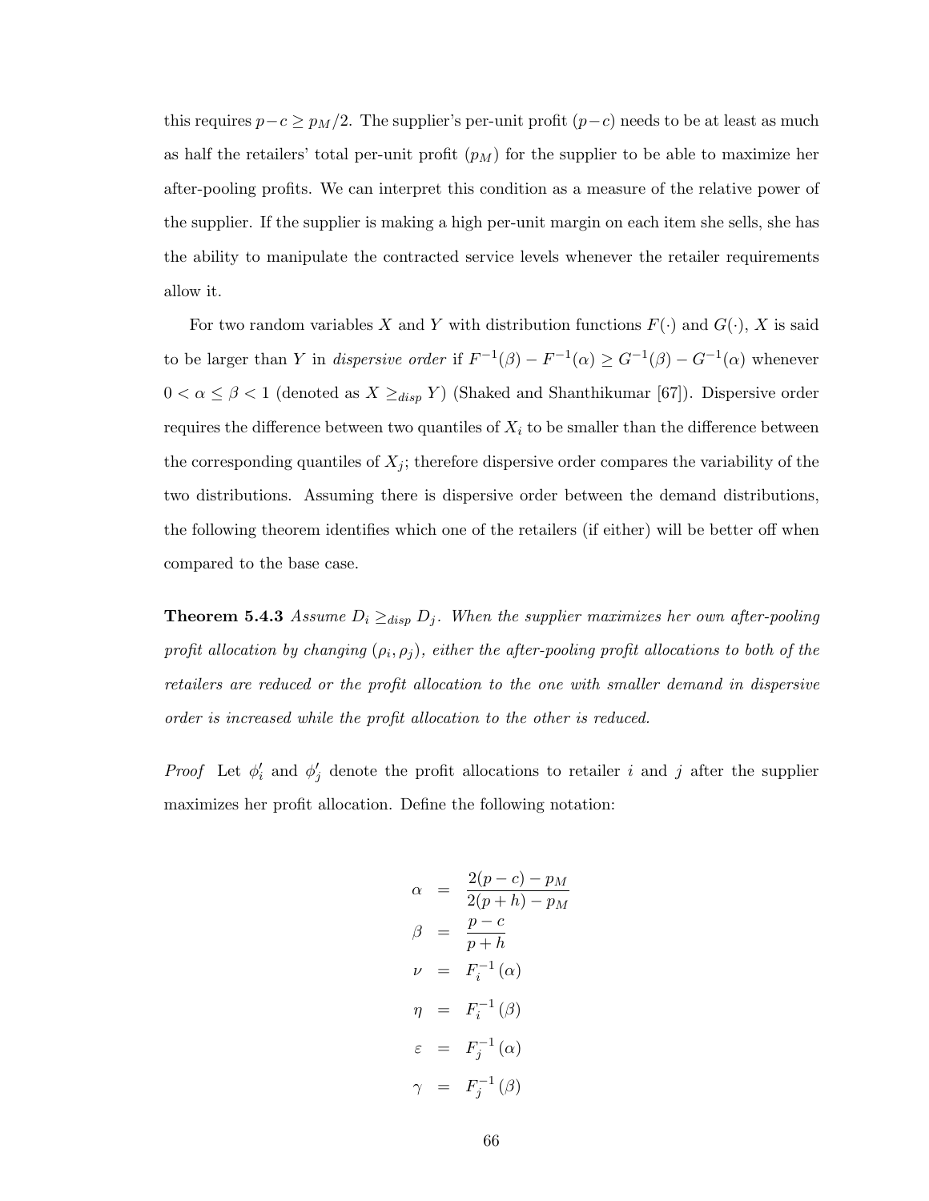this requires $p-c \geq p_M/2$. The supplier's per-unit profit $(p-c)$ needs to be at least as much as half the retailers' total per-unit profit $(p_M)$ for the supplier to be able to maximize her after-pooling profits. We can interpret this condition as a measure of the relative power of the supplier. If the supplier is making a high per-unit margin on each item she sells, she has the ability to manipulate the contracted service levels whenever the retailer requirements allow it.

For two random variables $X$ and $Y$ with distribution functions $F(\cdot)$ and $G(\cdot)$, $X$ is said to be larger than $Y$ in *dispersive order* if $F^{-1}(\beta) - F^{-1}(\alpha) \geq G^{-1}(\beta) - G^{-1}(\alpha)$ whenever $0 < \alpha \leq \beta < 1$ (denoted as $X \geq_{disp} Y$) (Shaked and Shanthikumar [67]). Dispersive order requires the difference between two quantiles of $X_i$ to be smaller than the difference between the corresponding quantiles of $X_j$; therefore dispersive order compares the variability of the two distributions. Assuming there is dispersive order between the demand distributions, the following theorem identifies which one of the retailers (if either) will be better off when compared to the base case.

**Theorem 5.4.3** *Assume $D_i \geq_{disp} D_j$. When the supplier maximizes her own after-pooling profit allocation by changing $(\rho_i, \rho_j)$, either the after-pooling profit allocations to both of the retailers are reduced or the profit allocation to the one with smaller demand in dispersive order is increased while the profit allocation to the other is reduced.*

*Proof* Let $\phi_i'$ and $\phi_j'$ denote the profit allocations to retailer $i$ and $j$ after the supplier maximizes her profit allocation. Define the following notation:

$$
\begin{aligned}
\alpha &= \frac{2(p-c) - p_M}{2(p+h) - p_M} \\
\beta &= \frac{p-c}{p+h} \\
\nu &= F_i^{-1}(\alpha) \\
\eta &= F_i^{-1}(\beta) \\
\varepsilon &= F_j^{-1}(\alpha) \\
\gamma &= F_j^{-1}(\beta)
\end{aligned}
$$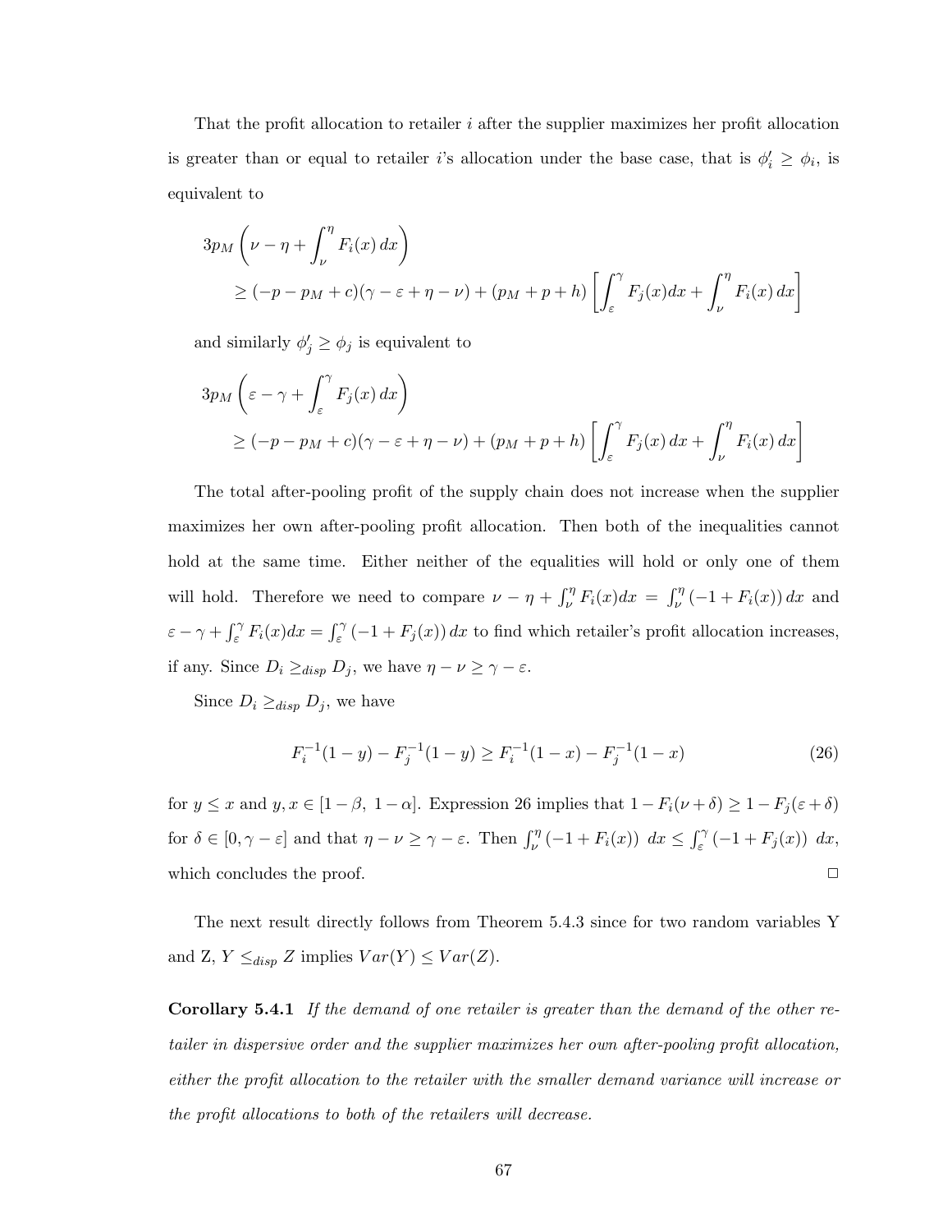That the profit allocation to retailer $i$ after the supplier maximizes her profit allocation is greater than or equal to retailer $i$'s allocation under the base case, that is $\phi_i' \geq \phi_i$, is equivalent to

$$3p_M\left(\nu - \eta + \int_\nu^\eta F_i(x)\,dx\right)$$
$$\geq (-p - p_M + c)(\gamma - \varepsilon + \eta - \nu) + (p_M + p + h)\left[\int_\varepsilon^\gamma F_j(x)dx + \int_\nu^\eta F_i(x)\,dx\right]$$

and similarly $\phi_j' \geq \phi_j$ is equivalent to

$$3p_M\left(\varepsilon - \gamma + \int_\varepsilon^\gamma F_j(x)\,dx\right)$$
$$\geq (-p - p_M + c)(\gamma - \varepsilon + \eta - \nu) + (p_M + p + h)\left[\int_\varepsilon^\gamma F_j(x)\,dx + \int_\nu^\eta F_i(x)\,dx\right]$$

The total after-pooling profit of the supply chain does not increase when the supplier maximizes her own after-pooling profit allocation. Then both of the inequalities cannot hold at the same time. Either neither of the equalities will hold or only one of them will hold. Therefore we need to compare $\nu - \eta + \int_\nu^\eta F_i(x)dx = \int_\nu^\eta (-1 + F_i(x))\,dx$ and $\varepsilon - \gamma + \int_\varepsilon^\gamma F_i(x)dx = \int_\varepsilon^\gamma (-1 + F_j(x))\,dx$ to find which retailer's profit allocation increases, if any. Since $D_i \geq_{disp} D_j$, we have $\eta - \nu \geq \gamma - \varepsilon$.

Since $D_i \geq_{disp} D_j$, we have

$$F_i^{-1}(1-y) - F_j^{-1}(1-y) \geq F_i^{-1}(1-x) - F_j^{-1}(1-x) \tag{26}$$

for $y \leq x$ and $y, x \in [1-\beta,\ 1-\alpha]$. Expression 26 implies that $1 - F_i(\nu + \delta) \geq 1 - F_j(\varepsilon + \delta)$ for $\delta \in [0, \gamma - \varepsilon]$ and that $\eta - \nu \geq \gamma - \varepsilon$. Then $\int_\nu^\eta (-1 + F_i(x))\ dx \leq \int_\varepsilon^\gamma (-1 + F_j(x))\ dx$, which concludes the proof. □

The next result directly follows from Theorem 5.4.3 since for two random variables Y and Z, $Y \leq_{disp} Z$ implies $Var(Y) \leq Var(Z)$.

**Corollary 5.4.1** *If the demand of one retailer is greater than the demand of the other retailer in dispersive order and the supplier maximizes her own after-pooling profit allocation, either the profit allocation to the retailer with the smaller demand variance will increase or the profit allocations to both of the retailers will decrease.*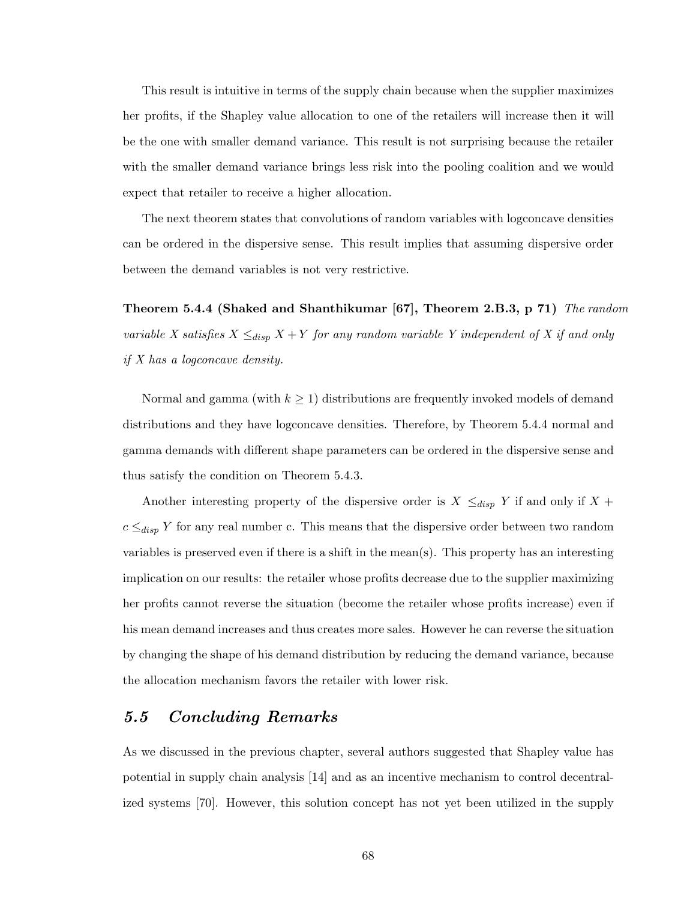This result is intuitive in terms of the supply chain because when the supplier maximizes her profits, if the Shapley value allocation to one of the retailers will increase then it will be the one with smaller demand variance. This result is not surprising because the retailer with the smaller demand variance brings less risk into the pooling coalition and we would expect that retailer to receive a higher allocation.

The next theorem states that convolutions of random variables with logconcave densities can be ordered in the dispersive sense. This result implies that assuming dispersive order between the demand variables is not very restrictive.

**Theorem 5.4.4 (Shaked and Shanthikumar [67], Theorem 2.B.3, p 71)** *The random variable $X$ satisfies $X \leq_{disp} X + Y$ for any random variable $Y$ independent of $X$ if and only if $X$ has a logconcave density.*

Normal and gamma (with $k \geq 1$) distributions are frequently invoked models of demand distributions and they have logconcave densities. Therefore, by Theorem 5.4.4 normal and gamma demands with different shape parameters can be ordered in the dispersive sense and thus satisfy the condition on Theorem 5.4.3.

Another interesting property of the dispersive order is $X \leq_{disp} Y$ if and only if $X + c \leq_{disp} Y$ for any real number c. This means that the dispersive order between two random variables is preserved even if there is a shift in the mean(s). This property has an interesting implication on our results: the retailer whose profits decrease due to the supplier maximizing her profits cannot reverse the situation (become the retailer whose profits increase) even if his mean demand increases and thus creates more sales. However he can reverse the situation by changing the shape of his demand distribution by reducing the demand variance, because the allocation mechanism favors the retailer with lower risk.

## *5.5 Concluding Remarks*

As we discussed in the previous chapter, several authors suggested that Shapley value has potential in supply chain analysis [14] and as an incentive mechanism to control decentralized systems [70]. However, this solution concept has not yet been utilized in the supply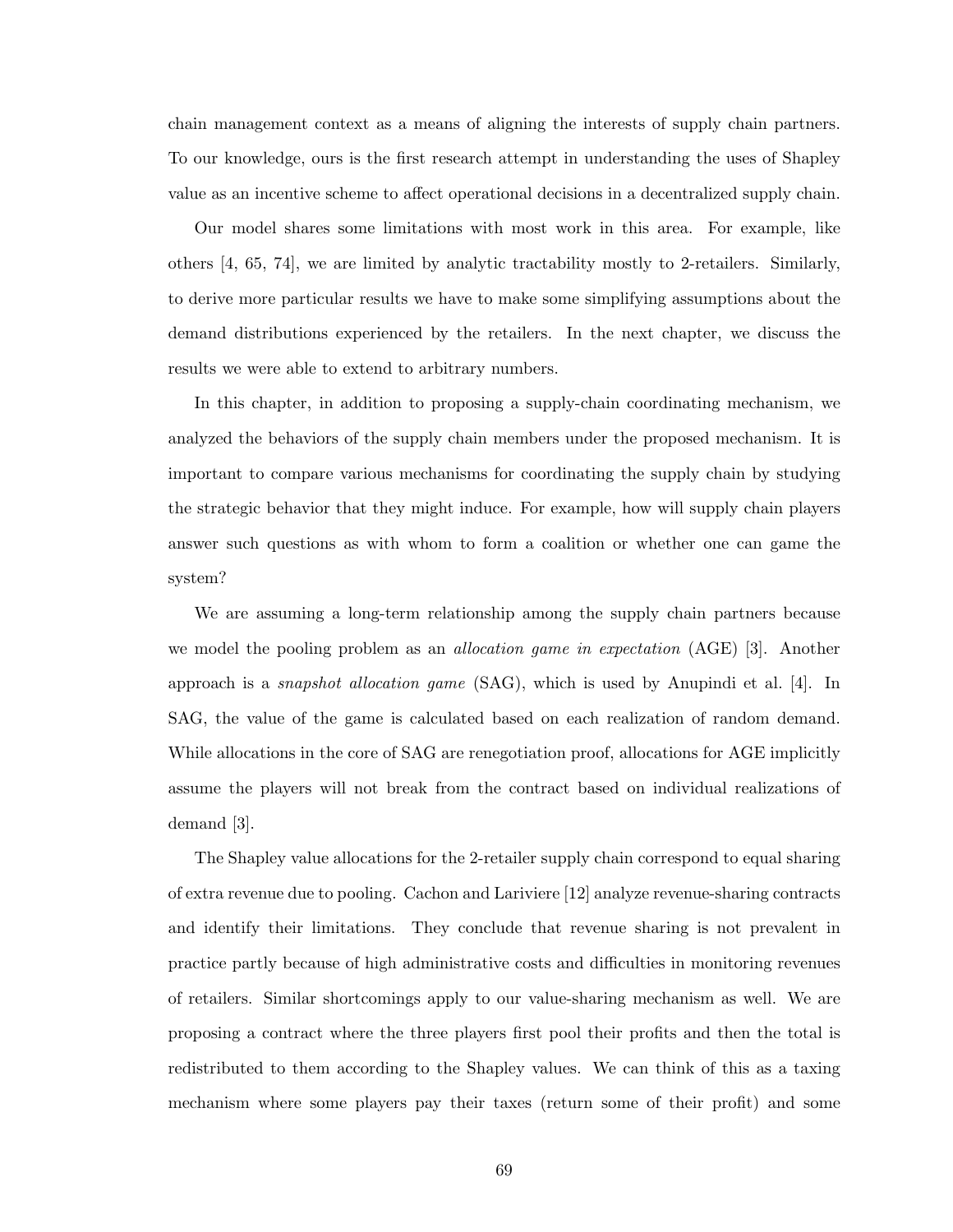chain management context as a means of aligning the interests of supply chain partners. To our knowledge, ours is the first research attempt in understanding the uses of Shapley value as an incentive scheme to affect operational decisions in a decentralized supply chain.

Our model shares some limitations with most work in this area. For example, like others [4, 65, 74], we are limited by analytic tractability mostly to 2-retailers. Similarly, to derive more particular results we have to make some simplifying assumptions about the demand distributions experienced by the retailers. In the next chapter, we discuss the results we were able to extend to arbitrary numbers.

In this chapter, in addition to proposing a supply-chain coordinating mechanism, we analyzed the behaviors of the supply chain members under the proposed mechanism. It is important to compare various mechanisms for coordinating the supply chain by studying the strategic behavior that they might induce. For example, how will supply chain players answer such questions as with whom to form a coalition or whether one can game the system?

We are assuming a long-term relationship among the supply chain partners because we model the pooling problem as an *allocation game in expectation* (AGE) [3]. Another approach is a *snapshot allocation game* (SAG), which is used by Anupindi et al. [4]. In SAG, the value of the game is calculated based on each realization of random demand. While allocations in the core of SAG are renegotiation proof, allocations for AGE implicitly assume the players will not break from the contract based on individual realizations of demand [3].

The Shapley value allocations for the 2-retailer supply chain correspond to equal sharing of extra revenue due to pooling. Cachon and Lariviere [12] analyze revenue-sharing contracts and identify their limitations. They conclude that revenue sharing is not prevalent in practice partly because of high administrative costs and difficulties in monitoring revenues of retailers. Similar shortcomings apply to our value-sharing mechanism as well. We are proposing a contract where the three players first pool their profits and then the total is redistributed to them according to the Shapley values. We can think of this as a taxing mechanism where some players pay their taxes (return some of their profit) and some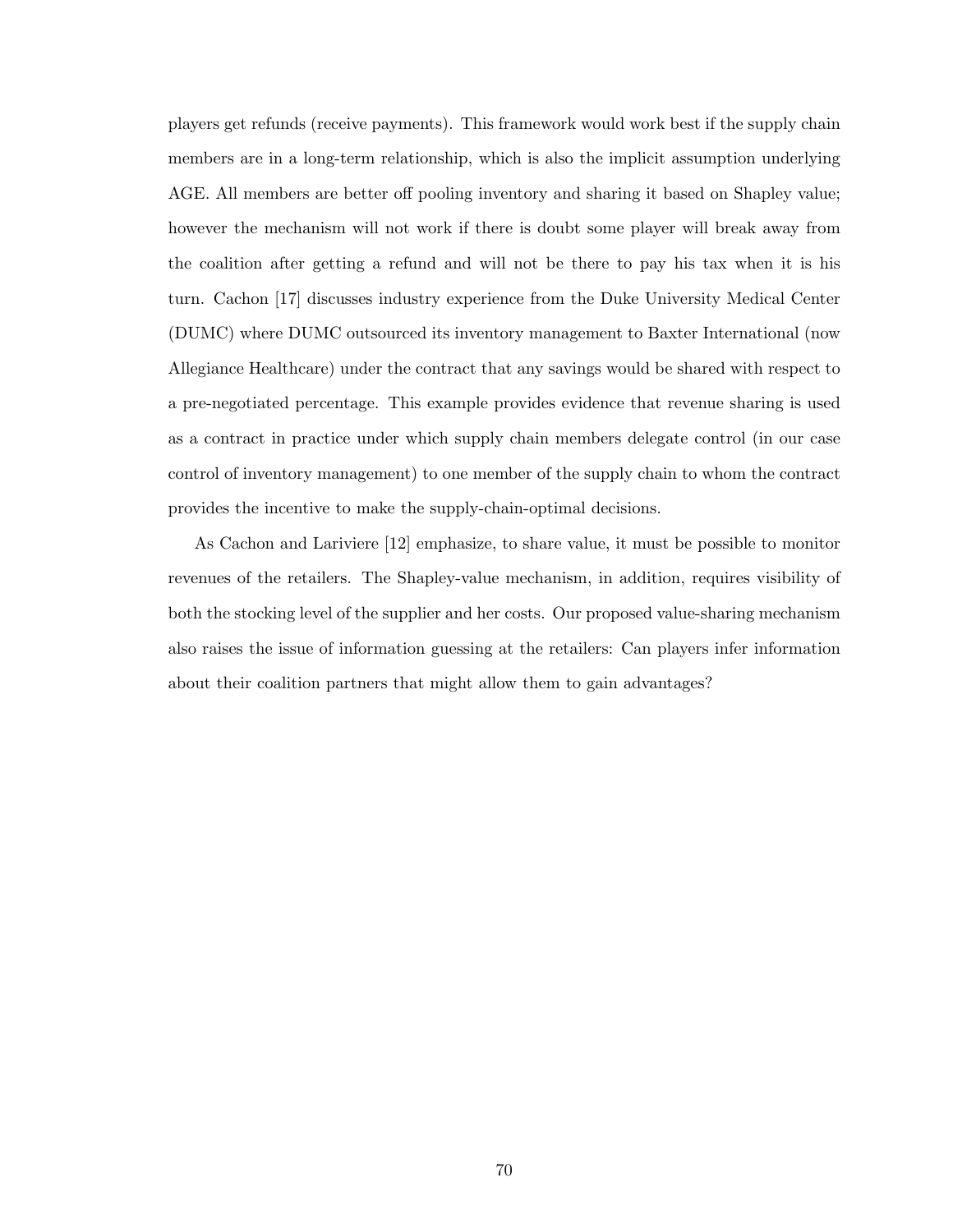players get refunds (receive payments). This framework would work best if the supply chain members are in a long-term relationship, which is also the implicit assumption underlying AGE. All members are better off pooling inventory and sharing it based on Shapley value; however the mechanism will not work if there is doubt some player will break away from the coalition after getting a refund and will not be there to pay his tax when it is his turn. Cachon [17] discusses industry experience from the Duke University Medical Center (DUMC) where DUMC outsourced its inventory management to Baxter International (now Allegiance Healthcare) under the contract that any savings would be shared with respect to a pre-negotiated percentage. This example provides evidence that revenue sharing is used as a contract in practice under which supply chain members delegate control (in our case control of inventory management) to one member of the supply chain to whom the contract provides the incentive to make the supply-chain-optimal decisions.

As Cachon and Lariviere [12] emphasize, to share value, it must be possible to monitor revenues of the retailers. The Shapley-value mechanism, in addition, requires visibility of both the stocking level of the supplier and her costs. Our proposed value-sharing mechanism also raises the issue of information guessing at the retailers: Can players infer information about their coalition partners that might allow them to gain advantages?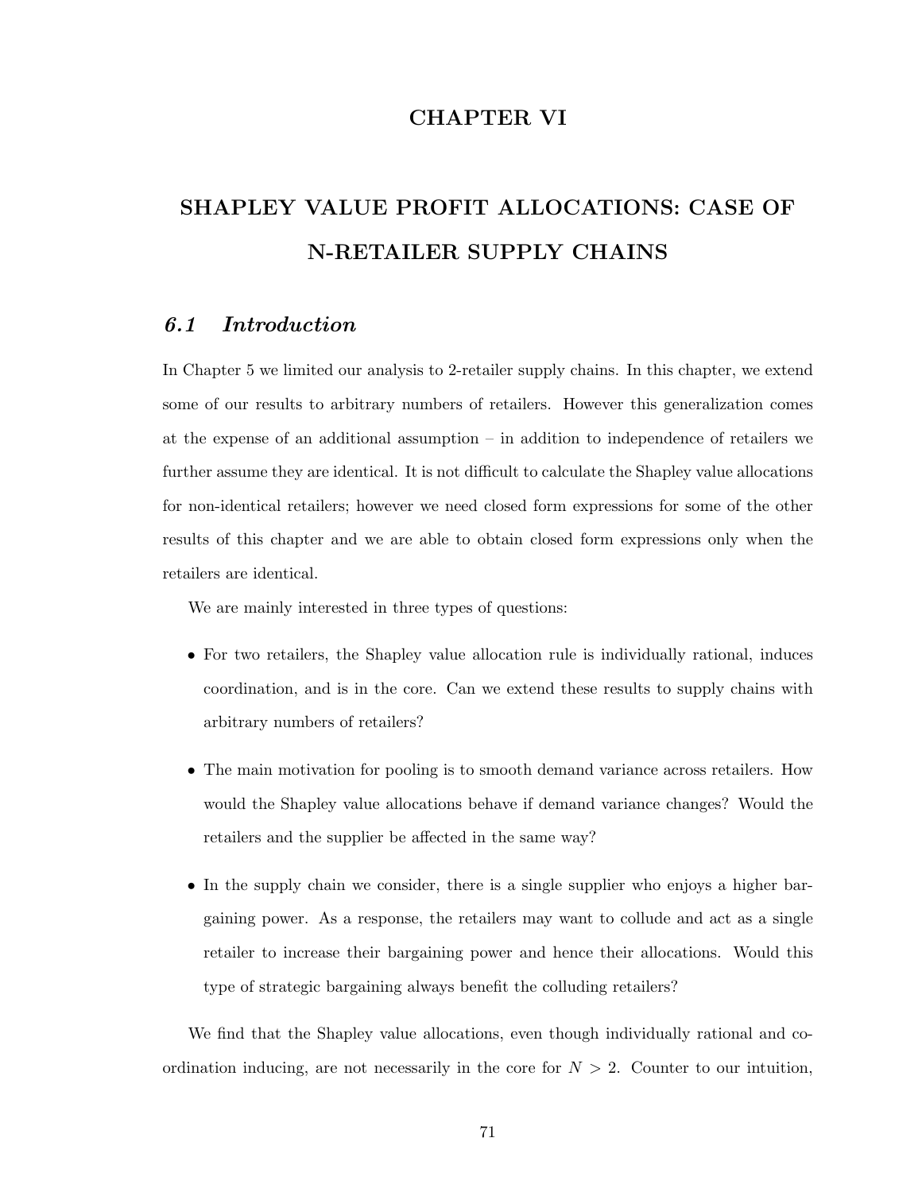# CHAPTER VI

# SHAPLEY VALUE PROFIT ALLOCATIONS: CASE OF N-RETAILER SUPPLY CHAINS

## *6.1 Introduction*

In Chapter 5 we limited our analysis to 2-retailer supply chains. In this chapter, we extend some of our results to arbitrary numbers of retailers. However this generalization comes at the expense of an additional assumption – in addition to independence of retailers we further assume they are identical. It is not difficult to calculate the Shapley value allocations for non-identical retailers; however we need closed form expressions for some of the other results of this chapter and we are able to obtain closed form expressions only when the retailers are identical.

We are mainly interested in three types of questions:

- For two retailers, the Shapley value allocation rule is individually rational, induces coordination, and is in the core. Can we extend these results to supply chains with arbitrary numbers of retailers?
- The main motivation for pooling is to smooth demand variance across retailers. How would the Shapley value allocations behave if demand variance changes? Would the retailers and the supplier be affected in the same way?
- In the supply chain we consider, there is a single supplier who enjoys a higher bargaining power. As a response, the retailers may want to collude and act as a single retailer to increase their bargaining power and hence their allocations. Would this type of strategic bargaining always benefit the colluding retailers?

We find that the Shapley value allocations, even though individually rational and coordination inducing, are not necessarily in the core for $N > 2$. Counter to our intuition,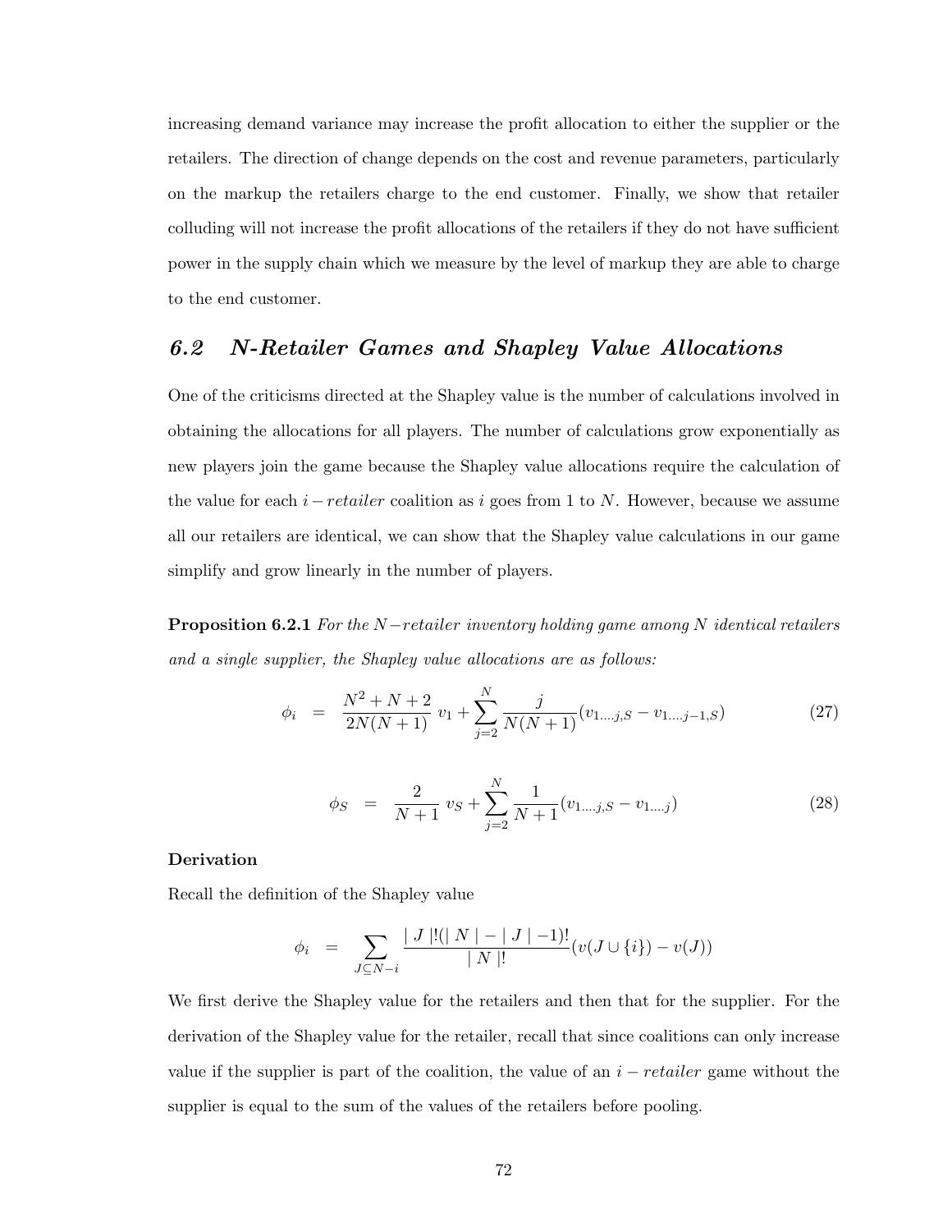increasing demand variance may increase the profit allocation to either the supplier or the retailers. The direction of change depends on the cost and revenue parameters, particularly on the markup the retailers charge to the end customer. Finally, we show that retailer colluding will not increase the profit allocations of the retailers if they do not have sufficient power in the supply chain which we measure by the level of markup they are able to charge to the end customer.

## *6.2 N-Retailer Games and Shapley Value Allocations*

One of the criticisms directed at the Shapley value is the number of calculations involved in obtaining the allocations for all players. The number of calculations grow exponentially as new players join the game because the Shapley value allocations require the calculation of the value for each $i-retailer$ coalition as $i$ goes from 1 to $N$. However, because we assume all our retailers are identical, we can show that the Shapley value calculations in our game simplify and grow linearly in the number of players.

**Proposition 6.2.1** *For the $N-retailer$ inventory holding game among $N$ identical retailers and a single supplier, the Shapley value allocations are as follows:*

$$\phi_i \quad = \quad \frac{N^2+N+2}{2N(N+1)}\ v_1 + \sum_{j=2}^{N} \frac{j}{N(N+1)}(v_{1\ldots j,S} - v_{1\ldots j-1,S}) \tag{27}$$

$$\phi_S \quad = \quad \frac{2}{N+1}\ v_S + \sum_{j=2}^{N} \frac{1}{N+1}(v_{1\ldots j,S} - v_{1\ldots j}) \tag{28}$$

**Derivation**

Recall the definition of the Shapley value

$$\phi_i \quad = \quad \sum_{J \subseteq N-i} \frac{|\ J\ |!(|\ N\ |-|\ J\ |-1)!}{|\ N\ |!}(v(J \cup \{i\}) - v(J))$$

We first derive the Shapley value for the retailers and then that for the supplier. For the derivation of the Shapley value for the retailer, recall that since coalitions can only increase value if the supplier is part of the coalition, the value of an $i-retailer$ game without the supplier is equal to the sum of the values of the retailers before pooling.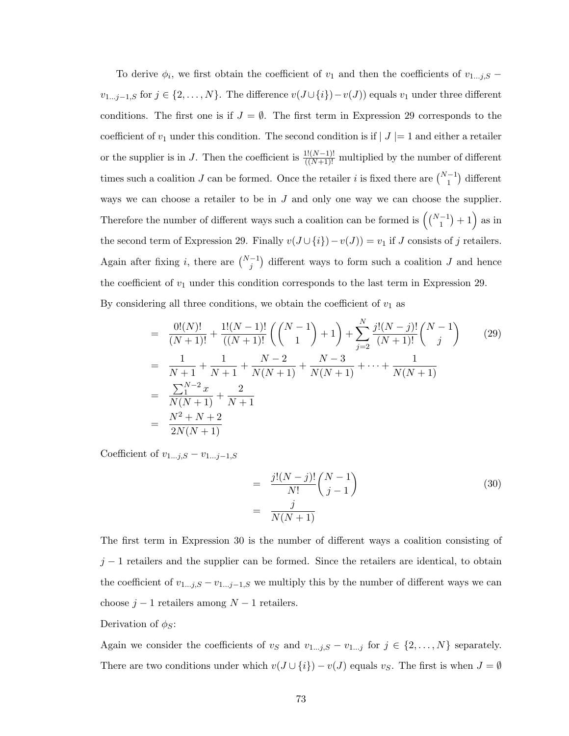To derive $\phi_i$, we first obtain the coefficient of $v_1$ and then the coefficients of $v_{1\ldots j,S} - v_{1\ldots j-1,S}$ for $j \in \{2, \ldots, N\}$. The difference $v(J \cup \{i\}) - v(J))$ equals $v_1$ under three different conditions. The first one is if $J = \emptyset$. The first term in Expression 29 corresponds to the coefficient of $v_1$ under this condition. The second condition is if $\mid J \mid= 1$ and either a retailer or the supplier is in $J$. Then the coefficient is $\frac{1!(N-1)!}{((N+1)!}$ multiplied by the number of different times such a coalition $J$ can be formed. Once the retailer $i$ is fixed there are $\binom{N-1}{1}$ different ways we can choose a retailer to be in $J$ and only one way we can choose the supplier. Therefore the number of different ways such a coalition can be formed is $\left(\binom{N-1}{1} + 1\right)$ as in the second term of Expression 29. Finally $v(J \cup \{i\}) - v(J)) = v_1$ if $J$ consists of $j$ retailers. Again after fixing $i$, there are $\binom{N-1}{j}$ different ways to form such a coalition $J$ and hence the coefficient of $v_1$ under this condition corresponds to the last term in Expression 29.

By considering all three conditions, we obtain the coefficient of $v_1$ as

$$
\begin{aligned}
&= \frac{0!(N)!}{(N+1)!} + \frac{1!(N-1)!}{((N+1)!}\left(\binom{N-1}{1} + 1\right) + \sum_{j=2}^{N} \frac{j!(N-j)!}{(N+1)!}\binom{N-1}{j} \qquad (29)\\
&= \frac{1}{N+1} + \frac{1}{N+1} + \frac{N-2}{N(N+1)} + \frac{N-3}{N(N+1)} + \cdots + \frac{1}{N(N+1)}\\
&= \frac{\sum_{1}^{N-2} x}{N(N+1)} + \frac{2}{N+1}\\
&= \frac{N^2+N+2}{2N(N+1)}
\end{aligned}
$$

Coefficient of $v_{1\ldots j,S} - v_{1\ldots j-1,S}$

$$
\begin{aligned}
&= \frac{j!(N-j)!}{N!}\binom{N-1}{j-1} \qquad (30)\\
&= \frac{j}{N(N+1)}
\end{aligned}
$$

The first term in Expression 30 is the number of different ways a coalition consisting of $j-1$ retailers and the supplier can be formed. Since the retailers are identical, to obtain the coefficient of $v_{1\ldots j,S} - v_{1\ldots j-1,S}$ we multiply this by the number of different ways we can choose $j-1$ retailers among $N-1$ retailers.

Derivation of $\phi_S$:

Again we consider the coefficients of $v_S$ and $v_{1\ldots j,S} - v_{1\ldots j}$ for $j \in \{2, \ldots, N\}$ separately. There are two conditions under which $v(J \cup \{i\}) - v(J)$ equals $v_S$. The first is when $J = \emptyset$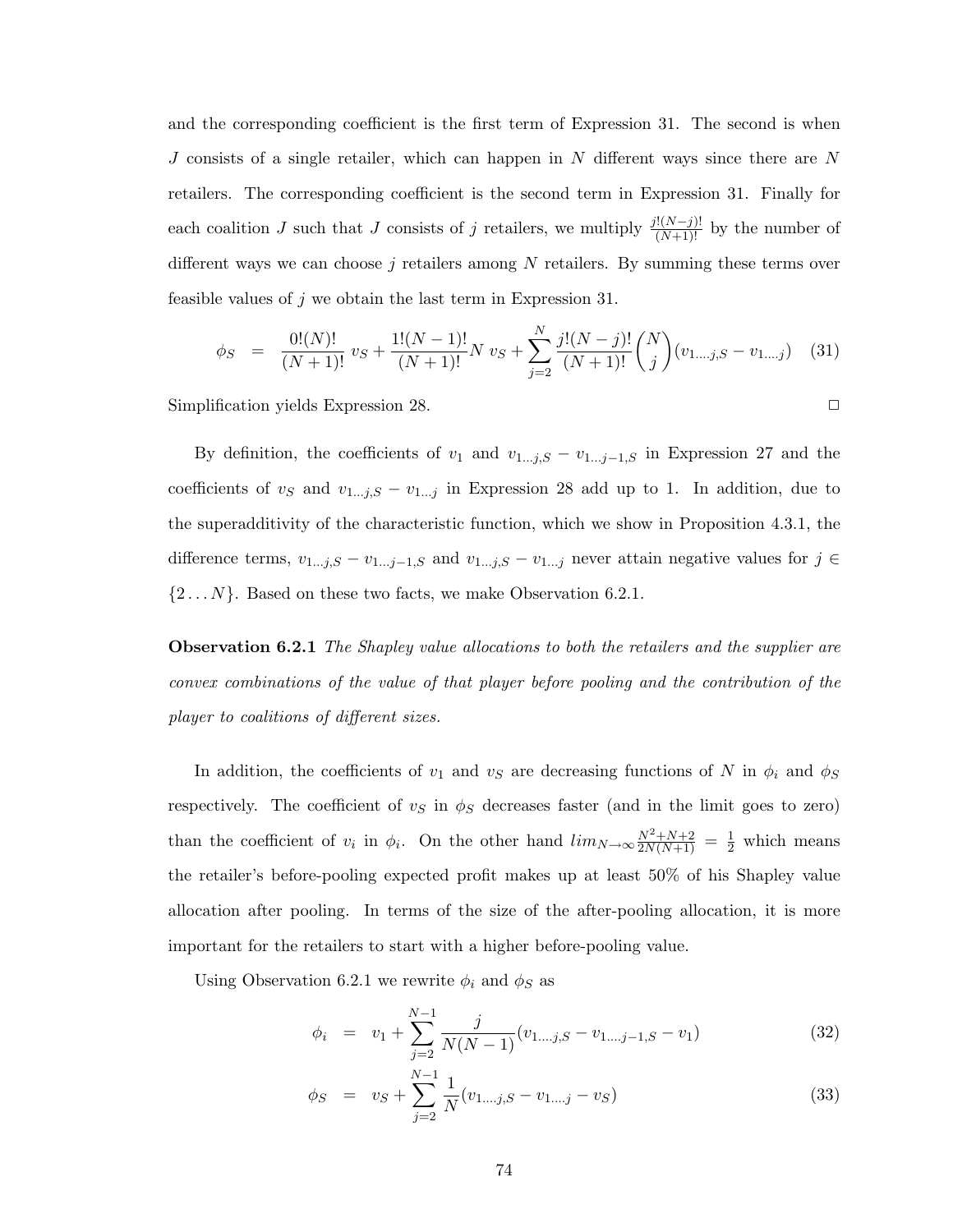and the corresponding coefficient is the first term of Expression 31. The second is when $J$ consists of a single retailer, which can happen in $N$ different ways since there are $N$ retailers. The corresponding coefficient is the second term in Expression 31. Finally for each coalition $J$ such that $J$ consists of $j$ retailers, we multiply $\frac{j!(N-j)!}{(N+1)!}$ by the number of different ways we can choose $j$ retailers among $N$ retailers. By summing these terms over feasible values of $j$ we obtain the last term in Expression 31.

$$\phi_S \quad = \quad \frac{0!(N)!}{(N+1)!}\, v_S + \frac{1!(N-1)!}{(N+1)!} N\, v_S + \sum_{j=2}^{N} \frac{j!(N-j)!}{(N+1)!} \binom{N}{j} (v_{1\ldots,j,S} - v_{1\ldots,j}) \tag{31}$$

Simplification yields Expression 28. □

By definition, the coefficients of $v_1$ and $v_{1\ldots j,S} - v_{1\ldots j-1,S}$ in Expression 27 and the coefficients of $v_S$ and $v_{1\ldots j,S} - v_{1\ldots j}$ in Expression 28 add up to 1. In addition, due to the superadditivity of the characteristic function, which we show in Proposition 4.3.1, the difference terms, $v_{1\ldots j,S} - v_{1\ldots j-1,S}$ and $v_{1\ldots j,S} - v_{1\ldots j}$ never attain negative values for $j \in \{2 \ldots N\}$. Based on these two facts, we make Observation 6.2.1.

**Observation 6.2.1** *The Shapley value allocations to both the retailers and the supplier are convex combinations of the value of that player before pooling and the contribution of the player to coalitions of different sizes.*

In addition, the coefficients of $v_1$ and $v_S$ are decreasing functions of $N$ in $\phi_i$ and $\phi_S$ respectively. The coefficient of $v_S$ in $\phi_S$ decreases faster (and in the limit goes to zero) than the coefficient of $v_i$ in $\phi_i$. On the other hand $lim_{N\to\infty}\frac{N^2+N+2}{2N(N+1)} = \frac{1}{2}$ which means the retailer's before-pooling expected profit makes up at least 50% of his Shapley value allocation after pooling. In terms of the size of the after-pooling allocation, it is more important for the retailers to start with a higher before-pooling value.

Using Observation 6.2.1 we rewrite $\phi_i$ and $\phi_S$ as

$$\phi_i \quad = \quad v_1 + \sum_{j=2}^{N-1} \frac{j}{N(N-1)} (v_{1\ldots,j,S} - v_{1\ldots,j-1,S} - v_1) \tag{32}$$

$$\phi_S \quad = \quad v_S + \sum_{j=2}^{N-1} \frac{1}{N} (v_{1\ldots,j,S} - v_{1\ldots,j} - v_S) \tag{33}$$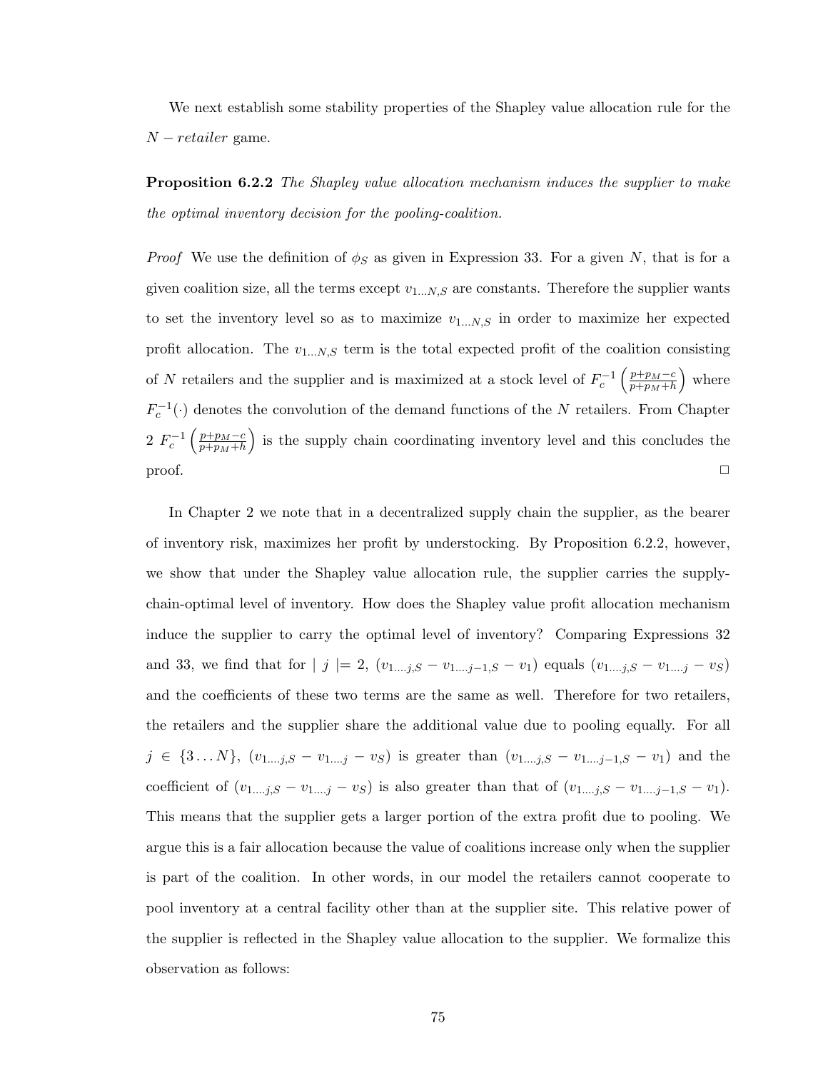We next establish some stability properties of the Shapley value allocation rule for the $N - retailer$ game.

**Proposition 6.2.2** *The Shapley value allocation mechanism induces the supplier to make the optimal inventory decision for the pooling-coalition.*

*Proof* We use the definition of $\phi_S$ as given in Expression 33. For a given $N$, that is for a given coalition size, all the terms except $v_{1 \ldots N,S}$ are constants. Therefore the supplier wants to set the inventory level so as to maximize $v_{1 \ldots N,S}$ in order to maximize her expected profit allocation. The $v_{1 \ldots N,S}$ term is the total expected profit of the coalition consisting of $N$ retailers and the supplier and is maximized at a stock level of $F_c^{-1}\left(\frac{p+p_M-c}{p+p_M+h}\right)$ where $F_c^{-1}(\cdot)$ denotes the convolution of the demand functions of the $N$ retailers. From Chapter 2 $F_c^{-1}\left(\frac{p+p_M-c}{p+p_M+h}\right)$ is the supply chain coordinating inventory level and this concludes the proof. $\square$

In Chapter 2 we note that in a decentralized supply chain the supplier, as the bearer of inventory risk, maximizes her profit by understocking. By Proposition 6.2.2, however, we show that under the Shapley value allocation rule, the supplier carries the supply-chain-optimal level of inventory. How does the Shapley value profit allocation mechanism induce the supplier to carry the optimal level of inventory? Comparing Expressions 32 and 33, we find that for $\mid j \mid = 2$, $(v_{1 \ldots .j,S} - v_{1 \ldots .j-1,S} - v_1)$ equals $(v_{1 \ldots .j,S} - v_{1 \ldots .j} - v_S)$ and the coefficients of these two terms are the same as well. Therefore for two retailers, the retailers and the supplier share the additional value due to pooling equally. For all $j \in \{3 \ldots N\}$, $(v_{1 \ldots .j,S} - v_{1 \ldots .j} - v_S)$ is greater than $(v_{1 \ldots .j,S} - v_{1 \ldots .j-1,S} - v_1)$ and the coefficient of $(v_{1 \ldots .j,S} - v_{1 \ldots .j} - v_S)$ is also greater than that of $(v_{1 \ldots .j,S} - v_{1 \ldots .j-1,S} - v_1)$. This means that the supplier gets a larger portion of the extra profit due to pooling. We argue this is a fair allocation because the value of coalitions increase only when the supplier is part of the coalition. In other words, in our model the retailers cannot cooperate to pool inventory at a central facility other than at the supplier site. This relative power of the supplier is reflected in the Shapley value allocation to the supplier. We formalize this observation as follows: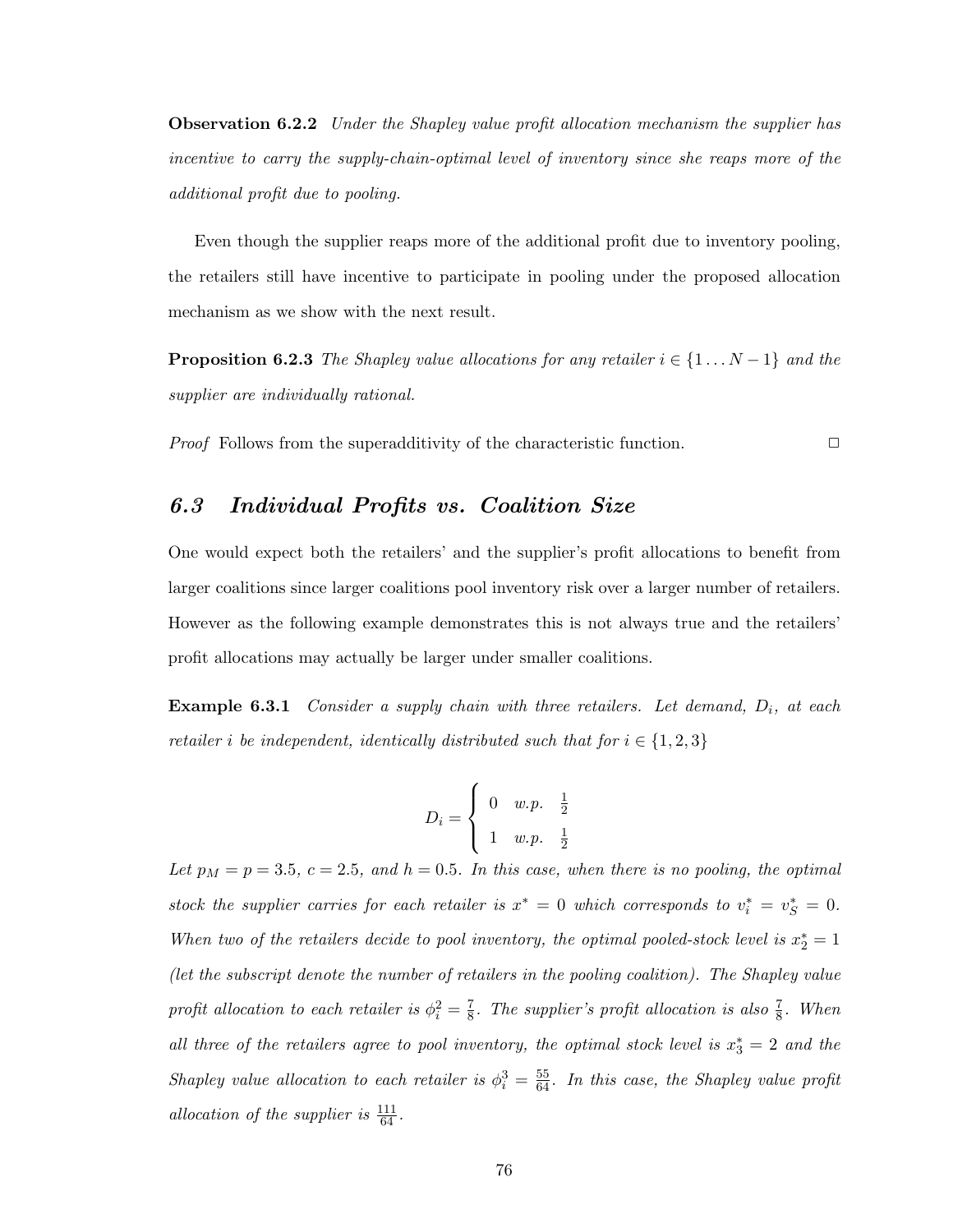**Observation 6.2.2** *Under the Shapley value profit allocation mechanism the supplier has incentive to carry the supply-chain-optimal level of inventory since she reaps more of the additional profit due to pooling.*

Even though the supplier reaps more of the additional profit due to inventory pooling, the retailers still have incentive to participate in pooling under the proposed allocation mechanism as we show with the next result.

**Proposition 6.2.3** *The Shapley value allocations for any retailer $i \in \{1 \ldots N-1\}$ and the supplier are individually rational.*

*Proof* Follows from the superadditivity of the characteristic function. □

## *6.3 Individual Profits vs. Coalition Size*

One would expect both the retailers' and the supplier's profit allocations to benefit from larger coalitions since larger coalitions pool inventory risk over a larger number of retailers. However as the following example demonstrates this is not always true and the retailers' profit allocations may actually be larger under smaller coalitions.

**Example 6.3.1** *Consider a supply chain with three retailers. Let demand, $D_i$, at each retailer $i$ be independent, identically distributed such that for $i \in \{1, 2, 3\}$*

$$D_i = \begin{cases} 0 & w.p. \quad \frac{1}{2} \\ 1 & w.p. \quad \frac{1}{2} \end{cases}$$

*Let $p_M = p = 3.5$, $c = 2.5$, and $h = 0.5$. In this case, when there is no pooling, the optimal stock the supplier carries for each retailer is $x^* = 0$ which corresponds to $v_i^* = v_S^* = 0$. When two of the retailers decide to pool inventory, the optimal pooled-stock level is $x_2^* = 1$ (let the subscript denote the number of retailers in the pooling coalition). The Shapley value profit allocation to each retailer is $\phi_i^2 = \frac{7}{8}$. The supplier's profit allocation is also $\frac{7}{8}$. When all three of the retailers agree to pool inventory, the optimal stock level is $x_3^* = 2$ and the Shapley value allocation to each retailer is $\phi_i^3 = \frac{55}{64}$. In this case, the Shapley value profit allocation of the supplier is $\frac{111}{64}$.*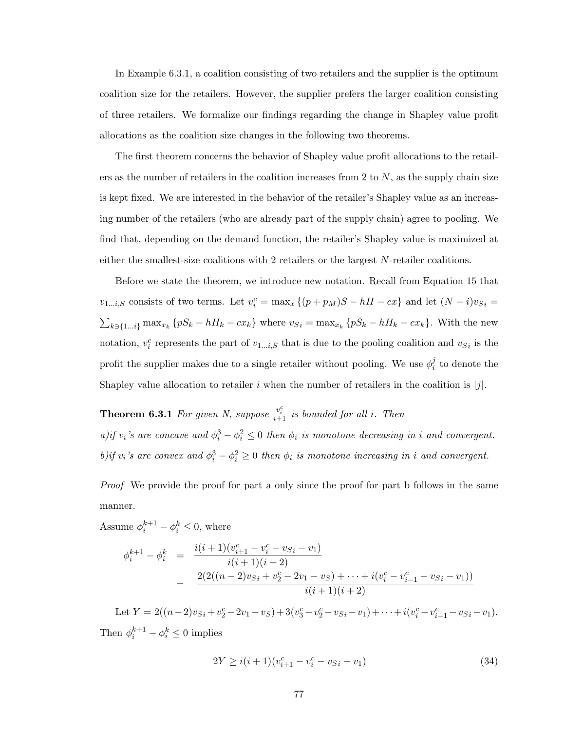In Example 6.3.1, a coalition consisting of two retailers and the supplier is the optimum coalition size for the retailers. However, the supplier prefers the larger coalition consisting of three retailers. We formalize our findings regarding the change in Shapley value profit allocations as the coalition size changes in the following two theorems.

The first theorem concerns the behavior of Shapley value profit allocations to the retailers as the number of retailers in the coalition increases from 2 to $N$, as the supply chain size is kept fixed. We are interested in the behavior of the retailer's Shapley value as an increasing number of the retailers (who are already part of the supply chain) agree to pooling. We find that, depending on the demand function, the retailer's Shapley value is maximized at either the smallest-size coalitions with 2 retailers or the largest $N$-retailer coalitions.

Before we state the theorem, we introduce new notation. Recall from Equation 15 that $v_{1\ldots i,S}$ consists of two terms. Let $v_i^c = \max_x \{(p + p_M)S - hH - cx\}$ and let $(N - i)v_{Si} = \sum_{k \ni \{1 \ldots i\}} \max_{x_k} \{pS_k - hH_k - cx_k\}$ where $v_{Si} = \max_{x_k} \{pS_k - hH_k - cx_k\}$. With the new notation, $v_i^c$ represents the part of $v_{1\ldots i,S}$ that is due to the pooling coalition and $v_{Si}$ is the profit the supplier makes due to a single retailer without pooling. We use $\phi_i^j$ to denote the Shapley value allocation to retailer $i$ when the number of retailers in the coalition is $|j|$.

**Theorem 6.3.1** *For given N, suppose $\frac{v_i^c}{i+1}$ is bounded for all i. Then*
*a)if $v_i$'s are concave and $\phi_i^3 - \phi_i^2 \leq 0$ then $\phi_i$ is monotone decreasing in i and convergent.*
*b)if $v_i$'s are convex and $\phi_i^3 - \phi_i^2 \geq 0$ then $\phi_i$ is monotone increasing in i and convergent.*

*Proof* We provide the proof for part a only since the proof for part b follows in the same manner.

Assume $\phi_i^{k+1} - \phi_i^k \leq 0$, where

$$
\begin{aligned}
\phi_i^{k+1} - \phi_i^k &= \frac{i(i+1)(v_{i+1}^c - v_i^c - v_{Si} - v_1)}{i(i+1)(i+2)} \\
&- \frac{2(2((n-2)v_{Si} + v_2^c - 2v_1 - v_S) + \cdots + i(v_i^c - v_{i-1}^c - v_{Si} - v_1))}{i(i+1)(i+2)}
\end{aligned}
$$

Let $Y = 2((n-2)v_{Si} + v_2^c - 2v_1 - v_S) + 3(v_3^c - v_2^c - v_{Si} - v_1) + \cdots + i(v_i^c - v_{i-1}^c - v_{Si} - v_1)$. Then $\phi_i^{k+1} - \phi_i^k \leq 0$ implies

$$
2Y \geq i(i+1)(v_{i+1}^c - v_i^c - v_{Si} - v_1) \tag{34}
$$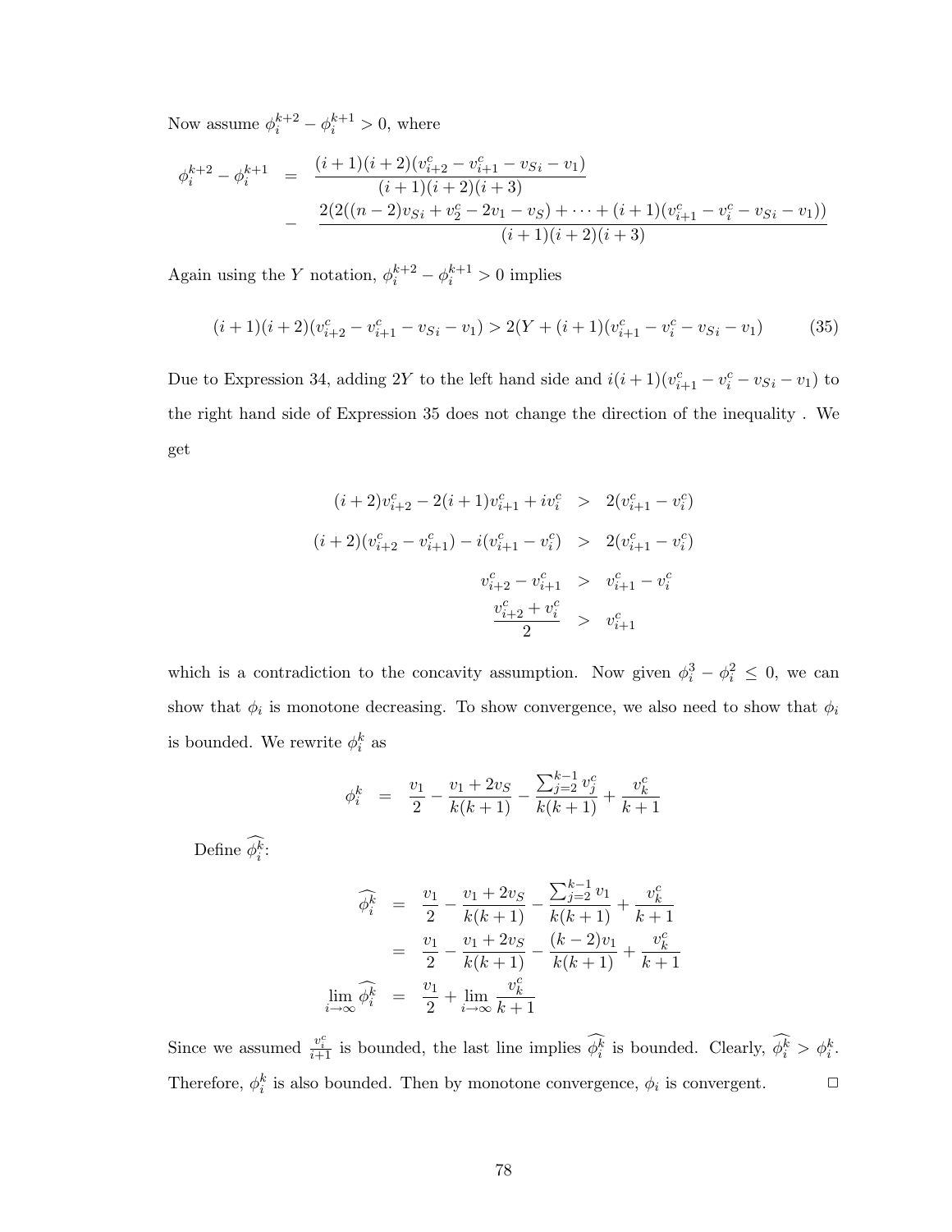Now assume $\phi_i^{k+2} - \phi_i^{k+1} > 0$, where

$$
\begin{aligned}
\phi_i^{k+2} - \phi_i^{k+1} &= \frac{(i+1)(i+2)(v_{i+2}^c - v_{i+1}^c - v_{Si} - v_1)}{(i+1)(i+2)(i+3)} \\
&- \frac{2(2((n-2)v_{Si} + v_2^c - 2v_1 - v_S) + \cdots + (i+1)(v_{i+1}^c - v_i^c - v_{Si} - v_1))}{(i+1)(i+2)(i+3)}
\end{aligned}
$$

Again using the $Y$ notation, $\phi_i^{k+2} - \phi_i^{k+1} > 0$ implies

$$
(i+1)(i+2)(v_{i+2}^c - v_{i+1}^c - v_{Si} - v_1) > 2(Y + (i+1)(v_{i+1}^c - v_i^c - v_{Si} - v_1) \tag{35}
$$

Due to Expression 34, adding $2Y$ to the left hand side and $i(i+1)(v_{i+1}^c - v_i^c - v_{Si} - v_1)$ to the right hand side of Expression 35 does not change the direction of the inequality . We get

$$
\begin{aligned}
(i+2)v_{i+2}^c - 2(i+1)v_{i+1}^c + iv_i^c &> 2(v_{i+1}^c - v_i^c) \\
(i+2)(v_{i+2}^c - v_{i+1}^c) - i(v_{i+1}^c - v_i^c) &> 2(v_{i+1}^c - v_i^c) \\
v_{i+2}^c - v_{i+1}^c &> v_{i+1}^c - v_i^c \\
\frac{v_{i+2}^c + v_i^c}{2} &> v_{i+1}^c
\end{aligned}
$$

which is a contradiction to the concavity assumption. Now given $\phi_i^3 - \phi_i^2 \leq 0$, we can show that $\phi_i$ is monotone decreasing. To show convergence, we also need to show that $\phi_i$ is bounded. We rewrite $\phi_i^k$ as

$$
\phi_i^k = \frac{v_1}{2} - \frac{v_1 + 2v_S}{k(k+1)} - \frac{\sum_{j=2}^{k-1} v_j^c}{k(k+1)} + \frac{v_k^c}{k+1}
$$

Define $\widehat{\phi_i^k}$:

$$
\begin{aligned}
\widehat{\phi_i^k} &= \frac{v_1}{2} - \frac{v_1 + 2v_S}{k(k+1)} - \frac{\sum_{j=2}^{k-1} v_1}{k(k+1)} + \frac{v_k^c}{k+1} \\
&= \frac{v_1}{2} - \frac{v_1 + 2v_S}{k(k+1)} - \frac{(k-2)v_1}{k(k+1)} + \frac{v_k^c}{k+1} \\
\lim_{i \to \infty} \widehat{\phi_i^k} &= \frac{v_1}{2} + \lim_{i \to \infty} \frac{v_k^c}{k+1}
\end{aligned}
$$

Since we assumed $\frac{v_i^c}{i+1}$ is bounded, the last line implies $\widehat{\phi_i^k}$ is bounded. Clearly, $\widehat{\phi_i^k} > \phi_i^k$. Therefore, $\phi_i^k$ is also bounded. Then by monotone convergence, $\phi_i$ is convergent. □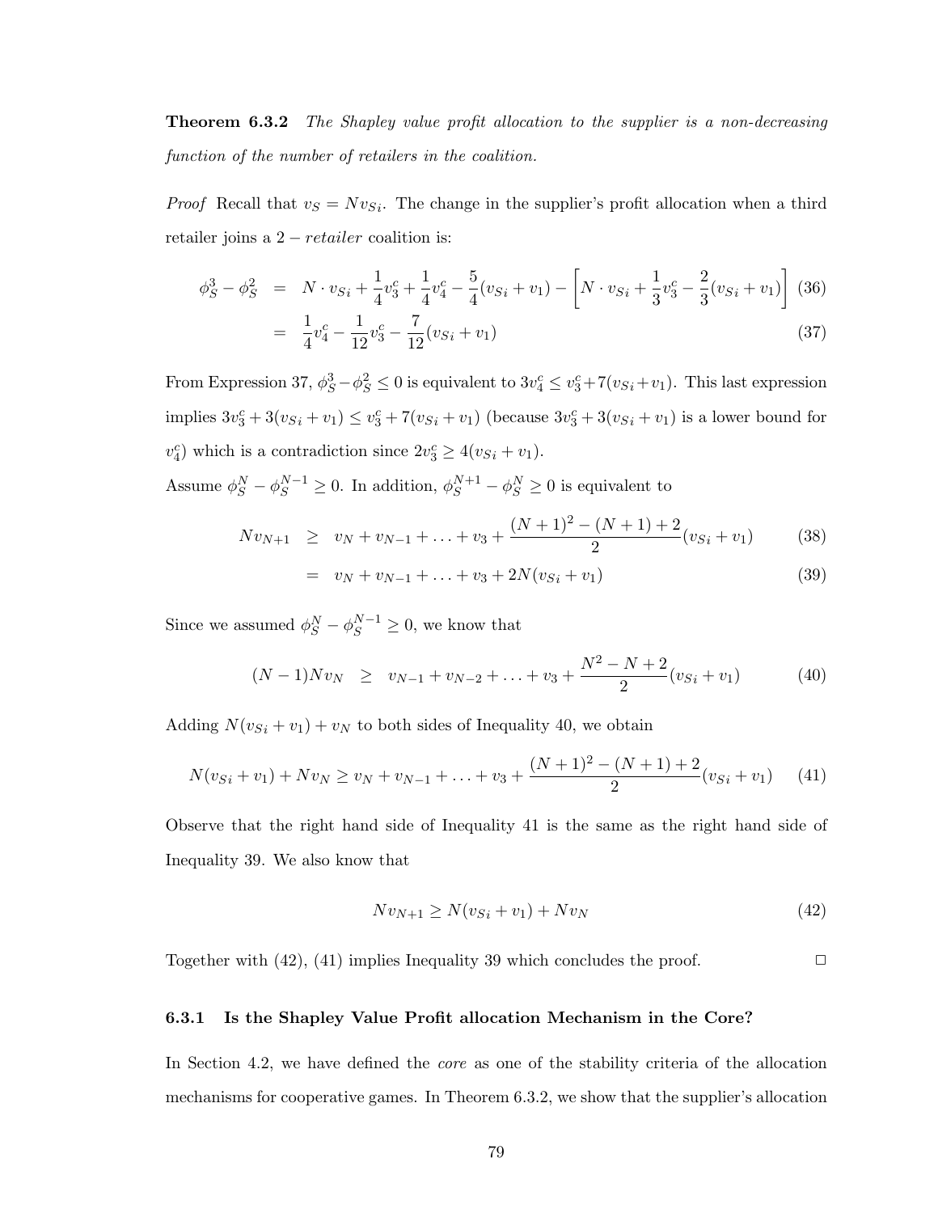**Theorem 6.3.2** *The Shapley value profit allocation to the supplier is a non-decreasing function of the number of retailers in the coalition.*

*Proof* Recall that $v_S = N v_{Si}$. The change in the supplier's profit allocation when a third retailer joins a $2-retailer$ coalition is:

$$\begin{aligned}
\phi_S^3 - \phi_S^2 &= N \cdot v_{Si} + \frac{1}{4}v_3^c + \frac{1}{4}v_4^c - \frac{5}{4}(v_{Si}+v_1) - \left[N \cdot v_{Si} + \frac{1}{3}v_3^c - \frac{2}{3}(v_{Si}+v_1)\right] \quad (36)\\
&= \frac{1}{4}v_4^c - \frac{1}{12}v_3^c - \frac{7}{12}(v_{Si}+v_1) \quad (37)
\end{aligned}$$

From Expression 37, $\phi_S^3 - \phi_S^2 \leq 0$ is equivalent to $3v_4^c \leq v_3^c + 7(v_{Si}+v_1)$. This last expression implies $3v_3^c + 3(v_{Si}+v_1) \leq v_3^c + 7(v_{Si}+v_1)$ (because $3v_3^c + 3(v_{Si}+v_1)$ is a lower bound for $v_4^c$) which is a contradiction since $2v_3^c \geq 4(v_{Si}+v_1)$.

Assume $\phi_S^N - \phi_S^{N-1} \geq 0$. In addition, $\phi_S^{N+1} - \phi_S^N \geq 0$ is equivalent to

$$\begin{aligned}
N v_{N+1} &\geq v_N + v_{N-1} + \ldots + v_3 + \frac{(N+1)^2-(N+1)+2}{2}(v_{Si}+v_1) \quad (38)\\
&= v_N + v_{N-1} + \ldots + v_3 + 2N(v_{Si}+v_1) \quad (39)
\end{aligned}$$

Since we assumed $\phi_S^N - \phi_S^{N-1} \geq 0$, we know that

$$(N-1)N v_N \geq v_{N-1} + v_{N-2} + \ldots + v_3 + \frac{N^2-N+2}{2}(v_{Si}+v_1) \quad (40)$$

Adding $N(v_{Si}+v_1) + v_N$ to both sides of Inequality 40, we obtain

$$N(v_{Si}+v_1) + N v_N \geq v_N + v_{N-1} + \ldots + v_3 + \frac{(N+1)^2-(N+1)+2}{2}(v_{Si}+v_1) \quad (41)$$

Observe that the right hand side of Inequality 41 is the same as the right hand side of Inequality 39. We also know that

$$N v_{N+1} \geq N(v_{Si}+v_1) + N v_N \quad (42)$$

Together with (42), (41) implies Inequality 39 which concludes the proof. □

### 6.3.1 Is the Shapley Value Profit allocation Mechanism in the Core?

In Section 4.2, we have defined the *core* as one of the stability criteria of the allocation mechanisms for cooperative games. In Theorem 6.3.2, we show that the supplier's allocation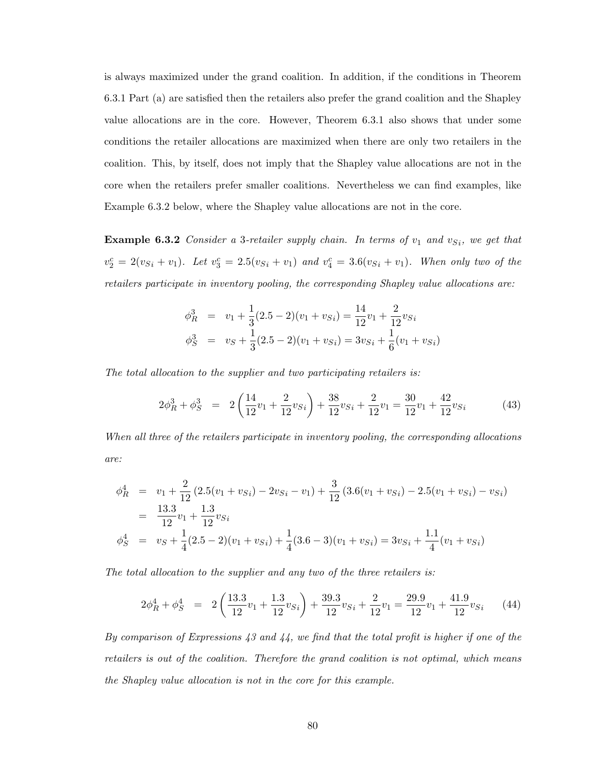is always maximized under the grand coalition. In addition, if the conditions in Theorem 6.3.1 Part (a) are satisfied then the retailers also prefer the grand coalition and the Shapley value allocations are in the core. However, Theorem 6.3.1 also shows that under some conditions the retailer allocations are maximized when there are only two retailers in the coalition. This, by itself, does not imply that the Shapley value allocations are not in the core when the retailers prefer smaller coalitions. Nevertheless we can find examples, like Example 6.3.2 below, where the Shapley value allocations are not in the core.

**Example 6.3.2** *Consider a 3-retailer supply chain. In terms of $v_1$ and $v_{Si}$, we get that $v_2^c = 2(v_{Si} + v_1)$. Let $v_3^c = 2.5(v_{Si} + v_1)$ and $v_4^c = 3.6(v_{Si} + v_1)$. When only two of the retailers participate in inventory pooling, the corresponding Shapley value allocations are:*

$$
\begin{aligned}
\phi_R^3 &= v_1 + \frac{1}{3}(2.5 - 2)(v_1 + v_{Si}) = \frac{14}{12}v_1 + \frac{2}{12}v_{Si} \\
\phi_S^3 &= v_S + \frac{1}{3}(2.5 - 2)(v_1 + v_{Si}) = 3v_{Si} + \frac{1}{6}(v_1 + v_{Si})
\end{aligned}
$$

*The total allocation to the supplier and two participating retailers is:*

$$
2\phi_R^3 + \phi_S^3 = 2\left(\frac{14}{12}v_1 + \frac{2}{12}v_{Si}\right) + \frac{38}{12}v_{Si} + \frac{2}{12}v_1 = \frac{30}{12}v_1 + \frac{42}{12}v_{Si} \tag{43}
$$

*When all three of the retailers participate in inventory pooling, the corresponding allocations are:*

$$
\begin{aligned}
\phi_R^4 &= v_1 + \frac{2}{12}\left(2.5(v_1 + v_{Si}) - 2v_{Si} - v_1\right) + \frac{3}{12}\left(3.6(v_1 + v_{Si}) - 2.5(v_1 + v_{Si}) - v_{Si}\right) \\
&= \frac{13.3}{12}v_1 + \frac{1.3}{12}v_{Si} \\
\phi_S^4 &= v_S + \frac{1}{4}(2.5 - 2)(v_1 + v_{Si}) + \frac{1}{4}(3.6 - 3)(v_1 + v_{Si}) = 3v_{Si} + \frac{1.1}{4}(v_1 + v_{Si})
\end{aligned}
$$

*The total allocation to the supplier and any two of the three retailers is:*

$$
2\phi_R^4 + \phi_S^4 = 2\left(\frac{13.3}{12}v_1 + \frac{1.3}{12}v_{Si}\right) + \frac{39.3}{12}v_{Si} + \frac{2}{12}v_1 = \frac{29.9}{12}v_1 + \frac{41.9}{12}v_{Si} \tag{44}
$$

*By comparison of Expressions 43 and 44, we find that the total profit is higher if one of the retailers is out of the coalition. Therefore the grand coalition is not optimal, which means the Shapley value allocation is not in the core for this example.*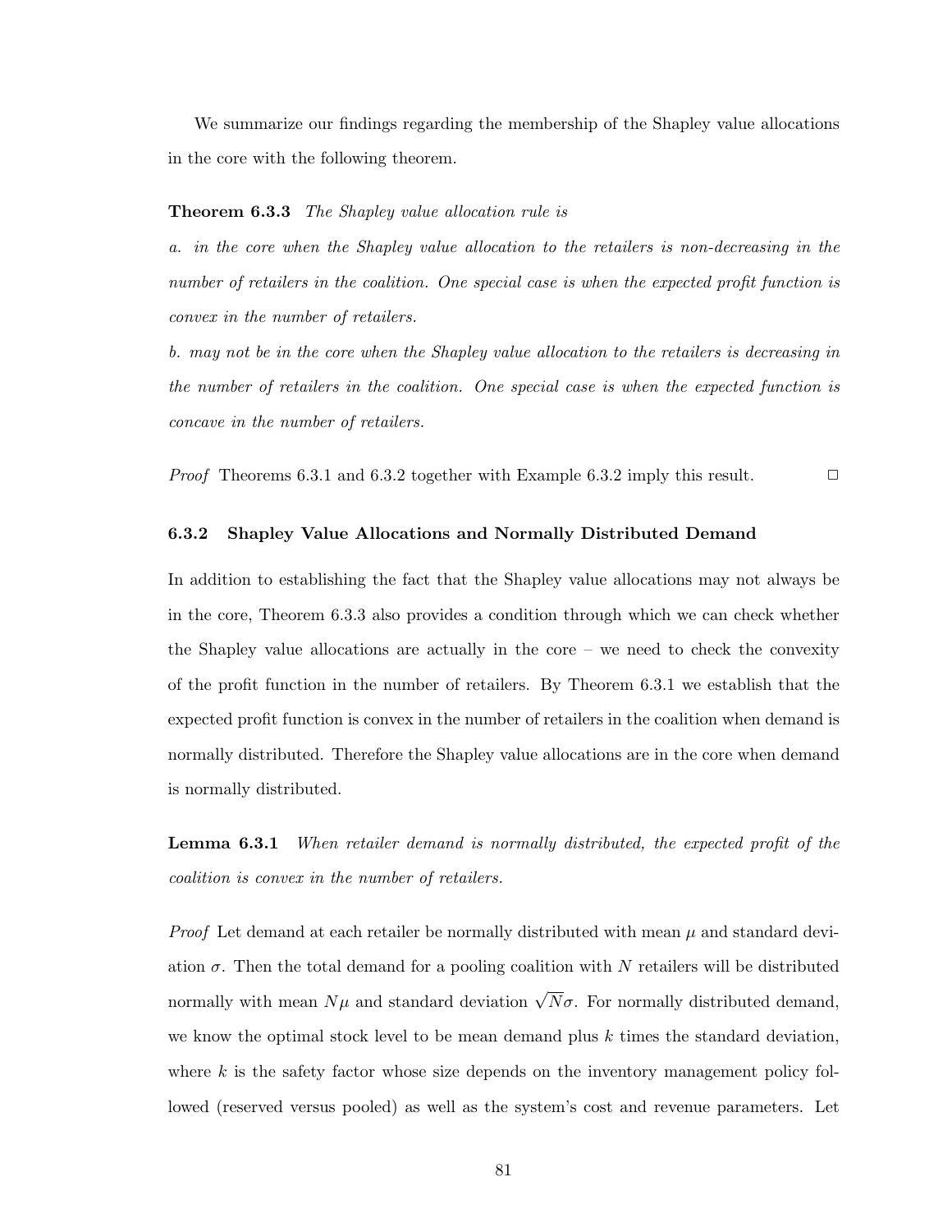We summarize our findings regarding the membership of the Shapley value allocations in the core with the following theorem.

**Theorem 6.3.3** *The Shapley value allocation rule is*

*a. in the core when the Shapley value allocation to the retailers is non-decreasing in the number of retailers in the coalition. One special case is when the expected profit function is convex in the number of retailers.*

*b. may not be in the core when the Shapley value allocation to the retailers is decreasing in the number of retailers in the coalition. One special case is when the expected function is concave in the number of retailers.*

*Proof* Theorems 6.3.1 and 6.3.2 together with Example 6.3.2 imply this result. □

### 6.3.2 Shapley Value Allocations and Normally Distributed Demand

In addition to establishing the fact that the Shapley value allocations may not always be in the core, Theorem 6.3.3 also provides a condition through which we can check whether the Shapley value allocations are actually in the core – we need to check the convexity of the profit function in the number of retailers. By Theorem 6.3.1 we establish that the expected profit function is convex in the number of retailers in the coalition when demand is normally distributed. Therefore the Shapley value allocations are in the core when demand is normally distributed.

**Lemma 6.3.1** *When retailer demand is normally distributed, the expected profit of the coalition is convex in the number of retailers.*

*Proof* Let demand at each retailer be normally distributed with mean $\mu$ and standard deviation $\sigma$. Then the total demand for a pooling coalition with $N$ retailers will be distributed normally with mean $N\mu$ and standard deviation $\sqrt{N}\sigma$. For normally distributed demand, we know the optimal stock level to be mean demand plus $k$ times the standard deviation, where $k$ is the safety factor whose size depends on the inventory management policy followed (reserved versus pooled) as well as the system's cost and revenue parameters. Let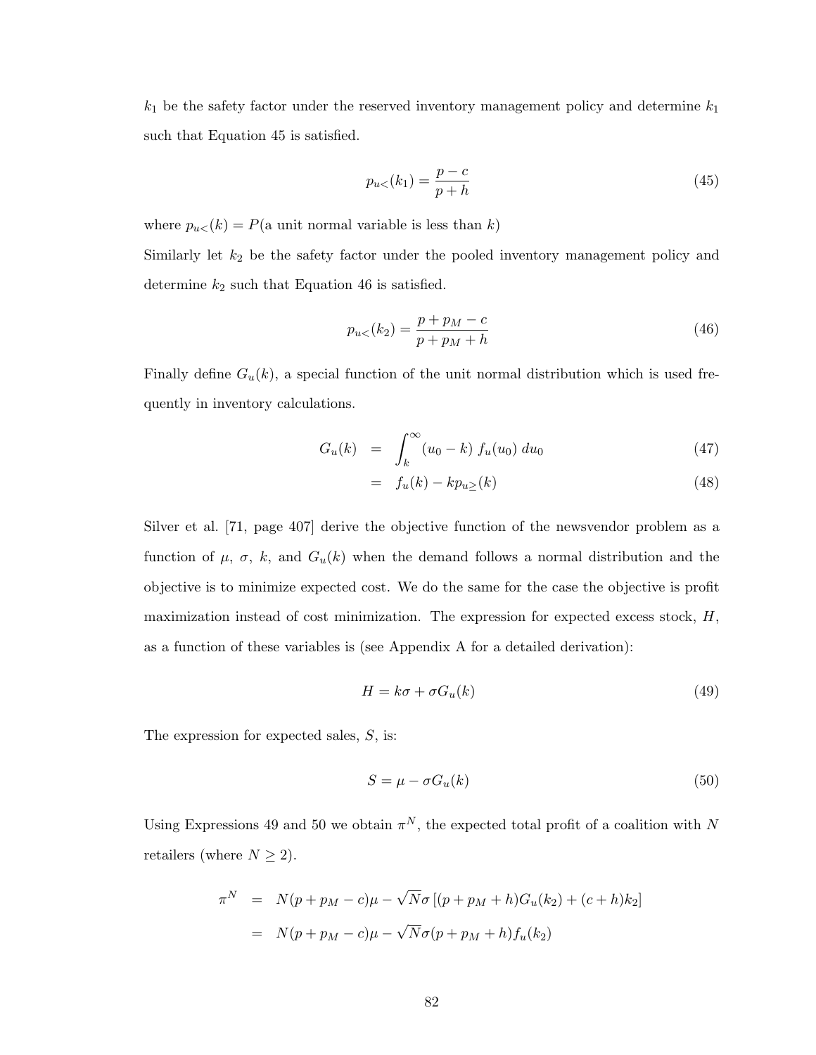$k_1$ be the safety factor under the reserved inventory management policy and determine $k_1$ such that Equation 45 is satisfied.

$$p_{u<}(k_1) = \frac{p - c}{p + h} \tag{45}$$

where $p_{u<}(k) = P$(a unit normal variable is less than $k$)

Similarly let $k_2$ be the safety factor under the pooled inventory management policy and determine $k_2$ such that Equation 46 is satisfied.

$$p_{u<}(k_2) = \frac{p + p_M - c}{p + p_M + h} \tag{46}$$

Finally define $G_u(k)$, a special function of the unit normal distribution which is used frequently in inventory calculations.

$$\begin{aligned} G_u(k) &= \int_k^{\infty} (u_0 - k)\, f_u(u_0)\, du_0 & (47) \\ &= f_u(k) - k p_{u\geq}(k) & (48) \end{aligned}$$

Silver et al. [71, page 407] derive the objective function of the newsvendor problem as a function of $\mu$, $\sigma$, $k$, and $G_u(k)$ when the demand follows a normal distribution and the objective is to minimize expected cost. We do the same for the case the objective is profit maximization instead of cost minimization. The expression for expected excess stock, $H$, as a function of these variables is (see Appendix A for a detailed derivation):

$$H = k\sigma + \sigma G_u(k) \tag{49}$$

The expression for expected sales, $S$, is:

$$S = \mu - \sigma G_u(k) \tag{50}$$

Using Expressions 49 and 50 we obtain $\pi^N$, the expected total profit of a coalition with $N$ retailers (where $N \geq 2$).

$$\begin{aligned} \pi^N &= N(p + p_M - c)\mu - \sqrt{N}\sigma\left[(p + p_M + h)G_u(k_2) + (c + h)k_2\right] \\ &= N(p + p_M - c)\mu - \sqrt{N}\sigma(p + p_M + h)f_u(k_2) \end{aligned}$$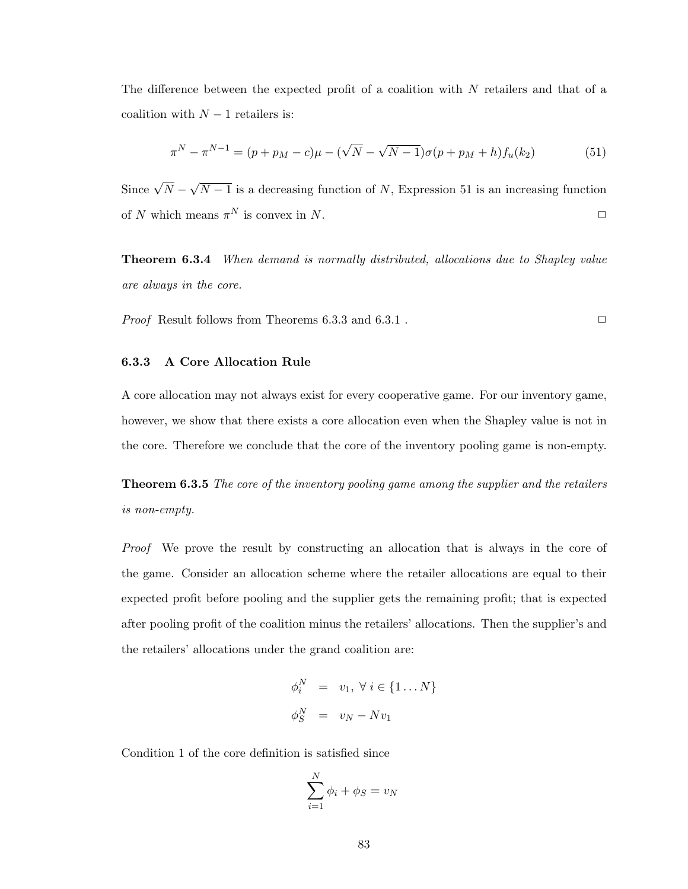The difference between the expected profit of a coalition with $N$ retailers and that of a coalition with $N-1$ retailers is:

$$\pi^N - \pi^{N-1} = (p + p_M - c)\mu - (\sqrt{N} - \sqrt{N-1})\sigma(p + p_M + h)f_u(k_2) \tag{51}$$

Since $\sqrt{N} - \sqrt{N-1}$ is a decreasing function of $N$, Expression 51 is an increasing function of $N$ which means $\pi^N$ is convex in $N$. □

**Theorem 6.3.4** *When demand is normally distributed, allocations due to Shapley value are always in the core.*

*Proof* Result follows from Theorems 6.3.3 and 6.3.1 . □

### 6.3.3 A Core Allocation Rule

A core allocation may not always exist for every cooperative game. For our inventory game, however, we show that there exists a core allocation even when the Shapley value is not in the core. Therefore we conclude that the core of the inventory pooling game is non-empty.

**Theorem 6.3.5** *The core of the inventory pooling game among the supplier and the retailers is non-empty.*

*Proof* We prove the result by constructing an allocation that is always in the core of the game. Consider an allocation scheme where the retailer allocations are equal to their expected profit before pooling and the supplier gets the remaining profit; that is expected after pooling profit of the coalition minus the retailers' allocations. Then the supplier's and the retailers' allocations under the grand coalition are:

$$\begin{aligned}
\phi_i^N &= v_1, \ \forall \ i \in \{1 \dots N\} \\
\phi_S^N &= v_N - N v_1
\end{aligned}$$

Condition 1 of the core definition is satisfied since

$$\sum_{i=1}^{N} \phi_i + \phi_S = v_N$$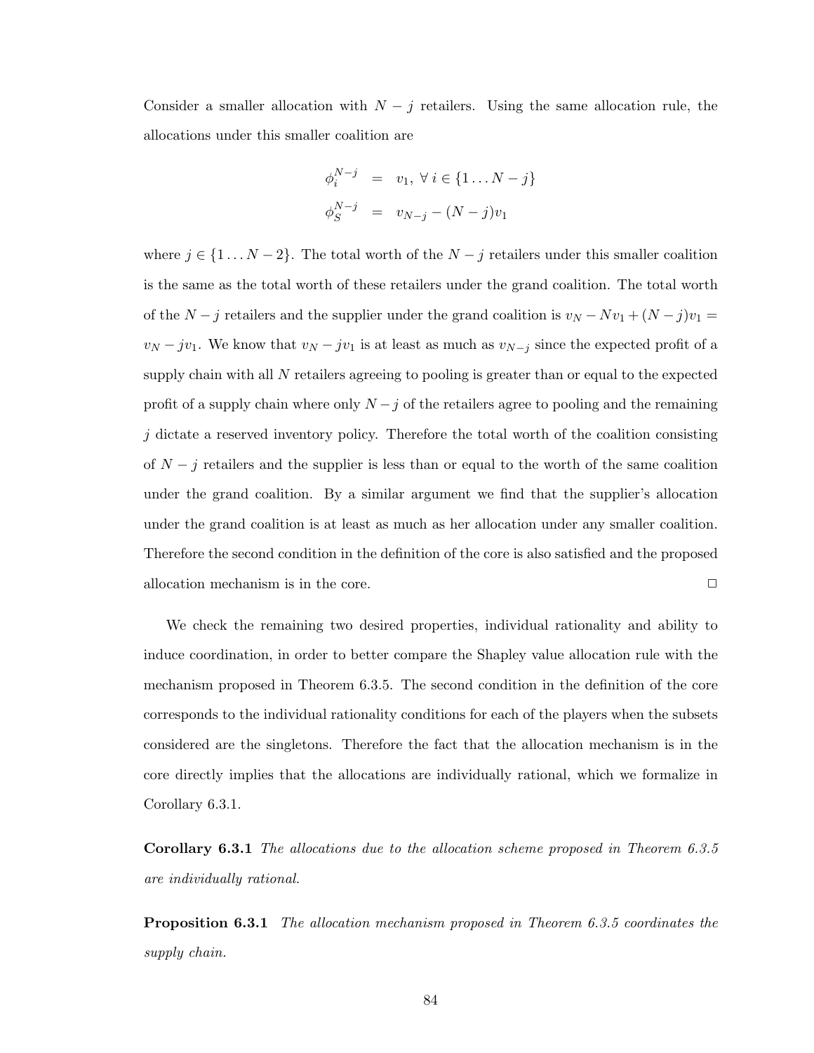Consider a smaller allocation with $N - j$ retailers. Using the same allocation rule, the allocations under this smaller coalition are

$$\phi_i^{N-j} = v_1, \; \forall \, i \in \{1 \ldots N-j\}$$

$$\phi_S^{N-j} = v_{N-j} - (N-j)v_1$$

where $j \in \{1 \ldots N-2\}$. The total worth of the $N - j$ retailers under this smaller coalition is the same as the total worth of these retailers under the grand coalition. The total worth of the $N - j$ retailers and the supplier under the grand coalition is $v_N - Nv_1 + (N-j)v_1 = v_N - jv_1$. We know that $v_N - jv_1$ is at least as much as $v_{N-j}$ since the expected profit of a supply chain with all $N$ retailers agreeing to pooling is greater than or equal to the expected profit of a supply chain where only $N - j$ of the retailers agree to pooling and the remaining $j$ dictate a reserved inventory policy. Therefore the total worth of the coalition consisting of $N - j$ retailers and the supplier is less than or equal to the worth of the same coalition under the grand coalition. By a similar argument we find that the supplier's allocation under the grand coalition is at least as much as her allocation under any smaller coalition. Therefore the second condition in the definition of the core is also satisfied and the proposed allocation mechanism is in the core. □

We check the remaining two desired properties, individual rationality and ability to induce coordination, in order to better compare the Shapley value allocation rule with the mechanism proposed in Theorem 6.3.5. The second condition in the definition of the core corresponds to the individual rationality conditions for each of the players when the subsets considered are the singletons. Therefore the fact that the allocation mechanism is in the core directly implies that the allocations are individually rational, which we formalize in Corollary 6.3.1.

**Corollary 6.3.1** *The allocations due to the allocation scheme proposed in Theorem 6.3.5 are individually rational.*

**Proposition 6.3.1** *The allocation mechanism proposed in Theorem 6.3.5 coordinates the supply chain.*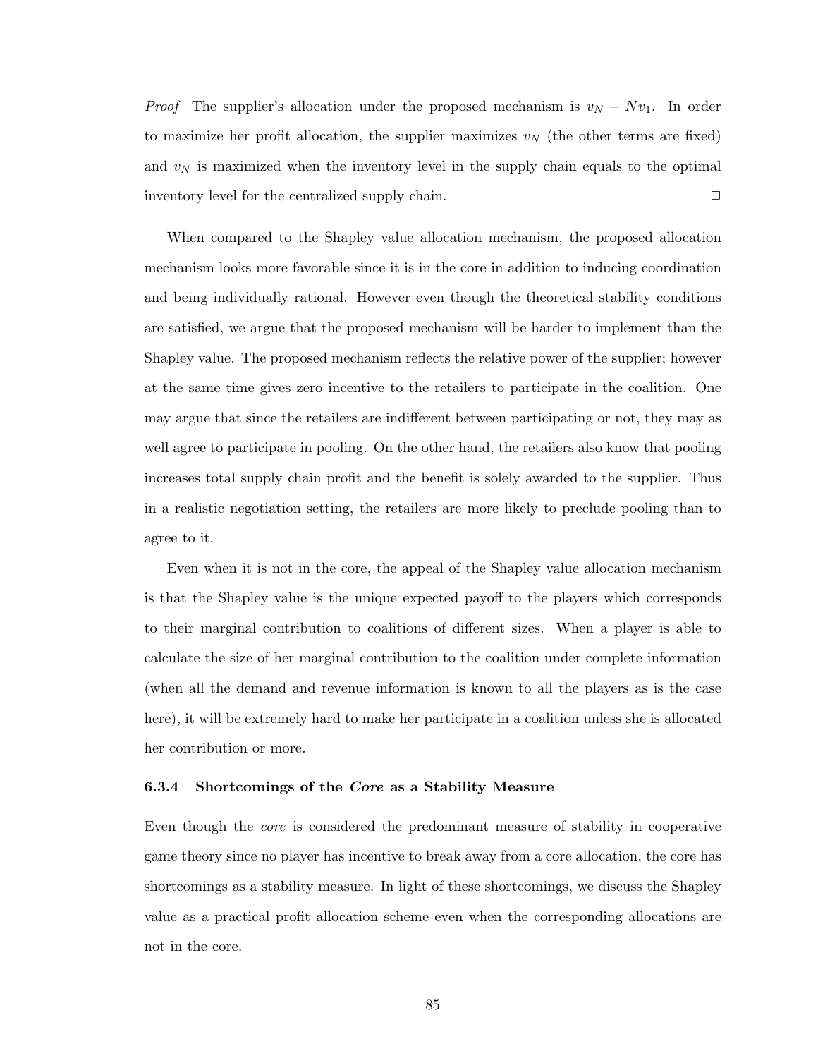*Proof* The supplier's allocation under the proposed mechanism is $v_N - Nv_1$. In order to maximize her profit allocation, the supplier maximizes $v_N$ (the other terms are fixed) and $v_N$ is maximized when the inventory level in the supply chain equals to the optimal inventory level for the centralized supply chain. □

When compared to the Shapley value allocation mechanism, the proposed allocation mechanism looks more favorable since it is in the core in addition to inducing coordination and being individually rational. However even though the theoretical stability conditions are satisfied, we argue that the proposed mechanism will be harder to implement than the Shapley value. The proposed mechanism reflects the relative power of the supplier; however at the same time gives zero incentive to the retailers to participate in the coalition. One may argue that since the retailers are indifferent between participating or not, they may as well agree to participate in pooling. On the other hand, the retailers also know that pooling increases total supply chain profit and the benefit is solely awarded to the supplier. Thus in a realistic negotiation setting, the retailers are more likely to preclude pooling than to agree to it.

Even when it is not in the core, the appeal of the Shapley value allocation mechanism is that the Shapley value is the unique expected payoff to the players which corresponds to their marginal contribution to coalitions of different sizes. When a player is able to calculate the size of her marginal contribution to the coalition under complete information (when all the demand and revenue information is known to all the players as is the case here), it will be extremely hard to make her participate in a coalition unless she is allocated her contribution or more.

### 6.3.4 Shortcomings of the *Core* as a Stability Measure

Even though the *core* is considered the predominant measure of stability in cooperative game theory since no player has incentive to break away from a core allocation, the core has shortcomings as a stability measure. In light of these shortcomings, we discuss the Shapley value as a practical profit allocation scheme even when the corresponding allocations are not in the core.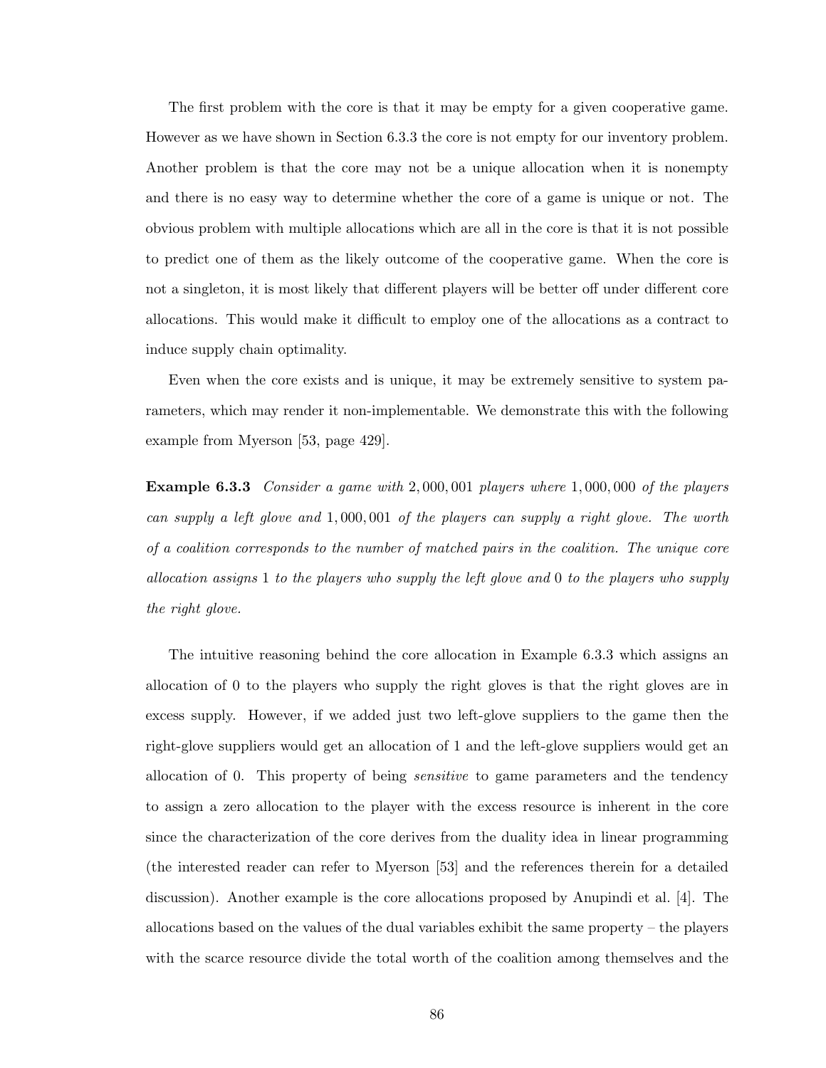The first problem with the core is that it may be empty for a given cooperative game. However as we have shown in Section 6.3.3 the core is not empty for our inventory problem. Another problem is that the core may not be a unique allocation when it is nonempty and there is no easy way to determine whether the core of a game is unique or not. The obvious problem with multiple allocations which are all in the core is that it is not possible to predict one of them as the likely outcome of the cooperative game. When the core is not a singleton, it is most likely that different players will be better off under different core allocations. This would make it difficult to employ one of the allocations as a contract to induce supply chain optimality.

Even when the core exists and is unique, it may be extremely sensitive to system parameters, which may render it non-implementable. We demonstrate this with the following example from Myerson [53, page 429].

**Example 6.3.3** *Consider a game with* $2,000,001$ *players where* $1,000,000$ *of the players can supply a left glove and* $1,000,001$ *of the players can supply a right glove. The worth of a coalition corresponds to the number of matched pairs in the coalition. The unique core allocation assigns* $1$ *to the players who supply the left glove and* $0$ *to the players who supply the right glove.*

The intuitive reasoning behind the core allocation in Example 6.3.3 which assigns an allocation of 0 to the players who supply the right gloves is that the right gloves are in excess supply. However, if we added just two left-glove suppliers to the game then the right-glove suppliers would get an allocation of 1 and the left-glove suppliers would get an allocation of 0. This property of being *sensitive* to game parameters and the tendency to assign a zero allocation to the player with the excess resource is inherent in the core since the characterization of the core derives from the duality idea in linear programming (the interested reader can refer to Myerson [53] and the references therein for a detailed discussion). Another example is the core allocations proposed by Anupindi et al. [4]. The allocations based on the values of the dual variables exhibit the same property – the players with the scarce resource divide the total worth of the coalition among themselves and the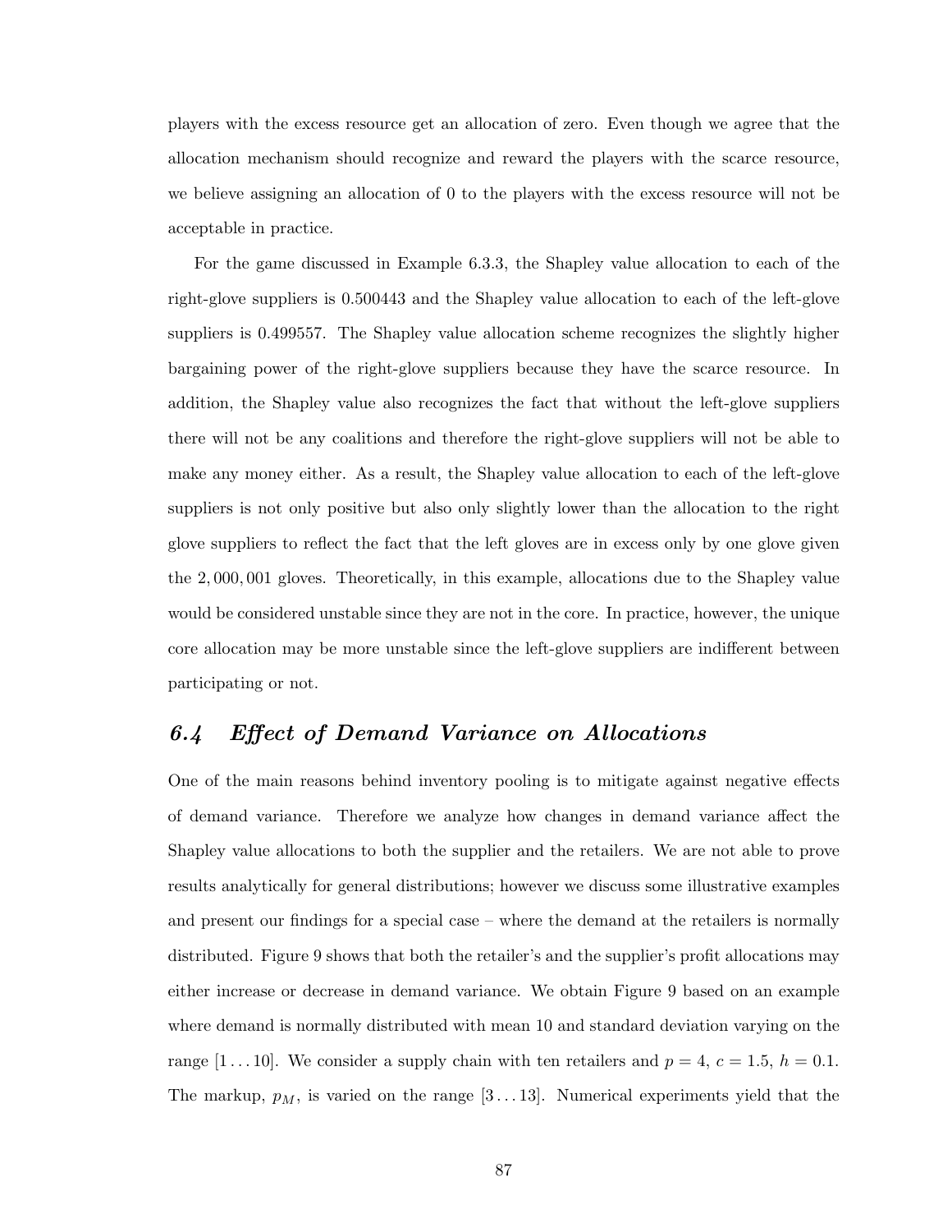players with the excess resource get an allocation of zero. Even though we agree that the allocation mechanism should recognize and reward the players with the scarce resource, we believe assigning an allocation of 0 to the players with the excess resource will not be acceptable in practice.

For the game discussed in Example 6.3.3, the Shapley value allocation to each of the right-glove suppliers is 0.500443 and the Shapley value allocation to each of the left-glove suppliers is 0.499557. The Shapley value allocation scheme recognizes the slightly higher bargaining power of the right-glove suppliers because they have the scarce resource. In addition, the Shapley value also recognizes the fact that without the left-glove suppliers there will not be any coalitions and therefore the right-glove suppliers will not be able to make any money either. As a result, the Shapley value allocation to each of the left-glove suppliers is not only positive but also only slightly lower than the allocation to the right glove suppliers to reflect the fact that the left gloves are in excess only by one glove given the 2,000,001 gloves. Theoretically, in this example, allocations due to the Shapley value would be considered unstable since they are not in the core. In practice, however, the unique core allocation may be more unstable since the left-glove suppliers are indifferent between participating or not.

## *6.4 Effect of Demand Variance on Allocations*

One of the main reasons behind inventory pooling is to mitigate against negative effects of demand variance. Therefore we analyze how changes in demand variance affect the Shapley value allocations to both the supplier and the retailers. We are not able to prove results analytically for general distributions; however we discuss some illustrative examples and present our findings for a special case – where the demand at the retailers is normally distributed. Figure 9 shows that both the retailer's and the supplier's profit allocations may either increase or decrease in demand variance. We obtain Figure 9 based on an example where demand is normally distributed with mean 10 and standard deviation varying on the range $[1 \dots 10]$. We consider a supply chain with ten retailers and $p = 4$, $c = 1.5$, $h = 0.1$. The markup, $p_M$, is varied on the range $[3 \dots 13]$. Numerical experiments yield that the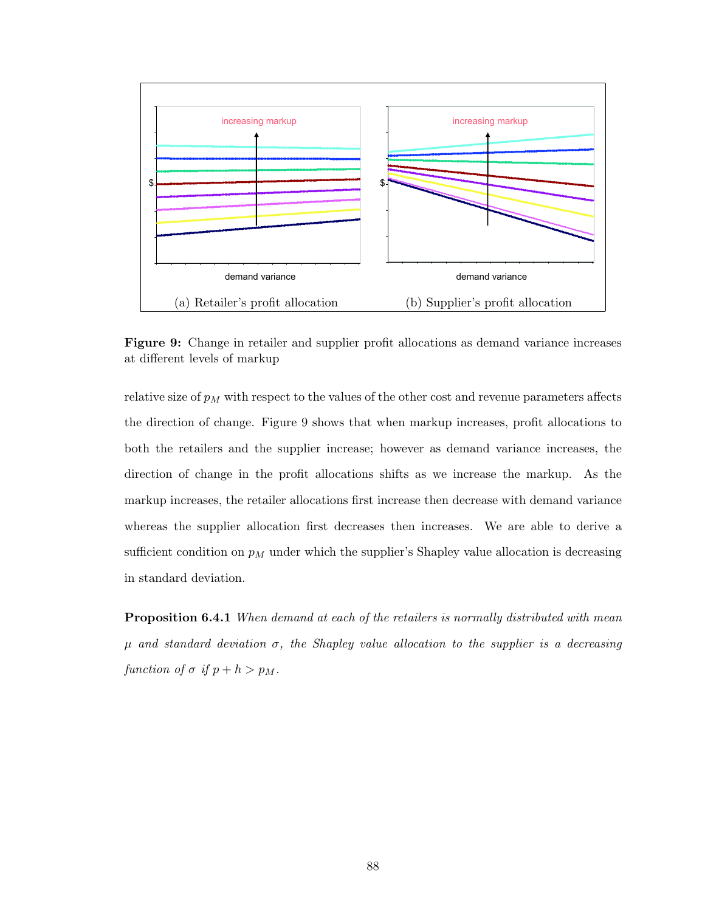(a) Retailer's profit allocation

(b) Supplier's profit allocation

**Figure 9:** Change in retailer and supplier profit allocations as demand variance increases at different levels of markup

relative size of $p_M$ with respect to the values of the other cost and revenue parameters affects the direction of change. Figure 9 shows that when markup increases, profit allocations to both the retailers and the supplier increase; however as demand variance increases, the direction of change in the profit allocations shifts as we increase the markup. As the markup increases, the retailer allocations first increase then decrease with demand variance whereas the supplier allocation first decreases then increases. We are able to derive a sufficient condition on $p_M$ under which the supplier's Shapley value allocation is decreasing in standard deviation.

**Proposition 6.4.1** *When demand at each of the retailers is normally distributed with mean $\mu$ and standard deviation $\sigma$, the Shapley value allocation to the supplier is a decreasing function of $\sigma$ if $p + h > p_M$.*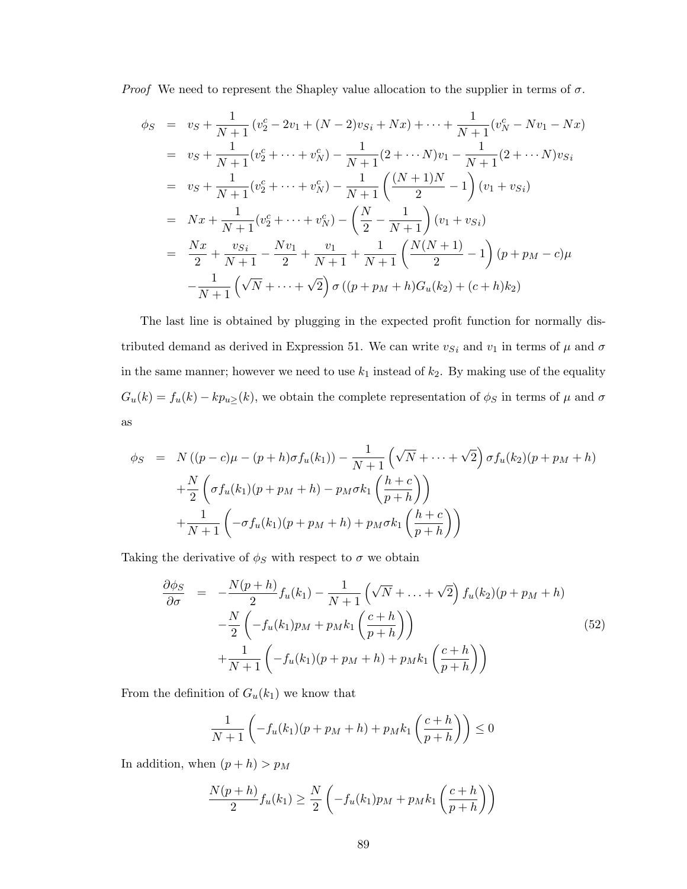*Proof* We need to represent the Shapley value allocation to the supplier in terms of $\sigma$.

$$
\begin{aligned}
\phi_S &= v_S + \frac{1}{N+1}\left(v_2^c - 2v_1 + (N-2)v_{Si} + Nx\right) + \cdots + \frac{1}{N+1}(v_N^c - Nv_1 - Nx) \\
&= v_S + \frac{1}{N+1}(v_2^c + \cdots + v_N^c) - \frac{1}{N+1}(2 + \cdots N)v_1 - \frac{1}{N+1}(2 + \cdots N)v_{Si} \\
&= v_S + \frac{1}{N+1}(v_2^c + \cdots + v_N^c) - \frac{1}{N+1}\left(\frac{(N+1)N}{2} - 1\right)(v_1 + v_{Si}) \\
&= Nx + \frac{1}{N+1}(v_2^c + \cdots + v_N^c) - \left(\frac{N}{2} - \frac{1}{N+1}\right)(v_1 + v_{Si}) \\
&= \frac{Nx}{2} + \frac{v_{Si}}{N+1} - \frac{Nv_1}{2} + \frac{v_1}{N+1} + \frac{1}{N+1}\left(\frac{N(N+1)}{2} - 1\right)(p + p_M - c)\mu \\
&\quad - \frac{1}{N+1}\left(\sqrt{N} + \cdots + \sqrt{2}\right)\sigma\left((p + p_M + h)G_u(k_2) + (c+h)k_2\right)
\end{aligned}
$$

The last line is obtained by plugging in the expected profit function for normally distributed demand as derived in Expression 51. We can write $v_{Si}$ and $v_1$ in terms of $\mu$ and $\sigma$ in the same manner; however we need to use $k_1$ instead of $k_2$. By making use of the equality $G_u(k) = f_u(k) - kp_{u\geq}(k)$, we obtain the complete representation of $\phi_S$ in terms of $\mu$ and $\sigma$ as

$$
\begin{aligned}
\phi_S &= N\left((p-c)\mu - (p+h)\sigma f_u(k_1)\right) - \frac{1}{N+1}\left(\sqrt{N} + \cdots + \sqrt{2}\right)\sigma f_u(k_2)(p + p_M + h) \\
&\quad + \frac{N}{2}\left(\sigma f_u(k_1)(p + p_M + h) - p_M\sigma k_1\left(\frac{h+c}{p+h}\right)\right) \\
&\quad + \frac{1}{N+1}\left(-\sigma f_u(k_1)(p + p_M + h) + p_M\sigma k_1\left(\frac{h+c}{p+h}\right)\right)
\end{aligned}
$$

Taking the derivative of $\phi_S$ with respect to $\sigma$ we obtain

$$
\begin{aligned}
\frac{\partial\phi_S}{\partial\sigma} &= -\frac{N(p+h)}{2}f_u(k_1) - \frac{1}{N+1}\left(\sqrt{N} + \ldots + \sqrt{2}\right)f_u(k_2)(p + p_M + h) \\
&\quad - \frac{N}{2}\left(-f_u(k_1)p_M + p_M k_1\left(\frac{c+h}{p+h}\right)\right) \\
&\quad + \frac{1}{N+1}\left(-f_u(k_1)(p + p_M + h) + p_M k_1\left(\frac{c+h}{p+h}\right)\right)
\end{aligned}
\tag{52}
$$

From the definition of $G_u(k_1)$ we know that

$$
\frac{1}{N+1}\left(-f_u(k_1)(p + p_M + h) + p_M k_1\left(\frac{c+h}{p+h}\right)\right) \leq 0
$$

In addition, when $(p+h) > p_M$

$$
\frac{N(p+h)}{2}f_u(k_1) \geq \frac{N}{2}\left(-f_u(k_1)p_M + p_M k_1\left(\frac{c+h}{p+h}\right)\right)
$$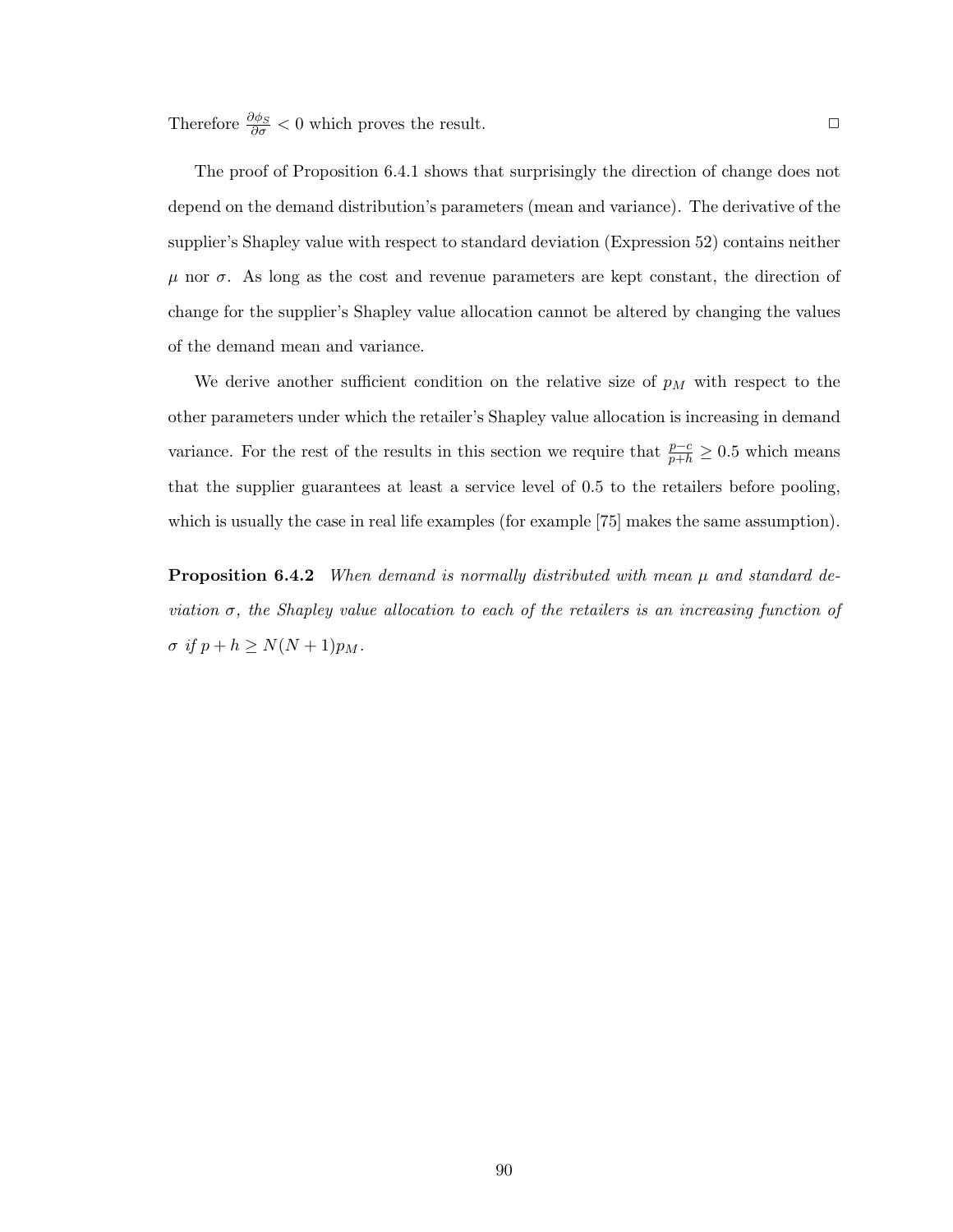Therefore $\frac{\partial \phi_S}{\partial \sigma} < 0$ which proves the result. $\square$

The proof of Proposition 6.4.1 shows that surprisingly the direction of change does not depend on the demand distribution's parameters (mean and variance). The derivative of the supplier's Shapley value with respect to standard deviation (Expression 52) contains neither $\mu$ nor $\sigma$. As long as the cost and revenue parameters are kept constant, the direction of change for the supplier's Shapley value allocation cannot be altered by changing the values of the demand mean and variance.

We derive another sufficient condition on the relative size of $p_M$ with respect to the other parameters under which the retailer's Shapley value allocation is increasing in demand variance. For the rest of the results in this section we require that $\frac{p-c}{p+h} \geq 0.5$ which means that the supplier guarantees at least a service level of 0.5 to the retailers before pooling, which is usually the case in real life examples (for example [75] makes the same assumption).

**Proposition 6.4.2** *When demand is normally distributed with mean $\mu$ and standard deviation $\sigma$, the Shapley value allocation to each of the retailers is an increasing function of $\sigma$ if $p + h \geq N(N+1)p_M$.*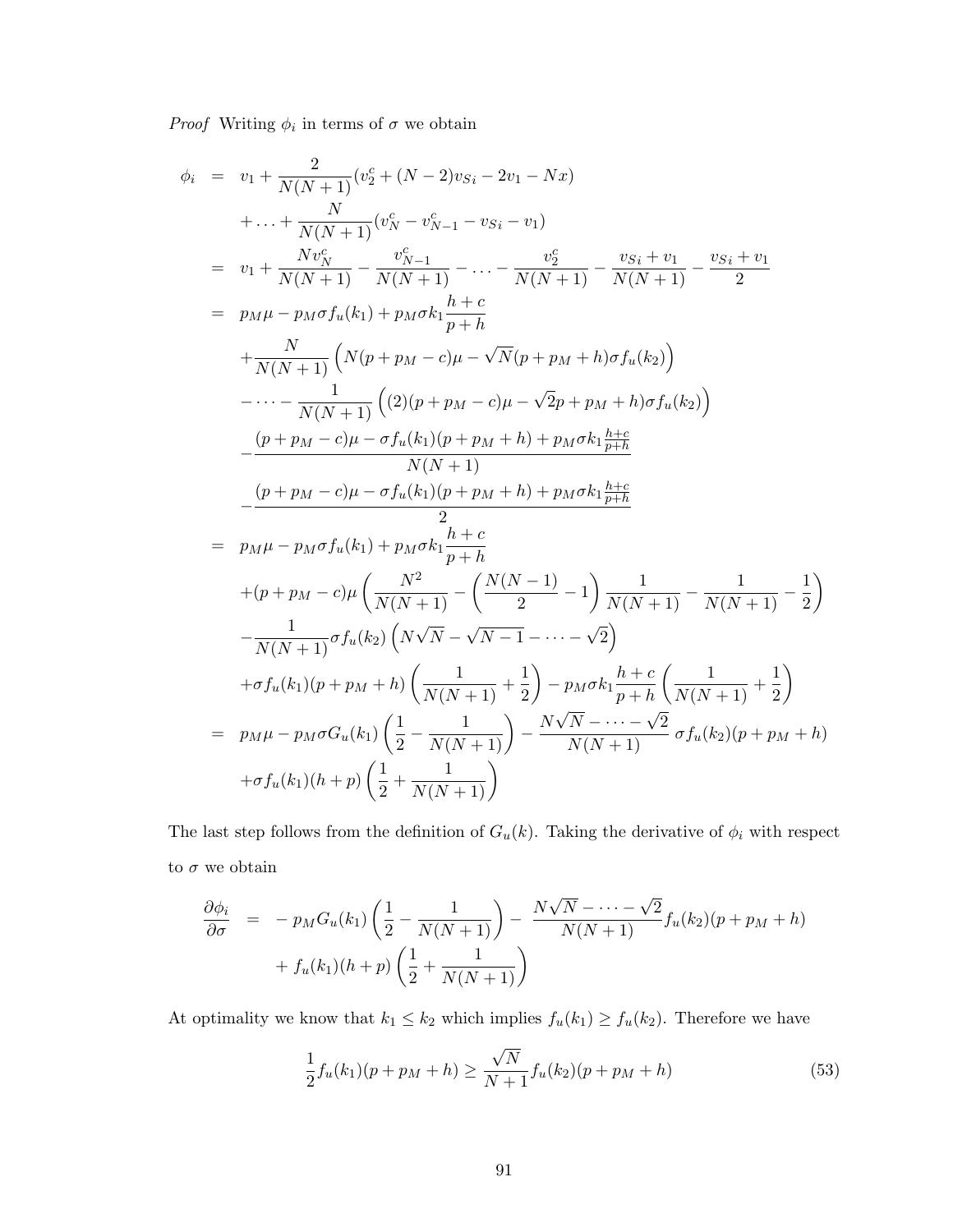*Proof* Writing $\phi_i$ in terms of $\sigma$ we obtain

$$
\begin{aligned}
\phi_i &= v_1 + \frac{2}{N(N+1)}(v_2^c + (N-2)v_{Si} - 2v_1 - Nx) \\
&\quad + \ldots + \frac{N}{N(N+1)}(v_N^c - v_{N-1}^c - v_{Si} - v_1) \\
&= v_1 + \frac{Nv_N^c}{N(N+1)} - \frac{v_{N-1}^c}{N(N+1)} - \ldots - \frac{v_2^c}{N(N+1)} - \frac{v_{Si}+v_1}{N(N+1)} - \frac{v_{Si}+v_1}{2} \\
&= p_M\mu - p_M\sigma f_u(k_1) + p_M\sigma k_1\frac{h+c}{p+h} \\
&\quad + \frac{N}{N(N+1)}\left(N(p+p_M-c)\mu - \sqrt{N}(p+p_M+h)\sigma f_u(k_2)\right) \\
&\quad - \cdots - \frac{1}{N(N+1)}\left((2)(p+p_M-c)\mu - \sqrt{2}p+p_M+h)\sigma f_u(k_2)\right) \\
&\quad - \frac{(p+p_M-c)\mu - \sigma f_u(k_1)(p+p_M+h) + p_M\sigma k_1\frac{h+c}{p+h}}{N(N+1)} \\
&\quad - \frac{(p+p_M-c)\mu - \sigma f_u(k_1)(p+p_M+h) + p_M\sigma k_1\frac{h+c}{p+h}}{2} \\
&= p_M\mu - p_M\sigma f_u(k_1) + p_M\sigma k_1\frac{h+c}{p+h} \\
&\quad + (p+p_M-c)\mu\left(\frac{N^2}{N(N+1)} - \left(\frac{N(N-1)}{2} - 1\right)\frac{1}{N(N+1)} - \frac{1}{N(N+1)} - \frac{1}{2}\right) \\
&\quad - \frac{1}{N(N+1)}\sigma f_u(k_2)\left(N\sqrt{N} - \sqrt{N-1} - \cdots - \sqrt{2}\right) \\
&\quad + \sigma f_u(k_1)(p+p_M+h)\left(\frac{1}{N(N+1)} + \frac{1}{2}\right) - p_M\sigma k_1\frac{h+c}{p+h}\left(\frac{1}{N(N+1)} + \frac{1}{2}\right) \\
&= p_M\mu - p_M\sigma G_u(k_1)\left(\frac{1}{2} - \frac{1}{N(N+1)}\right) - \frac{N\sqrt{N} - \cdots - \sqrt{2}}{N(N+1)}\,\sigma f_u(k_2)(p+p_M+h) \\
&\quad + \sigma f_u(k_1)(h+p)\left(\frac{1}{2} + \frac{1}{N(N+1)}\right)
\end{aligned}
$$

The last step follows from the definition of $G_u(k)$. Taking the derivative of $\phi_i$ with respect to $\sigma$ we obtain

$$
\begin{aligned}
\frac{\partial\phi_i}{\partial\sigma} &= -\,p_M G_u(k_1)\left(\frac{1}{2} - \frac{1}{N(N+1)}\right) - \frac{N\sqrt{N} - \cdots - \sqrt{2}}{N(N+1)} f_u(k_2)(p+p_M+h) \\
&\quad + f_u(k_1)(h+p)\left(\frac{1}{2} + \frac{1}{N(N+1)}\right)
\end{aligned}
$$

At optimality we know that $k_1 \leq k_2$ which implies $f_u(k_1) \geq f_u(k_2)$. Therefore we have

$$
\frac{1}{2}f_u(k_1)(p+p_M+h) \geq \frac{\sqrt{N}}{N+1}f_u(k_2)(p+p_M+h) \tag{53}
$$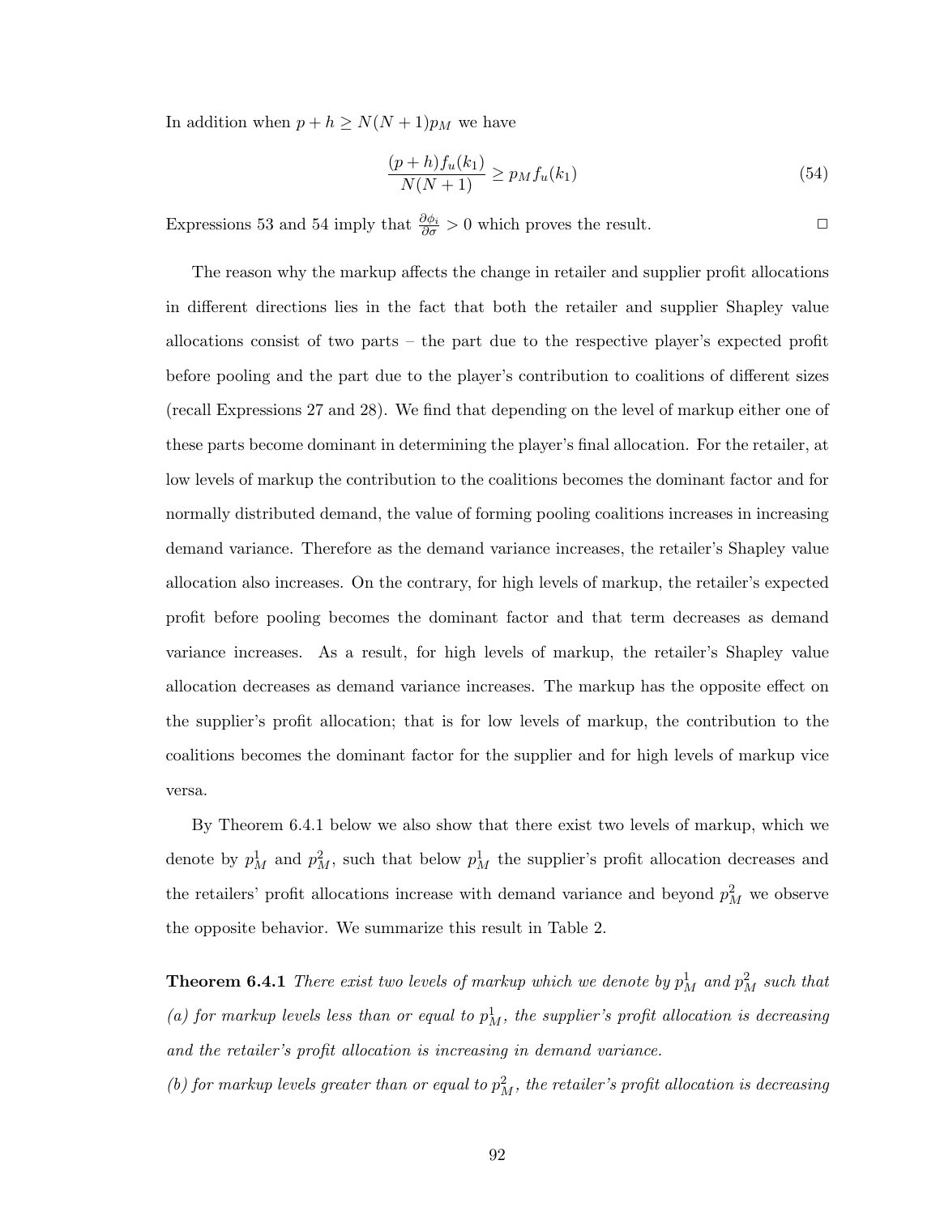In addition when $p + h \geq N(N+1)p_M$ we have

$$\frac{(p+h)f_u(k_1)}{N(N+1)} \geq p_M f_u(k_1) \tag{54}$$

Expressions 53 and 54 imply that $\frac{\partial \phi_i}{\partial \sigma} > 0$ which proves the result. $\square$

The reason why the markup affects the change in retailer and supplier profit allocations in different directions lies in the fact that both the retailer and supplier Shapley value allocations consist of two parts – the part due to the respective player's expected profit before pooling and the part due to the player's contribution to coalitions of different sizes (recall Expressions 27 and 28). We find that depending on the level of markup either one of these parts become dominant in determining the player's final allocation. For the retailer, at low levels of markup the contribution to the coalitions becomes the dominant factor and for normally distributed demand, the value of forming pooling coalitions increases in increasing demand variance. Therefore as the demand variance increases, the retailer's Shapley value allocation also increases. On the contrary, for high levels of markup, the retailer's expected profit before pooling becomes the dominant factor and that term decreases as demand variance increases. As a result, for high levels of markup, the retailer's Shapley value allocation decreases as demand variance increases. The markup has the opposite effect on the supplier's profit allocation; that is for low levels of markup, the contribution to the coalitions becomes the dominant factor for the supplier and for high levels of markup vice versa.

By Theorem 6.4.1 below we also show that there exist two levels of markup, which we denote by $p_M^1$ and $p_M^2$, such that below $p_M^1$ the supplier's profit allocation decreases and the retailers' profit allocations increase with demand variance and beyond $p_M^2$ we observe the opposite behavior. We summarize this result in Table 2.

**Theorem 6.4.1** *There exist two levels of markup which we denote by $p_M^1$ and $p_M^2$ such that*
*(a) for markup levels less than or equal to $p_M^1$, the supplier's profit allocation is decreasing and the retailer's profit allocation is increasing in demand variance.*
*(b) for markup levels greater than or equal to $p_M^2$, the retailer's profit allocation is decreasing*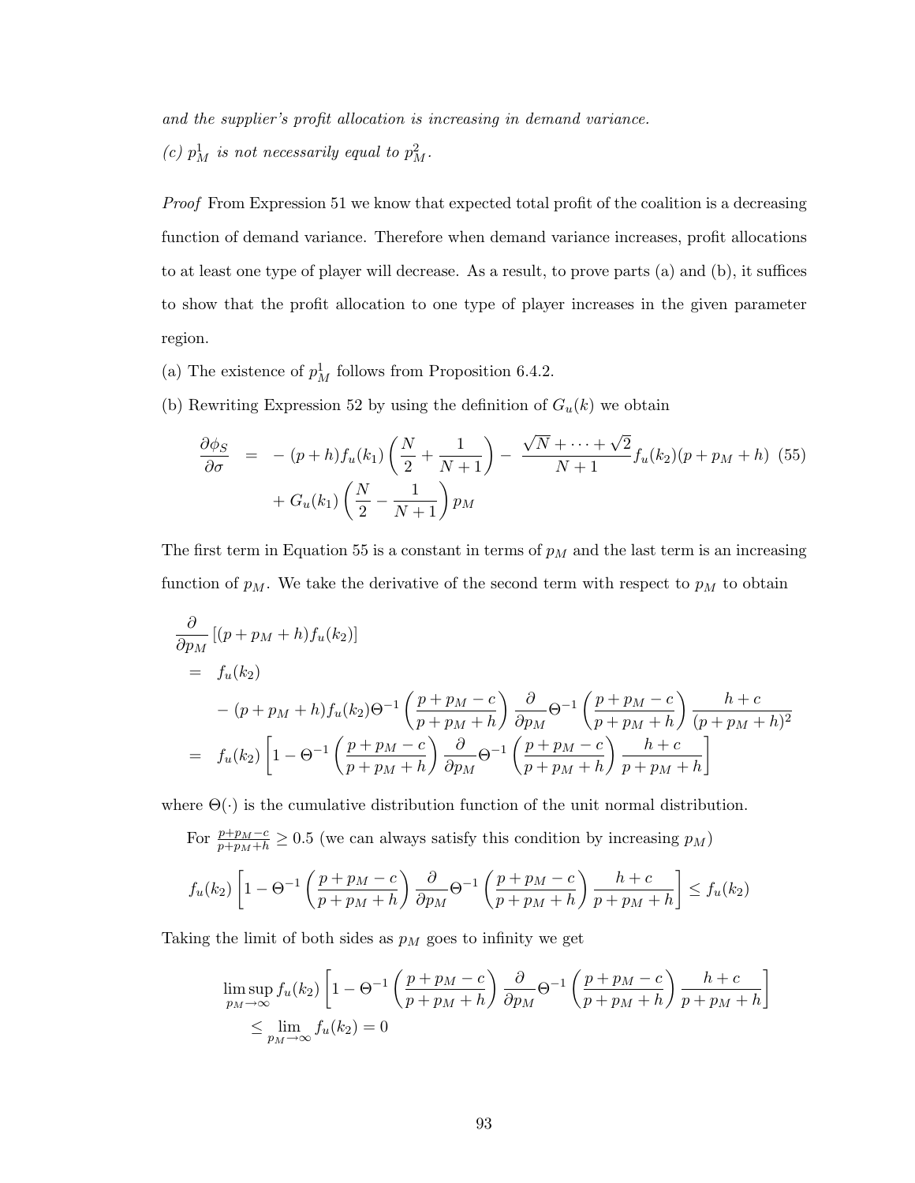*and the supplier's profit allocation is increasing in demand variance.*

*(c)* $p_M^1$ *is not necessarily equal to* $p_M^2$*.*

*Proof* From Expression 51 we know that expected total profit of the coalition is a decreasing function of demand variance. Therefore when demand variance increases, profit allocations to at least one type of player will decrease. As a result, to prove parts (a) and (b), it suffices to show that the profit allocation to one type of player increases in the given parameter region.

(a) The existence of $p_M^1$ follows from Proposition 6.4.2.

(b) Rewriting Expression 52 by using the definition of $G_u(k)$ we obtain

$$\begin{aligned}
\frac{\partial \phi_S}{\partial \sigma} &= -(p+h)f_u(k_1)\left(\frac{N}{2}+\frac{1}{N+1}\right) - \frac{\sqrt{N}+\cdots+\sqrt{2}}{N+1}f_u(k_2)(p+p_M+h) \\
&\quad + G_u(k_1)\left(\frac{N}{2}-\frac{1}{N+1}\right)p_M
\end{aligned} \tag{55}$$

The first term in Equation 55 is a constant in terms of $p_M$ and the last term is an increasing function of $p_M$. We take the derivative of the second term with respect to $p_M$ to obtain

$$\begin{aligned}
&\frac{\partial}{\partial p_M}\left[(p+p_M+h)f_u(k_2)\right] \\
&= f_u(k_2) \\
&\quad - (p+p_M+h)f_u(k_2)\Theta^{-1}\left(\frac{p+p_M-c}{p+p_M+h}\right)\frac{\partial}{\partial p_M}\Theta^{-1}\left(\frac{p+p_M-c}{p+p_M+h}\right)\frac{h+c}{(p+p_M+h)^2} \\
&= f_u(k_2)\left[1-\Theta^{-1}\left(\frac{p+p_M-c}{p+p_M+h}\right)\frac{\partial}{\partial p_M}\Theta^{-1}\left(\frac{p+p_M-c}{p+p_M+h}\right)\frac{h+c}{p+p_M+h}\right]
\end{aligned}$$

where $\Theta(\cdot)$ is the cumulative distribution function of the unit normal distribution.

For $\frac{p+p_M-c}{p+p_M+h} \geq 0.5$ (we can always satisfy this condition by increasing $p_M$)

$$f_u(k_2)\left[1-\Theta^{-1}\left(\frac{p+p_M-c}{p+p_M+h}\right)\frac{\partial}{\partial p_M}\Theta^{-1}\left(\frac{p+p_M-c}{p+p_M+h}\right)\frac{h+c}{p+p_M+h}\right] \leq f_u(k_2)$$

Taking the limit of both sides as $p_M$ goes to infinity we get

$$\begin{aligned}
&\limsup_{p_M\to\infty} f_u(k_2)\left[1-\Theta^{-1}\left(\frac{p+p_M-c}{p+p_M+h}\right)\frac{\partial}{\partial p_M}\Theta^{-1}\left(\frac{p+p_M-c}{p+p_M+h}\right)\frac{h+c}{p+p_M+h}\right] \\
&\quad \leq \lim_{p_M\to\infty} f_u(k_2) = 0
\end{aligned}$$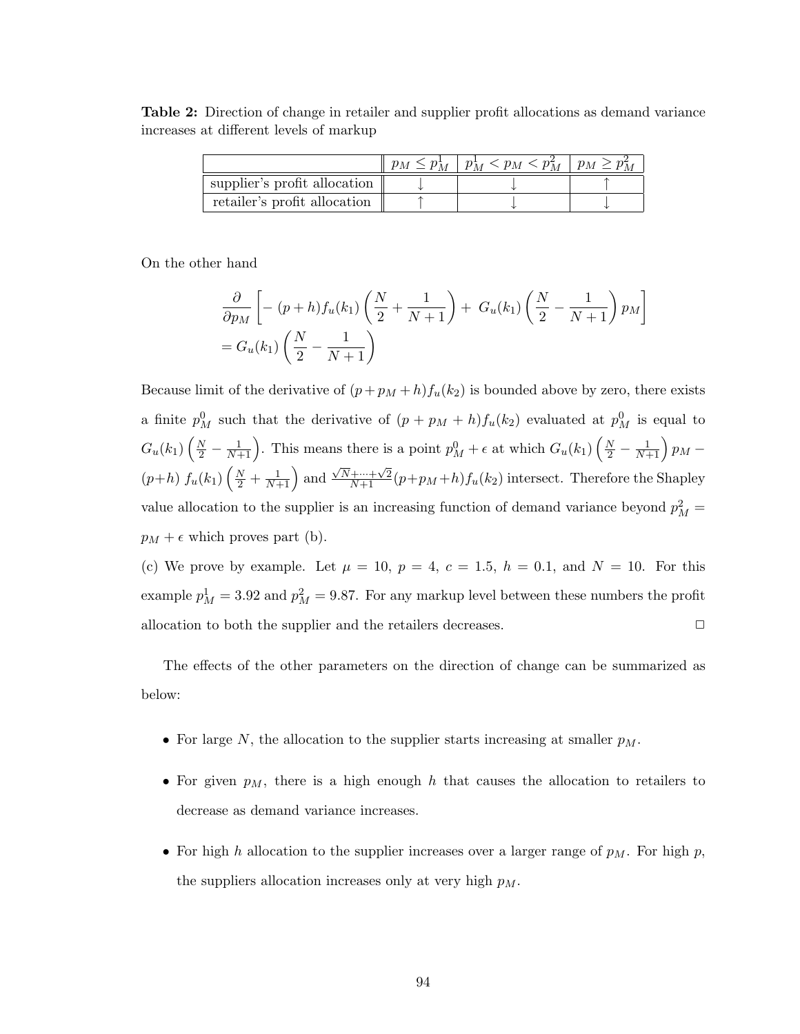**Table 2:** Direction of change in retailer and supplier profit allocations as demand variance increases at different levels of markup

| | $p_M \leq p_M^1$ | $p_M^1 < p_M < p_M^2$ | $p_M \geq p_M^2$ |
|---|---|---|---|
| supplier's profit allocation | ↓ | ↓ | ↑ |
| retailer's profit allocation | ↑ | ↓ | ↓ |

On the other hand

$$\frac{\partial}{\partial p_M}\left[-\ (p+h)f_u(k_1)\left(\frac{N}{2}+\frac{1}{N+1}\right)+\ G_u(k_1)\left(\frac{N}{2}-\frac{1}{N+1}\right)p_M\right]$$
$$= G_u(k_1)\left(\frac{N}{2}-\frac{1}{N+1}\right)$$

Because limit of the derivative of $(p+p_M+h)f_u(k_2)$ is bounded above by zero, there exists a finite $p_M^0$ such that the derivative of $(p+p_M+h)f_u(k_2)$ evaluated at $p_M^0$ is equal to $G_u(k_1)\left(\frac{N}{2}-\frac{1}{N+1}\right)$. This means there is a point $p_M^0+\epsilon$ at which $G_u(k_1)\left(\frac{N}{2}-\frac{1}{N+1}\right)p_M - (p+h)\ f_u(k_1)\left(\frac{N}{2}+\frac{1}{N+1}\right)$ and $\frac{\sqrt{N}+\cdots+\sqrt{2}}{N+1}(p+p_M+h)f_u(k_2)$ intersect. Therefore the Shapley value allocation to the supplier is an increasing function of demand variance beyond $p_M^2 = p_M+\epsilon$ which proves part (b).

(c) We prove by example. Let $\mu=10$, $p=4$, $c=1.5$, $h=0.1$, and $N=10$. For this example $p_M^1=3.92$ and $p_M^2=9.87$. For any markup level between these numbers the profit allocation to both the supplier and the retailers decreases. □

The effects of the other parameters on the direction of change can be summarized as below:

- For large $N$, the allocation to the supplier starts increasing at smaller $p_M$.
- For given $p_M$, there is a high enough $h$ that causes the allocation to retailers to decrease as demand variance increases.
- For high $h$ allocation to the supplier increases over a larger range of $p_M$. For high $p$, the suppliers allocation increases only at very high $p_M$.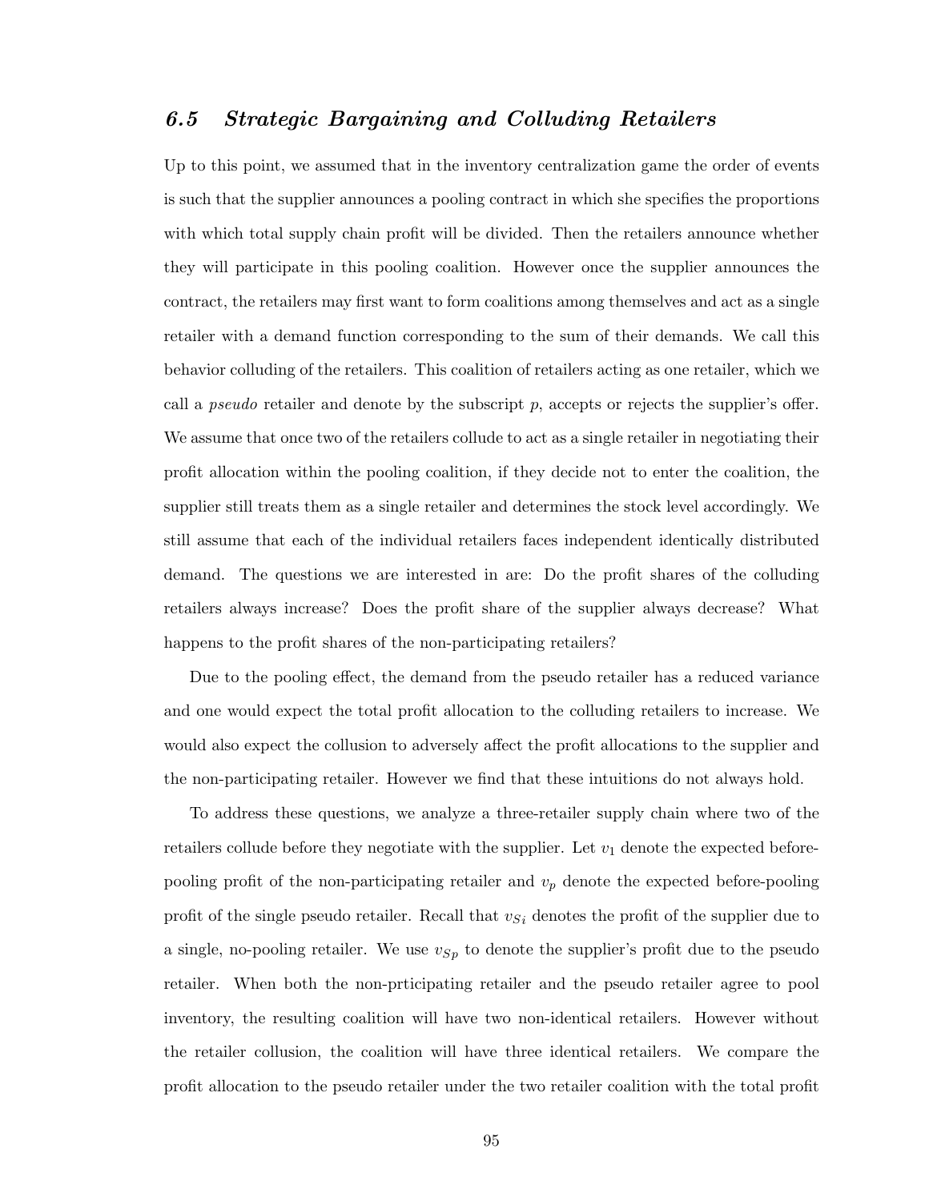## *6.5 Strategic Bargaining and Colluding Retailers*

Up to this point, we assumed that in the inventory centralization game the order of events is such that the supplier announces a pooling contract in which she specifies the proportions with which total supply chain profit will be divided. Then the retailers announce whether they will participate in this pooling coalition. However once the supplier announces the contract, the retailers may first want to form coalitions among themselves and act as a single retailer with a demand function corresponding to the sum of their demands. We call this behavior colluding of the retailers. This coalition of retailers acting as one retailer, which we call a *pseudo* retailer and denote by the subscript $p$, accepts or rejects the supplier's offer. We assume that once two of the retailers collude to act as a single retailer in negotiating their profit allocation within the pooling coalition, if they decide not to enter the coalition, the supplier still treats them as a single retailer and determines the stock level accordingly. We still assume that each of the individual retailers faces independent identically distributed demand. The questions we are interested in are: Do the profit shares of the colluding retailers always increase? Does the profit share of the supplier always decrease? What happens to the profit shares of the non-participating retailers?

Due to the pooling effect, the demand from the pseudo retailer has a reduced variance and one would expect the total profit allocation to the colluding retailers to increase. We would also expect the collusion to adversely affect the profit allocations to the supplier and the non-participating retailer. However we find that these intuitions do not always hold.

To address these questions, we analyze a three-retailer supply chain where two of the retailers collude before they negotiate with the supplier. Let $v_1$ denote the expected before-pooling profit of the non-participating retailer and $v_p$ denote the expected before-pooling profit of the single pseudo retailer. Recall that $v_{Si}$ denotes the profit of the supplier due to a single, no-pooling retailer. We use $v_{Sp}$ to denote the supplier's profit due to the pseudo retailer. When both the non-prticipating retailer and the pseudo retailer agree to pool inventory, the resulting coalition will have two non-identical retailers. However without the retailer collusion, the coalition will have three identical retailers. We compare the profit allocation to the pseudo retailer under the two retailer coalition with the total profit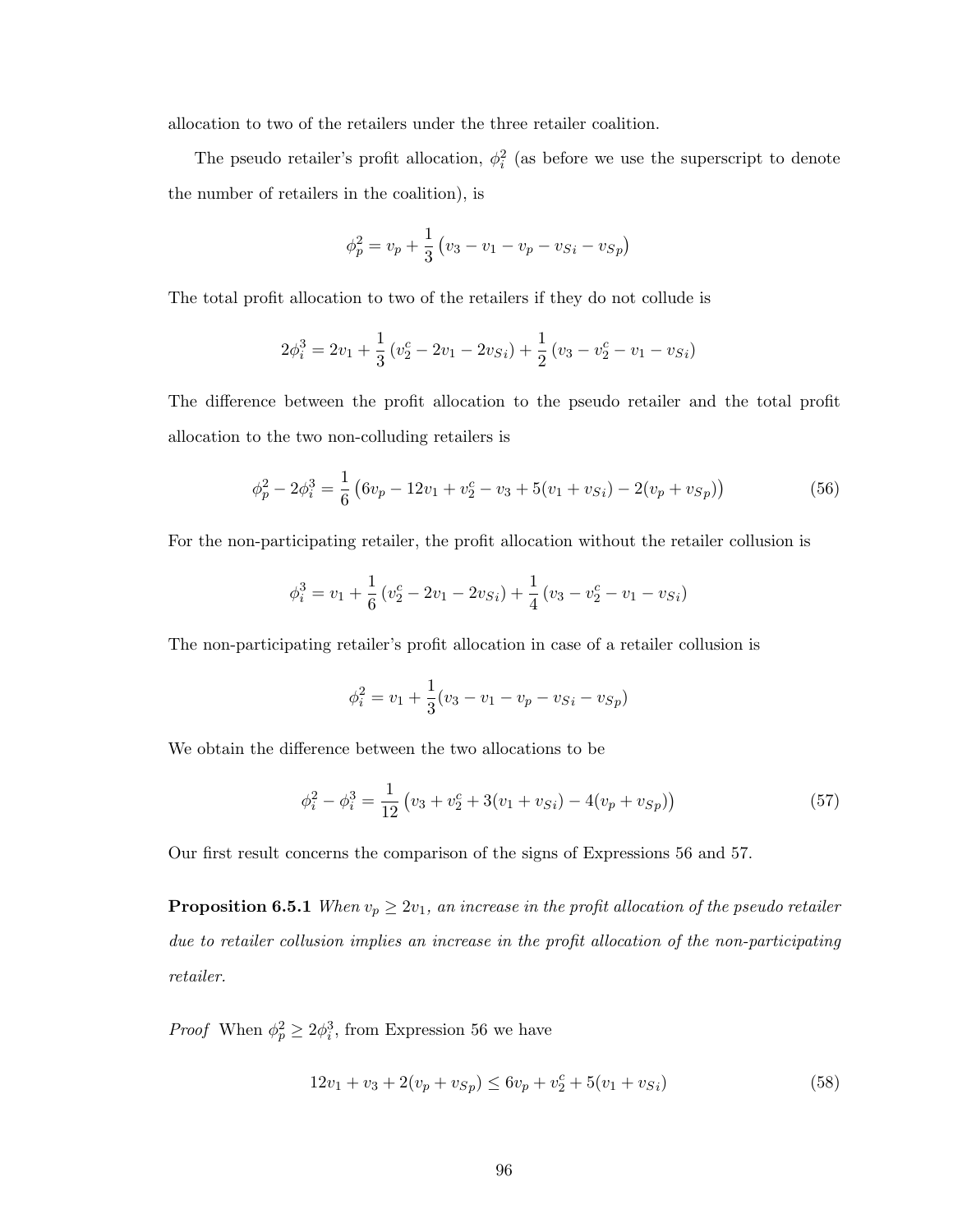allocation to two of the retailers under the three retailer coalition.

The pseudo retailer's profit allocation, $\phi_i^2$ (as before we use the superscript to denote the number of retailers in the coalition), is

$$\phi_p^2 = v_p + \frac{1}{3}\left(v_3 - v_1 - v_p - v_{Si} - v_{Sp}\right)$$

The total profit allocation to two of the retailers if they do not collude is

$$2\phi_i^3 = 2v_1 + \frac{1}{3}\left(v_2^c - 2v_1 - 2v_{Si}\right) + \frac{1}{2}\left(v_3 - v_2^c - v_1 - v_{Si}\right)$$

The difference between the profit allocation to the pseudo retailer and the total profit allocation to the two non-colluding retailers is

$$\phi_p^2 - 2\phi_i^3 = \frac{1}{6}\left(6v_p - 12v_1 + v_2^c - v_3 + 5(v_1 + v_{Si}) - 2(v_p + v_{Sp})\right) \tag{56}$$

For the non-participating retailer, the profit allocation without the retailer collusion is

$$\phi_i^3 = v_1 + \frac{1}{6}\left(v_2^c - 2v_1 - 2v_{Si}\right) + \frac{1}{4}\left(v_3 - v_2^c - v_1 - v_{Si}\right)$$

The non-participating retailer's profit allocation in case of a retailer collusion is

$$\phi_i^2 = v_1 + \frac{1}{3}(v_3 - v_1 - v_p - v_{Si} - v_{Sp})$$

We obtain the difference between the two allocations to be

$$\phi_i^2 - \phi_i^3 = \frac{1}{12}\left(v_3 + v_2^c + 3(v_1 + v_{Si}) - 4(v_p + v_{Sp})\right) \tag{57}$$

Our first result concerns the comparison of the signs of Expressions 56 and 57.

**Proposition 6.5.1** *When $v_p \geq 2v_1$, an increase in the profit allocation of the pseudo retailer due to retailer collusion implies an increase in the profit allocation of the non-participating retailer.*

*Proof* When $\phi_p^2 \geq 2\phi_i^3$, from Expression 56 we have

$$12v_1 + v_3 + 2(v_p + v_{Sp}) \leq 6v_p + v_2^c + 5(v_1 + v_{Si}) \tag{58}$$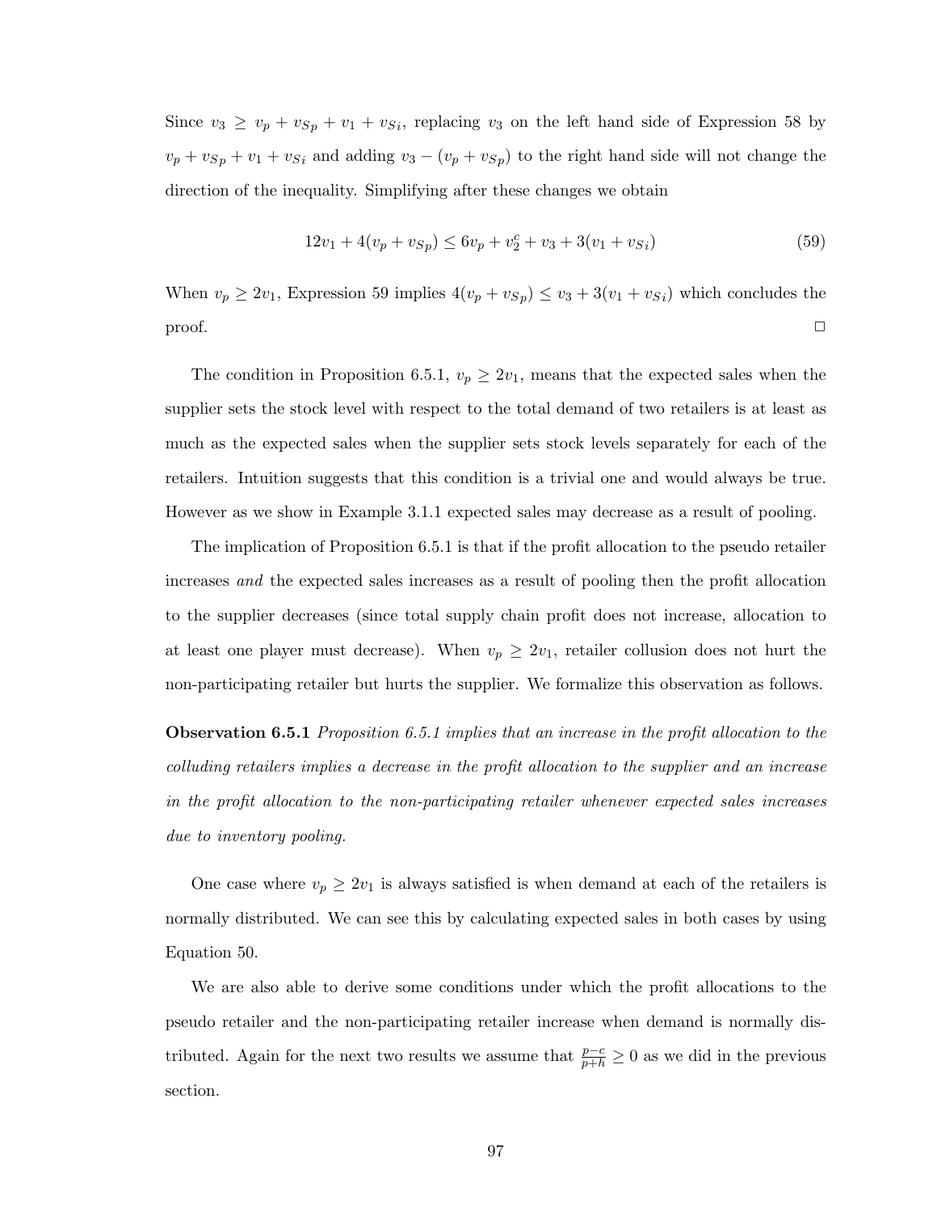Since $v_3 \geq v_p + v_{Sp} + v_1 + v_{Si}$, replacing $v_3$ on the left hand side of Expression 58 by $v_p + v_{Sp} + v_1 + v_{Si}$ and adding $v_3 - (v_p + v_{Sp})$ to the right hand side will not change the direction of the inequality. Simplifying after these changes we obtain

$$12v_1 + 4(v_p + v_{Sp}) \leq 6v_p + v_2^c + v_3 + 3(v_1 + v_{Si}) \tag{59}$$

When $v_p \geq 2v_1$, Expression 59 implies $4(v_p + v_{Sp}) \leq v_3 + 3(v_1 + v_{Si})$ which concludes the proof. □

The condition in Proposition 6.5.1, $v_p \geq 2v_1$, means that the expected sales when the supplier sets the stock level with respect to the total demand of two retailers is at least as much as the expected sales when the supplier sets stock levels separately for each of the retailers. Intuition suggests that this condition is a trivial one and would always be true. However as we show in Example 3.1.1 expected sales may decrease as a result of pooling.

The implication of Proposition 6.5.1 is that if the profit allocation to the pseudo retailer increases *and* the expected sales increases as a result of pooling then the profit allocation to the supplier decreases (since total supply chain profit does not increase, allocation to at least one player must decrease). When $v_p \geq 2v_1$, retailer collusion does not hurt the non-participating retailer but hurts the supplier. We formalize this observation as follows.

**Observation 6.5.1** *Proposition 6.5.1 implies that an increase in the profit allocation to the colluding retailers implies a decrease in the profit allocation to the supplier and an increase in the profit allocation to the non-participating retailer whenever expected sales increases due to inventory pooling.*

One case where $v_p \geq 2v_1$ is always satisfied is when demand at each of the retailers is normally distributed. We can see this by calculating expected sales in both cases by using Equation 50.

We are also able to derive some conditions under which the profit allocations to the pseudo retailer and the non-participating retailer increase when demand is normally distributed. Again for the next two results we assume that $\frac{p-c}{p+h} \geq 0$ as we did in the previous section.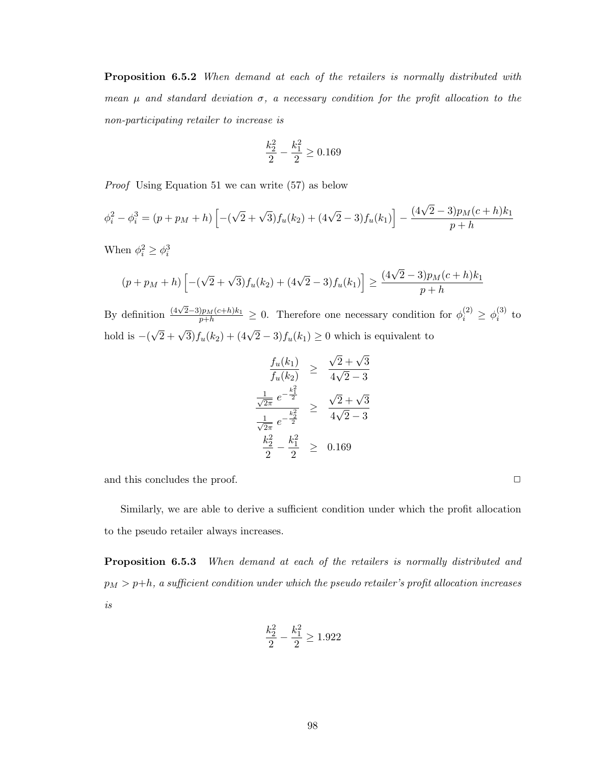**Proposition 6.5.2** *When demand at each of the retailers is normally distributed with mean $\mu$ and standard deviation $\sigma$, a necessary condition for the profit allocation to the non-participating retailer to increase is*

$$\frac{k_2^2}{2} - \frac{k_1^2}{2} \geq 0.169$$

*Proof* Using Equation 51 we can write (57) as below

$$\phi_i^2 - \phi_i^3 = (p + p_M + h)\left[-(\sqrt{2}+\sqrt{3})f_u(k_2) + (4\sqrt{2}-3)f_u(k_1)\right] - \frac{(4\sqrt{2}-3)p_M(c+h)k_1}{p+h}$$

When $\phi_i^2 \geq \phi_i^3$

$$(p + p_M + h)\left[-(\sqrt{2}+\sqrt{3})f_u(k_2) + (4\sqrt{2}-3)f_u(k_1)\right] \geq \frac{(4\sqrt{2}-3)p_M(c+h)k_1}{p+h}$$

By definition $\frac{(4\sqrt{2}-3)p_M(c+h)k_1}{p+h} \geq 0$. Therefore one necessary condition for $\phi_i^{(2)} \geq \phi_i^{(3)}$ to hold is $-(\sqrt{2}+\sqrt{3})f_u(k_2) + (4\sqrt{2}-3)f_u(k_1) \geq 0$ which is equivalent to

$$\begin{aligned}
\frac{f_u(k_1)}{f_u(k_2)} &\geq \frac{\sqrt{2}+\sqrt{3}}{4\sqrt{2}-3} \\
\frac{\frac{1}{\sqrt{2\pi}}\, e^{-\frac{k_1^2}{2}}}{\frac{1}{\sqrt{2\pi}}\, e^{-\frac{k_2^2}{2}}} &\geq \frac{\sqrt{2}+\sqrt{3}}{4\sqrt{2}-3} \\
\frac{k_2^2}{2} - \frac{k_1^2}{2} &\geq 0.169
\end{aligned}$$

and this concludes the proof. □

Similarly, we are able to derive a sufficient condition under which the profit allocation to the pseudo retailer always increases.

**Proposition 6.5.3** *When demand at each of the retailers is normally distributed and $p_M > p+h$, a sufficient condition under which the pseudo retailer's profit allocation increases is*

$$\frac{k_2^2}{2} - \frac{k_1^2}{2} \geq 1.922$$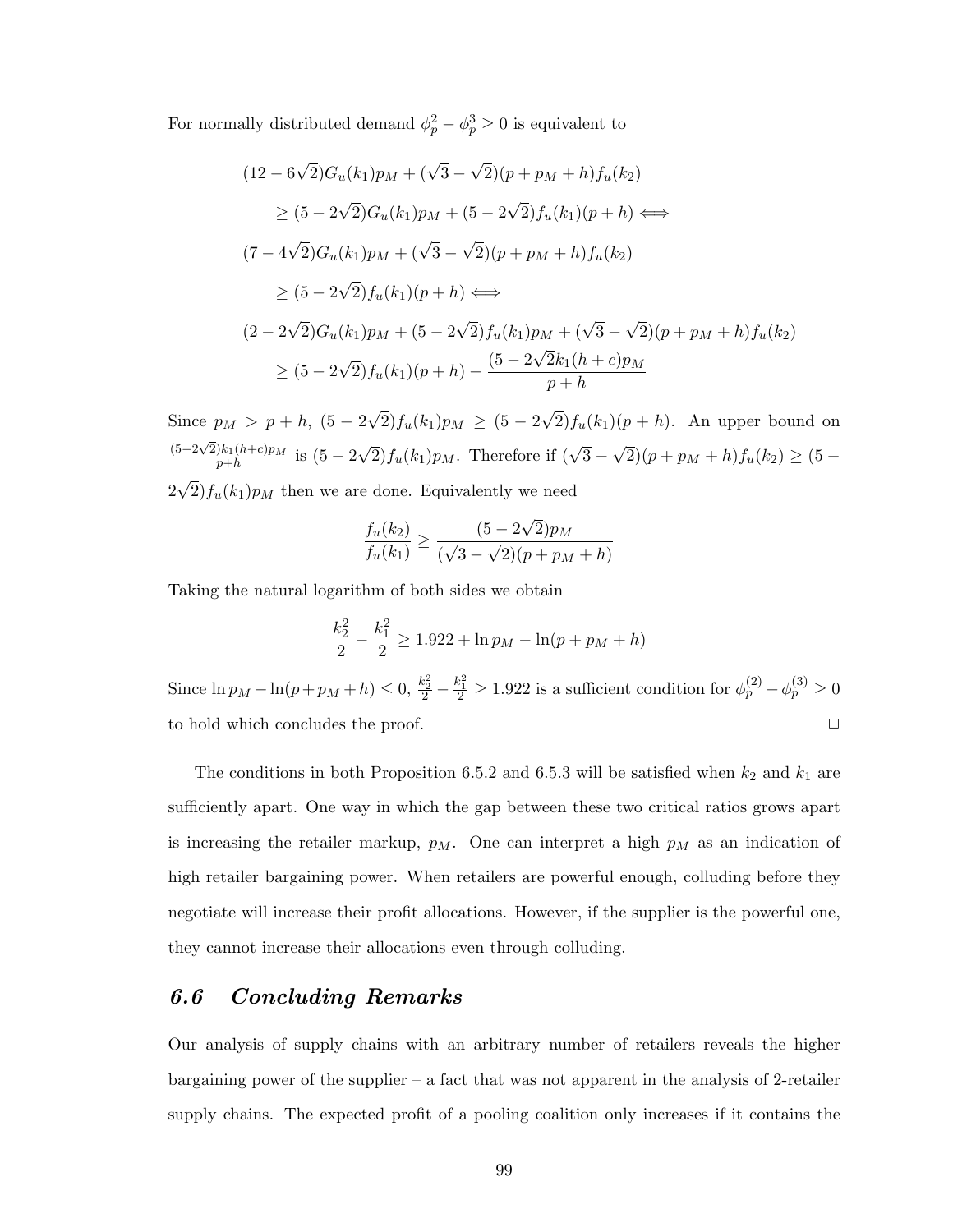For normally distributed demand $\phi_p^2 - \phi_p^3 \geq 0$ is equivalent to

$$
\begin{aligned}
&(12 - 6\sqrt{2})G_u(k_1)p_M + (\sqrt{3} - \sqrt{2})(p + p_M + h)f_u(k_2) \\
&\quad \geq (5 - 2\sqrt{2})G_u(k_1)p_M + (5 - 2\sqrt{2})f_u(k_1)(p + h) \iff \\
&(7 - 4\sqrt{2})G_u(k_1)p_M + (\sqrt{3} - \sqrt{2})(p + p_M + h)f_u(k_2) \\
&\quad \geq (5 - 2\sqrt{2})f_u(k_1)(p + h) \iff \\
&(2 - 2\sqrt{2})G_u(k_1)p_M + (5 - 2\sqrt{2})f_u(k_1)p_M + (\sqrt{3} - \sqrt{2})(p + p_M + h)f_u(k_2) \\
&\quad \geq (5 - 2\sqrt{2})f_u(k_1)(p + h) - \frac{(5 - 2\sqrt{2}k_1(h + c)p_M}{p + h}
\end{aligned}
$$

Since $p_M > p + h$, $(5 - 2\sqrt{2})f_u(k_1)p_M \geq (5 - 2\sqrt{2})f_u(k_1)(p + h)$. An upper bound on $\frac{(5-2\sqrt{2})k_1(h+c)p_M}{p+h}$ is $(5 - 2\sqrt{2})f_u(k_1)p_M$. Therefore if $(\sqrt{3} - \sqrt{2})(p + p_M + h)f_u(k_2) \geq (5 - 2\sqrt{2})f_u(k_1)p_M$ then we are done. Equivalently we need

$$
\frac{f_u(k_2)}{f_u(k_1)} \geq \frac{(5 - 2\sqrt{2})p_M}{(\sqrt{3} - \sqrt{2})(p + p_M + h)}
$$

Taking the natural logarithm of both sides we obtain

$$
\frac{k_2^2}{2} - \frac{k_1^2}{2} \geq 1.922 + \ln p_M - \ln(p + p_M + h)
$$

Since $\ln p_M - \ln(p + p_M + h) \leq 0$, $\frac{k_2^2}{2} - \frac{k_1^2}{2} \geq 1.922$ is a sufficient condition for $\phi_p^{(2)} - \phi_p^{(3)} \geq 0$ to hold which concludes the proof. □

The conditions in both Proposition 6.5.2 and 6.5.3 will be satisfied when $k_2$ and $k_1$ are sufficiently apart. One way in which the gap between these two critical ratios grows apart is increasing the retailer markup, $p_M$. One can interpret a high $p_M$ as an indication of high retailer bargaining power. When retailers are powerful enough, colluding before they negotiate will increase their profit allocations. However, if the supplier is the powerful one, they cannot increase their allocations even through colluding.

## *6.6 Concluding Remarks*

Our analysis of supply chains with an arbitrary number of retailers reveals the higher bargaining power of the supplier – a fact that was not apparent in the analysis of 2-retailer supply chains. The expected profit of a pooling coalition only increases if it contains the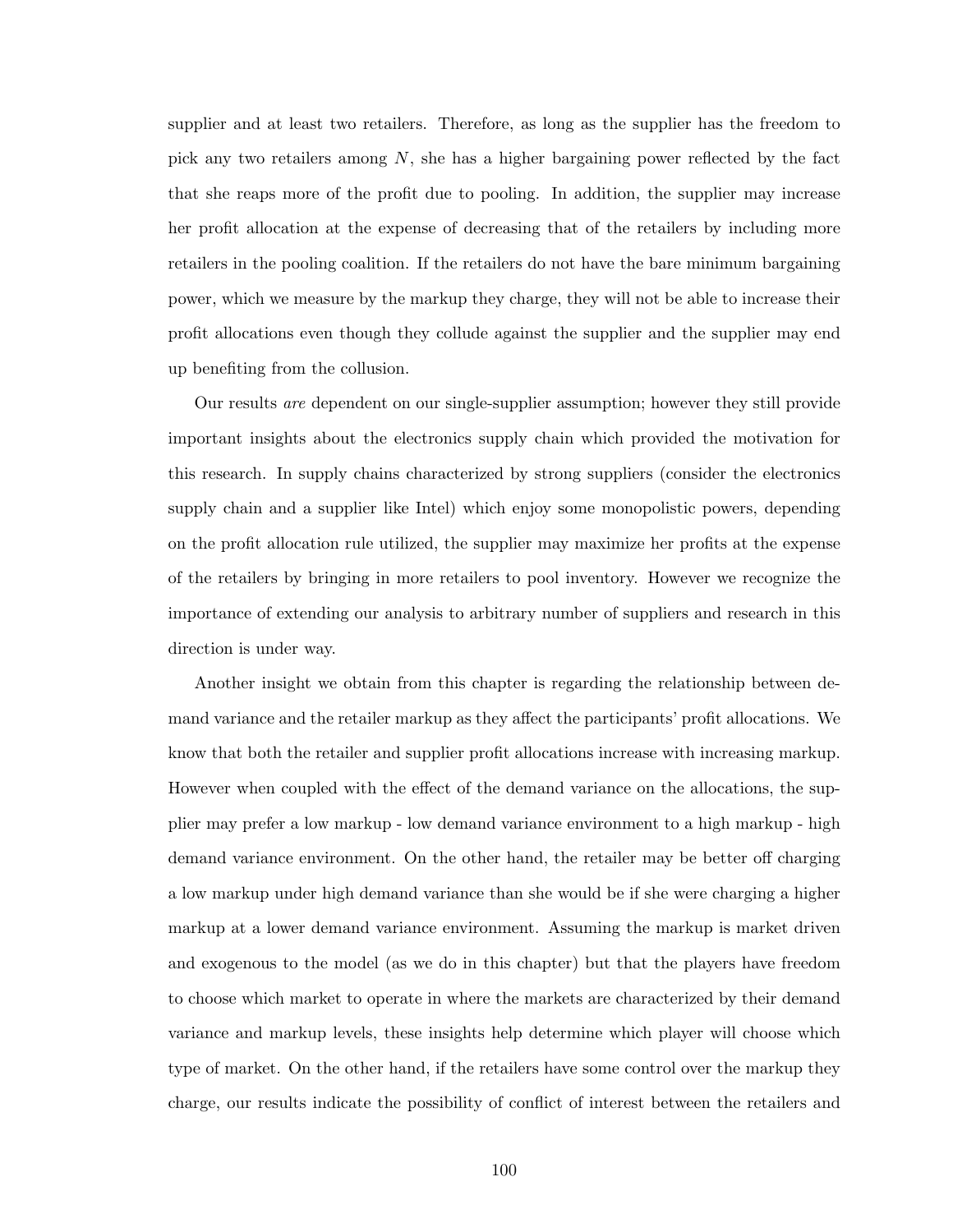supplier and at least two retailers. Therefore, as long as the supplier has the freedom to pick any two retailers among $N$, she has a higher bargaining power reflected by the fact that she reaps more of the profit due to pooling. In addition, the supplier may increase her profit allocation at the expense of decreasing that of the retailers by including more retailers in the pooling coalition. If the retailers do not have the bare minimum bargaining power, which we measure by the markup they charge, they will not be able to increase their profit allocations even though they collude against the supplier and the supplier may end up benefiting from the collusion.

Our results *are* dependent on our single-supplier assumption; however they still provide important insights about the electronics supply chain which provided the motivation for this research. In supply chains characterized by strong suppliers (consider the electronics supply chain and a supplier like Intel) which enjoy some monopolistic powers, depending on the profit allocation rule utilized, the supplier may maximize her profits at the expense of the retailers by bringing in more retailers to pool inventory. However we recognize the importance of extending our analysis to arbitrary number of suppliers and research in this direction is under way.

Another insight we obtain from this chapter is regarding the relationship between demand variance and the retailer markup as they affect the participants' profit allocations. We know that both the retailer and supplier profit allocations increase with increasing markup. However when coupled with the effect of the demand variance on the allocations, the supplier may prefer a low markup - low demand variance environment to a high markup - high demand variance environment. On the other hand, the retailer may be better off charging a low markup under high demand variance than she would be if she were charging a higher markup at a lower demand variance environment. Assuming the markup is market driven and exogenous to the model (as we do in this chapter) but that the players have freedom to choose which market to operate in where the markets are characterized by their demand variance and markup levels, these insights help determine which player will choose which type of market. On the other hand, if the retailers have some control over the markup they charge, our results indicate the possibility of conflict of interest between the retailers and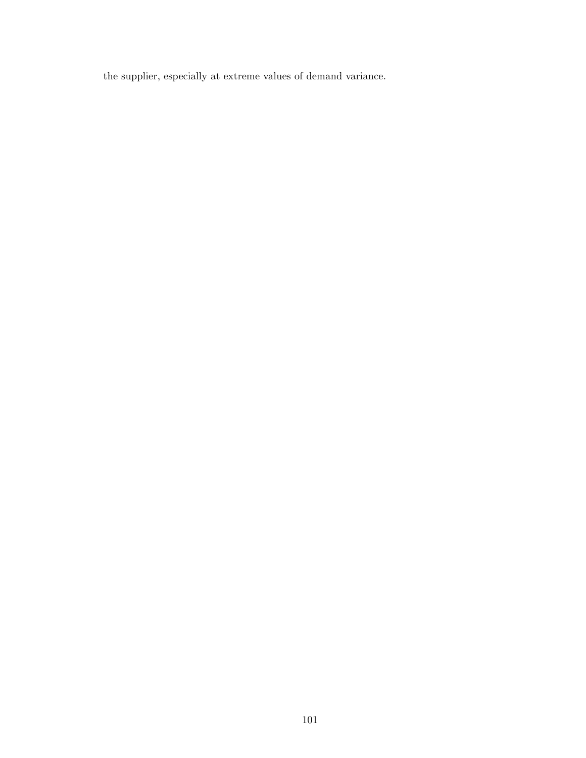the supplier, especially at extreme values of demand variance.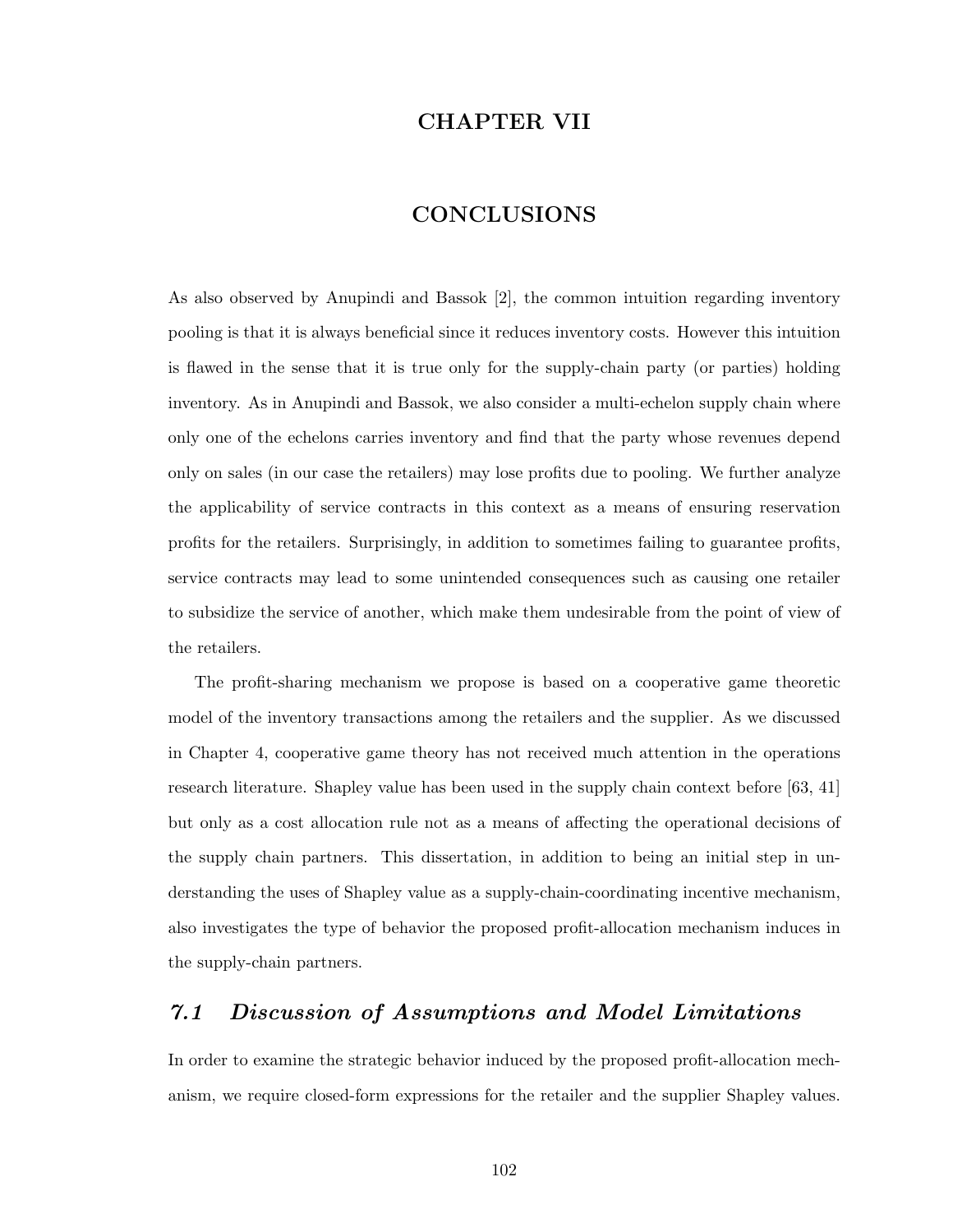# CHAPTER VII

# CONCLUSIONS

As also observed by Anupindi and Bassok [2], the common intuition regarding inventory pooling is that it is always beneficial since it reduces inventory costs. However this intuition is flawed in the sense that it is true only for the supply-chain party (or parties) holding inventory. As in Anupindi and Bassok, we also consider a multi-echelon supply chain where only one of the echelons carries inventory and find that the party whose revenues depend only on sales (in our case the retailers) may lose profits due to pooling. We further analyze the applicability of service contracts in this context as a means of ensuring reservation profits for the retailers. Surprisingly, in addition to sometimes failing to guarantee profits, service contracts may lead to some unintended consequences such as causing one retailer to subsidize the service of another, which make them undesirable from the point of view of the retailers.

The profit-sharing mechanism we propose is based on a cooperative game theoretic model of the inventory transactions among the retailers and the supplier. As we discussed in Chapter 4, cooperative game theory has not received much attention in the operations research literature. Shapley value has been used in the supply chain context before [63, 41] but only as a cost allocation rule not as a means of affecting the operational decisions of the supply chain partners. This dissertation, in addition to being an initial step in understanding the uses of Shapley value as a supply-chain-coordinating incentive mechanism, also investigates the type of behavior the proposed profit-allocation mechanism induces in the supply-chain partners.

## *7.1 Discussion of Assumptions and Model Limitations*

In order to examine the strategic behavior induced by the proposed profit-allocation mechanism, we require closed-form expressions for the retailer and the supplier Shapley values.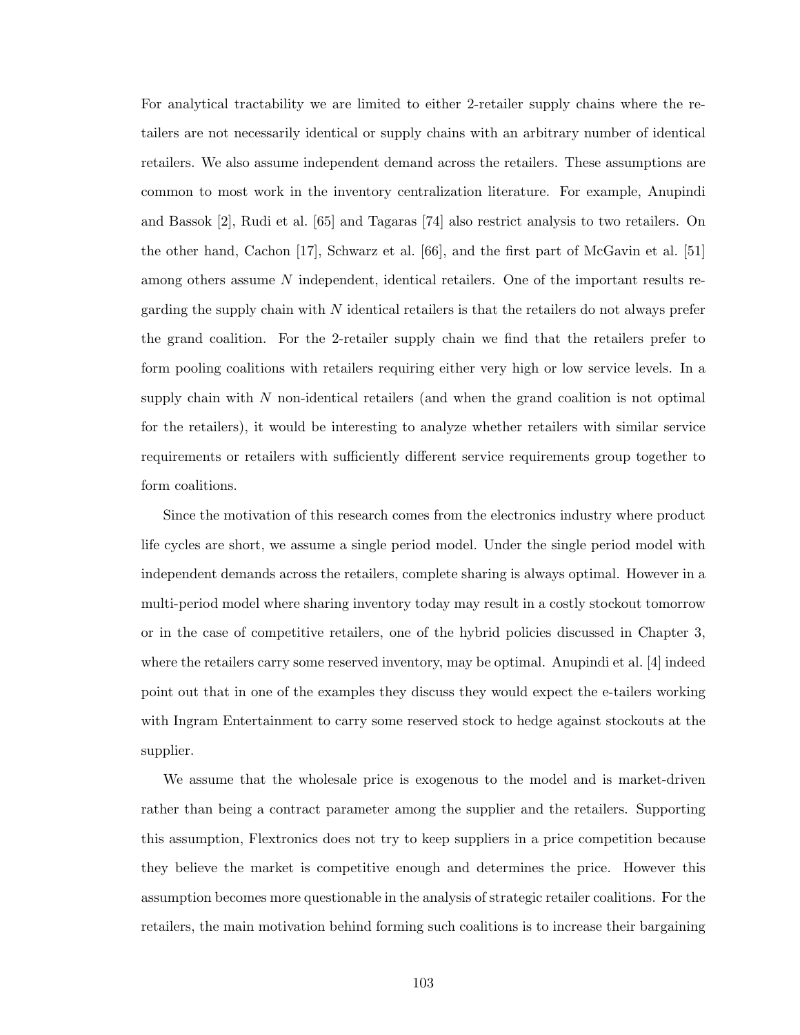For analytical tractability we are limited to either 2-retailer supply chains where the retailers are not necessarily identical or supply chains with an arbitrary number of identical retailers. We also assume independent demand across the retailers. These assumptions are common to most work in the inventory centralization literature. For example, Anupindi and Bassok [2], Rudi et al. [65] and Tagaras [74] also restrict analysis to two retailers. On the other hand, Cachon [17], Schwarz et al. [66], and the first part of McGavin et al. [51] among others assume $N$ independent, identical retailers. One of the important results regarding the supply chain with $N$ identical retailers is that the retailers do not always prefer the grand coalition. For the 2-retailer supply chain we find that the retailers prefer to form pooling coalitions with retailers requiring either very high or low service levels. In a supply chain with $N$ non-identical retailers (and when the grand coalition is not optimal for the retailers), it would be interesting to analyze whether retailers with similar service requirements or retailers with sufficiently different service requirements group together to form coalitions.

Since the motivation of this research comes from the electronics industry where product life cycles are short, we assume a single period model. Under the single period model with independent demands across the retailers, complete sharing is always optimal. However in a multi-period model where sharing inventory today may result in a costly stockout tomorrow or in the case of competitive retailers, one of the hybrid policies discussed in Chapter 3, where the retailers carry some reserved inventory, may be optimal. Anupindi et al. [4] indeed point out that in one of the examples they discuss they would expect the e-tailers working with Ingram Entertainment to carry some reserved stock to hedge against stockouts at the supplier.

We assume that the wholesale price is exogenous to the model and is market-driven rather than being a contract parameter among the supplier and the retailers. Supporting this assumption, Flextronics does not try to keep suppliers in a price competition because they believe the market is competitive enough and determines the price. However this assumption becomes more questionable in the analysis of strategic retailer coalitions. For the retailers, the main motivation behind forming such coalitions is to increase their bargaining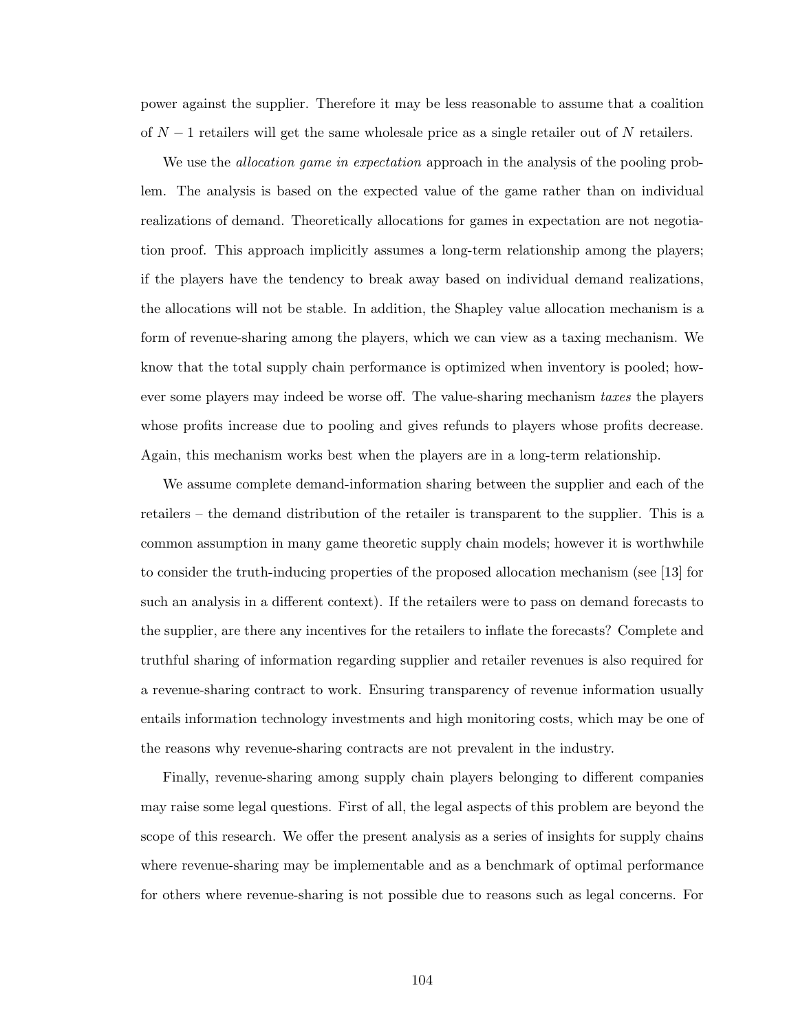power against the supplier. Therefore it may be less reasonable to assume that a coalition of $N-1$ retailers will get the same wholesale price as a single retailer out of $N$ retailers.

We use the *allocation game in expectation* approach in the analysis of the pooling problem. The analysis is based on the expected value of the game rather than on individual realizations of demand. Theoretically allocations for games in expectation are not negotiation proof. This approach implicitly assumes a long-term relationship among the players; if the players have the tendency to break away based on individual demand realizations, the allocations will not be stable. In addition, the Shapley value allocation mechanism is a form of revenue-sharing among the players, which we can view as a taxing mechanism. We know that the total supply chain performance is optimized when inventory is pooled; however some players may indeed be worse off. The value-sharing mechanism *taxes* the players whose profits increase due to pooling and gives refunds to players whose profits decrease. Again, this mechanism works best when the players are in a long-term relationship.

We assume complete demand-information sharing between the supplier and each of the retailers – the demand distribution of the retailer is transparent to the supplier. This is a common assumption in many game theoretic supply chain models; however it is worthwhile to consider the truth-inducing properties of the proposed allocation mechanism (see [13] for such an analysis in a different context). If the retailers were to pass on demand forecasts to the supplier, are there any incentives for the retailers to inflate the forecasts? Complete and truthful sharing of information regarding supplier and retailer revenues is also required for a revenue-sharing contract to work. Ensuring transparency of revenue information usually entails information technology investments and high monitoring costs, which may be one of the reasons why revenue-sharing contracts are not prevalent in the industry.

Finally, revenue-sharing among supply chain players belonging to different companies may raise some legal questions. First of all, the legal aspects of this problem are beyond the scope of this research. We offer the present analysis as a series of insights for supply chains where revenue-sharing may be implementable and as a benchmark of optimal performance for others where revenue-sharing is not possible due to reasons such as legal concerns. For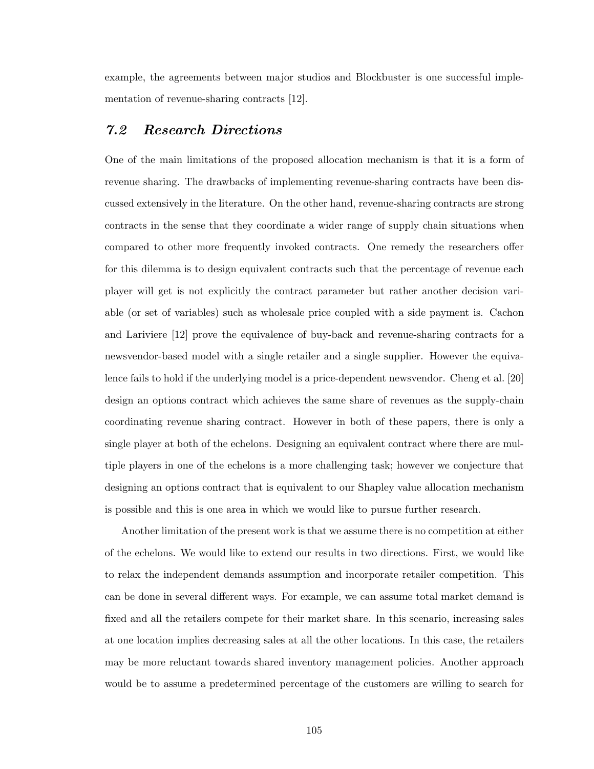example, the agreements between major studios and Blockbuster is one successful implementation of revenue-sharing contracts [12].

## 7.2 Research Directions

One of the main limitations of the proposed allocation mechanism is that it is a form of revenue sharing. The drawbacks of implementing revenue-sharing contracts have been discussed extensively in the literature. On the other hand, revenue-sharing contracts are strong contracts in the sense that they coordinate a wider range of supply chain situations when compared to other more frequently invoked contracts. One remedy the researchers offer for this dilemma is to design equivalent contracts such that the percentage of revenue each player will get is not explicitly the contract parameter but rather another decision variable (or set of variables) such as wholesale price coupled with a side payment is. Cachon and Lariviere [12] prove the equivalence of buy-back and revenue-sharing contracts for a newsvendor-based model with a single retailer and a single supplier. However the equivalence fails to hold if the underlying model is a price-dependent newsvendor. Cheng et al. [20] design an options contract which achieves the same share of revenues as the supply-chain coordinating revenue sharing contract. However in both of these papers, there is only a single player at both of the echelons. Designing an equivalent contract where there are multiple players in one of the echelons is a more challenging task; however we conjecture that designing an options contract that is equivalent to our Shapley value allocation mechanism is possible and this is one area in which we would like to pursue further research.

Another limitation of the present work is that we assume there is no competition at either of the echelons. We would like to extend our results in two directions. First, we would like to relax the independent demands assumption and incorporate retailer competition. This can be done in several different ways. For example, we can assume total market demand is fixed and all the retailers compete for their market share. In this scenario, increasing sales at one location implies decreasing sales at all the other locations. In this case, the retailers may be more reluctant towards shared inventory management policies. Another approach would be to assume a predetermined percentage of the customers are willing to search for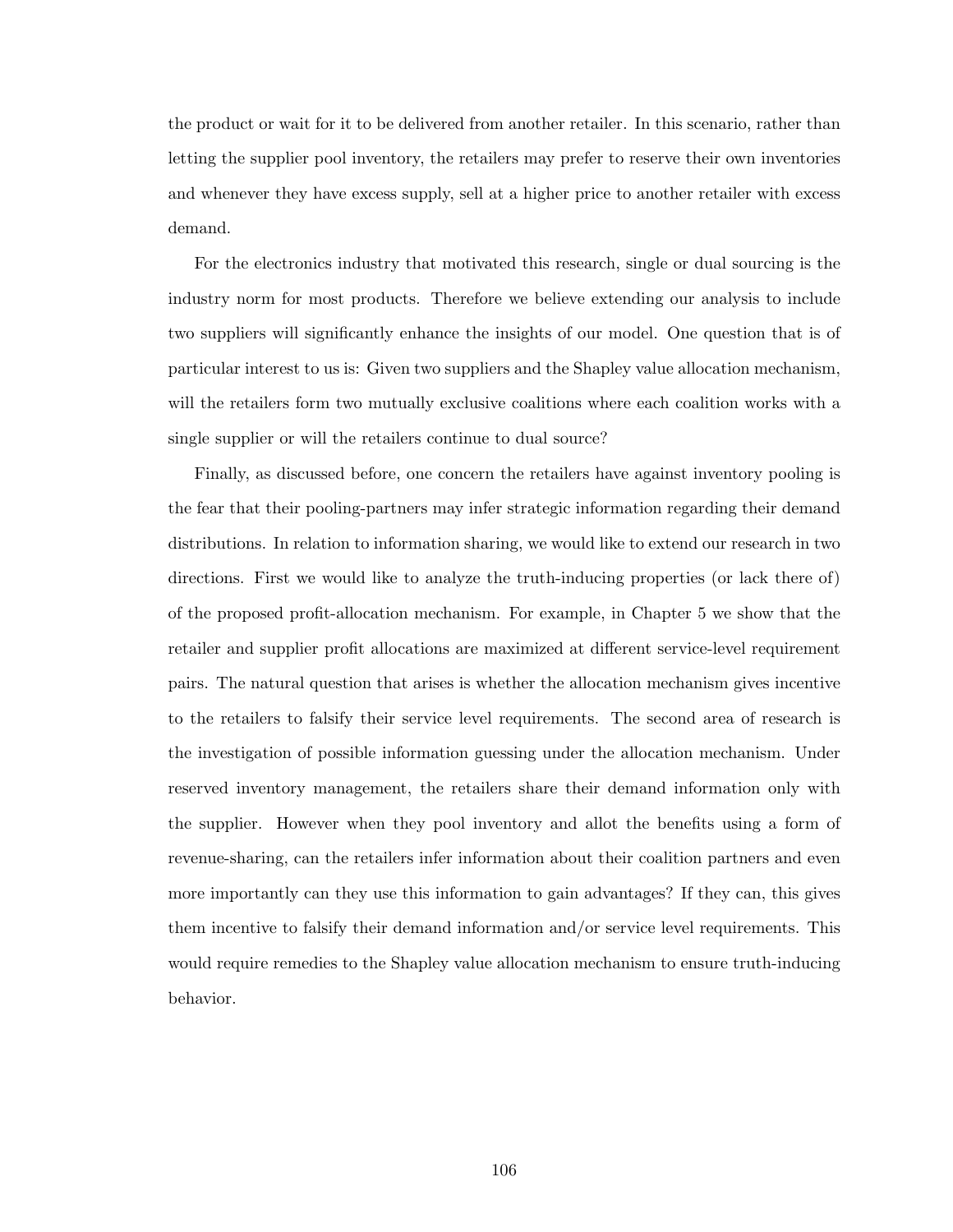the product or wait for it to be delivered from another retailer. In this scenario, rather than letting the supplier pool inventory, the retailers may prefer to reserve their own inventories and whenever they have excess supply, sell at a higher price to another retailer with excess demand.

For the electronics industry that motivated this research, single or dual sourcing is the industry norm for most products. Therefore we believe extending our analysis to include two suppliers will significantly enhance the insights of our model. One question that is of particular interest to us is: Given two suppliers and the Shapley value allocation mechanism, will the retailers form two mutually exclusive coalitions where each coalition works with a single supplier or will the retailers continue to dual source?

Finally, as discussed before, one concern the retailers have against inventory pooling is the fear that their pooling-partners may infer strategic information regarding their demand distributions. In relation to information sharing, we would like to extend our research in two directions. First we would like to analyze the truth-inducing properties (or lack there of) of the proposed profit-allocation mechanism. For example, in Chapter 5 we show that the retailer and supplier profit allocations are maximized at different service-level requirement pairs. The natural question that arises is whether the allocation mechanism gives incentive to the retailers to falsify their service level requirements. The second area of research is the investigation of possible information guessing under the allocation mechanism. Under reserved inventory management, the retailers share their demand information only with the supplier. However when they pool inventory and allot the benefits using a form of revenue-sharing, can the retailers infer information about their coalition partners and even more importantly can they use this information to gain advantages? If they can, this gives them incentive to falsify their demand information and/or service level requirements. This would require remedies to the Shapley value allocation mechanism to ensure truth-inducing behavior.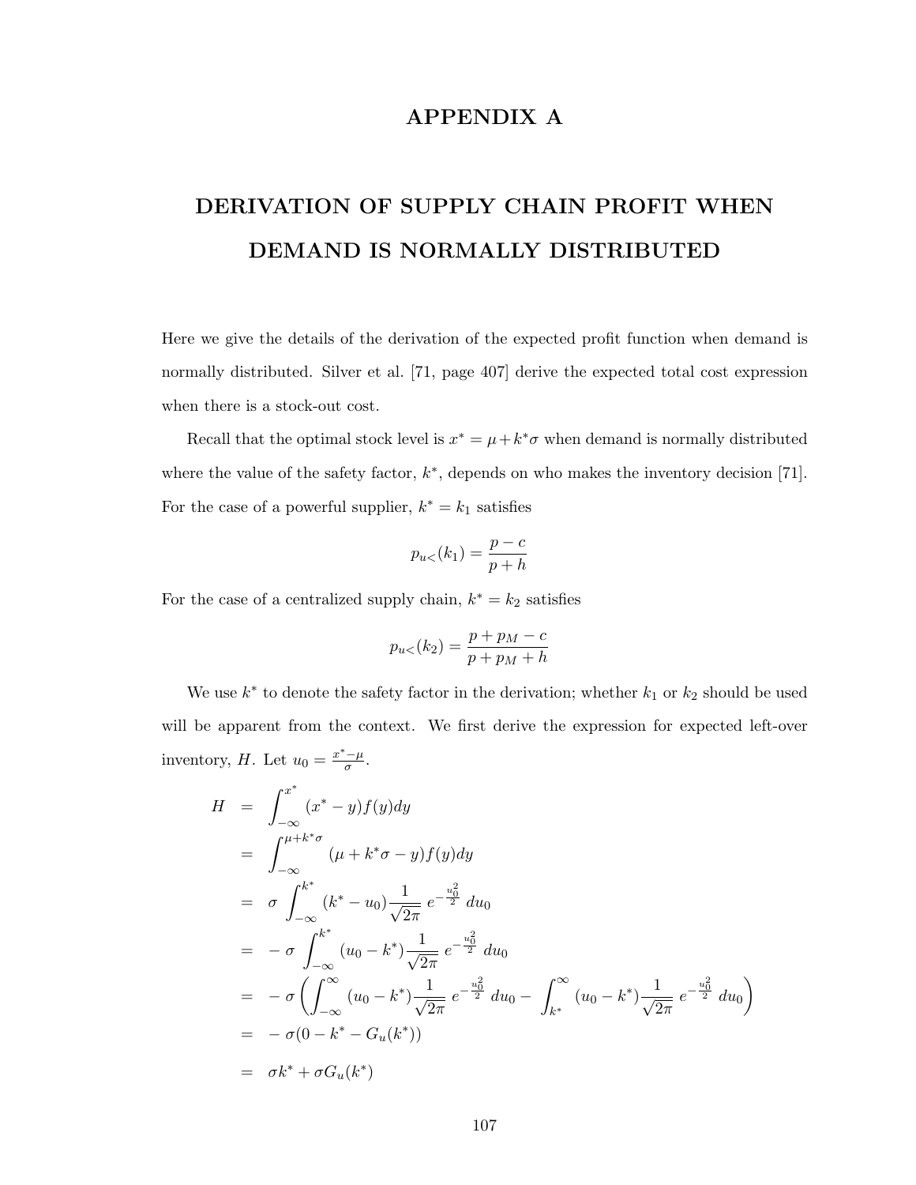# APPENDIX A

# DERIVATION OF SUPPLY CHAIN PROFIT WHEN DEMAND IS NORMALLY DISTRIBUTED

Here we give the details of the derivation of the expected profit function when demand is normally distributed. Silver et al. [71, page 407] derive the expected total cost expression when there is a stock-out cost.

Recall that the optimal stock level is $x^* = \mu + k^*\sigma$ when demand is normally distributed where the value of the safety factor, $k^*$, depends on who makes the inventory decision [71]. For the case of a powerful supplier, $k^* = k_1$ satisfies

$$p_{u<}(k_1) = \frac{p-c}{p+h}$$

For the case of a centralized supply chain, $k^* = k_2$ satisfies

$$p_{u<}(k_2) = \frac{p+p_M-c}{p+p_M+h}$$

We use $k^*$ to denote the safety factor in the derivation; whether $k_1$ or $k_2$ should be used will be apparent from the context. We first derive the expression for expected left-over inventory, $H$. Let $u_0 = \frac{x^*-\mu}{\sigma}$.

$$
\begin{aligned}
H &= \int_{-\infty}^{x^*} (x^* - y) f(y) dy \\
&= \int_{-\infty}^{\mu + k^*\sigma} (\mu + k^*\sigma - y) f(y) dy \\
&= \sigma \int_{-\infty}^{k^*} (k^* - u_0) \frac{1}{\sqrt{2\pi}} e^{-\frac{u_0^2}{2}} du_0 \\
&= -\sigma \int_{-\infty}^{k^*} (u_0 - k^*) \frac{1}{\sqrt{2\pi}} e^{-\frac{u_0^2}{2}} du_0 \\
&= -\sigma \left( \int_{-\infty}^{\infty} (u_0 - k^*) \frac{1}{\sqrt{2\pi}} e^{-\frac{u_0^2}{2}} du_0 - \int_{k^*}^{\infty} (u_0 - k^*) \frac{1}{\sqrt{2\pi}} e^{-\frac{u_0^2}{2}} du_0 \right) \\
&= -\sigma(0 - k^* - G_u(k^*)) \\
&= \sigma k^* + \sigma G_u(k^*)
\end{aligned}
$$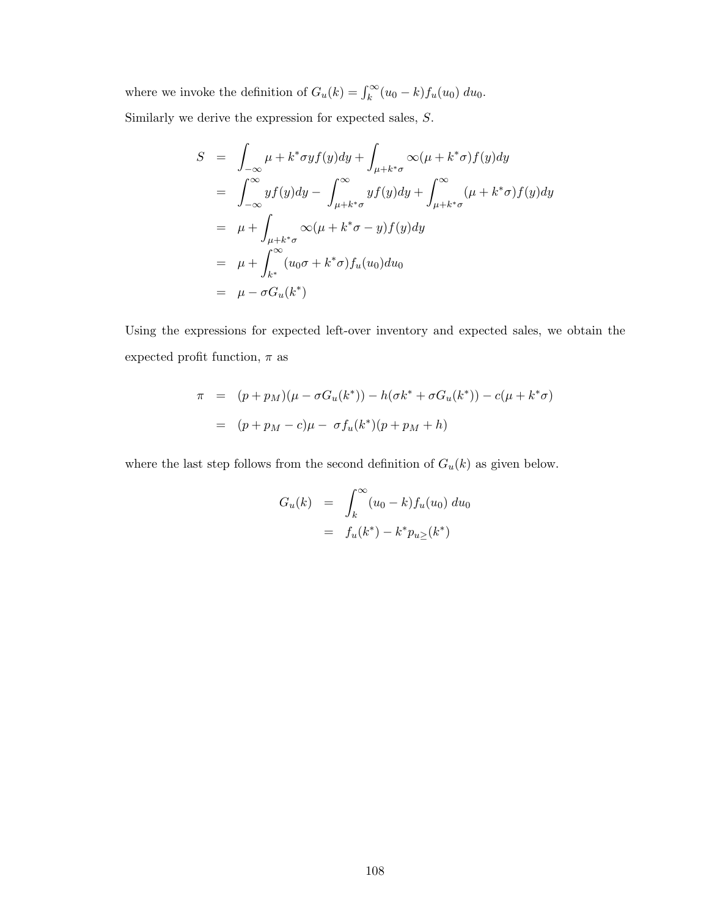where we invoke the definition of $G_u(k) = \int_k^\infty (u_0 - k) f_u(u_0)\, du_0$.

Similarly we derive the expression for expected sales, $S$.

$$
\begin{aligned}
S &= \int_{-\infty} \mu + k^* \sigma y f(y) dy + \int_{\mu + k^*\sigma} \infty (\mu + k^*\sigma) f(y) dy \\
&= \int_{-\infty}^{\infty} y f(y) dy - \int_{\mu+k^*\sigma}^{\infty} y f(y) dy + \int_{\mu+k^*\sigma}^{\infty} (\mu + k^*\sigma) f(y) dy \\
&= \mu + \int_{\mu+k^*\sigma} \infty (\mu + k^*\sigma - y) f(y) dy \\
&= \mu + \int_{k^*}^{\infty} (u_0 \sigma + k^* \sigma) f_u(u_0) du_0 \\
&= \mu - \sigma G_u(k^*)
\end{aligned}
$$

Using the expressions for expected left-over inventory and expected sales, we obtain the expected profit function, $\pi$ as

$$
\begin{aligned}
\pi &= (p + p_M)(\mu - \sigma G_u(k^*)) - h(\sigma k^* + \sigma G_u(k^*)) - c(\mu + k^*\sigma) \\
&= (p + p_M - c)\mu - \ \sigma f_u(k^*)(p + p_M + h)
\end{aligned}
$$

where the last step follows from the second definition of $G_u(k)$ as given below.

$$
\begin{aligned}
G_u(k) &= \int_k^{\infty} (u_0 - k) f_u(u_0)\, du_0 \\
&= f_u(k^*) - k^* p_{u \geq}(k^*)
\end{aligned}
$$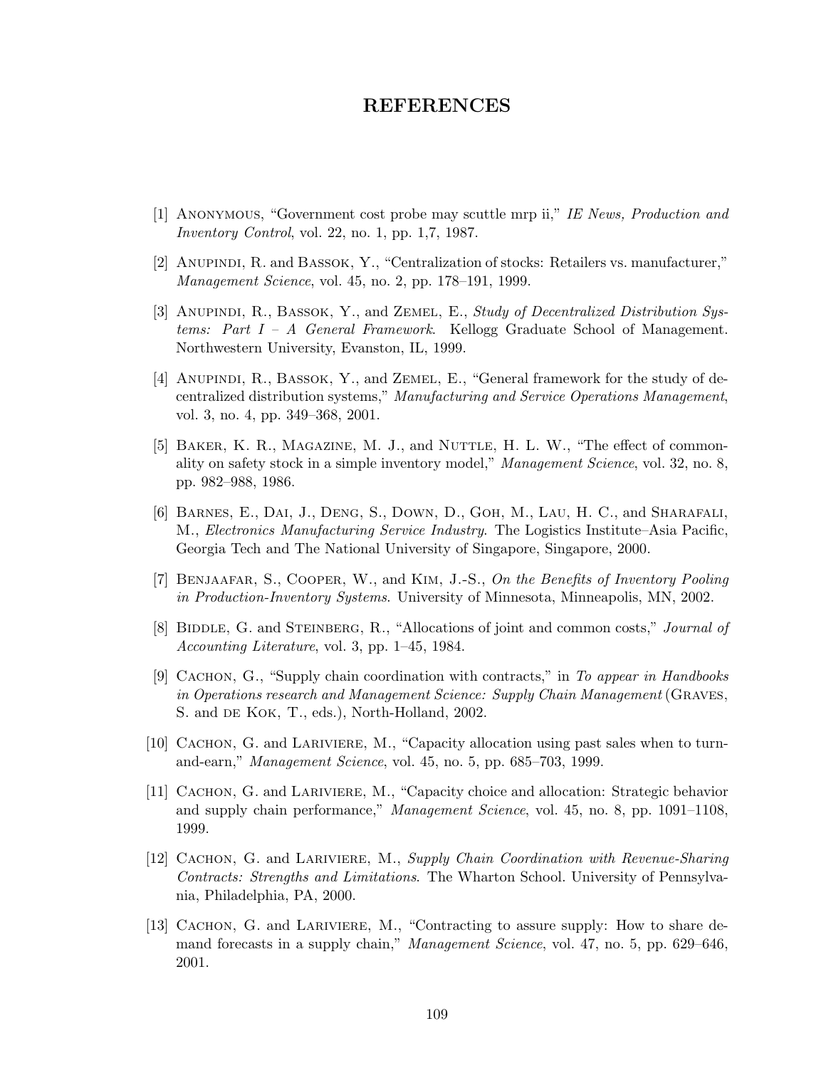# REFERENCES

[1] Anonymous, "Government cost probe may scuttle mrp ii," *IE News, Production and Inventory Control*, vol. 22, no. 1, pp. 1,7, 1987.

[2] Anupindi, R. and Bassok, Y., "Centralization of stocks: Retailers vs. manufacturer," *Management Science*, vol. 45, no. 2, pp. 178–191, 1999.

[3] Anupindi, R., Bassok, Y., and Zemel, E., *Study of Decentralized Distribution Systems: Part I – A General Framework*. Kellogg Graduate School of Management. Northwestern University, Evanston, IL, 1999.

[4] Anupindi, R., Bassok, Y., and Zemel, E., "General framework for the study of decentralized distribution systems," *Manufacturing and Service Operations Management*, vol. 3, no. 4, pp. 349–368, 2001.

[5] Baker, K. R., Magazine, M. J., and Nuttle, H. L. W., "The effect of commonality on safety stock in a simple inventory model," *Management Science*, vol. 32, no. 8, pp. 982–988, 1986.

[6] Barnes, E., Dai, J., Deng, S., Down, D., Goh, M., Lau, H. C., and Sharafali, M., *Electronics Manufacturing Service Industry*. The Logistics Institute–Asia Pacific, Georgia Tech and The National University of Singapore, Singapore, 2000.

[7] Benjaafar, S., Cooper, W., and Kim, J.-S., *On the Benefits of Inventory Pooling in Production-Inventory Systems*. University of Minnesota, Minneapolis, MN, 2002.

[8] Biddle, G. and Steinberg, R., "Allocations of joint and common costs," *Journal of Accounting Literature*, vol. 3, pp. 1–45, 1984.

[9] Cachon, G., "Supply chain coordination with contracts," in *To appear in Handbooks in Operations research and Management Science: Supply Chain Management* (Graves, S. and de Kok, T., eds.), North-Holland, 2002.

[10] Cachon, G. and Lariviere, M., "Capacity allocation using past sales when to turn-and-earn," *Management Science*, vol. 45, no. 5, pp. 685–703, 1999.

[11] Cachon, G. and Lariviere, M., "Capacity choice and allocation: Strategic behavior and supply chain performance," *Management Science*, vol. 45, no. 8, pp. 1091–1108, 1999.

[12] Cachon, G. and Lariviere, M., *Supply Chain Coordination with Revenue-Sharing Contracts: Strengths and Limitations*. The Wharton School. University of Pennsylvania, Philadelphia, PA, 2000.

[13] Cachon, G. and Lariviere, M., "Contracting to assure supply: How to share demand forecasts in a supply chain," *Management Science*, vol. 47, no. 5, pp. 629–646, 2001.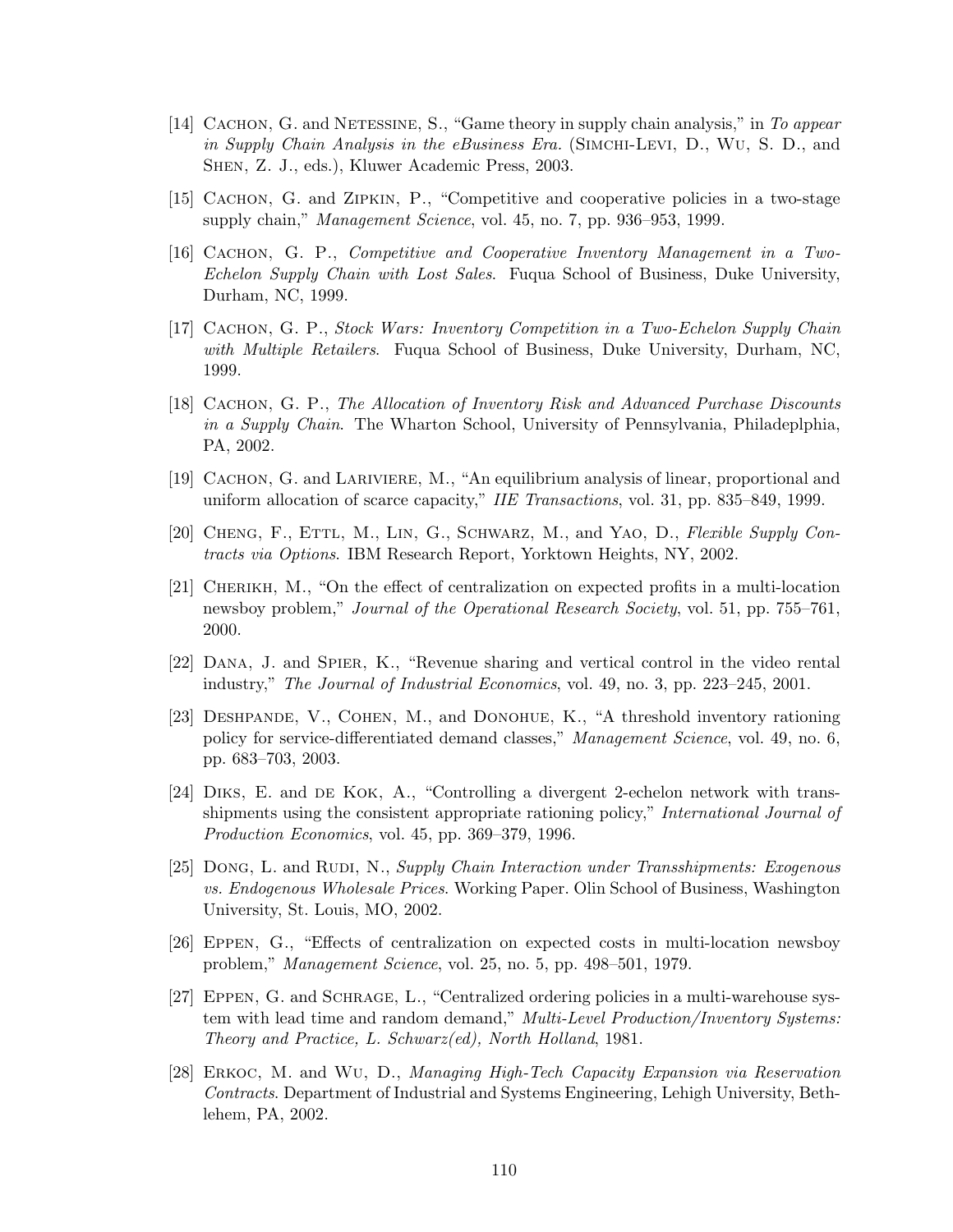[14] Cachon, G. and Netessine, S., "Game theory in supply chain analysis," in *To appear in Supply Chain Analysis in the eBusiness Era.* (Simchi-Levi, D., Wu, S. D., and Shen, Z. J., eds.), Kluwer Academic Press, 2003.

[15] Cachon, G. and Zipkin, P., "Competitive and cooperative policies in a two-stage supply chain," *Management Science*, vol. 45, no. 7, pp. 936–953, 1999.

[16] Cachon, G. P., *Competitive and Cooperative Inventory Management in a Two-Echelon Supply Chain with Lost Sales*. Fuqua School of Business, Duke University, Durham, NC, 1999.

[17] Cachon, G. P., *Stock Wars: Inventory Competition in a Two-Echelon Supply Chain with Multiple Retailers*. Fuqua School of Business, Duke University, Durham, NC, 1999.

[18] Cachon, G. P., *The Allocation of Inventory Risk and Advanced Purchase Discounts in a Supply Chain*. The Wharton School, University of Pennsylvania, Philadeplphia, PA, 2002.

[19] Cachon, G. and Lariviere, M., "An equilibrium analysis of linear, proportional and uniform allocation of scarce capacity," *IIE Transactions*, vol. 31, pp. 835–849, 1999.

[20] Cheng, F., Ettl, M., Lin, G., Schwarz, M., and Yao, D., *Flexible Supply Contracts via Options*. IBM Research Report, Yorktown Heights, NY, 2002.

[21] Cherikh, M., "On the effect of centralization on expected profits in a multi-location newsboy problem," *Journal of the Operational Research Society*, vol. 51, pp. 755–761, 2000.

[22] Dana, J. and Spier, K., "Revenue sharing and vertical control in the video rental industry," *The Journal of Industrial Economics*, vol. 49, no. 3, pp. 223–245, 2001.

[23] Deshpande, V., Cohen, M., and Donohue, K., "A threshold inventory rationing policy for service-differentiated demand classes," *Management Science*, vol. 49, no. 6, pp. 683–703, 2003.

[24] Diks, E. and de Kok, A., "Controlling a divergent 2-echelon network with transshipments using the consistent appropriate rationing policy," *International Journal of Production Economics*, vol. 45, pp. 369–379, 1996.

[25] Dong, L. and Rudi, N., *Supply Chain Interaction under Transshipments: Exogenous vs. Endogenous Wholesale Prices*. Working Paper. Olin School of Business, Washington University, St. Louis, MO, 2002.

[26] Eppen, G., "Effects of centralization on expected costs in multi-location newsboy problem," *Management Science*, vol. 25, no. 5, pp. 498–501, 1979.

[27] Eppen, G. and Schrage, L., "Centralized ordering policies in a multi-warehouse system with lead time and random demand," *Multi-Level Production/Inventory Systems: Theory and Practice, L. Schwarz(ed), North Holland*, 1981.

[28] Erkoc, M. and Wu, D., *Managing High-Tech Capacity Expansion via Reservation Contracts*. Department of Industrial and Systems Engineering, Lehigh University, Bethlehem, PA, 2002.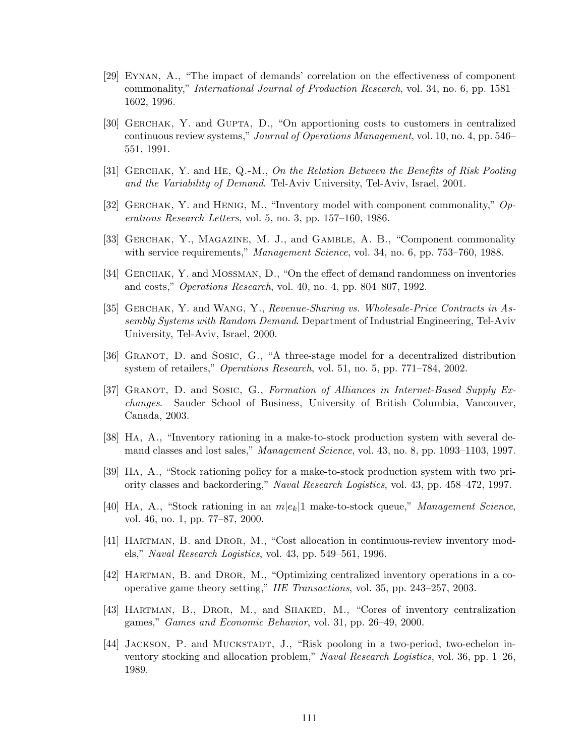[29] Eynan, A., "The impact of demands' correlation on the effectiveness of component commonality," *International Journal of Production Research*, vol. 34, no. 6, pp. 1581–1602, 1996.

[30] Gerchak, Y. and Gupta, D., "On apportioning costs to customers in centralized continuous review systems," *Journal of Operations Management*, vol. 10, no. 4, pp. 546–551, 1991.

[31] Gerchak, Y. and He, Q.-M., *On the Relation Between the Benefits of Risk Pooling and the Variability of Demand*. Tel-Aviv University, Tel-Aviv, Israel, 2001.

[32] Gerchak, Y. and Henig, M., "Inventory model with component commonality," *Operations Research Letters*, vol. 5, no. 3, pp. 157–160, 1986.

[33] Gerchak, Y., Magazine, M. J., and Gamble, A. B., "Component commonality with service requirements," *Management Science*, vol. 34, no. 6, pp. 753–760, 1988.

[34] Gerchak, Y. and Mossman, D., "On the effect of demand randomness on inventories and costs," *Operations Research*, vol. 40, no. 4, pp. 804–807, 1992.

[35] Gerchak, Y. and Wang, Y., *Revenue-Sharing vs. Wholesale-Price Contracts in Assembly Systems with Random Demand*. Department of Industrial Engineering, Tel-Aviv University, Tel-Aviv, Israel, 2000.

[36] Granot, D. and Sosic, G., "A three-stage model for a decentralized distribution system of retailers," *Operations Research*, vol. 51, no. 5, pp. 771–784, 2002.

[37] Granot, D. and Sosic, G., *Formation of Alliances in Internet-Based Supply Exchanges*. Sauder School of Business, University of British Columbia, Vancouver, Canada, 2003.

[38] Ha, A., "Inventory rationing in a make-to-stock production system with several demand classes and lost sales," *Management Science*, vol. 43, no. 8, pp. 1093–1103, 1997.

[39] Ha, A., "Stock rationing policy for a make-to-stock production system with two priority classes and backordering," *Naval Research Logistics*, vol. 43, pp. 458–472, 1997.

[40] Ha, A., "Stock rationing in an $m|e_k|1$ make-to-stock queue," *Management Science*, vol. 46, no. 1, pp. 77–87, 2000.

[41] Hartman, B. and Dror, M., "Cost allocation in continuous-review inventory models," *Naval Research Logistics*, vol. 43, pp. 549–561, 1996.

[42] Hartman, B. and Dror, M., "Optimizing centralized inventory operations in a cooperative game theory setting," *IIE Transactions*, vol. 35, pp. 243–257, 2003.

[43] Hartman, B., Dror, M., and Shaked, M., "Cores of inventory centralization games," *Games and Economic Behavior*, vol. 31, pp. 26–49, 2000.

[44] Jackson, P. and Muckstadt, J., "Risk poolong in a two-period, two-echelon inventory stocking and allocation problem," *Naval Research Logistics*, vol. 36, pp. 1–26, 1989.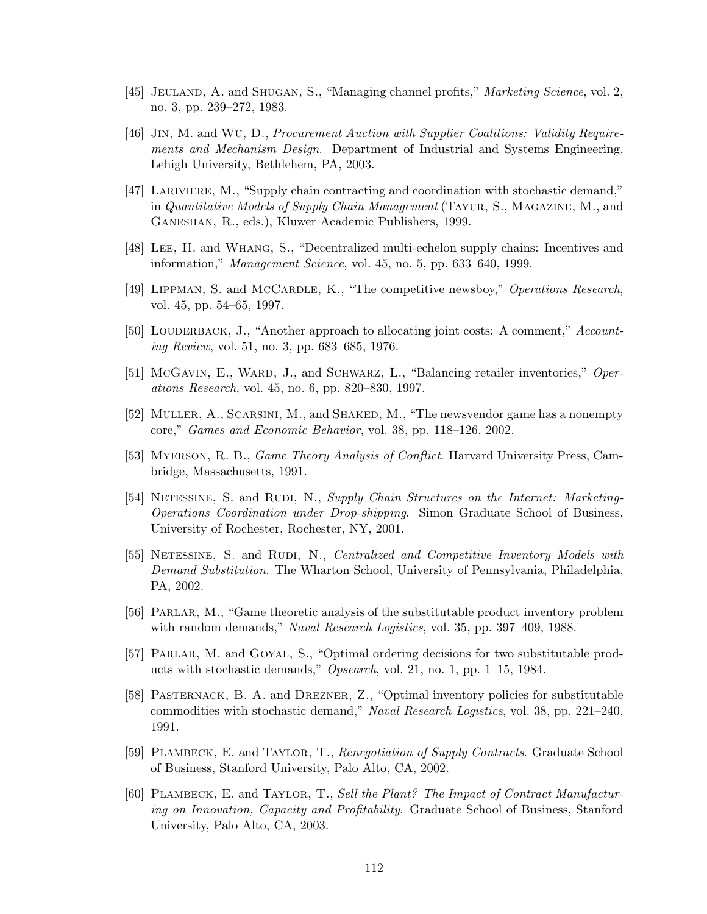[45] Jeuland, A. and Shugan, S., "Managing channel profits," *Marketing Science*, vol. 2, no. 3, pp. 239–272, 1983.

[46] Jin, M. and Wu, D., *Procurement Auction with Supplier Coalitions: Validity Requirements and Mechanism Design*. Department of Industrial and Systems Engineering, Lehigh University, Bethlehem, PA, 2003.

[47] Lariviere, M., "Supply chain contracting and coordination with stochastic demand," in *Quantitative Models of Supply Chain Management* (Tayur, S., Magazine, M., and Ganeshan, R., eds.), Kluwer Academic Publishers, 1999.

[48] Lee, H. and Whang, S., "Decentralized multi-echelon supply chains: Incentives and information," *Management Science*, vol. 45, no. 5, pp. 633–640, 1999.

[49] Lippman, S. and McCardle, K., "The competitive newsboy," *Operations Research*, vol. 45, pp. 54–65, 1997.

[50] Louderback, J., "Another approach to allocating joint costs: A comment," *Accounting Review*, vol. 51, no. 3, pp. 683–685, 1976.

[51] McGavin, E., Ward, J., and Schwarz, L., "Balancing retailer inventories," *Operations Research*, vol. 45, no. 6, pp. 820–830, 1997.

[52] Muller, A., Scarsini, M., and Shaked, M., "The newsvendor game has a nonempty core," *Games and Economic Behavior*, vol. 38, pp. 118–126, 2002.

[53] Myerson, R. B., *Game Theory Analysis of Conflict*. Harvard University Press, Cambridge, Massachusetts, 1991.

[54] Netessine, S. and Rudi, N., *Supply Chain Structures on the Internet: Marketing-Operations Coordination under Drop-shipping*. Simon Graduate School of Business, University of Rochester, Rochester, NY, 2001.

[55] Netessine, S. and Rudi, N., *Centralized and Competitive Inventory Models with Demand Substitution*. The Wharton School, University of Pennsylvania, Philadelphia, PA, 2002.

[56] Parlar, M., "Game theoretic analysis of the substitutable product inventory problem with random demands," *Naval Research Logistics*, vol. 35, pp. 397–409, 1988.

[57] Parlar, M. and Goyal, S., "Optimal ordering decisions for two substitutable products with stochastic demands," *Opsearch*, vol. 21, no. 1, pp. 1–15, 1984.

[58] Pasternack, B. A. and Drezner, Z., "Optimal inventory policies for substitutable commodities with stochastic demand," *Naval Research Logistics*, vol. 38, pp. 221–240, 1991.

[59] Plambeck, E. and Taylor, T., *Renegotiation of Supply Contracts*. Graduate School of Business, Stanford University, Palo Alto, CA, 2002.

[60] Plambeck, E. and Taylor, T., *Sell the Plant? The Impact of Contract Manufacturing on Innovation, Capacity and Profitability*. Graduate School of Business, Stanford University, Palo Alto, CA, 2003.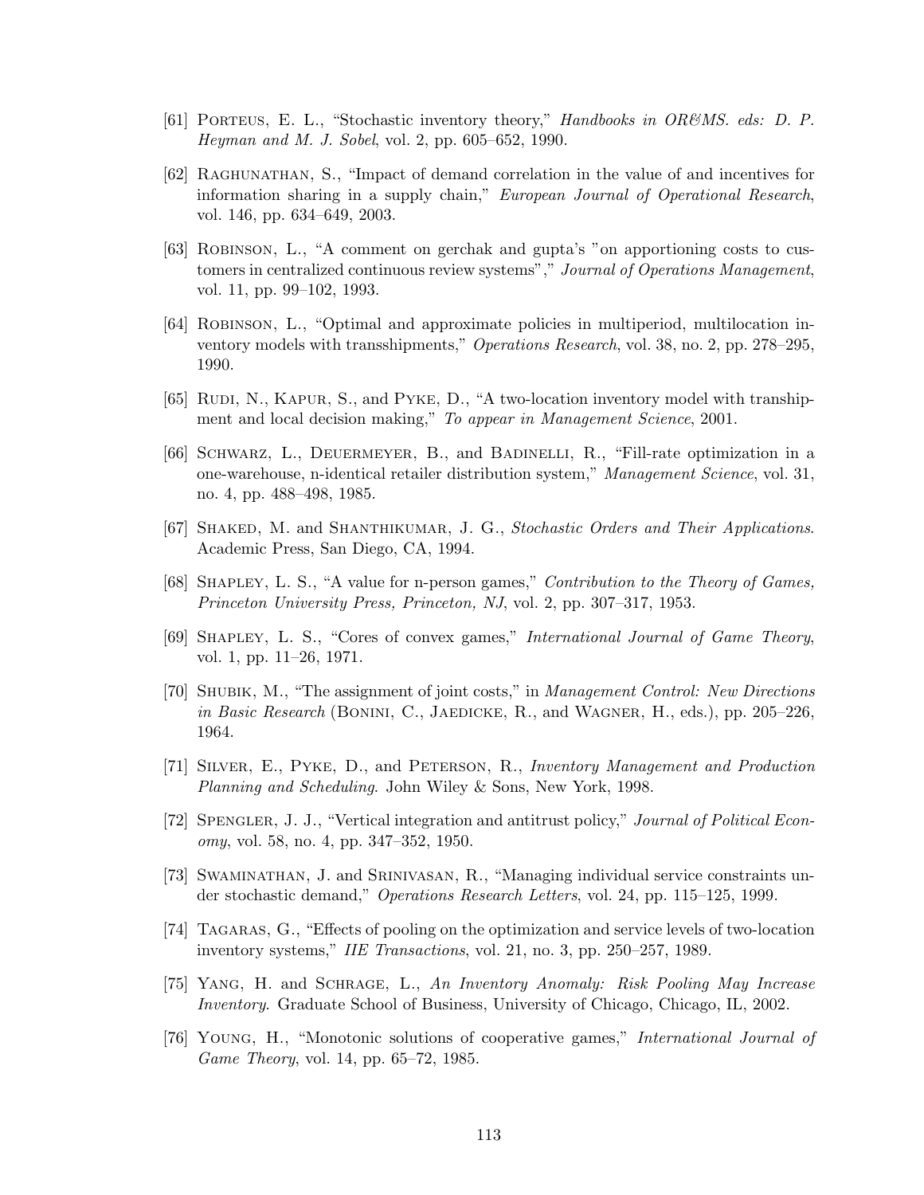[61] Porteus, E. L., "Stochastic inventory theory," *Handbooks in OR&MS. eds: D. P. Heyman and M. J. Sobel*, vol. 2, pp. 605–652, 1990.

[62] Raghunathan, S., "Impact of demand correlation in the value of and incentives for information sharing in a supply chain," *European Journal of Operational Research*, vol. 146, pp. 634–649, 2003.

[63] Robinson, L., "A comment on gerchak and gupta's "on apportioning costs to customers in centralized continuous review systems"," *Journal of Operations Management*, vol. 11, pp. 99–102, 1993.

[64] Robinson, L., "Optimal and approximate policies in multiperiod, multilocation inventory models with transshipments," *Operations Research*, vol. 38, no. 2, pp. 278–295, 1990.

[65] Rudi, N., Kapur, S., and Pyke, D., "A two-location inventory model with transhipment and local decision making," *To appear in Management Science*, 2001.

[66] Schwarz, L., Deuermeyer, B., and Badinelli, R., "Fill-rate optimization in a one-warehouse, n-identical retailer distribution system," *Management Science*, vol. 31, no. 4, pp. 488–498, 1985.

[67] Shaked, M. and Shanthikumar, J. G., *Stochastic Orders and Their Applications*. Academic Press, San Diego, CA, 1994.

[68] Shapley, L. S., "A value for n-person games," *Contribution to the Theory of Games, Princeton University Press, Princeton, NJ*, vol. 2, pp. 307–317, 1953.

[69] Shapley, L. S., "Cores of convex games," *International Journal of Game Theory*, vol. 1, pp. 11–26, 1971.

[70] Shubik, M., "The assignment of joint costs," in *Management Control: New Directions in Basic Research* (Bonini, C., Jaedicke, R., and Wagner, H., eds.), pp. 205–226, 1964.

[71] Silver, E., Pyke, D., and Peterson, R., *Inventory Management and Production Planning and Scheduling*. John Wiley & Sons, New York, 1998.

[72] Spengler, J. J., "Vertical integration and antitrust policy," *Journal of Political Economy*, vol. 58, no. 4, pp. 347–352, 1950.

[73] Swaminathan, J. and Srinivasan, R., "Managing individual service constraints under stochastic demand," *Operations Research Letters*, vol. 24, pp. 115–125, 1999.

[74] Tagaras, G., "Effects of pooling on the optimization and service levels of two-location inventory systems," *IIE Transactions*, vol. 21, no. 3, pp. 250–257, 1989.

[75] Yang, H. and Schrage, L., *An Inventory Anomaly: Risk Pooling May Increase Inventory*. Graduate School of Business, University of Chicago, Chicago, IL, 2002.

[76] Young, H., "Monotonic solutions of cooperative games," *International Journal of Game Theory*, vol. 14, pp. 65–72, 1985.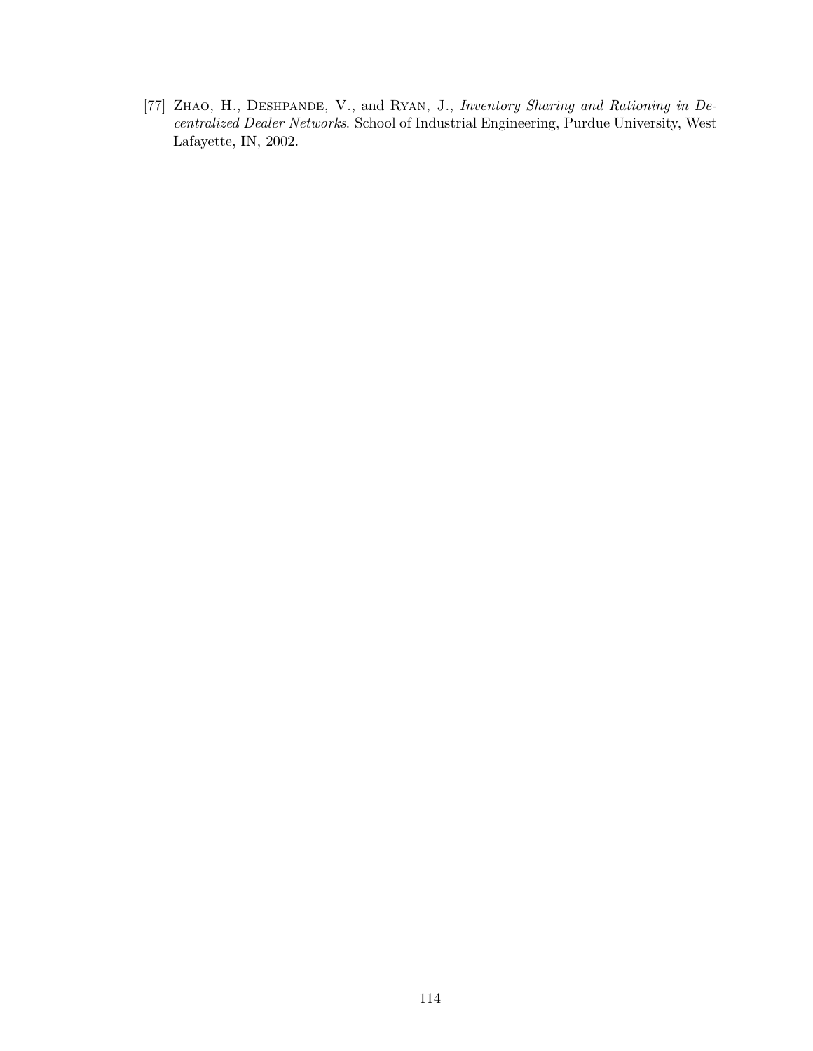[77] Zhao, H., Deshpande, V., and Ryan, J., *Inventory Sharing and Rationing in Decentralized Dealer Networks*. School of Industrial Engineering, Purdue University, West Lafayette, IN, 2002.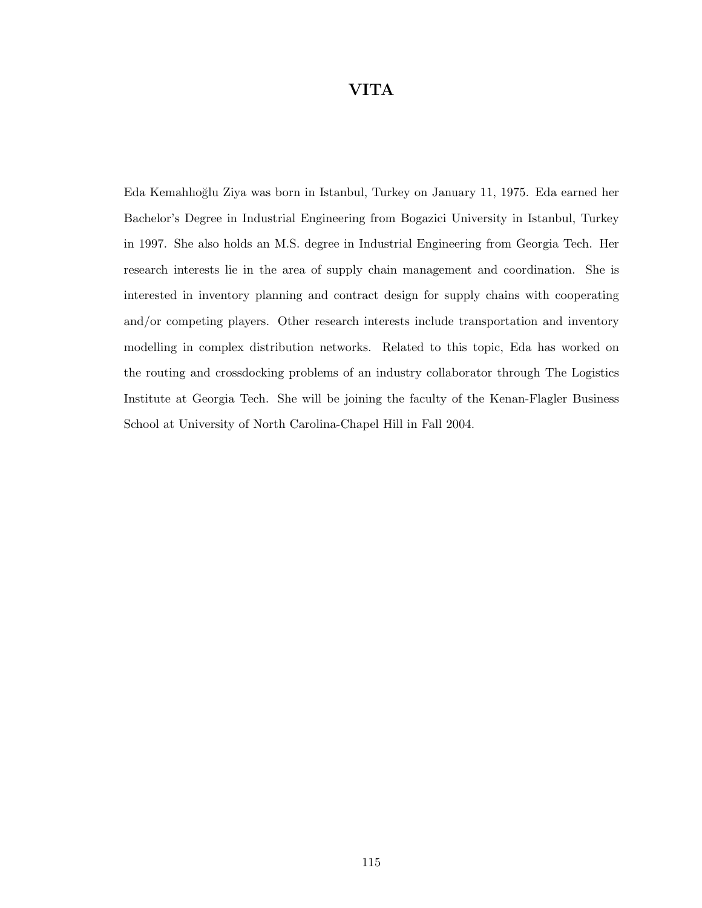# VITA

Eda Kemahlıoğlu Ziya was born in Istanbul, Turkey on January 11, 1975. Eda earned her Bachelor's Degree in Industrial Engineering from Bogazici University in Istanbul, Turkey in 1997. She also holds an M.S. degree in Industrial Engineering from Georgia Tech. Her research interests lie in the area of supply chain management and coordination. She is interested in inventory planning and contract design for supply chains with cooperating and/or competing players. Other research interests include transportation and inventory modelling in complex distribution networks. Related to this topic, Eda has worked on the routing and crossdocking problems of an industry collaborator through The Logistics Institute at Georgia Tech. She will be joining the faculty of the Kenan-Flagler Business School at University of North Carolina-Chapel Hill in Fall 2004.